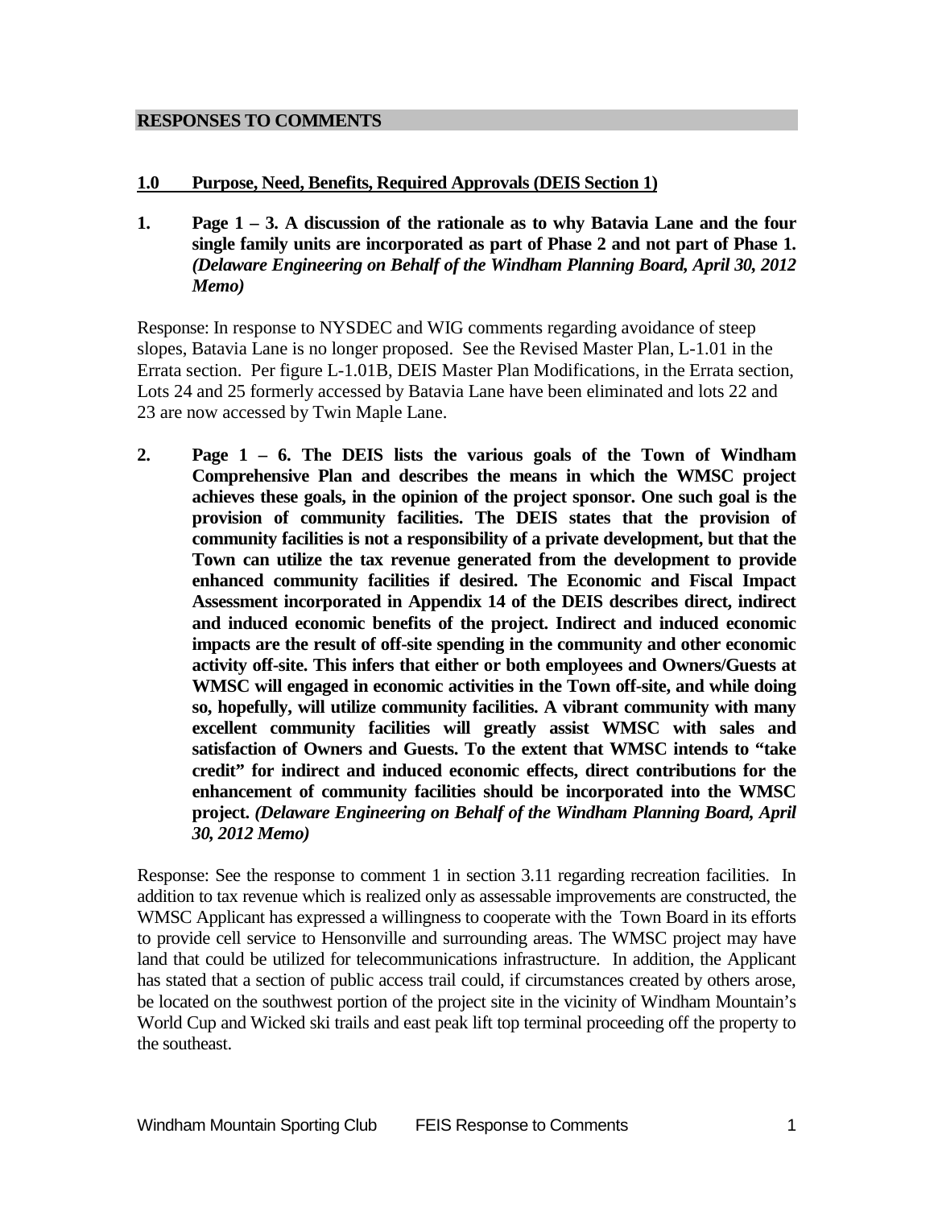## RESPONSES TO COMMENTS

### 1.0 Purpose, Need, Benefits, Required Approvals (DEIS Section 1)

**1. Page 1 – 3. A discussion of the rationale as to why Batavia Lane and the four single family units are incorporated as part of Phase 2 and not part of Phase 1. *(Delaware Engineering on Behalf of the Windham Planning Board, April 30, 2012 Memo)***

Response: In response to NYSDEC and WIG comments regarding avoidance of steep slopes, Batavia Lane is no longer proposed. See the Revised Master Plan, L-1.01 in the Errata section. Per figure L-1.01B, DEIS Master Plan Modifications, in the Errata section, Lots 24 and 25 formerly accessed by Batavia Lane have been eliminated and lots 22 and 23 are now accessed by Twin Maple Lane.

**2. Page 1 – 6. The DEIS lists the various goals of the Town of Windham Comprehensive Plan and describes the means in which the WMSC project achieves these goals, in the opinion of the project sponsor. One such goal is the provision of community facilities. The DEIS states that the provision of community facilities is not a responsibility of a private development, but that the Town can utilize the tax revenue generated from the development to provide enhanced community facilities if desired. The Economic and Fiscal Impact Assessment incorporated in Appendix 14 of the DEIS describes direct, indirect and induced economic benefits of the project. Indirect and induced economic impacts are the result of off-site spending in the community and other economic activity off-site. This infers that either or both employees and Owners/Guests at WMSC will engaged in economic activities in the Town off-site, and while doing so, hopefully, will utilize community facilities. A vibrant community with many excellent community facilities will greatly assist WMSC with sales and satisfaction of Owners and Guests. To the extent that WMSC intends to "take credit" for indirect and induced economic effects, direct contributions for the enhancement of community facilities should be incorporated into the WMSC project. *(Delaware Engineering on Behalf of the Windham Planning Board, April 30, 2012 Memo)***

Response: See the response to comment 1 in section 3.11 regarding recreation facilities. In addition to tax revenue which is realized only as assessable improvements are constructed, the WMSC Applicant has expressed a willingness to cooperate with the Town Board in its efforts to provide cell service to Hensonville and surrounding areas. The WMSC project may have land that could be utilized for telecommunications infrastructure. In addition, the Applicant has stated that a section of public access trail could, if circumstances created by others arose, be located on the southwest portion of the project site in the vicinity of Windham Mountain's World Cup and Wicked ski trails and east peak lift top terminal proceeding off the property to the southeast.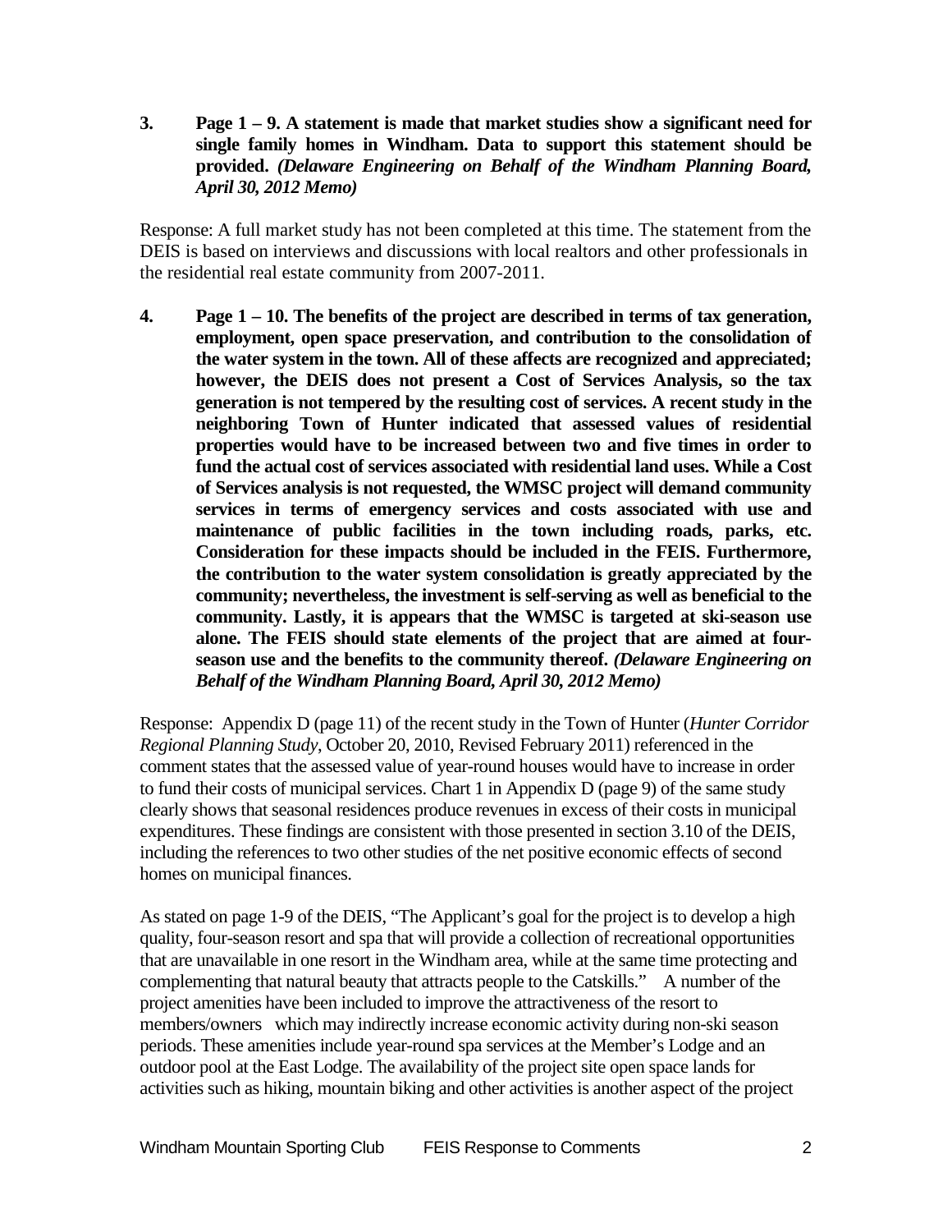**3. Page 1 – 9. A statement is made that market studies show a significant need for single family homes in Windham. Data to support this statement should be provided.** ***(Delaware Engineering on Behalf of the Windham Planning Board, April 30, 2012 Memo)***

Response: A full market study has not been completed at this time. The statement from the DEIS is based on interviews and discussions with local realtors and other professionals in the residential real estate community from 2007-2011.

**4. Page 1 – 10. The benefits of the project are described in terms of tax generation, employment, open space preservation, and contribution to the consolidation of the water system in the town. All of these affects are recognized and appreciated; however, the DEIS does not present a Cost of Services Analysis, so the tax generation is not tempered by the resulting cost of services. A recent study in the neighboring Town of Hunter indicated that assessed values of residential properties would have to be increased between two and five times in order to fund the actual cost of services associated with residential land uses. While a Cost of Services analysis is not requested, the WMSC project will demand community services in terms of emergency services and costs associated with use and maintenance of public facilities in the town including roads, parks, etc. Consideration for these impacts should be included in the FEIS. Furthermore, the contribution to the water system consolidation is greatly appreciated by the community; nevertheless, the investment is self-serving as well as beneficial to the community. Lastly, it is appears that the WMSC is targeted at ski-season use alone. The FEIS should state elements of the project that are aimed at four-season use and the benefits to the community thereof.** ***(Delaware Engineering on Behalf of the Windham Planning Board, April 30, 2012 Memo)***

Response: Appendix D (page 11) of the recent study in the Town of Hunter (*Hunter Corridor Regional Planning Study*, October 20, 2010, Revised February 2011) referenced in the comment states that the assessed value of year-round houses would have to increase in order to fund their costs of municipal services. Chart 1 in Appendix D (page 9) of the same study clearly shows that seasonal residences produce revenues in excess of their costs in municipal expenditures. These findings are consistent with those presented in section 3.10 of the DEIS, including the references to two other studies of the net positive economic effects of second homes on municipal finances.

As stated on page 1-9 of the DEIS, "The Applicant's goal for the project is to develop a high quality, four-season resort and spa that will provide a collection of recreational opportunities that are unavailable in one resort in the Windham area, while at the same time protecting and complementing that natural beauty that attracts people to the Catskills." A number of the project amenities have been included to improve the attractiveness of the resort to members/owners which may indirectly increase economic activity during non-ski season periods. These amenities include year-round spa services at the Member's Lodge and an outdoor pool at the East Lodge. The availability of the project site open space lands for activities such as hiking, mountain biking and other activities is another aspect of the project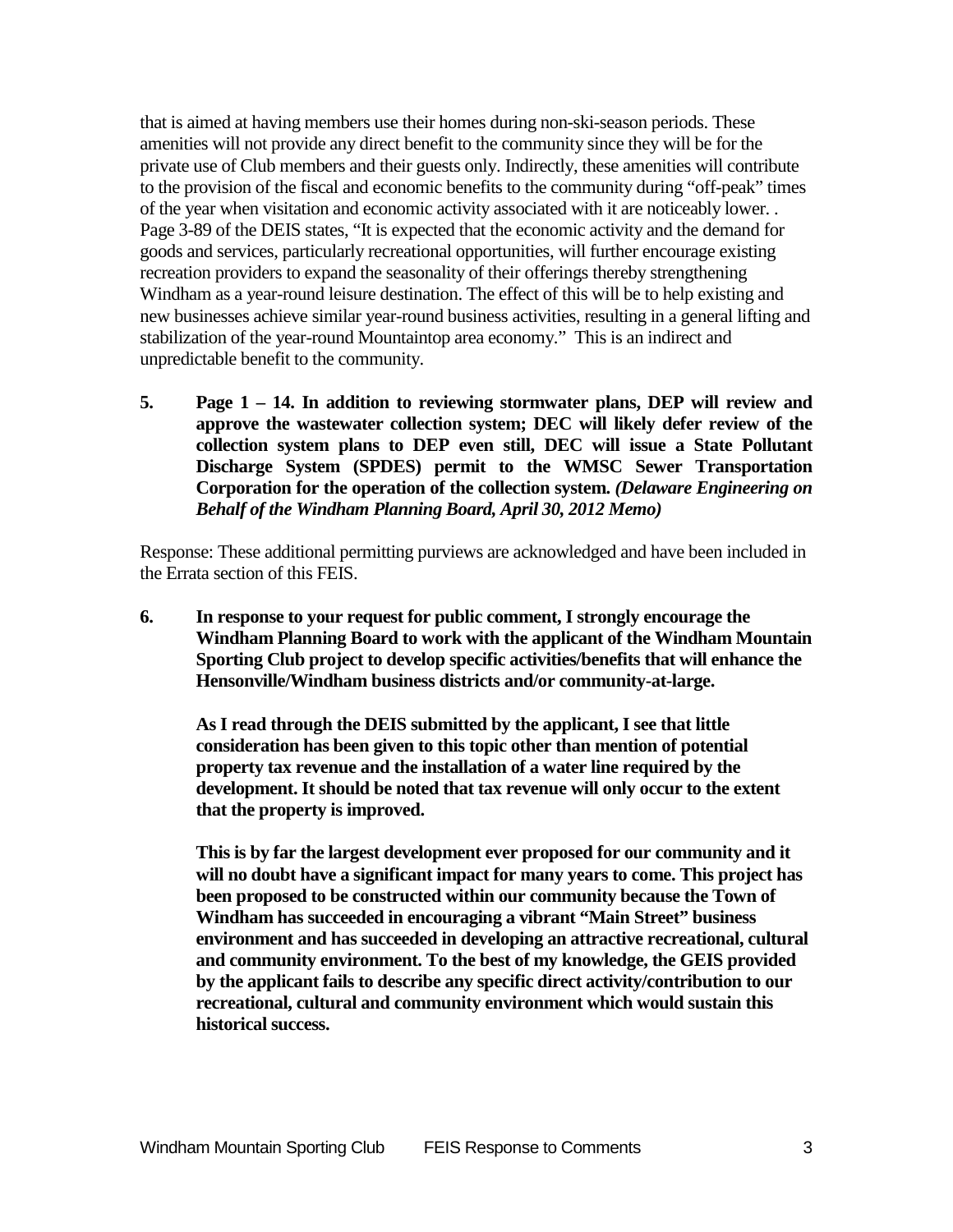that is aimed at having members use their homes during non-ski-season periods. These amenities will not provide any direct benefit to the community since they will be for the private use of Club members and their guests only. Indirectly, these amenities will contribute to the provision of the fiscal and economic benefits to the community during "off-peak" times of the year when visitation and economic activity associated with it are noticeably lower. . Page 3-89 of the DEIS states, "It is expected that the economic activity and the demand for goods and services, particularly recreational opportunities, will further encourage existing recreation providers to expand the seasonality of their offerings thereby strengthening Windham as a year-round leisure destination. The effect of this will be to help existing and new businesses achieve similar year-round business activities, resulting in a general lifting and stabilization of the year-round Mountaintop area economy." This is an indirect and unpredictable benefit to the community.

**5. Page 1 – 14. In addition to reviewing stormwater plans, DEP will review and approve the wastewater collection system; DEC will likely defer review of the collection system plans to DEP even still, DEC will issue a State Pollutant Discharge System (SPDES) permit to the WMSC Sewer Transportation Corporation for the operation of the collection system.** ***(Delaware Engineering on Behalf of the Windham Planning Board, April 30, 2012 Memo)***

Response: These additional permitting purviews are acknowledged and have been included in the Errata section of this FEIS.

**6. In response to your request for public comment, I strongly encourage the Windham Planning Board to work with the applicant of the Windham Mountain Sporting Club project to develop specific activities/benefits that will enhance the Hensonville/Windham business districts and/or community-at-large.**

**As I read through the DEIS submitted by the applicant, I see that little consideration has been given to this topic other than mention of potential property tax revenue and the installation of a water line required by the development. It should be noted that tax revenue will only occur to the extent that the property is improved.**

**This is by far the largest development ever proposed for our community and it will no doubt have a significant impact for many years to come. This project has been proposed to be constructed within our community because the Town of Windham has succeeded in encouraging a vibrant "Main Street" business environment and has succeeded in developing an attractive recreational, cultural and community environment. To the best of my knowledge, the GEIS provided by the applicant fails to describe any specific direct activity/contribution to our recreational, cultural and community environment which would sustain this historical success.**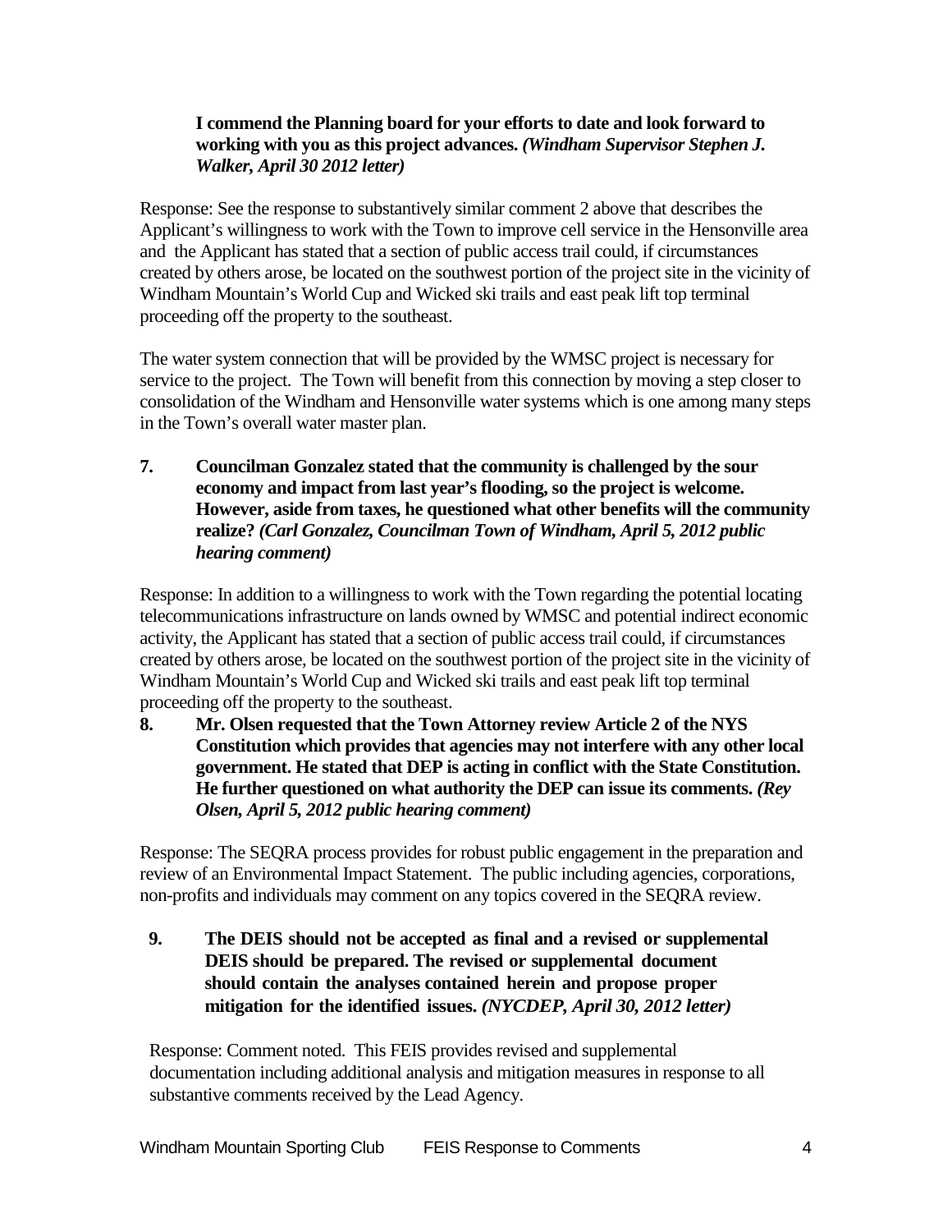**I commend the Planning board for your efforts to date and look forward to working with you as this project advances.** ***(Windham Supervisor Stephen J. Walker, April 30 2012 letter)***

Response: See the response to substantively similar comment 2 above that describes the Applicant's willingness to work with the Town to improve cell service in the Hensonville area and the Applicant has stated that a section of public access trail could, if circumstances created by others arose, be located on the southwest portion of the project site in the vicinity of Windham Mountain's World Cup and Wicked ski trails and east peak lift top terminal proceeding off the property to the southeast.

The water system connection that will be provided by the WMSC project is necessary for service to the project. The Town will benefit from this connection by moving a step closer to consolidation of the Windham and Hensonville water systems which is one among many steps in the Town's overall water master plan.

**7. Councilman Gonzalez stated that the community is challenged by the sour economy and impact from last year's flooding, so the project is welcome. However, aside from taxes, he questioned what other benefits will the community realize?** ***(Carl Gonzalez, Councilman Town of Windham, April 5, 2012 public hearing comment)***

Response: In addition to a willingness to work with the Town regarding the potential locating telecommunications infrastructure on lands owned by WMSC and potential indirect economic activity, the Applicant has stated that a section of public access trail could, if circumstances created by others arose, be located on the southwest portion of the project site in the vicinity of Windham Mountain's World Cup and Wicked ski trails and east peak lift top terminal proceeding off the property to the southeast.

**8. Mr. Olsen requested that the Town Attorney review Article 2 of the NYS Constitution which provides that agencies may not interfere with any other local government. He stated that DEP is acting in conflict with the State Constitution. He further questioned on what authority the DEP can issue its comments.** ***(Rey Olsen, April 5, 2012 public hearing comment)***

Response: The SEQRA process provides for robust public engagement in the preparation and review of an Environmental Impact Statement. The public including agencies, corporations, non-profits and individuals may comment on any topics covered in the SEQRA review.

**9. The DEIS should not be accepted as final and a revised or supplemental DEIS should be prepared. The revised or supplemental document should contain the analyses contained herein and propose proper mitigation for the identified issues.** ***(NYCDEP, April 30, 2012 letter)***

Response: Comment noted. This FEIS provides revised and supplemental documentation including additional analysis and mitigation measures in response to all substantive comments received by the Lead Agency.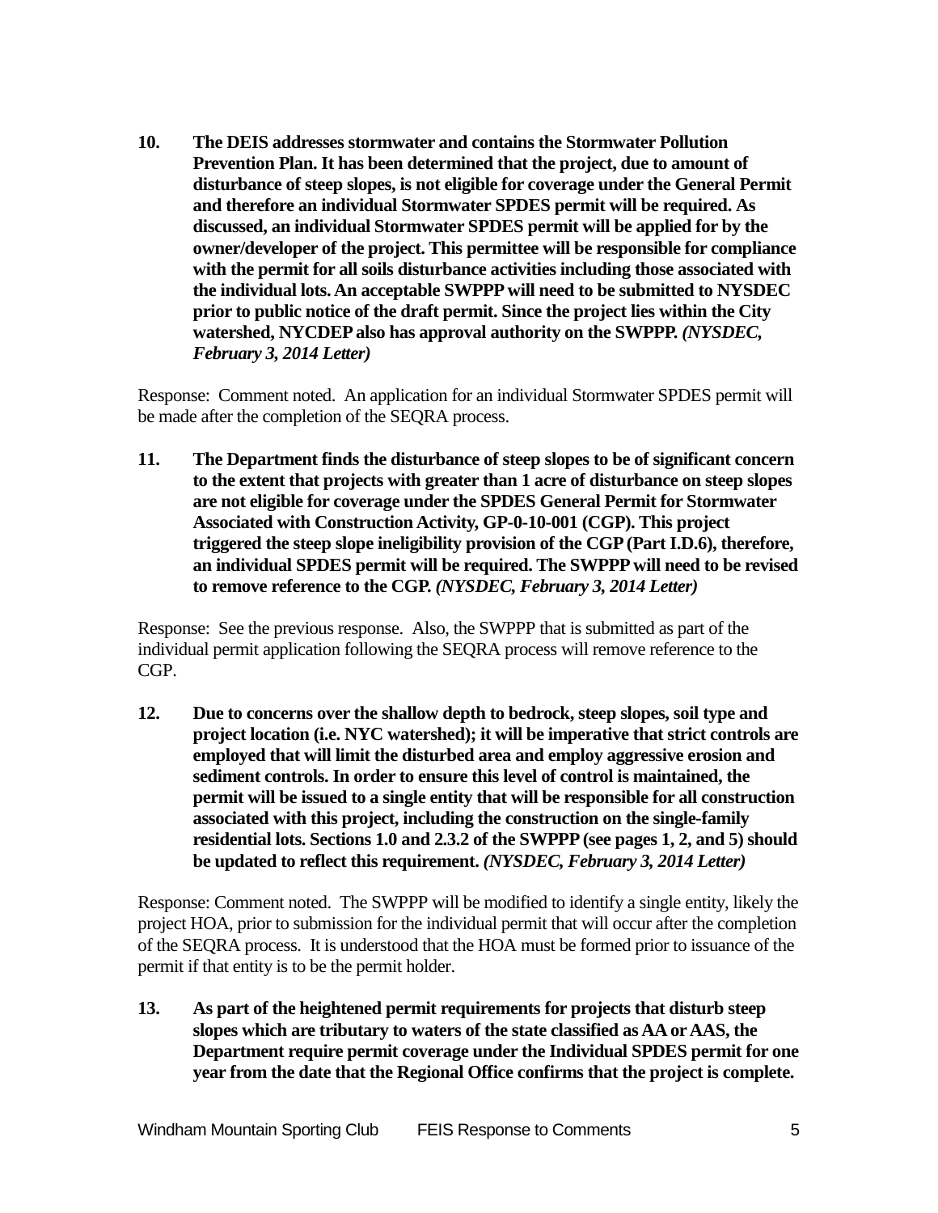**10. The DEIS addresses stormwater and contains the Stormwater Pollution Prevention Plan. It has been determined that the project, due to amount of disturbance of steep slopes, is not eligible for coverage under the General Permit and therefore an individual Stormwater SPDES permit will be required. As discussed, an individual Stormwater SPDES permit will be applied for by the owner/developer of the project. This permittee will be responsible for compliance with the permit for all soils disturbance activities including those associated with the individual lots. An acceptable SWPPP will need to be submitted to NYSDEC prior to public notice of the draft permit. Since the project lies within the City watershed, NYCDEP also has approval authority on the SWPPP.** ***(NYSDEC, February 3, 2014 Letter)***

Response: Comment noted. An application for an individual Stormwater SPDES permit will be made after the completion of the SEQRA process.

**11. The Department finds the disturbance of steep slopes to be of significant concern to the extent that projects with greater than 1 acre of disturbance on steep slopes are not eligible for coverage under the SPDES General Permit for Stormwater Associated with Construction Activity, GP-0-10-001 (CGP). This project triggered the steep slope ineligibility provision of the CGP (Part I.D.6), therefore, an individual SPDES permit will be required. The SWPPP will need to be revised to remove reference to the CGP.** ***(NYSDEC, February 3, 2014 Letter)***

Response: See the previous response. Also, the SWPPP that is submitted as part of the individual permit application following the SEQRA process will remove reference to the CGP.

**12. Due to concerns over the shallow depth to bedrock, steep slopes, soil type and project location (i.e. NYC watershed); it will be imperative that strict controls are employed that will limit the disturbed area and employ aggressive erosion and sediment controls. In order to ensure this level of control is maintained, the permit will be issued to a single entity that will be responsible for all construction associated with this project, including the construction on the single-family residential lots. Sections 1.0 and 2.3.2 of the SWPPP (see pages 1, 2, and 5) should be updated to reflect this requirement.** ***(NYSDEC, February 3, 2014 Letter)***

Response: Comment noted. The SWPPP will be modified to identify a single entity, likely the project HOA, prior to submission for the individual permit that will occur after the completion of the SEQRA process. It is understood that the HOA must be formed prior to issuance of the permit if that entity is to be the permit holder.

**13. As part of the heightened permit requirements for projects that disturb steep slopes which are tributary to waters of the state classified as AA or AAS, the Department require permit coverage under the Individual SPDES permit for one year from the date that the Regional Office confirms that the project is complete.**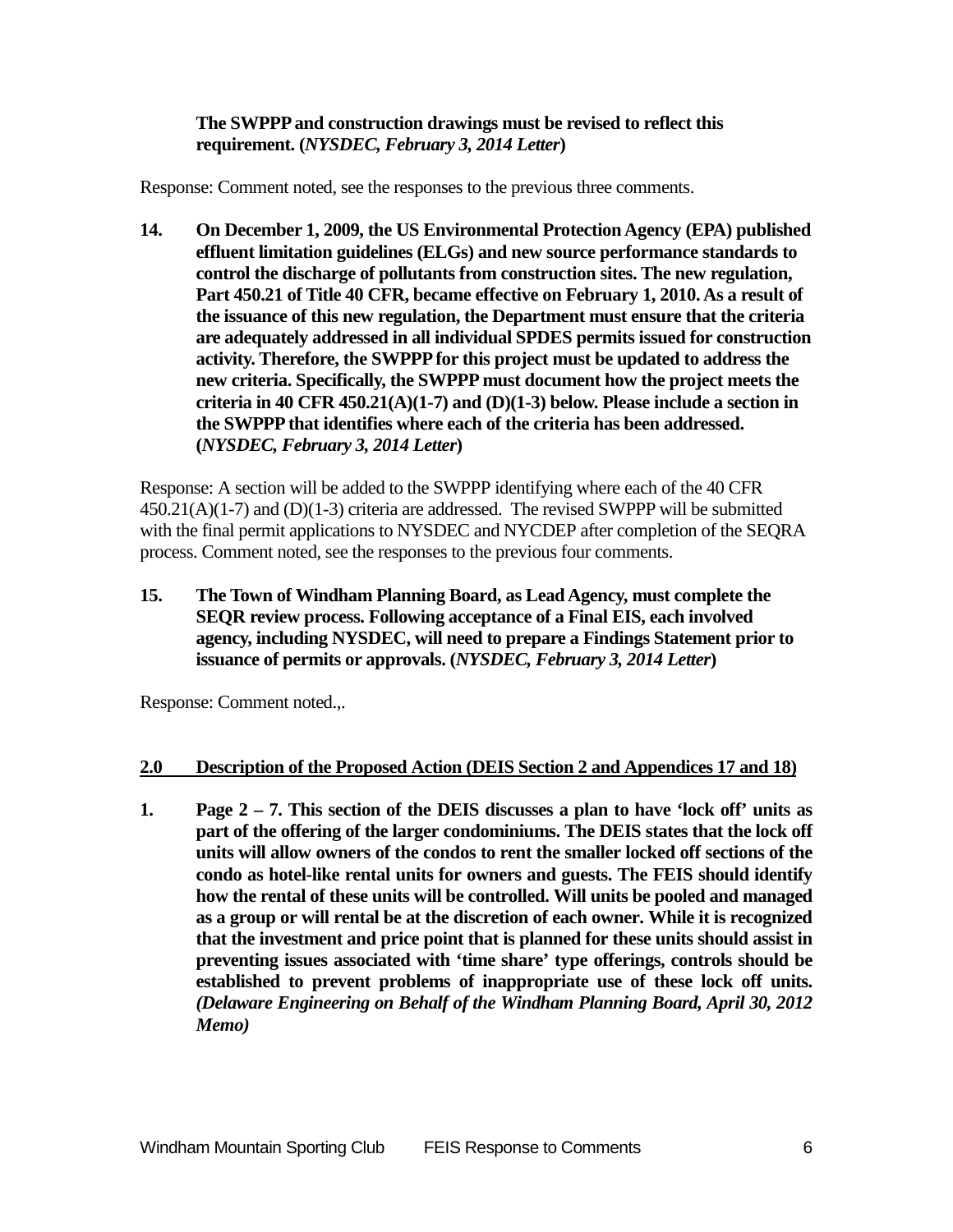**The SWPPP and construction drawings must be revised to reflect this requirement. (*NYSDEC, February 3, 2014 Letter*)**

Response: Comment noted, see the responses to the previous three comments.

**14. On December 1, 2009, the US Environmental Protection Agency (EPA) published effluent limitation guidelines (ELGs) and new source performance standards to control the discharge of pollutants from construction sites. The new regulation, Part 450.21 of Title 40 CFR, became effective on February 1, 2010. As a result of the issuance of this new regulation, the Department must ensure that the criteria are adequately addressed in all individual SPDES permits issued for construction activity. Therefore, the SWPPP for this project must be updated to address the new criteria. Specifically, the SWPPP must document how the project meets the criteria in 40 CFR 450.21(A)(1-7) and (D)(1-3) below. Please include a section in the SWPPP that identifies where each of the criteria has been addressed. (*NYSDEC, February 3, 2014 Letter*)**

Response: A section will be added to the SWPPP identifying where each of the 40 CFR 450.21(A)(1-7) and (D)(1-3) criteria are addressed. The revised SWPPP will be submitted with the final permit applications to NYSDEC and NYCDEP after completion of the SEQRA process. Comment noted, see the responses to the previous four comments.

**15. The Town of Windham Planning Board, as Lead Agency, must complete the SEQR review process. Following acceptance of a Final EIS, each involved agency, including NYSDEC, will need to prepare a Findings Statement prior to issuance of permits or approvals. (*NYSDEC, February 3, 2014 Letter*)**

Response: Comment noted.,.

## 2.0 Description of the Proposed Action (DEIS Section 2 and Appendices 17 and 18)

**1. Page 2 – 7. This section of the DEIS discusses a plan to have 'lock off' units as part of the offering of the larger condominiums. The DEIS states that the lock off units will allow owners of the condos to rent the smaller locked off sections of the condo as hotel-like rental units for owners and guests. The FEIS should identify how the rental of these units will be controlled. Will units be pooled and managed as a group or will rental be at the discretion of each owner. While it is recognized that the investment and price point that is planned for these units should assist in preventing issues associated with 'time share' type offerings, controls should be established to prevent problems of inappropriate use of these lock off units. *(Delaware Engineering on Behalf of the Windham Planning Board, April 30, 2012 Memo)***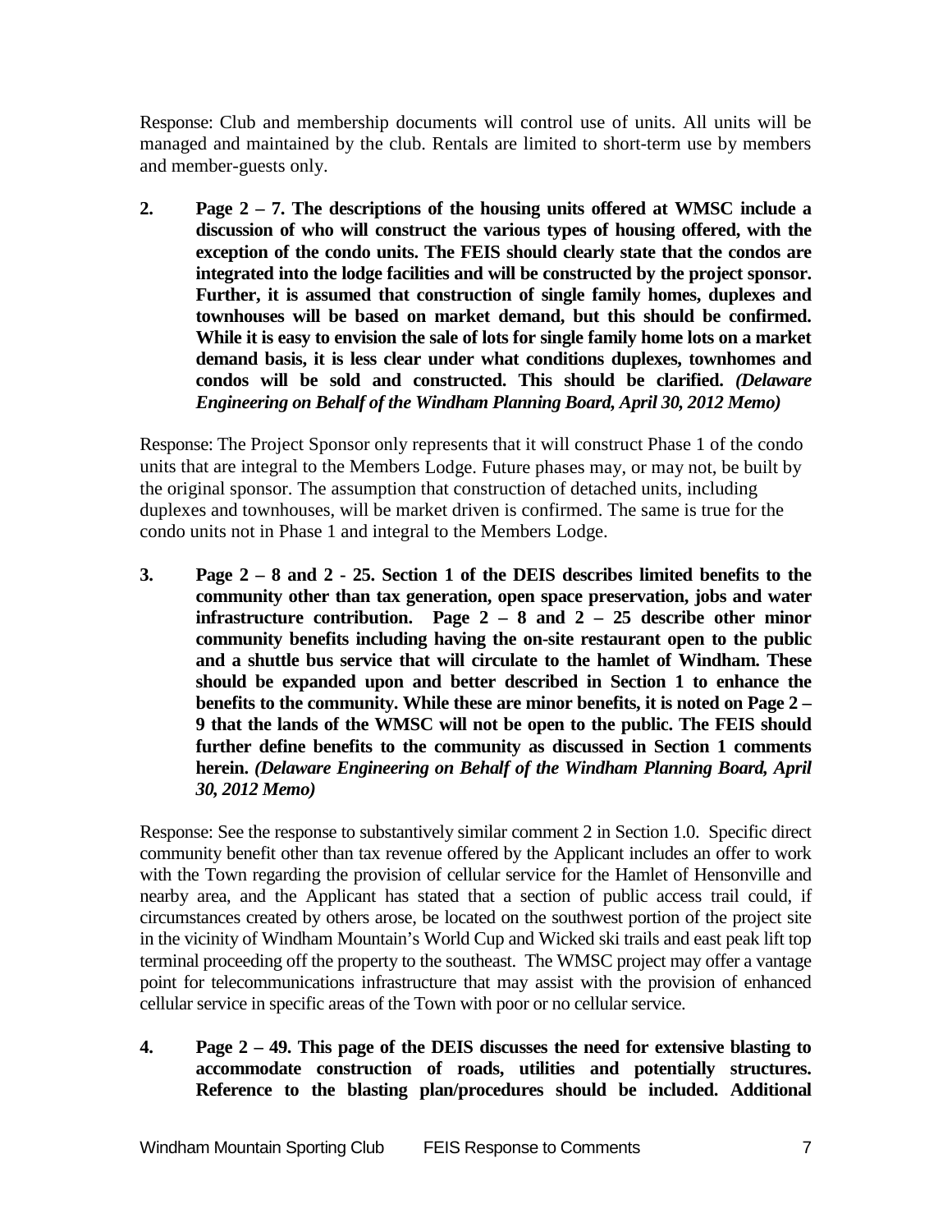Response: Club and membership documents will control use of units. All units will be managed and maintained by the club. Rentals are limited to short-term use by members and member-guests only.

**2. Page 2 – 7. The descriptions of the housing units offered at WMSC include a discussion of who will construct the various types of housing offered, with the exception of the condo units. The FEIS should clearly state that the condos are integrated into the lodge facilities and will be constructed by the project sponsor. Further, it is assumed that construction of single family homes, duplexes and townhouses will be based on market demand, but this should be confirmed. While it is easy to envision the sale of lots for single family home lots on a market demand basis, it is less clear under what conditions duplexes, townhomes and condos will be sold and constructed. This should be clarified.** ***(Delaware Engineering on Behalf of the Windham Planning Board, April 30, 2012 Memo)***

Response: The Project Sponsor only represents that it will construct Phase 1 of the condo units that are integral to the Members Lodge. Future phases may, or may not, be built by the original sponsor. The assumption that construction of detached units, including duplexes and townhouses, will be market driven is confirmed. The same is true for the condo units not in Phase 1 and integral to the Members Lodge.

**3. Page 2 – 8 and 2 - 25. Section 1 of the DEIS describes limited benefits to the community other than tax generation, open space preservation, jobs and water infrastructure contribution. Page 2 – 8 and 2 – 25 describe other minor community benefits including having the on-site restaurant open to the public and a shuttle bus service that will circulate to the hamlet of Windham. These should be expanded upon and better described in Section 1 to enhance the benefits to the community. While these are minor benefits, it is noted on Page 2 – 9 that the lands of the WMSC will not be open to the public. The FEIS should further define benefits to the community as discussed in Section 1 comments herein.** ***(Delaware Engineering on Behalf of the Windham Planning Board, April 30, 2012 Memo)***

Response: See the response to substantively similar comment 2 in Section 1.0. Specific direct community benefit other than tax revenue offered by the Applicant includes an offer to work with the Town regarding the provision of cellular service for the Hamlet of Hensonville and nearby area, and the Applicant has stated that a section of public access trail could, if circumstances created by others arose, be located on the southwest portion of the project site in the vicinity of Windham Mountain's World Cup and Wicked ski trails and east peak lift top terminal proceeding off the property to the southeast. The WMSC project may offer a vantage point for telecommunications infrastructure that may assist with the provision of enhanced cellular service in specific areas of the Town with poor or no cellular service.

**4. Page 2 – 49. This page of the DEIS discusses the need for extensive blasting to accommodate construction of roads, utilities and potentially structures. Reference to the blasting plan/procedures should be included. Additional**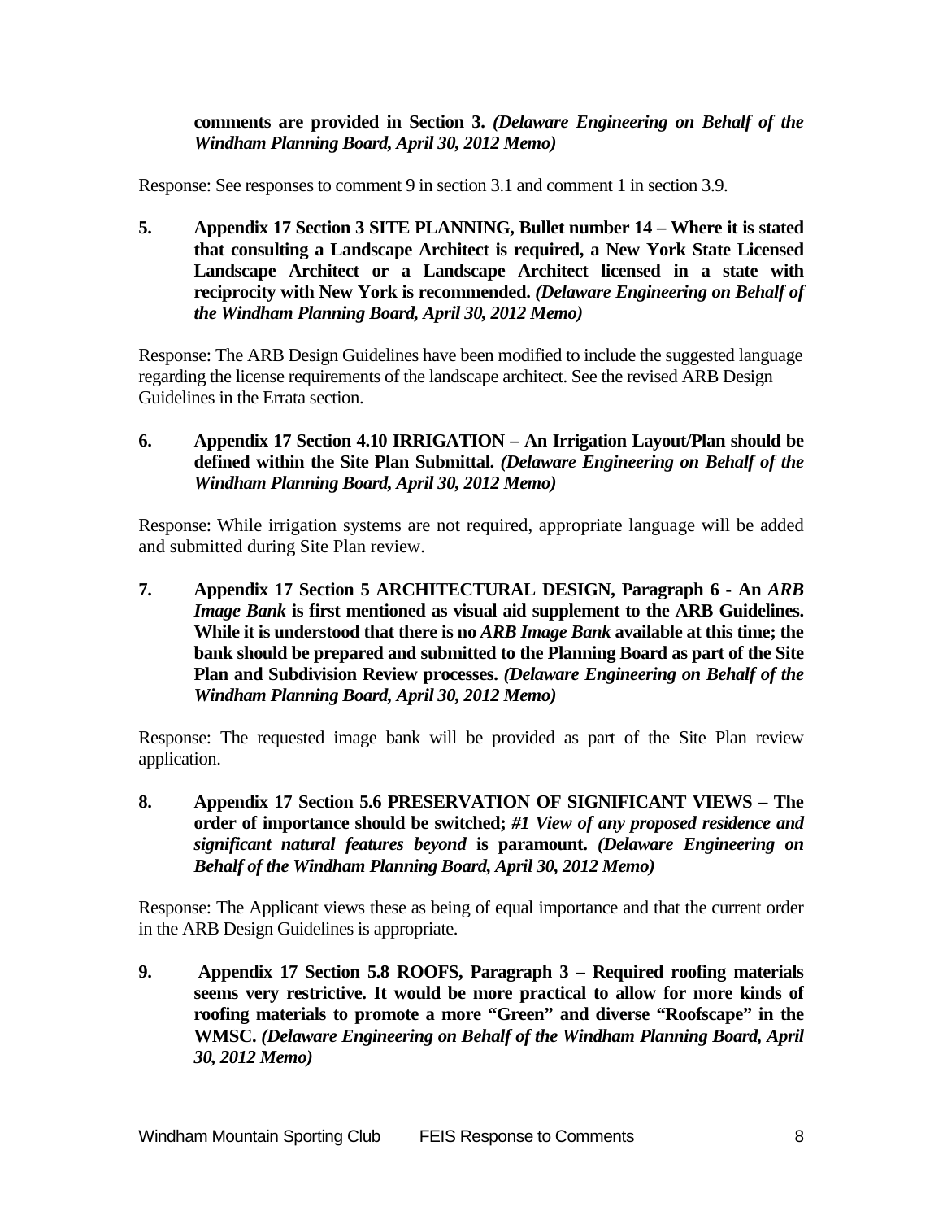**comments are provided in Section 3.** ***(Delaware Engineering on Behalf of the Windham Planning Board, April 30, 2012 Memo)***

Response: See responses to comment 9 in section 3.1 and comment 1 in section 3.9.

**5. Appendix 17 Section 3 SITE PLANNING, Bullet number 14 – Where it is stated that consulting a Landscape Architect is required, a New York State Licensed Landscape Architect or a Landscape Architect licensed in a state with reciprocity with New York is recommended.** ***(Delaware Engineering on Behalf of the Windham Planning Board, April 30, 2012 Memo)***

Response: The ARB Design Guidelines have been modified to include the suggested language regarding the license requirements of the landscape architect. See the revised ARB Design Guidelines in the Errata section.

**6. Appendix 17 Section 4.10 IRRIGATION – An Irrigation Layout/Plan should be defined within the Site Plan Submittal.** ***(Delaware Engineering on Behalf of the Windham Planning Board, April 30, 2012 Memo)***

Response: While irrigation systems are not required, appropriate language will be added and submitted during Site Plan review.

**7. Appendix 17 Section 5 ARCHITECTURAL DESIGN, Paragraph 6 - An** ***ARB Image Bank*** **is first mentioned as visual aid supplement to the ARB Guidelines. While it is understood that there is no** ***ARB Image Bank*** **available at this time; the bank should be prepared and submitted to the Planning Board as part of the Site Plan and Subdivision Review processes.** ***(Delaware Engineering on Behalf of the Windham Planning Board, April 30, 2012 Memo)***

Response: The requested image bank will be provided as part of the Site Plan review application.

**8. Appendix 17 Section 5.6 PRESERVATION OF SIGNIFICANT VIEWS – The order of importance should be switched;** ***#1 View of any proposed residence and significant natural features beyond*** **is paramount.** ***(Delaware Engineering on Behalf of the Windham Planning Board, April 30, 2012 Memo)***

Response: The Applicant views these as being of equal importance and that the current order in the ARB Design Guidelines is appropriate.

**9. Appendix 17 Section 5.8 ROOFS, Paragraph 3 – Required roofing materials seems very restrictive. It would be more practical to allow for more kinds of roofing materials to promote a more "Green" and diverse "Roofscape" in the WMSC.** ***(Delaware Engineering on Behalf of the Windham Planning Board, April 30, 2012 Memo)***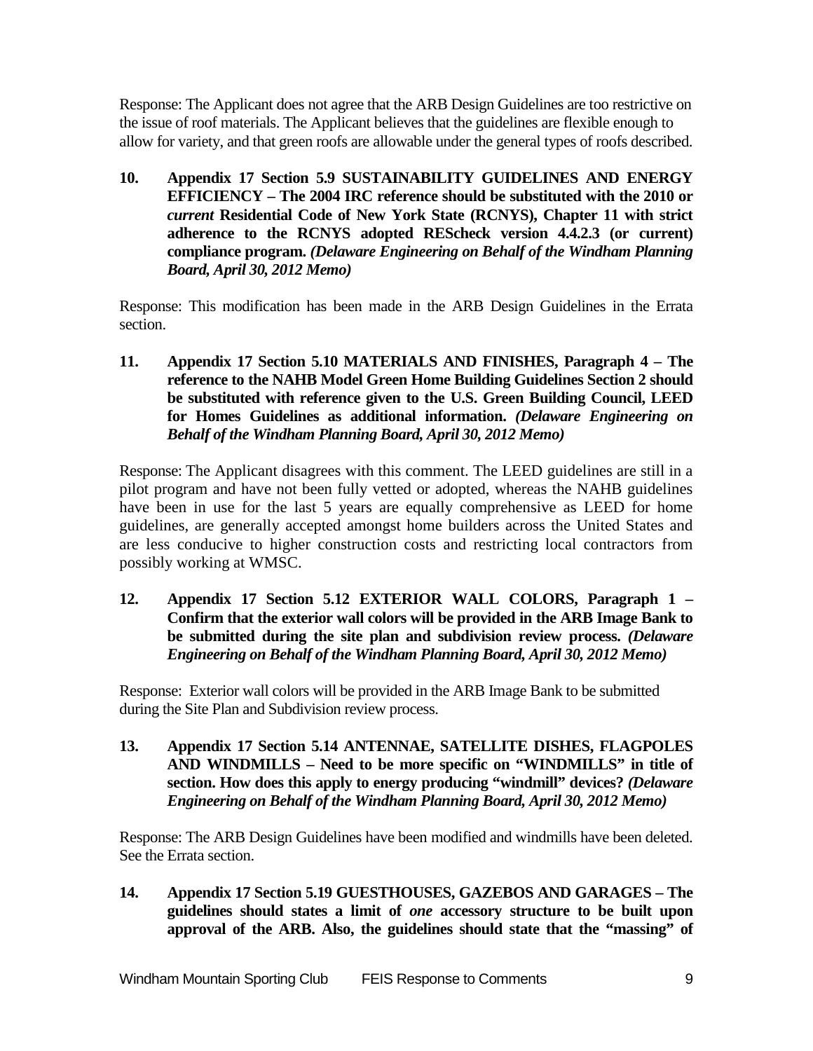Response: The Applicant does not agree that the ARB Design Guidelines are too restrictive on the issue of roof materials. The Applicant believes that the guidelines are flexible enough to allow for variety, and that green roofs are allowable under the general types of roofs described.

**10. Appendix 17 Section 5.9 SUSTAINABILITY GUIDELINES AND ENERGY EFFICIENCY – The 2004 IRC reference should be substituted with the 2010 or *current* Residential Code of New York State (RCNYS), Chapter 11 with strict adherence to the RCNYS adopted REScheck version 4.4.2.3 (or current) compliance program. *(Delaware Engineering on Behalf of the Windham Planning Board, April 30, 2012 Memo)***

Response: This modification has been made in the ARB Design Guidelines in the Errata section.

**11. Appendix 17 Section 5.10 MATERIALS AND FINISHES, Paragraph 4 – The reference to the NAHB Model Green Home Building Guidelines Section 2 should be substituted with reference given to the U.S. Green Building Council, LEED for Homes Guidelines as additional information. *(Delaware Engineering on Behalf of the Windham Planning Board, April 30, 2012 Memo)***

Response: The Applicant disagrees with this comment. The LEED guidelines are still in a pilot program and have not been fully vetted or adopted, whereas the NAHB guidelines have been in use for the last 5 years are equally comprehensive as LEED for home guidelines, are generally accepted amongst home builders across the United States and are less conducive to higher construction costs and restricting local contractors from possibly working at WMSC.

**12. Appendix 17 Section 5.12 EXTERIOR WALL COLORS, Paragraph 1 – Confirm that the exterior wall colors will be provided in the ARB Image Bank to be submitted during the site plan and subdivision review process. *(Delaware Engineering on Behalf of the Windham Planning Board, April 30, 2012 Memo)***

Response: Exterior wall colors will be provided in the ARB Image Bank to be submitted during the Site Plan and Subdivision review process.

**13. Appendix 17 Section 5.14 ANTENNAE, SATELLITE DISHES, FLAGPOLES AND WINDMILLS – Need to be more specific on "WINDMILLS" in title of section. How does this apply to energy producing "windmill" devices? *(Delaware Engineering on Behalf of the Windham Planning Board, April 30, 2012 Memo)***

Response: The ARB Design Guidelines have been modified and windmills have been deleted. See the Errata section.

**14. Appendix 17 Section 5.19 GUESTHOUSES, GAZEBOS AND GARAGES – The guidelines should states a limit of *one* accessory structure to be built upon approval of the ARB. Also, the guidelines should state that the "massing" of**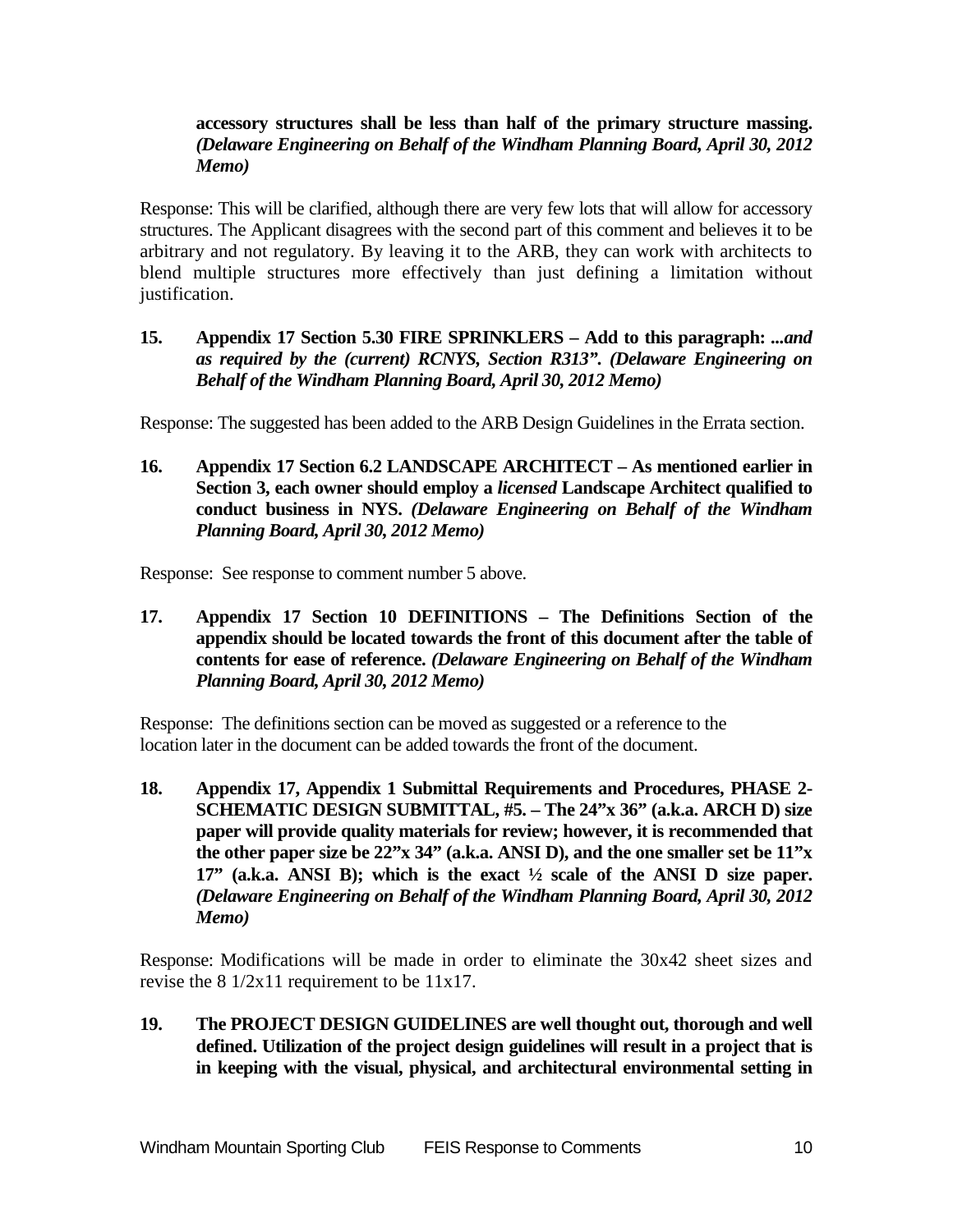**accessory structures shall be less than half of the primary structure massing.** ***(Delaware Engineering on Behalf of the Windham Planning Board, April 30, 2012 Memo)***

Response: This will be clarified, although there are very few lots that will allow for accessory structures. The Applicant disagrees with the second part of this comment and believes it to be arbitrary and not regulatory. By leaving it to the ARB, they can work with architects to blend multiple structures more effectively than just defining a limitation without justification.

**15. Appendix 17 Section 5.30 FIRE SPRINKLERS – Add to this paragraph: *...and as required by the (current) RCNYS, Section R313". (Delaware Engineering on Behalf of the Windham Planning Board, April 30, 2012 Memo)***

Response: The suggested has been added to the ARB Design Guidelines in the Errata section.

**16. Appendix 17 Section 6.2 LANDSCAPE ARCHITECT – As mentioned earlier in Section 3, each owner should employ a *licensed* Landscape Architect qualified to conduct business in NYS. *(Delaware Engineering on Behalf of the Windham Planning Board, April 30, 2012 Memo)***

Response: See response to comment number 5 above.

**17. Appendix 17 Section 10 DEFINITIONS – The Definitions Section of the appendix should be located towards the front of this document after the table of contents for ease of reference. *(Delaware Engineering on Behalf of the Windham Planning Board, April 30, 2012 Memo)***

Response: The definitions section can be moved as suggested or a reference to the location later in the document can be added towards the front of the document.

**18. Appendix 17, Appendix 1 Submittal Requirements and Procedures, PHASE 2-SCHEMATIC DESIGN SUBMITTAL, #5. – The 24"x 36" (a.k.a. ARCH D) size paper will provide quality materials for review; however, it is recommended that the other paper size be 22"x 34" (a.k.a. ANSI D), and the one smaller set be 11"x 17" (a.k.a. ANSI B); which is the exact ½ scale of the ANSI D size paper. *(Delaware Engineering on Behalf of the Windham Planning Board, April 30, 2012 Memo)***

Response: Modifications will be made in order to eliminate the 30x42 sheet sizes and revise the 8 1/2x11 requirement to be 11x17.

**19. The PROJECT DESIGN GUIDELINES are well thought out, thorough and well defined. Utilization of the project design guidelines will result in a project that is in keeping with the visual, physical, and architectural environmental setting in**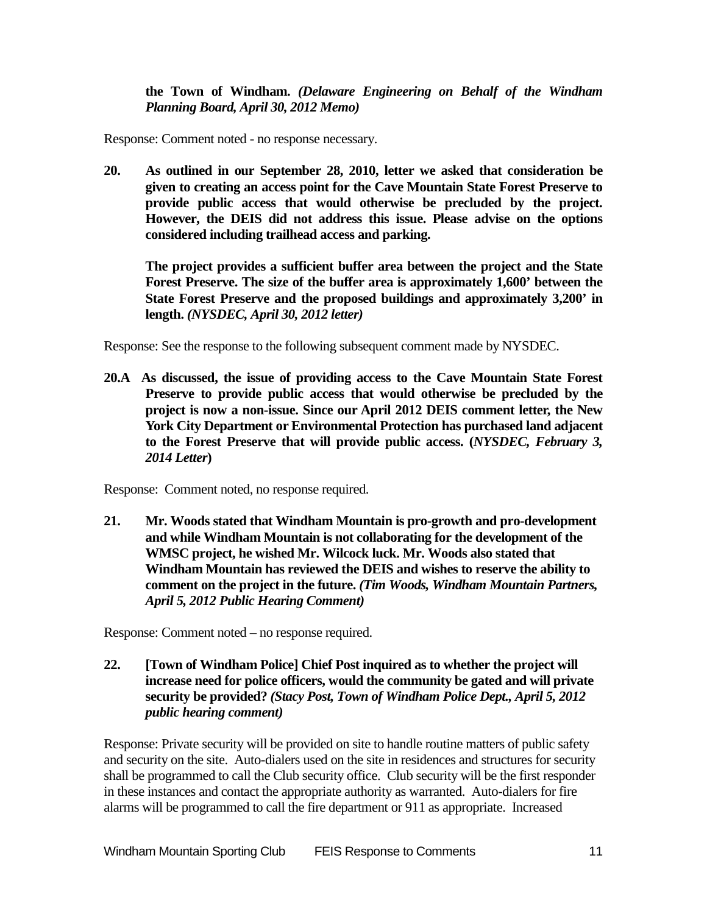**the Town of Windham.** ***(Delaware Engineering on Behalf of the Windham Planning Board, April 30, 2012 Memo)***

Response: Comment noted - no response necessary.

**20. As outlined in our September 28, 2010, letter we asked that consideration be given to creating an access point for the Cave Mountain State Forest Preserve to provide public access that would otherwise be precluded by the project. However, the DEIS did not address this issue. Please advise on the options considered including trailhead access and parking.**

**The project provides a sufficient buffer area between the project and the State Forest Preserve. The size of the buffer area is approximately 1,600' between the State Forest Preserve and the proposed buildings and approximately 3,200' in length.** ***(NYSDEC, April 30, 2012 letter)***

Response: See the response to the following subsequent comment made by NYSDEC.

**20.A As discussed, the issue of providing access to the Cave Mountain State Forest Preserve to provide public access that would otherwise be precluded by the project is now a non-issue. Since our April 2012 DEIS comment letter, the New York City Department or Environmental Protection has purchased land adjacent to the Forest Preserve that will provide public access. (*NYSDEC, February 3, 2014 Letter*)**

Response: Comment noted, no response required.

**21. Mr. Woods stated that Windham Mountain is pro-growth and pro-development and while Windham Mountain is not collaborating for the development of the WMSC project, he wished Mr. Wilcock luck. Mr. Woods also stated that Windham Mountain has reviewed the DEIS and wishes to reserve the ability to comment on the project in the future.** ***(Tim Woods, Windham Mountain Partners, April 5, 2012 Public Hearing Comment)***

Response: Comment noted – no response required.

**22. [Town of Windham Police] Chief Post inquired as to whether the project will increase need for police officers, would the community be gated and will private security be provided?** ***(Stacy Post, Town of Windham Police Dept., April 5, 2012 public hearing comment)***

Response: Private security will be provided on site to handle routine matters of public safety and security on the site. Auto-dialers used on the site in residences and structures for security shall be programmed to call the Club security office. Club security will be the first responder in these instances and contact the appropriate authority as warranted. Auto-dialers for fire alarms will be programmed to call the fire department or 911 as appropriate. Increased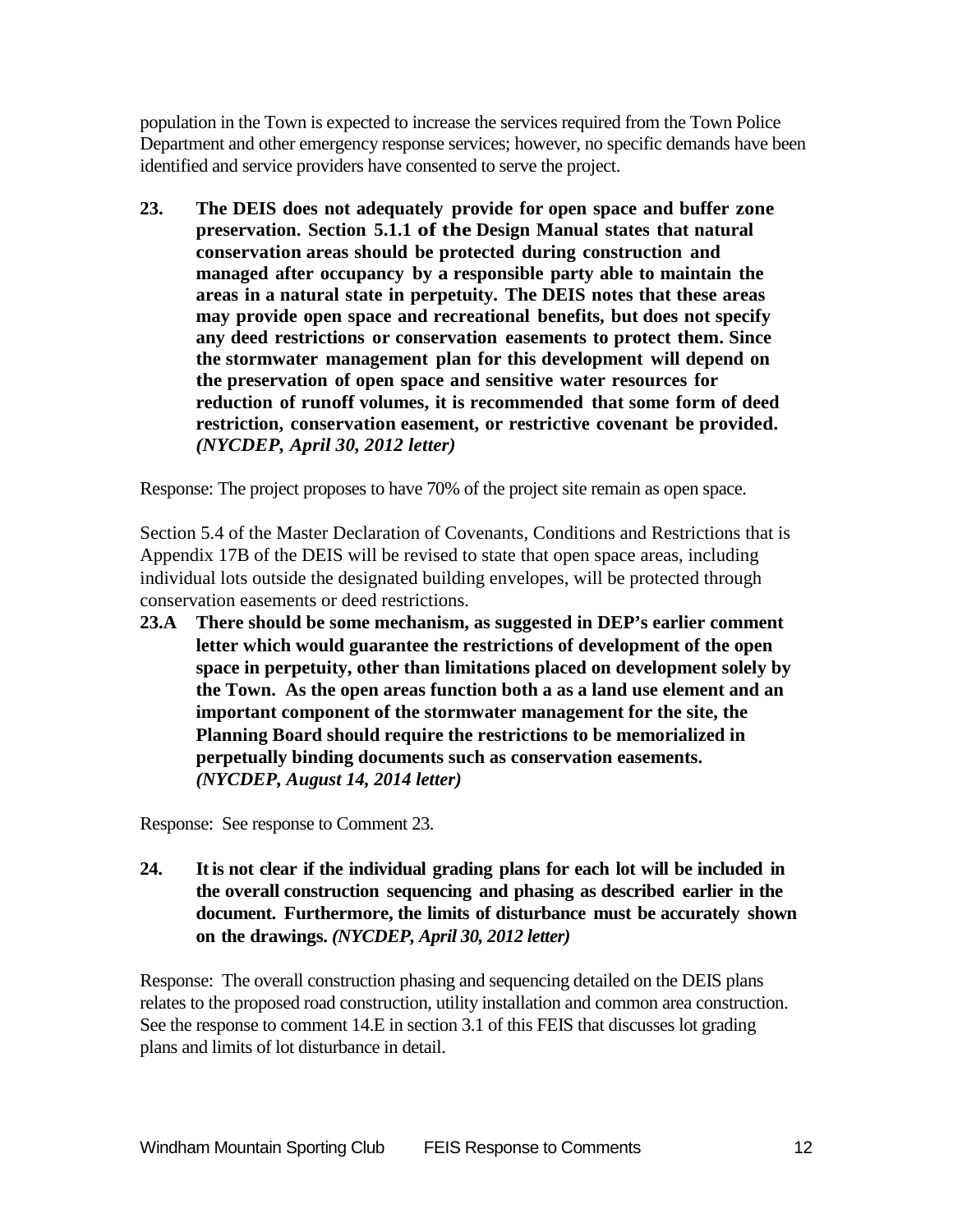population in the Town is expected to increase the services required from the Town Police Department and other emergency response services; however, no specific demands have been identified and service providers have consented to serve the project.

**23. The DEIS does not adequately provide for open space and buffer zone preservation. Section 5.1.1 of the Design Manual states that natural conservation areas should be protected during construction and managed after occupancy by a responsible party able to maintain the areas in a natural state in perpetuity. The DEIS notes that these areas may provide open space and recreational benefits, but does not specify any deed restrictions or conservation easements to protect them. Since the stormwater management plan for this development will depend on the preservation of open space and sensitive water resources for reduction of runoff volumes, it is recommended that some form of deed restriction, conservation easement, or restrictive covenant be provided.** ***(NYCDEP, April 30, 2012 letter)***

Response: The project proposes to have 70% of the project site remain as open space.

Section 5.4 of the Master Declaration of Covenants, Conditions and Restrictions that is Appendix 17B of the DEIS will be revised to state that open space areas, including individual lots outside the designated building envelopes, will be protected through conservation easements or deed restrictions.

**23.A There should be some mechanism, as suggested in DEP's earlier comment letter which would guarantee the restrictions of development of the open space in perpetuity, other than limitations placed on development solely by the Town. As the open areas function both a as a land use element and an important component of the stormwater management for the site, the Planning Board should require the restrictions to be memorialized in perpetually binding documents such as conservation easements.** ***(NYCDEP, August 14, 2014 letter)***

Response: See response to Comment 23.

**24. It is not clear if the individual grading plans for each lot will be included in the overall construction sequencing and phasing as described earlier in the document. Furthermore, the limits of disturbance must be accurately shown on the drawings.** ***(NYCDEP, April 30, 2012 letter)***

Response: The overall construction phasing and sequencing detailed on the DEIS plans relates to the proposed road construction, utility installation and common area construction. See the response to comment 14.E in section 3.1 of this FEIS that discusses lot grading plans and limits of lot disturbance in detail.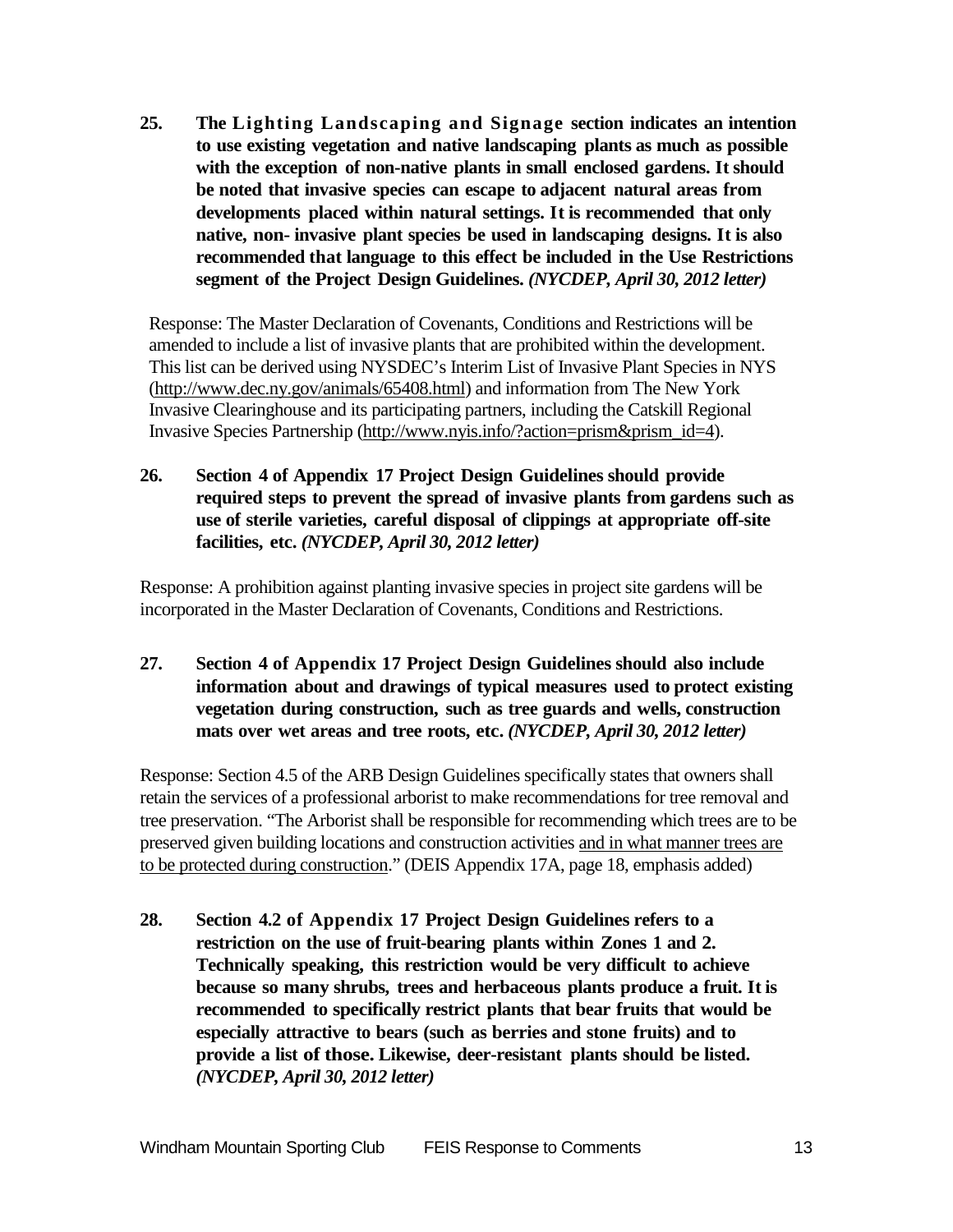**25. The Lighting Landscaping and Signage section indicates an intention to use existing vegetation and native landscaping plants as much as possible with the exception of non-native plants in small enclosed gardens. It should be noted that invasive species can escape to adjacent natural areas from developments placed within natural settings. It is recommended that only native, non- invasive plant species be used in landscaping designs. It is also recommended that language to this effect be included in the Use Restrictions segment of the Project Design Guidelines.** ***(NYCDEP, April 30, 2012 letter)***

Response: The Master Declaration of Covenants, Conditions and Restrictions will be amended to include a list of invasive plants that are prohibited within the development. This list can be derived using NYSDEC's Interim List of Invasive Plant Species in NYS (http://www.dec.ny.gov/animals/65408.html) and information from The New York Invasive Clearinghouse and its participating partners, including the Catskill Regional Invasive Species Partnership (http://www.nyis.info/?action=prism&prism_id=4).

**26. Section 4 of Appendix 17 Project Design Guidelines should provide required steps to prevent the spread of invasive plants from gardens such as use of sterile varieties, careful disposal of clippings at appropriate off-site facilities, etc.** ***(NYCDEP, April 30, 2012 letter)***

Response: A prohibition against planting invasive species in project site gardens will be incorporated in the Master Declaration of Covenants, Conditions and Restrictions.

**27. Section 4 of Appendix 17 Project Design Guidelines should also include information about and drawings of typical measures used to protect existing vegetation during construction, such as tree guards and wells, construction mats over wet areas and tree roots, etc.** ***(NYCDEP, April 30, 2012 letter)***

Response: Section 4.5 of the ARB Design Guidelines specifically states that owners shall retain the services of a professional arborist to make recommendations for tree removal and tree preservation. "The Arborist shall be responsible for recommending which trees are to be preserved given building locations and construction activities <u>and in what manner trees are to be protected during construction</u>." (DEIS Appendix 17A, page 18, emphasis added)

**28. Section 4.2 of Appendix 17 Project Design Guidelines refers to a restriction on the use of fruit-bearing plants within Zones 1 and 2. Technically speaking, this restriction would be very difficult to achieve because so many shrubs, trees and herbaceous plants produce a fruit. It is recommended to specifically restrict plants that bear fruits that would be especially attractive to bears (such as berries and stone fruits) and to provide a list of those. Likewise, deer-resistant plants should be listed.** ***(NYCDEP, April 30, 2012 letter)***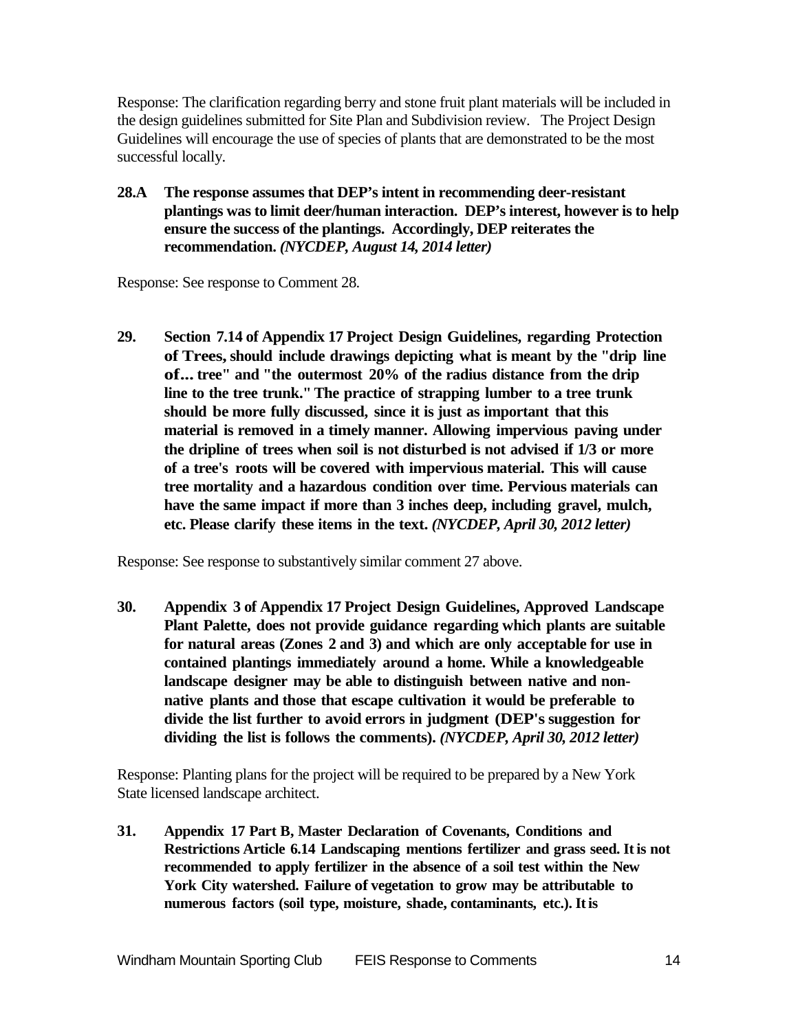Response: The clarification regarding berry and stone fruit plant materials will be included in the design guidelines submitted for Site Plan and Subdivision review. The Project Design Guidelines will encourage the use of species of plants that are demonstrated to be the most successful locally.

**28.A The response assumes that DEP's intent in recommending deer-resistant plantings was to limit deer/human interaction. DEP's interest, however is to help ensure the success of the plantings. Accordingly, DEP reiterates the recommendation. *(NYCDEP, August 14, 2014 letter)***

Response: See response to Comment 28.

**29. Section 7.14 of Appendix 17 Project Design Guidelines, regarding Protection of Trees, should include drawings depicting what is meant by the "drip line of... tree" and "the outermost 20% of the radius distance from the drip line to the tree trunk." The practice of strapping lumber to a tree trunk should be more fully discussed, since it is just as important that this material is removed in a timely manner. Allowing impervious paving under the dripline of trees when soil is not disturbed is not advised if 1/3 or more of a tree's roots will be covered with impervious material. This will cause tree mortality and a hazardous condition over time. Pervious materials can have the same impact if more than 3 inches deep, including gravel, mulch, etc. Please clarify these items in the text. *(NYCDEP, April 30, 2012 letter)***

Response: See response to substantively similar comment 27 above.

**30. Appendix 3 of Appendix 17 Project Design Guidelines, Approved Landscape Plant Palette, does not provide guidance regarding which plants are suitable for natural areas (Zones 2 and 3) and which are only acceptable for use in contained plantings immediately around a home. While a knowledgeable landscape designer may be able to distinguish between native and non-native plants and those that escape cultivation it would be preferable to divide the list further to avoid errors in judgment (DEP's suggestion for dividing the list is follows the comments). *(NYCDEP, April 30, 2012 letter)***

Response: Planting plans for the project will be required to be prepared by a New York State licensed landscape architect.

**31. Appendix 17 Part B, Master Declaration of Covenants, Conditions and Restrictions Article 6.14 Landscaping mentions fertilizer and grass seed. It is not recommended to apply fertilizer in the absence of a soil test within the New York City watershed. Failure of vegetation to grow may be attributable to numerous factors (soil type, moisture, shade, contaminants, etc.). It is**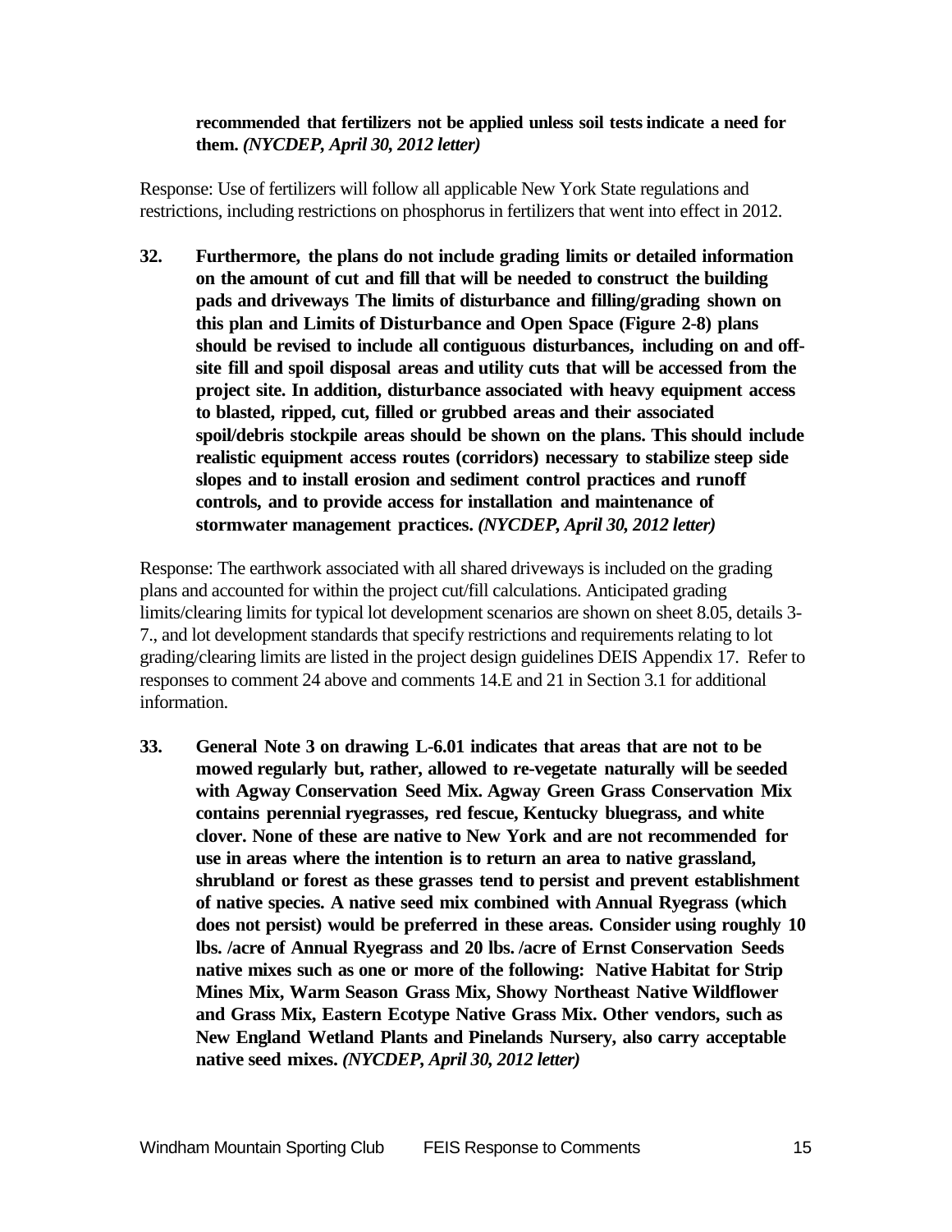**recommended that fertilizers not be applied unless soil tests indicate a need for them.** ***(NYCDEP, April 30, 2012 letter)***

Response: Use of fertilizers will follow all applicable New York State regulations and restrictions, including restrictions on phosphorus in fertilizers that went into effect in 2012.

**32. Furthermore, the plans do not include grading limits or detailed information on the amount of cut and fill that will be needed to construct the building pads and driveways The limits of disturbance and filling/grading shown on this plan and Limits of Disturbance and Open Space (Figure 2-8) plans should be revised to include all contiguous disturbances, including on and off-site fill and spoil disposal areas and utility cuts that will be accessed from the project site. In addition, disturbance associated with heavy equipment access to blasted, ripped, cut, filled or grubbed areas and their associated spoil/debris stockpile areas should be shown on the plans. This should include realistic equipment access routes (corridors) necessary to stabilize steep side slopes and to install erosion and sediment control practices and runoff controls, and to provide access for installation and maintenance of stormwater management practices.** ***(NYCDEP, April 30, 2012 letter)***

Response: The earthwork associated with all shared driveways is included on the grading plans and accounted for within the project cut/fill calculations. Anticipated grading limits/clearing limits for typical lot development scenarios are shown on sheet 8.05, details 3-7., and lot development standards that specify restrictions and requirements relating to lot grading/clearing limits are listed in the project design guidelines DEIS Appendix 17. Refer to responses to comment 24 above and comments 14.E and 21 in Section 3.1 for additional information.

**33. General Note 3 on drawing L-6.01 indicates that areas that are not to be mowed regularly but, rather, allowed to re-vegetate naturally will be seeded with Agway Conservation Seed Mix. Agway Green Grass Conservation Mix contains perennial ryegrasses, red fescue, Kentucky bluegrass, and white clover. None of these are native to New York and are not recommended for use in areas where the intention is to return an area to native grassland, shrubland or forest as these grasses tend to persist and prevent establishment of native species. A native seed mix combined with Annual Ryegrass (which does not persist) would be preferred in these areas. Consider using roughly 10 lbs. /acre of Annual Ryegrass and 20 lbs. /acre of Ernst Conservation Seeds native mixes such as one or more of the following: Native Habitat for Strip Mines Mix, Warm Season Grass Mix, Showy Northeast Native Wildflower and Grass Mix, Eastern Ecotype Native Grass Mix. Other vendors, such as New England Wetland Plants and Pinelands Nursery, also carry acceptable native seed mixes.** ***(NYCDEP, April 30, 2012 letter)***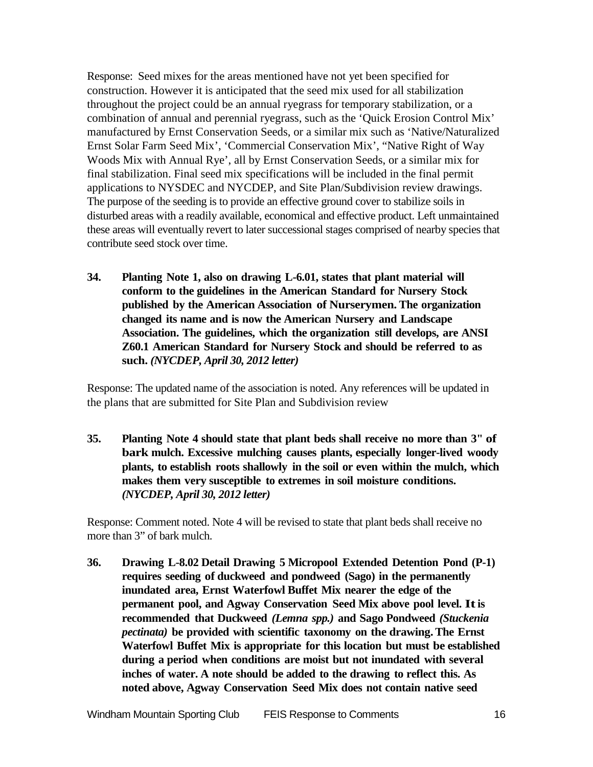Response: Seed mixes for the areas mentioned have not yet been specified for construction. However it is anticipated that the seed mix used for all stabilization throughout the project could be an annual ryegrass for temporary stabilization, or a combination of annual and perennial ryegrass, such as the 'Quick Erosion Control Mix' manufactured by Ernst Conservation Seeds, or a similar mix such as 'Native/Naturalized Ernst Solar Farm Seed Mix', 'Commercial Conservation Mix', "Native Right of Way Woods Mix with Annual Rye', all by Ernst Conservation Seeds, or a similar mix for final stabilization. Final seed mix specifications will be included in the final permit applications to NYSDEC and NYCDEP, and Site Plan/Subdivision review drawings. The purpose of the seeding is to provide an effective ground cover to stabilize soils in disturbed areas with a readily available, economical and effective product. Left unmaintained these areas will eventually revert to later successional stages comprised of nearby species that contribute seed stock over time.

**34. Planting Note 1, also on drawing L-6.01, states that plant material will conform to the guidelines in the American Standard for Nursery Stock published by the American Association of Nurserymen. The organization changed its name and is now the American Nursery and Landscape Association. The guidelines, which the organization still develops, are ANSI Z60.1 American Standard for Nursery Stock and should be referred to as such.** ***(NYCDEP, April 30, 2012 letter)***

Response: The updated name of the association is noted. Any references will be updated in the plans that are submitted for Site Plan and Subdivision review

**35. Planting Note 4 should state that plant beds shall receive no more than 3" of bark mulch. Excessive mulching causes plants, especially longer-lived woody plants, to establish roots shallowly in the soil or even within the mulch, which makes them very susceptible to extremes in soil moisture conditions.** ***(NYCDEP, April 30, 2012 letter)***

Response: Comment noted. Note 4 will be revised to state that plant beds shall receive no more than 3" of bark mulch.

**36. Drawing L-8.02 Detail Drawing 5 Micropool Extended Detention Pond (P-1) requires seeding of duckweed and pondweed (Sago) in the permanently inundated area, Ernst Waterfowl Buffet Mix nearer the edge of the permanent pool, and Agway Conservation Seed Mix above pool level. It is recommended that Duckweed *(Lemna spp.)* and Sago Pondweed *(Stuckenia pectinata)* be provided with scientific taxonomy on the drawing. The Ernst Waterfowl Buffet Mix is appropriate for this location but must be established during a period when conditions are moist but not inundated with several inches of water. A note should be added to the drawing to reflect this. As noted above, Agway Conservation Seed Mix does not contain native seed**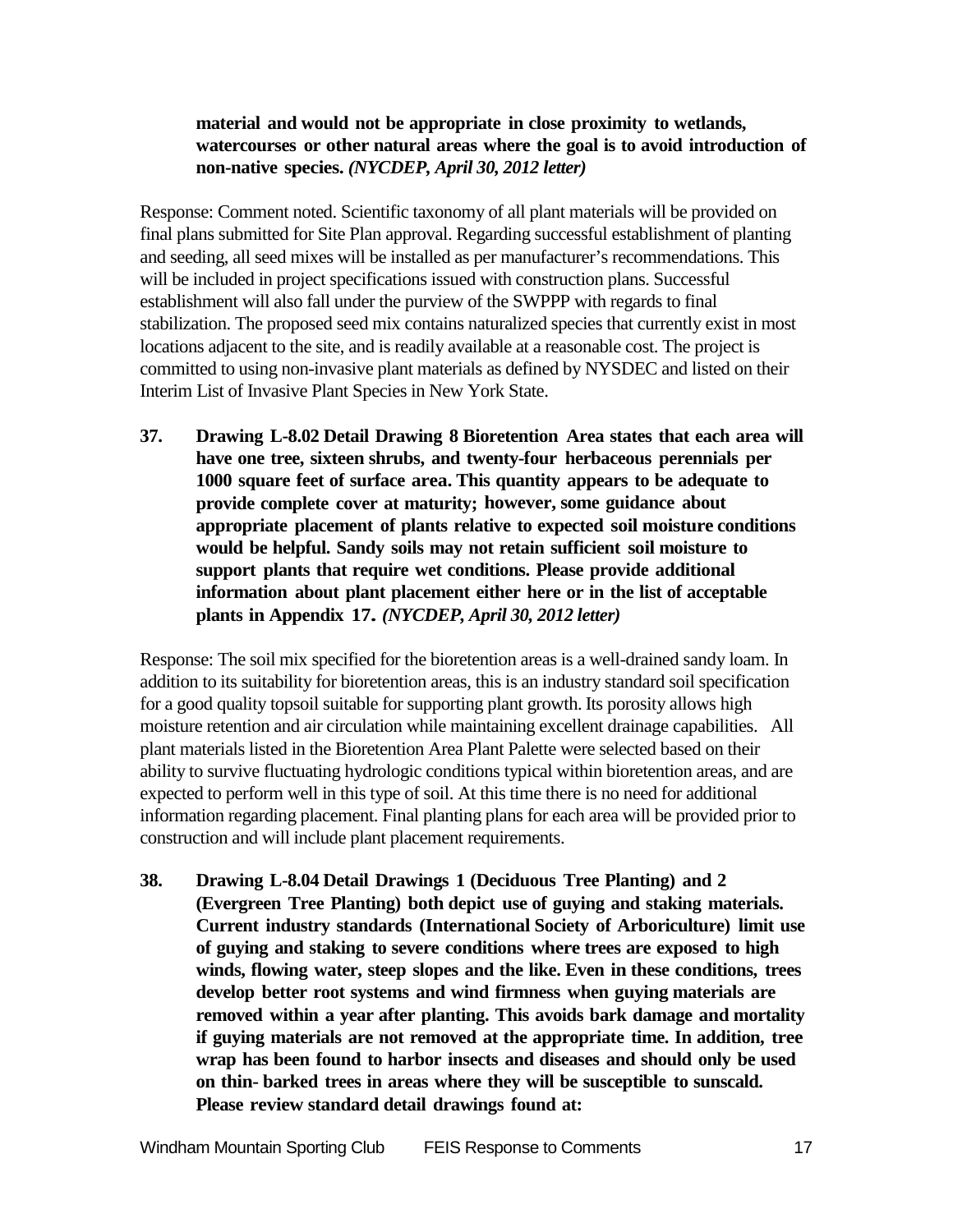**material and would not be appropriate in close proximity to wetlands, watercourses or other natural areas where the goal is to avoid introduction of non-native species.** ***(NYCDEP, April 30, 2012 letter)***

Response: Comment noted. Scientific taxonomy of all plant materials will be provided on final plans submitted for Site Plan approval. Regarding successful establishment of planting and seeding, all seed mixes will be installed as per manufacturer's recommendations. This will be included in project specifications issued with construction plans. Successful establishment will also fall under the purview of the SWPPP with regards to final stabilization. The proposed seed mix contains naturalized species that currently exist in most locations adjacent to the site, and is readily available at a reasonable cost. The project is committed to using non-invasive plant materials as defined by NYSDEC and listed on their Interim List of Invasive Plant Species in New York State.

**37. Drawing L-8.02 Detail Drawing 8 Bioretention Area states that each area will have one tree, sixteen shrubs, and twenty-four herbaceous perennials per 1000 square feet of surface area. This quantity appears to be adequate to provide complete cover at maturity; however, some guidance about appropriate placement of plants relative to expected soil moisture conditions would be helpful. Sandy soils may not retain sufficient soil moisture to support plants that require wet conditions. Please provide additional information about plant placement either here or in the list of acceptable plants in Appendix 17.** ***(NYCDEP, April 30, 2012 letter)***

Response: The soil mix specified for the bioretention areas is a well-drained sandy loam. In addition to its suitability for bioretention areas, this is an industry standard soil specification for a good quality topsoil suitable for supporting plant growth. Its porosity allows high moisture retention and air circulation while maintaining excellent drainage capabilities. All plant materials listed in the Bioretention Area Plant Palette were selected based on their ability to survive fluctuating hydrologic conditions typical within bioretention areas, and are expected to perform well in this type of soil. At this time there is no need for additional information regarding placement. Final planting plans for each area will be provided prior to construction and will include plant placement requirements.

**38. Drawing L-8.04 Detail Drawings 1 (Deciduous Tree Planting) and 2 (Evergreen Tree Planting) both depict use of guying and staking materials. Current industry standards (International Society of Arboriculture) limit use of guying and staking to severe conditions where trees are exposed to high winds, flowing water, steep slopes and the like. Even in these conditions, trees develop better root systems and wind firmness when guying materials are removed within a year after planting. This avoids bark damage and mortality if guying materials are not removed at the appropriate time. In addition, tree wrap has been found to harbor insects and diseases and should only be used on thin- barked trees in areas where they will be susceptible to sunscald. Please review standard detail drawings found at:**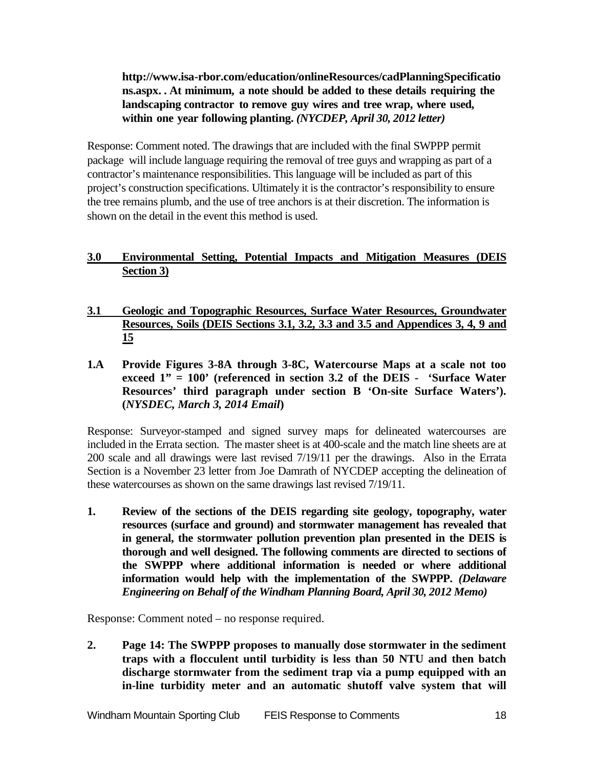**http://www.isa-rbor.com/education/onlineResources/cadPlanningSpecifications.aspx. . At minimum, a note should be added to these details requiring the landscaping contractor to remove guy wires and tree wrap, where used, within one year following planting.** ***(NYCDEP, April 30, 2012 letter)***

Response: Comment noted. The drawings that are included with the final SWPPP permit package will include language requiring the removal of tree guys and wrapping as part of a contractor's maintenance responsibilities. This language will be included as part of this project's construction specifications. Ultimately it is the contractor's responsibility to ensure the tree remains plumb, and the use of tree anchors is at their discretion. The information is shown on the detail in the event this method is used.

## 3.0 Environmental Setting, Potential Impacts and Mitigation Measures (DEIS Section 3)

### 3.1 Geologic and Topographic Resources, Surface Water Resources, Groundwater Resources, Soils (DEIS Sections 3.1, 3.2, 3.3 and 3.5 and Appendices 3, 4, 9 and 15

**1.A Provide Figures 3-8A through 3-8C, Watercourse Maps at a scale not too exceed 1" = 100' (referenced in section 3.2 of the DEIS - 'Surface Water Resources' third paragraph under section B 'On-site Surface Waters'). (*NYSDEC, March 3, 2014 Email*)**

Response: Surveyor-stamped and signed survey maps for delineated watercourses are included in the Errata section. The master sheet is at 400-scale and the match line sheets are at 200 scale and all drawings were last revised 7/19/11 per the drawings. Also in the Errata Section is a November 23 letter from Joe Damrath of NYCDEP accepting the delineation of these watercourses as shown on the same drawings last revised 7/19/11.

**1. Review of the sections of the DEIS regarding site geology, topography, water resources (surface and ground) and stormwater management has revealed that in general, the stormwater pollution prevention plan presented in the DEIS is thorough and well designed. The following comments are directed to sections of the SWPPP where additional information is needed or where additional information would help with the implementation of the SWPPP.** ***(Delaware Engineering on Behalf of the Windham Planning Board, April 30, 2012 Memo)***

Response: Comment noted – no response required.

**2. Page 14: The SWPPP proposes to manually dose stormwater in the sediment traps with a flocculent until turbidity is less than 50 NTU and then batch discharge stormwater from the sediment trap via a pump equipped with an in-line turbidity meter and an automatic shutoff valve system that will**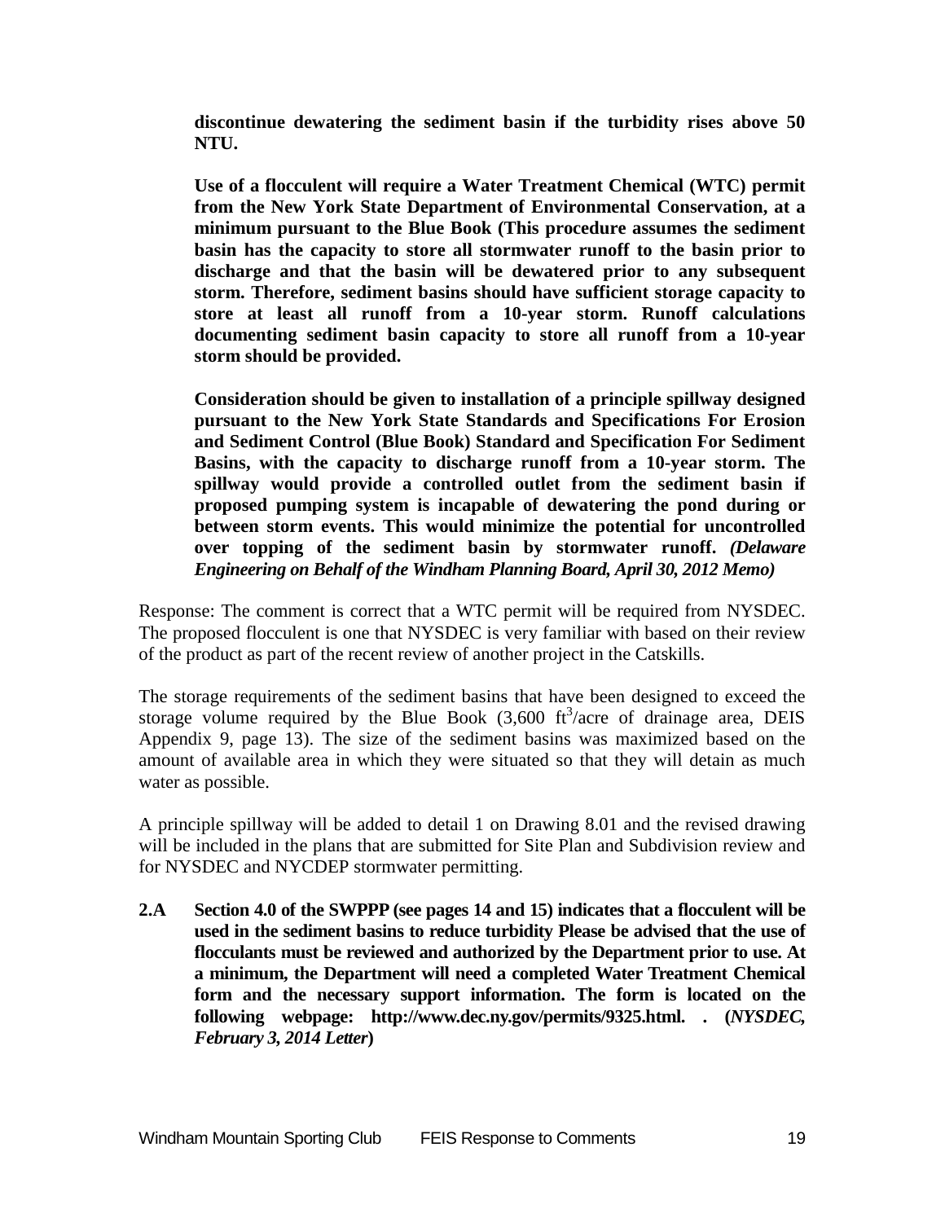**discontinue dewatering the sediment basin if the turbidity rises above 50 NTU.**

**Use of a flocculent will require a Water Treatment Chemical (WTC) permit from the New York State Department of Environmental Conservation, at a minimum pursuant to the Blue Book (This procedure assumes the sediment basin has the capacity to store all stormwater runoff to the basin prior to discharge and that the basin will be dewatered prior to any subsequent storm. Therefore, sediment basins should have sufficient storage capacity to store at least all runoff from a 10-year storm. Runoff calculations documenting sediment basin capacity to store all runoff from a 10-year storm should be provided.**

**Consideration should be given to installation of a principle spillway designed pursuant to the New York State Standards and Specifications For Erosion and Sediment Control (Blue Book) Standard and Specification For Sediment Basins, with the capacity to discharge runoff from a 10-year storm. The spillway would provide a controlled outlet from the sediment basin if proposed pumping system is incapable of dewatering the pond during or between storm events. This would minimize the potential for uncontrolled over topping of the sediment basin by stormwater runoff.** ***(Delaware Engineering on Behalf of the Windham Planning Board, April 30, 2012 Memo)***

Response: The comment is correct that a WTC permit will be required from NYSDEC. The proposed flocculent is one that NYSDEC is very familiar with based on their review of the product as part of the recent review of another project in the Catskills.

The storage requirements of the sediment basins that have been designed to exceed the storage volume required by the Blue Book (3,600 $ft^3$/acre of drainage area, DEIS Appendix 9, page 13). The size of the sediment basins was maximized based on the amount of available area in which they were situated so that they will detain as much water as possible.

A principle spillway will be added to detail 1 on Drawing 8.01 and the revised drawing will be included in the plans that are submitted for Site Plan and Subdivision review and for NYSDEC and NYCDEP stormwater permitting.

**2.A Section 4.0 of the SWPPP (see pages 14 and 15) indicates that a flocculent will be used in the sediment basins to reduce turbidity Please be advised that the use of flocculants must be reviewed and authorized by the Department prior to use. At a minimum, the Department will need a completed Water Treatment Chemical form and the necessary support information. The form is located on the following webpage: http://www.dec.ny.gov/permits/9325.html. . (*NYSDEC, February 3, 2014 Letter*)**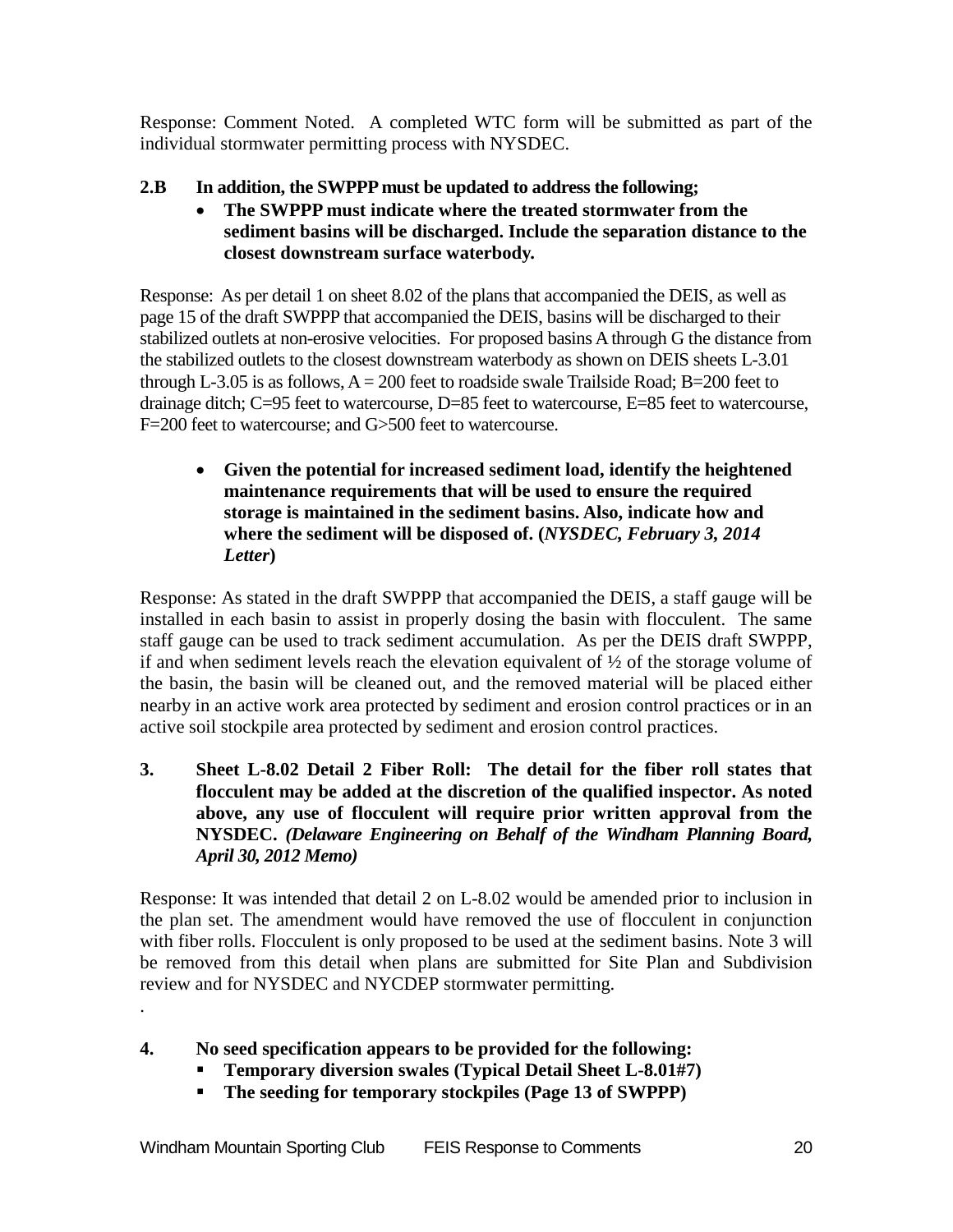Response: Comment Noted. A completed WTC form will be submitted as part of the individual stormwater permitting process with NYSDEC.

**2.B In addition, the SWPPP must be updated to address the following;**

- **The SWPPP must indicate where the treated stormwater from the sediment basins will be discharged. Include the separation distance to the closest downstream surface waterbody.**

Response: As per detail 1 on sheet 8.02 of the plans that accompanied the DEIS, as well as page 15 of the draft SWPPP that accompanied the DEIS, basins will be discharged to their stabilized outlets at non-erosive velocities. For proposed basins A through G the distance from the stabilized outlets to the closest downstream waterbody as shown on DEIS sheets L-3.01 through L-3.05 is as follows, A = 200 feet to roadside swale Trailside Road; B=200 feet to drainage ditch; C=95 feet to watercourse, D=85 feet to watercourse, E=85 feet to watercourse, F=200 feet to watercourse; and G>500 feet to watercourse.

- **Given the potential for increased sediment load, identify the heightened maintenance requirements that will be used to ensure the required storage is maintained in the sediment basins. Also, indicate how and where the sediment will be disposed of. (*NYSDEC, February 3, 2014 Letter*)**

Response: As stated in the draft SWPPP that accompanied the DEIS, a staff gauge will be installed in each basin to assist in properly dosing the basin with flocculent. The same staff gauge can be used to track sediment accumulation. As per the DEIS draft SWPPP, if and when sediment levels reach the elevation equivalent of ½ of the storage volume of the basin, the basin will be cleaned out, and the removed material will be placed either nearby in an active work area protected by sediment and erosion control practices or in an active soil stockpile area protected by sediment and erosion control practices.

**3. Sheet L-8.02 Detail 2 Fiber Roll: The detail for the fiber roll states that flocculent may be added at the discretion of the qualified inspector. As noted above, any use of flocculent will require prior written approval from the NYSDEC. *(Delaware Engineering on Behalf of the Windham Planning Board, April 30, 2012 Memo)***

Response: It was intended that detail 2 on L-8.02 would be amended prior to inclusion in the plan set. The amendment would have removed the use of flocculent in conjunction with fiber rolls. Flocculent is only proposed to be used at the sediment basins. Note 3 will be removed from this detail when plans are submitted for Site Plan and Subdivision review and for NYSDEC and NYCDEP stormwater permitting.

.

**4. No seed specification appears to be provided for the following:**

- **Temporary diversion swales (Typical Detail Sheet L-8.01#7)**
- **The seeding for temporary stockpiles (Page 13 of SWPPP)**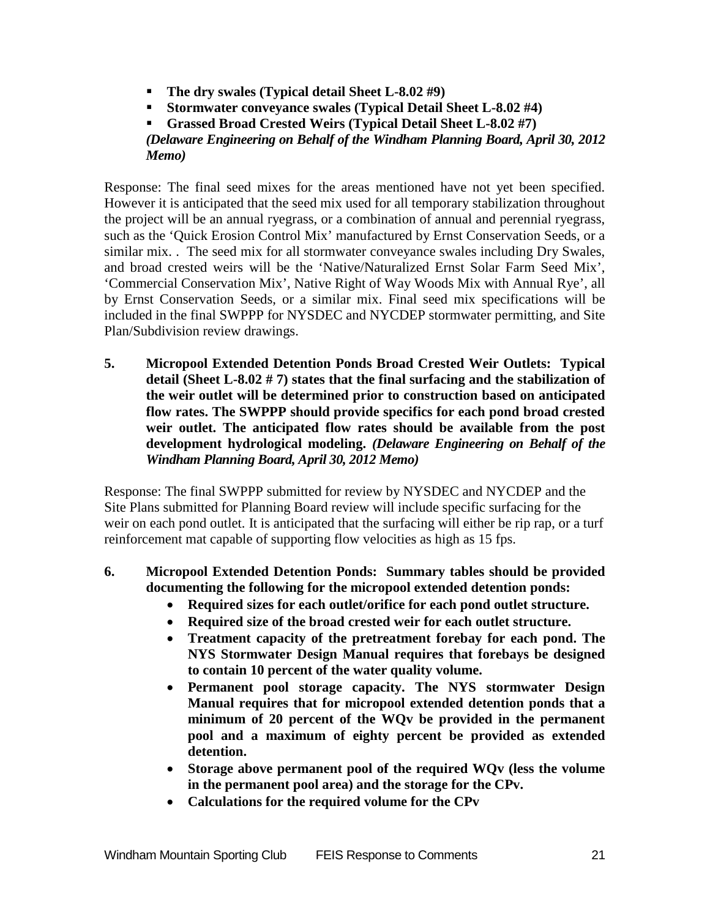- **The dry swales (Typical detail Sheet L-8.02 #9)**
- **Stormwater conveyance swales (Typical Detail Sheet L-8.02 #4)**
- **Grassed Broad Crested Weirs (Typical Detail Sheet L-8.02 #7)**

***(Delaware Engineering on Behalf of the Windham Planning Board, April 30, 2012 Memo)***

Response: The final seed mixes for the areas mentioned have not yet been specified. However it is anticipated that the seed mix used for all temporary stabilization throughout the project will be an annual ryegrass, or a combination of annual and perennial ryegrass, such as the 'Quick Erosion Control Mix' manufactured by Ernst Conservation Seeds, or a similar mix. . The seed mix for all stormwater conveyance swales including Dry Swales, and broad crested weirs will be the 'Native/Naturalized Ernst Solar Farm Seed Mix', 'Commercial Conservation Mix', Native Right of Way Woods Mix with Annual Rye', all by Ernst Conservation Seeds, or a similar mix. Final seed mix specifications will be included in the final SWPPP for NYSDEC and NYCDEP stormwater permitting, and Site Plan/Subdivision review drawings.

**5. Micropool Extended Detention Ponds Broad Crested Weir Outlets: Typical detail (Sheet L-8.02 # 7) states that the final surfacing and the stabilization of the weir outlet will be determined prior to construction based on anticipated flow rates. The SWPPP should provide specifics for each pond broad crested weir outlet. The anticipated flow rates should be available from the post development hydrological modeling.** ***(Delaware Engineering on Behalf of the Windham Planning Board, April 30, 2012 Memo)***

Response: The final SWPPP submitted for review by NYSDEC and NYCDEP and the Site Plans submitted for Planning Board review will include specific surfacing for the weir on each pond outlet. It is anticipated that the surfacing will either be rip rap, or a turf reinforcement mat capable of supporting flow velocities as high as 15 fps.

**6. Micropool Extended Detention Ponds: Summary tables should be provided documenting the following for the micropool extended detention ponds:**

- **Required sizes for each outlet/orifice for each pond outlet structure.**
- **Required size of the broad crested weir for each outlet structure.**
- **Treatment capacity of the pretreatment forebay for each pond. The NYS Stormwater Design Manual requires that forebays be designed to contain 10 percent of the water quality volume.**
- **Permanent pool storage capacity. The NYS stormwater Design Manual requires that for micropool extended detention ponds that a minimum of 20 percent of the WQv be provided in the permanent pool and a maximum of eighty percent be provided as extended detention.**
- **Storage above permanent pool of the required WQv (less the volume in the permanent pool area) and the storage for the CPv.**
- **Calculations for the required volume for the CPv**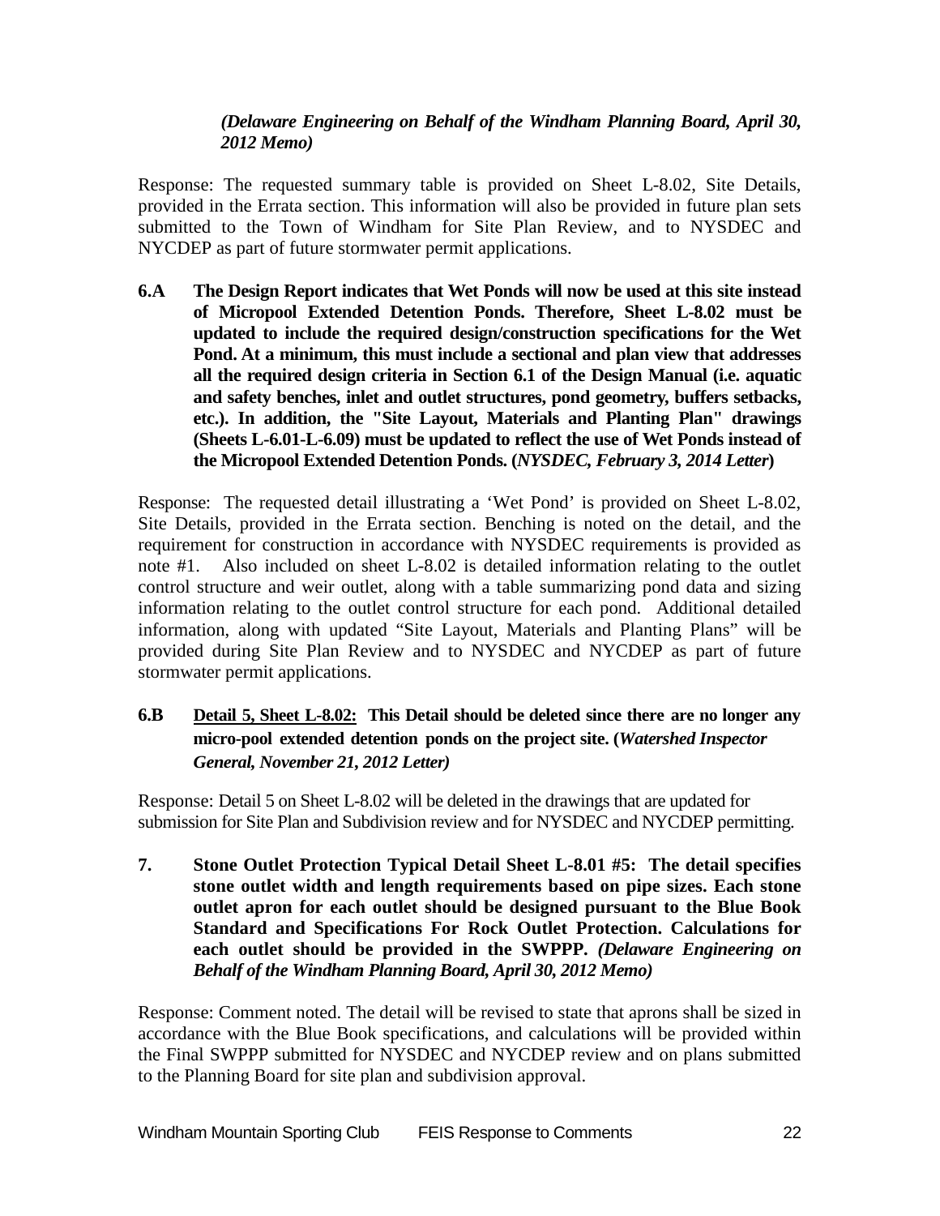*(Delaware Engineering on Behalf of the Windham Planning Board, April 30, 2012 Memo)*

Response: The requested summary table is provided on Sheet L-8.02, Site Details, provided in the Errata section. This information will also be provided in future plan sets submitted to the Town of Windham for Site Plan Review, and to NYSDEC and NYCDEP as part of future stormwater permit applications.

**6.A The Design Report indicates that Wet Ponds will now be used at this site instead of Micropool Extended Detention Ponds. Therefore, Sheet L-8.02 must be updated to include the required design/construction specifications for the Wet Pond. At a minimum, this must include a sectional and plan view that addresses all the required design criteria in Section 6.1 of the Design Manual (i.e. aquatic and safety benches, inlet and outlet structures, pond geometry, buffers setbacks, etc.). In addition, the "Site Layout, Materials and Planting Plan" drawings (Sheets L-6.01-L-6.09) must be updated to reflect the use of Wet Ponds instead of the Micropool Extended Detention Ponds. (*NYSDEC, February 3, 2014 Letter*)**

Response: The requested detail illustrating a 'Wet Pond' is provided on Sheet L-8.02, Site Details, provided in the Errata section. Benching is noted on the detail, and the requirement for construction in accordance with NYSDEC requirements is provided as note #1. Also included on sheet L-8.02 is detailed information relating to the outlet control structure and weir outlet, along with a table summarizing pond data and sizing information relating to the outlet control structure for each pond. Additional detailed information, along with updated "Site Layout, Materials and Planting Plans" will be provided during Site Plan Review and to NYSDEC and NYCDEP as part of future stormwater permit applications.

**6.B <u>Detail 5, Sheet L-8.02:</u> This Detail should be deleted since there are no longer any micro-pool extended detention ponds on the project site. (*Watershed Inspector General, November 21, 2012 Letter*)**

Response: Detail 5 on Sheet L-8.02 will be deleted in the drawings that are updated for submission for Site Plan and Subdivision review and for NYSDEC and NYCDEP permitting.

**7. Stone Outlet Protection Typical Detail Sheet L-8.01 #5: The detail specifies stone outlet width and length requirements based on pipe sizes. Each stone outlet apron for each outlet should be designed pursuant to the Blue Book Standard and Specifications For Rock Outlet Protection. Calculations for each outlet should be provided in the SWPPP. *(Delaware Engineering on Behalf of the Windham Planning Board, April 30, 2012 Memo)***

Response: Comment noted. The detail will be revised to state that aprons shall be sized in accordance with the Blue Book specifications, and calculations will be provided within the Final SWPPP submitted for NYSDEC and NYCDEP review and on plans submitted to the Planning Board for site plan and subdivision approval.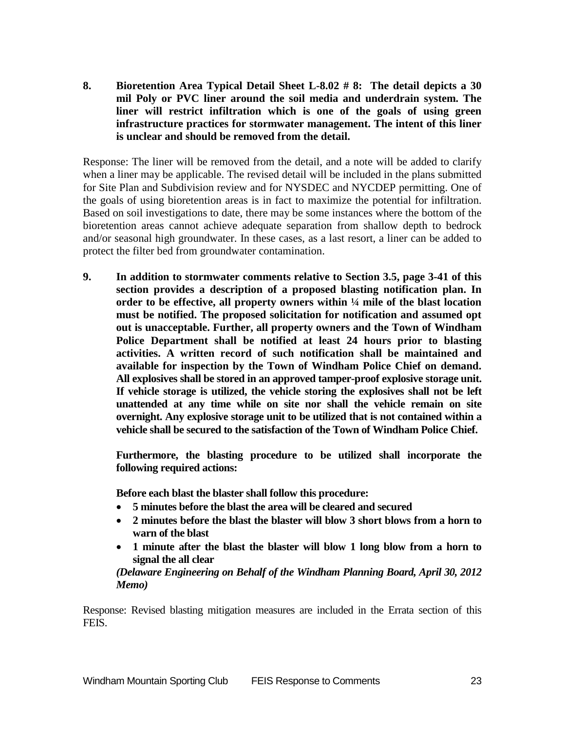**8. Bioretention Area Typical Detail Sheet L-8.02 # 8: The detail depicts a 30 mil Poly or PVC liner around the soil media and underdrain system. The liner will restrict infiltration which is one of the goals of using green infrastructure practices for stormwater management. The intent of this liner is unclear and should be removed from the detail.**

Response: The liner will be removed from the detail, and a note will be added to clarify when a liner may be applicable. The revised detail will be included in the plans submitted for Site Plan and Subdivision review and for NYSDEC and NYCDEP permitting. One of the goals of using bioretention areas is in fact to maximize the potential for infiltration. Based on soil investigations to date, there may be some instances where the bottom of the bioretention areas cannot achieve adequate separation from shallow depth to bedrock and/or seasonal high groundwater. In these cases, as a last resort, a liner can be added to protect the filter bed from groundwater contamination.

**9. In addition to stormwater comments relative to Section 3.5, page 3-41 of this section provides a description of a proposed blasting notification plan. In order to be effective, all property owners within ¼ mile of the blast location must be notified. The proposed solicitation for notification and assumed opt out is unacceptable. Further, all property owners and the Town of Windham Police Department shall be notified at least 24 hours prior to blasting activities. A written record of such notification shall be maintained and available for inspection by the Town of Windham Police Chief on demand. All explosives shall be stored in an approved tamper-proof explosive storage unit. If vehicle storage is utilized, the vehicle storing the explosives shall not be left unattended at any time while on site nor shall the vehicle remain on site overnight. Any explosive storage unit to be utilized that is not contained within a vehicle shall be secured to the satisfaction of the Town of Windham Police Chief.**

**Furthermore, the blasting procedure to be utilized shall incorporate the following required actions:**

**Before each blast the blaster shall follow this procedure:**

- **5 minutes before the blast the area will be cleared and secured**
- **2 minutes before the blast the blaster will blow 3 short blows from a horn to warn of the blast**
- **1 minute after the blast the blaster will blow 1 long blow from a horn to signal the all clear**

***(Delaware Engineering on Behalf of the Windham Planning Board, April 30, 2012 Memo)***

Response: Revised blasting mitigation measures are included in the Errata section of this FEIS.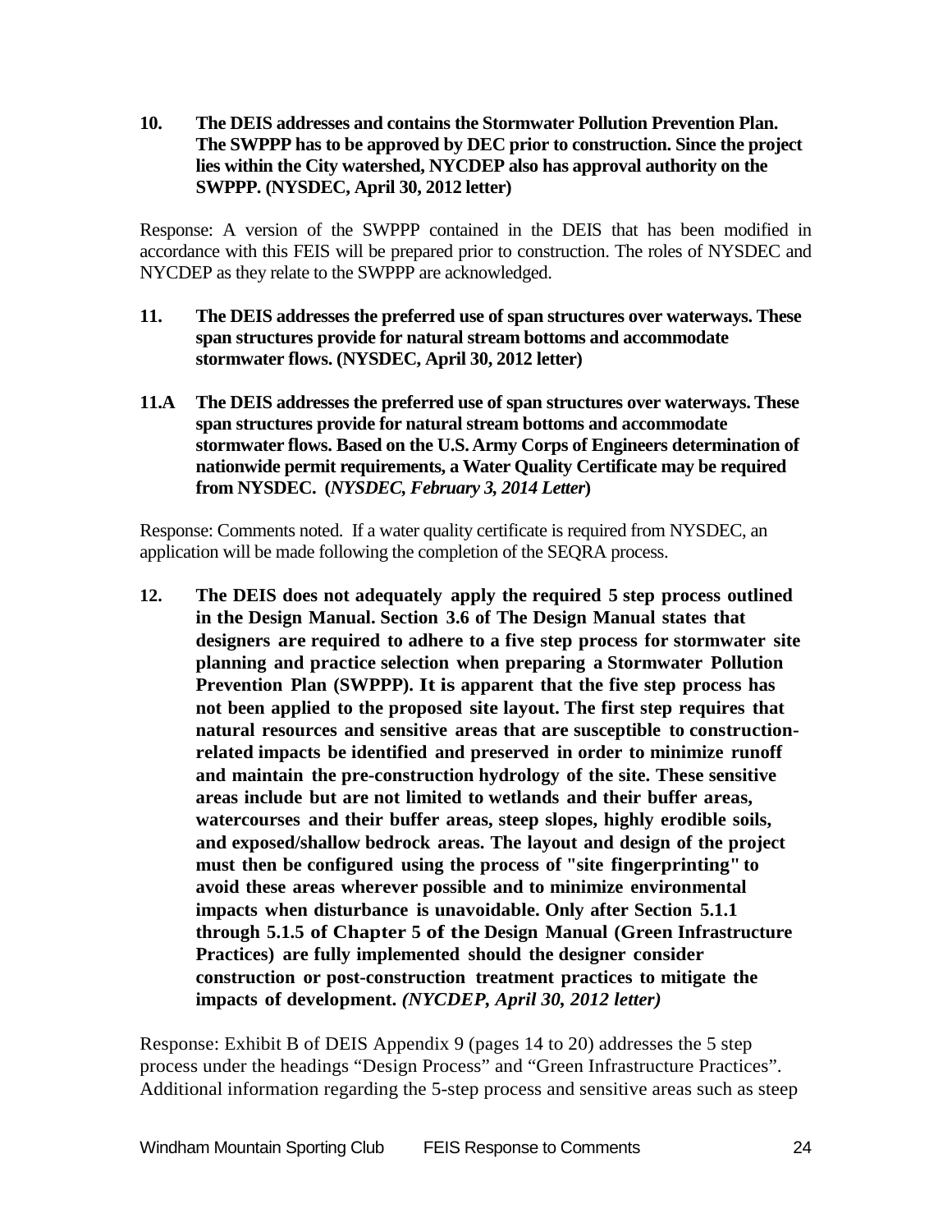**10. The DEIS addresses and contains the Stormwater Pollution Prevention Plan. The SWPPP has to be approved by DEC prior to construction. Since the project lies within the City watershed, NYCDEP also has approval authority on the SWPPP. (NYSDEC, April 30, 2012 letter)**

Response: A version of the SWPPP contained in the DEIS that has been modified in accordance with this FEIS will be prepared prior to construction. The roles of NYSDEC and NYCDEP as they relate to the SWPPP are acknowledged.

**11. The DEIS addresses the preferred use of span structures over waterways. These span structures provide for natural stream bottoms and accommodate stormwater flows. (NYSDEC, April 30, 2012 letter)**

**11.A The DEIS addresses the preferred use of span structures over waterways. These span structures provide for natural stream bottoms and accommodate stormwater flows. Based on the U.S. Army Corps of Engineers determination of nationwide permit requirements, a Water Quality Certificate may be required from NYSDEC. (*NYSDEC, February 3, 2014 Letter*)**

Response: Comments noted. If a water quality certificate is required from NYSDEC, an application will be made following the completion of the SEQRA process.

**12. The DEIS does not adequately apply the required 5 step process outlined in the Design Manual. Section 3.6 of The Design Manual states that designers are required to adhere to a five step process for stormwater site planning and practice selection when preparing a Stormwater Pollution Prevention Plan (SWPPP). It is apparent that the five step process has not been applied to the proposed site layout. The first step requires that natural resources and sensitive areas that are susceptible to construction-related impacts be identified and preserved in order to minimize runoff and maintain the pre-construction hydrology of the site. These sensitive areas include but are not limited to wetlands and their buffer areas, watercourses and their buffer areas, steep slopes, highly erodible soils, and exposed/shallow bedrock areas. The layout and design of the project must then be configured using the process of "site fingerprinting" to avoid these areas wherever possible and to minimize environmental impacts when disturbance is unavoidable. Only after Section 5.1.1 through 5.1.5 of Chapter 5 of the Design Manual (Green Infrastructure Practices) are fully implemented should the designer consider construction or post-construction treatment practices to mitigate the impacts of development. *(NYCDEP, April 30, 2012 letter)***

Response: Exhibit B of DEIS Appendix 9 (pages 14 to 20) addresses the 5 step process under the headings "Design Process" and "Green Infrastructure Practices". Additional information regarding the 5-step process and sensitive areas such as steep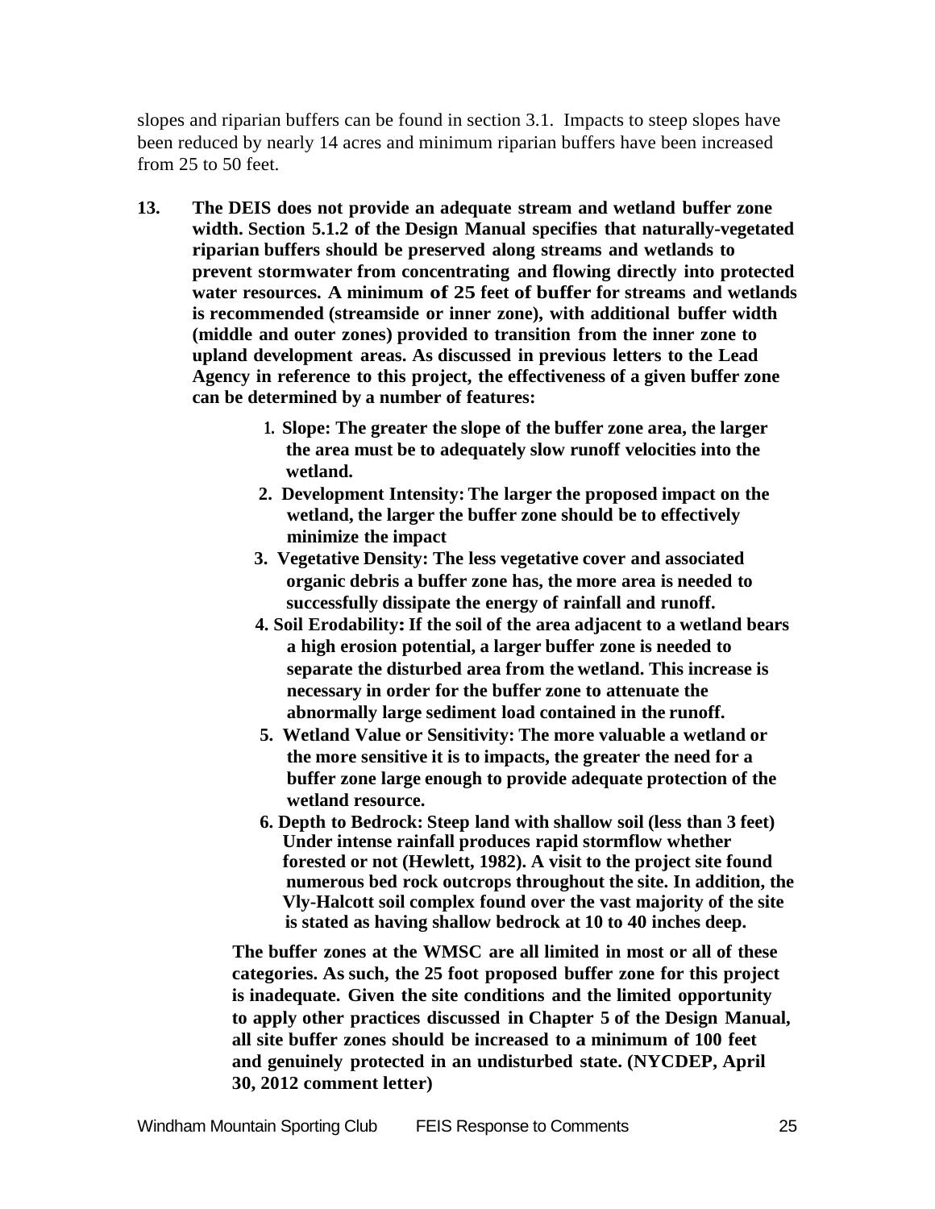slopes and riparian buffers can be found in section 3.1. Impacts to steep slopes have been reduced by nearly 14 acres and minimum riparian buffers have been increased from 25 to 50 feet.

**13. The DEIS does not provide an adequate stream and wetland buffer zone width. Section 5.1.2 of the Design Manual specifies that naturally-vegetated riparian buffers should be preserved along streams and wetlands to prevent stormwater from concentrating and flowing directly into protected water resources. A minimum of 25 feet of buffer for streams and wetlands is recommended (streamside or inner zone), with additional buffer width (middle and outer zones) provided to transition from the inner zone to upland development areas. As discussed in previous letters to the Lead Agency in reference to this project, the effectiveness of a given buffer zone can be determined by a number of features:**

1. **Slope: The greater the slope of the buffer zone area, the larger the area must be to adequately slow runoff velocities into the wetland.**
2. **Development Intensity: The larger the proposed impact on the wetland, the larger the buffer zone should be to effectively minimize the impact**
3. **Vegetative Density: The less vegetative cover and associated organic debris a buffer zone has, the more area is needed to successfully dissipate the energy of rainfall and runoff.**
4. **Soil Erodability: If the soil of the area adjacent to a wetland bears a high erosion potential, a larger buffer zone is needed to separate the disturbed area from the wetland. This increase is necessary in order for the buffer zone to attenuate the abnormally large sediment load contained in the runoff.**
5. **Wetland Value or Sensitivity: The more valuable a wetland or the more sensitive it is to impacts, the greater the need for a buffer zone large enough to provide adequate protection of the wetland resource.**
6. **Depth to Bedrock: Steep land with shallow soil (less than 3 feet) Under intense rainfall produces rapid stormflow whether forested or not (Hewlett, 1982). A visit to the project site found numerous bed rock outcrops throughout the site. In addition, the Vly-Halcott soil complex found over the vast majority of the site is stated as having shallow bedrock at 10 to 40 inches deep.**

**The buffer zones at the WMSC are all limited in most or all of these categories. As such, the 25 foot proposed buffer zone for this project is inadequate. Given the site conditions and the limited opportunity to apply other practices discussed in Chapter 5 of the Design Manual, all site buffer zones should be increased to a minimum of 100 feet and genuinely protected in an undisturbed state. (NYCDEP, April 30, 2012 comment letter)**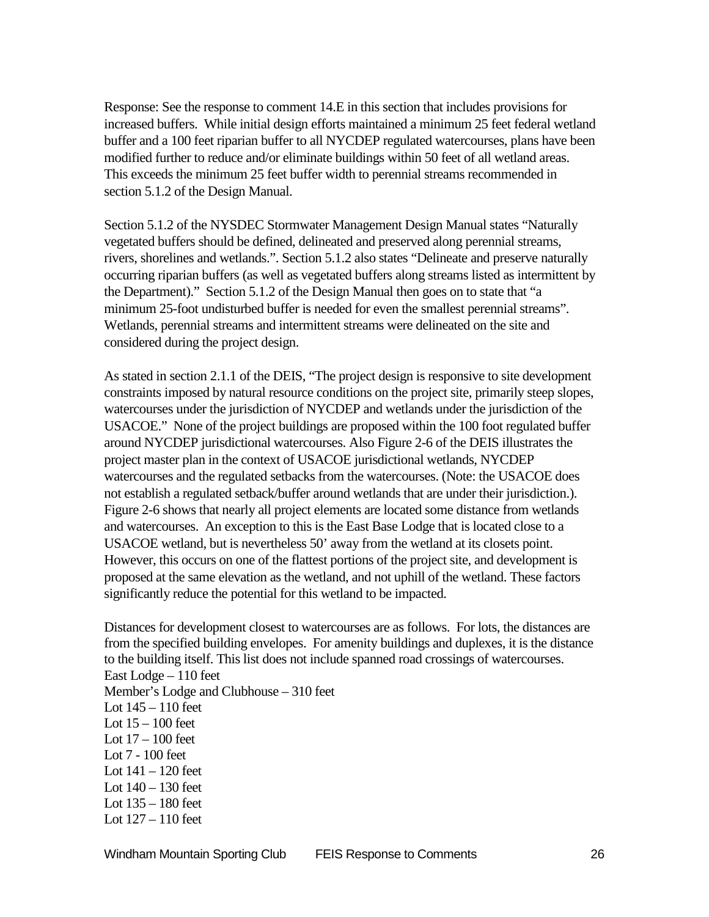Response: See the response to comment 14.E in this section that includes provisions for increased buffers. While initial design efforts maintained a minimum 25 feet federal wetland buffer and a 100 feet riparian buffer to all NYCDEP regulated watercourses, plans have been modified further to reduce and/or eliminate buildings within 50 feet of all wetland areas. This exceeds the minimum 25 feet buffer width to perennial streams recommended in section 5.1.2 of the Design Manual.

Section 5.1.2 of the NYSDEC Stormwater Management Design Manual states "Naturally vegetated buffers should be defined, delineated and preserved along perennial streams, rivers, shorelines and wetlands.". Section 5.1.2 also states "Delineate and preserve naturally occurring riparian buffers (as well as vegetated buffers along streams listed as intermittent by the Department)." Section 5.1.2 of the Design Manual then goes on to state that "a minimum 25-foot undisturbed buffer is needed for even the smallest perennial streams". Wetlands, perennial streams and intermittent streams were delineated on the site and considered during the project design.

As stated in section 2.1.1 of the DEIS, "The project design is responsive to site development constraints imposed by natural resource conditions on the project site, primarily steep slopes, watercourses under the jurisdiction of NYCDEP and wetlands under the jurisdiction of the USACOE." None of the project buildings are proposed within the 100 foot regulated buffer around NYCDEP jurisdictional watercourses. Also Figure 2-6 of the DEIS illustrates the project master plan in the context of USACOE jurisdictional wetlands, NYCDEP watercourses and the regulated setbacks from the watercourses. (Note: the USACOE does not establish a regulated setback/buffer around wetlands that are under their jurisdiction.). Figure 2-6 shows that nearly all project elements are located some distance from wetlands and watercourses. An exception to this is the East Base Lodge that is located close to a USACOE wetland, but is nevertheless 50' away from the wetland at its closets point. However, this occurs on one of the flattest portions of the project site, and development is proposed at the same elevation as the wetland, and not uphill of the wetland. These factors significantly reduce the potential for this wetland to be impacted.

Distances for development closest to watercourses are as follows. For lots, the distances are from the specified building envelopes. For amenity buildings and duplexes, it is the distance to the building itself. This list does not include spanned road crossings of watercourses.
East Lodge – 110 feet
Member's Lodge and Clubhouse – 310 feet
Lot 145 – 110 feet
Lot 15 – 100 feet
Lot 17 – 100 feet
Lot 7 - 100 feet
Lot 141 – 120 feet
Lot 140 – 130 feet
Lot 135 – 180 feet
Lot 127 – 110 feet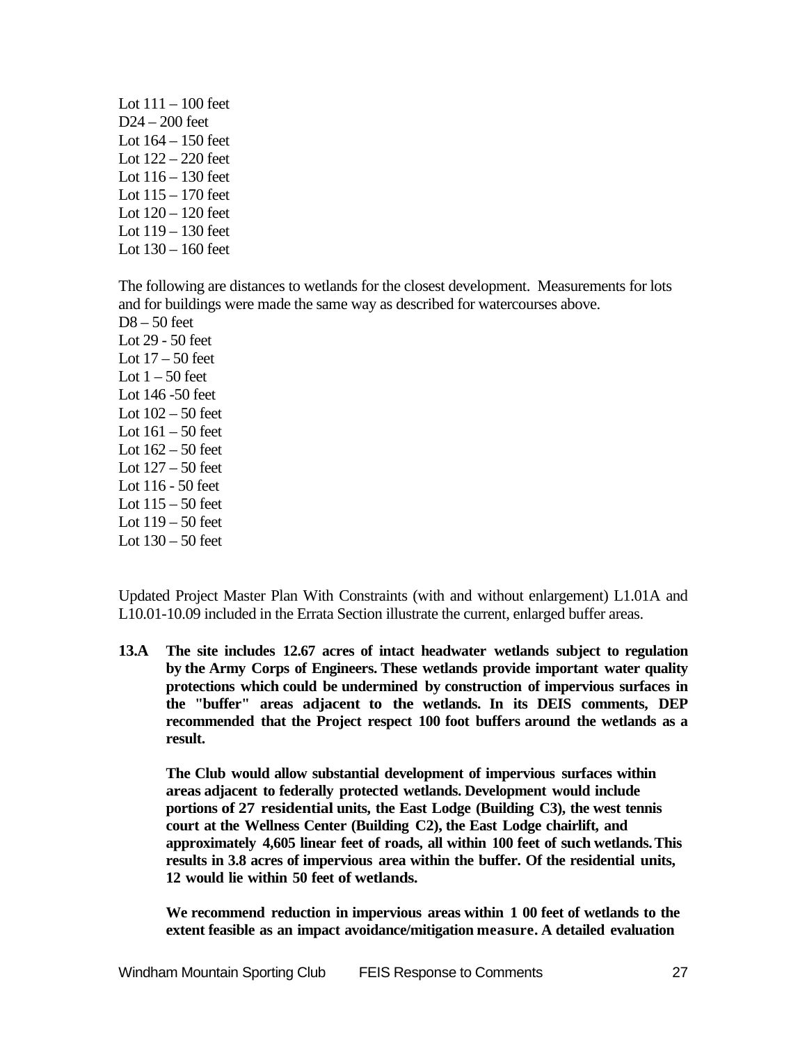Lot 111 – 100 feet
D24 – 200 feet
Lot 164 – 150 feet
Lot 122 – 220 feet
Lot 116 – 130 feet
Lot 115 – 170 feet
Lot 120 – 120 feet
Lot 119 – 130 feet
Lot 130 – 160 feet

The following are distances to wetlands for the closest development. Measurements for lots and for buildings were made the same way as described for watercourses above.

D8 – 50 feet
Lot 29 - 50 feet
Lot 17 – 50 feet
Lot 1 – 50 feet
Lot 146 -50 feet
Lot 102 – 50 feet
Lot 161 – 50 feet
Lot 162 – 50 feet
Lot 127 – 50 feet
Lot 116 - 50 feet
Lot 115 – 50 feet
Lot 119 – 50 feet
Lot 130 – 50 feet

Updated Project Master Plan With Constraints (with and without enlargement) L1.01A and L10.01-10.09 included in the Errata Section illustrate the current, enlarged buffer areas.

**13.A The site includes 12.67 acres of intact headwater wetlands subject to regulation by the Army Corps of Engineers. These wetlands provide important water quality protections which could be undermined by construction of impervious surfaces in the "buffer" areas adjacent to the wetlands. In its DEIS comments, DEP recommended that the Project respect 100 foot buffers around the wetlands as a result.**

**The Club would allow substantial development of impervious surfaces within areas adjacent to federally protected wetlands. Development would include portions of 27 residential units, the East Lodge (Building C3), the west tennis court at the Wellness Center (Building C2), the East Lodge chairlift, and approximately 4,605 linear feet of roads, all within 100 feet of such wetlands. This results in 3.8 acres of impervious area within the buffer. Of the residential units, 12 would lie within 50 feet of wetlands.**

**We recommend reduction in impervious areas within 1 00 feet of wetlands to the extent feasible as an impact avoidance/mitigation measure. A detailed evaluation**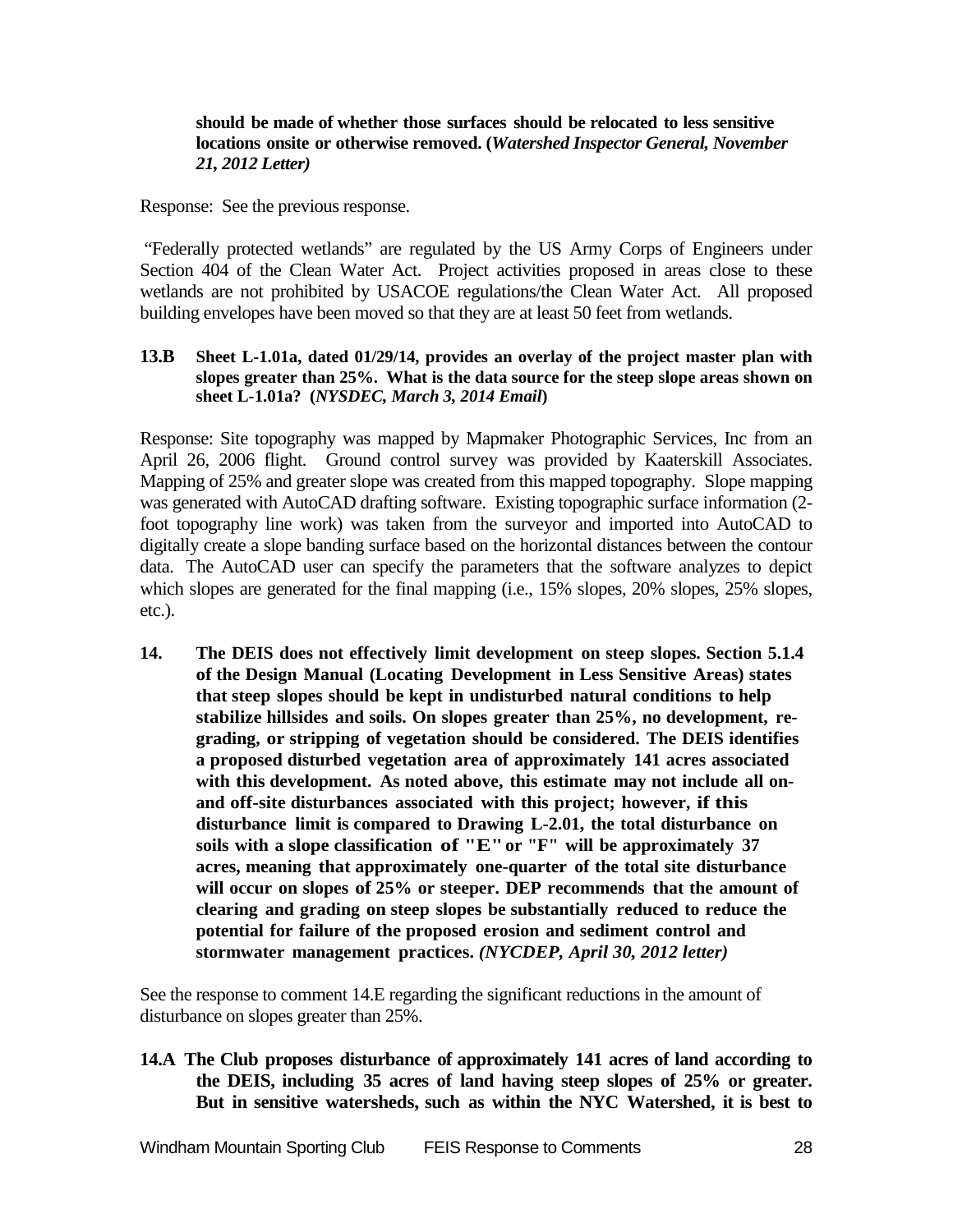**should be made of whether those surfaces should be relocated to less sensitive locations onsite or otherwise removed. (*Watershed Inspector General, November 21, 2012 Letter)***

Response: See the previous response.

"Federally protected wetlands" are regulated by the US Army Corps of Engineers under Section 404 of the Clean Water Act. Project activities proposed in areas close to these wetlands are not prohibited by USACOE regulations/the Clean Water Act. All proposed building envelopes have been moved so that they are at least 50 feet from wetlands.

**13.B Sheet L-1.01a, dated 01/29/14, provides an overlay of the project master plan with slopes greater than 25%. What is the data source for the steep slope areas shown on sheet L-1.01a? (*NYSDEC, March 3, 2014 Email*)**

Response: Site topography was mapped by Mapmaker Photographic Services, Inc from an April 26, 2006 flight. Ground control survey was provided by Kaaterskill Associates. Mapping of 25% and greater slope was created from this mapped topography. Slope mapping was generated with AutoCAD drafting software. Existing topographic surface information (2-foot topography line work) was taken from the surveyor and imported into AutoCAD to digitally create a slope banding surface based on the horizontal distances between the contour data. The AutoCAD user can specify the parameters that the software analyzes to depict which slopes are generated for the final mapping (i.e., 15% slopes, 20% slopes, 25% slopes, etc.).

**14. The DEIS does not effectively limit development on steep slopes. Section 5.1.4 of the Design Manual (Locating Development in Less Sensitive Areas) states that steep slopes should be kept in undisturbed natural conditions to help stabilize hillsides and soils. On slopes greater than 25%, no development, re-grading, or stripping of vegetation should be considered. The DEIS identifies a proposed disturbed vegetation area of approximately 141 acres associated with this development. As noted above, this estimate may not include all on- and off-site disturbances associated with this project; however, if this disturbance limit is compared to Drawing L-2.01, the total disturbance on soils with a slope classification of "E" or "F" will be approximately 37 acres, meaning that approximately one-quarter of the total site disturbance will occur on slopes of 25% or steeper. DEP recommends that the amount of clearing and grading on steep slopes be substantially reduced to reduce the potential for failure of the proposed erosion and sediment control and stormwater management practices. *(NYCDEP, April 30, 2012 letter)***

See the response to comment 14.E regarding the significant reductions in the amount of disturbance on slopes greater than 25%.

**14.A The Club proposes disturbance of approximately 141 acres of land according to the DEIS, including 35 acres of land having steep slopes of 25% or greater. But in sensitive watersheds, such as within the NYC Watershed, it is best to**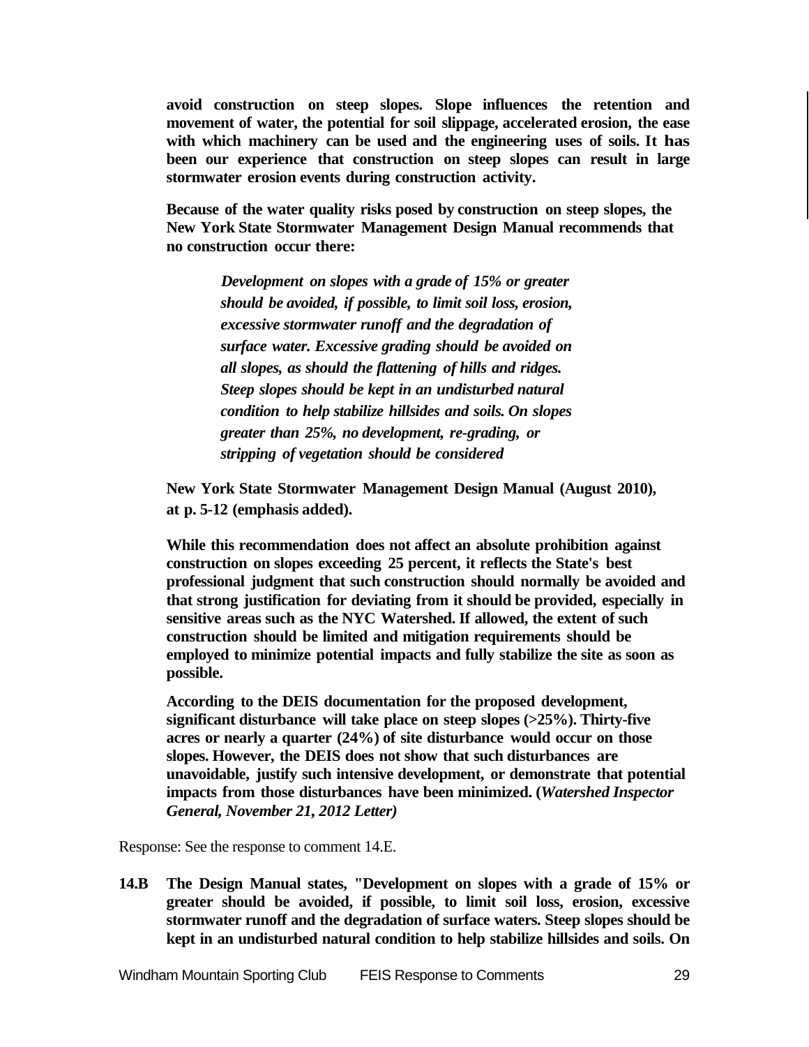**avoid construction on steep slopes. Slope influences the retention and movement of water, the potential for soil slippage, accelerated erosion, the ease with which machinery can be used and the engineering uses of soils. It has been our experience that construction on steep slopes can result in large stormwater erosion events during construction activity.**

**Because of the water quality risks posed by construction on steep slopes, the New York State Stormwater Management Design Manual recommends that no construction occur there:**

> ***Development on slopes with a grade of 15% or greater should be avoided, if possible, to limit soil loss, erosion, excessive stormwater runoff and the degradation of surface water. Excessive grading should be avoided on all slopes, as should the flattening of hills and ridges. Steep slopes should be kept in an undisturbed natural condition to help stabilize hillsides and soils. On slopes greater than 25%, no development, re-grading, or stripping of vegetation should be considered***

**New York State Stormwater Management Design Manual (August 2010), at p. 5-12 (emphasis added).**

**While this recommendation does not affect an absolute prohibition against construction on slopes exceeding 25 percent, it reflects the State's best professional judgment that such construction should normally be avoided and that strong justification for deviating from it should be provided, especially in sensitive areas such as the NYC Watershed. If allowed, the extent of such construction should be limited and mitigation requirements should be employed to minimize potential impacts and fully stabilize the site as soon as possible.**

**According to the DEIS documentation for the proposed development, significant disturbance will take place on steep slopes (>25%). Thirty-five acres or nearly a quarter (24%) of site disturbance would occur on those slopes. However, the DEIS does not show that such disturbances are unavoidable, justify such intensive development, or demonstrate that potential impacts from those disturbances have been minimized. (*Watershed Inspector General, November 21, 2012 Letter)***

Response: See the response to comment 14.E.

**14.B The Design Manual states, "Development on slopes with a grade of 15% or greater should be avoided, if possible, to limit soil loss, erosion, excessive stormwater runoff and the degradation of surface waters. Steep slopes should be kept in an undisturbed natural condition to help stabilize hillsides and soils. On**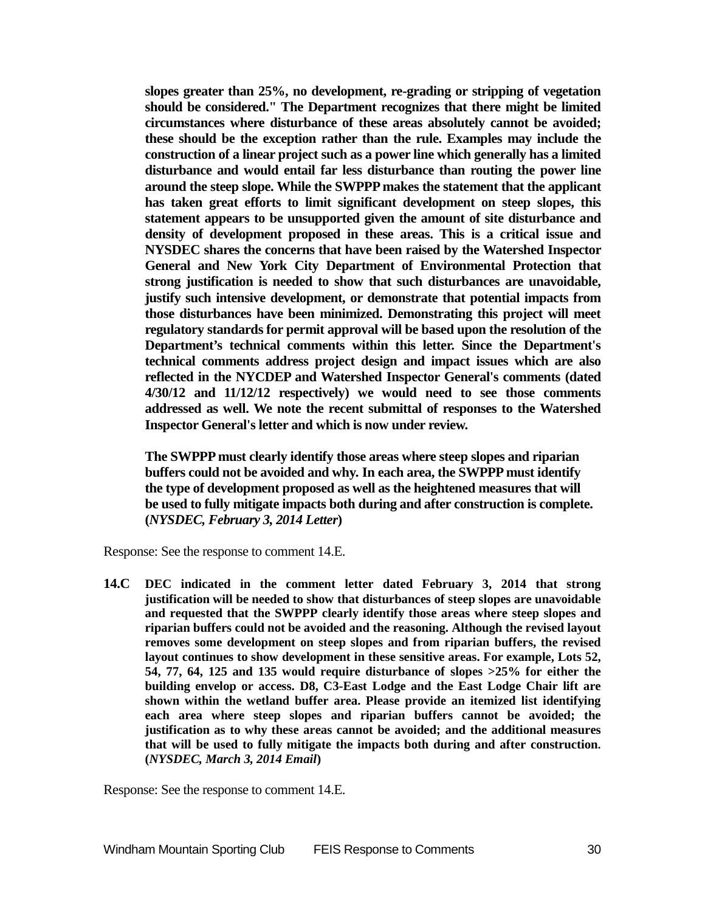**slopes greater than 25%, no development, re-grading or stripping of vegetation should be considered." The Department recognizes that there might be limited circumstances where disturbance of these areas absolutely cannot be avoided; these should be the exception rather than the rule. Examples may include the construction of a linear project such as a power line which generally has a limited disturbance and would entail far less disturbance than routing the power line around the steep slope. While the SWPPP makes the statement that the applicant has taken great efforts to limit significant development on steep slopes, this statement appears to be unsupported given the amount of site disturbance and density of development proposed in these areas. This is a critical issue and NYSDEC shares the concerns that have been raised by the Watershed Inspector General and New York City Department of Environmental Protection that strong justification is needed to show that such disturbances are unavoidable, justify such intensive development, or demonstrate that potential impacts from those disturbances have been minimized. Demonstrating this project will meet regulatory standards for permit approval will be based upon the resolution of the Department's technical comments within this letter. Since the Department's technical comments address project design and impact issues which are also reflected in the NYCDEP and Watershed Inspector General's comments (dated 4/30/12 and 11/12/12 respectively) we would need to see those comments addressed as well. We note the recent submittal of responses to the Watershed Inspector General's letter and which is now under review.**

**The SWPPP must clearly identify those areas where steep slopes and riparian buffers could not be avoided and why. In each area, the SWPPP must identify the type of development proposed as well as the heightened measures that will be used to fully mitigate impacts both during and after construction is complete. (*NYSDEC, February 3, 2014 Letter*)**

Response: See the response to comment 14.E.

**14.C DEC indicated in the comment letter dated February 3, 2014 that strong justification will be needed to show that disturbances of steep slopes are unavoidable and requested that the SWPPP clearly identify those areas where steep slopes and riparian buffers could not be avoided and the reasoning. Although the revised layout removes some development on steep slopes and from riparian buffers, the revised layout continues to show development in these sensitive areas. For example, Lots 52, 54, 77, 64, 125 and 135 would require disturbance of slopes >25% for either the building envelop or access. D8, C3-East Lodge and the East Lodge Chair lift are shown within the wetland buffer area. Please provide an itemized list identifying each area where steep slopes and riparian buffers cannot be avoided; the justification as to why these areas cannot be avoided; and the additional measures that will be used to fully mitigate the impacts both during and after construction. (*NYSDEC, March 3, 2014 Email*)**

Response: See the response to comment 14.E.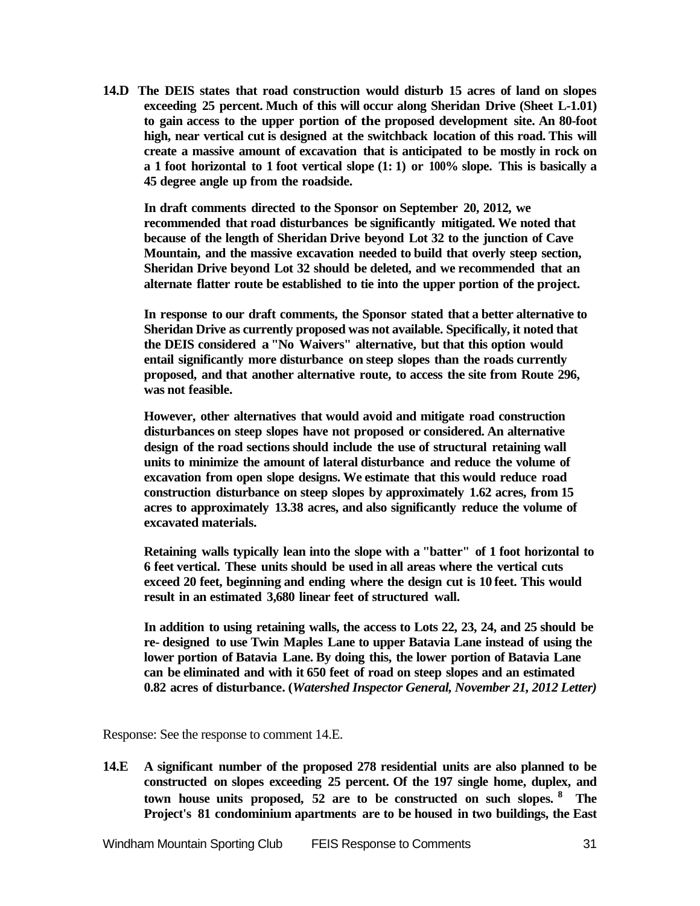**14.D The DEIS states that road construction would disturb 15 acres of land on slopes exceeding 25 percent. Much of this will occur along Sheridan Drive (Sheet L-1.01) to gain access to the upper portion of the proposed development site. An 80-foot high, near vertical cut is designed at the switchback location of this road. This will create a massive amount of excavation that is anticipated to be mostly in rock on a 1 foot horizontal to 1 foot vertical slope (1: 1) or 100% slope. This is basically a 45 degree angle up from the roadside.**

**In draft comments directed to the Sponsor on September 20, 2012, we recommended that road disturbances be significantly mitigated. We noted that because of the length of Sheridan Drive beyond Lot 32 to the junction of Cave Mountain, and the massive excavation needed to build that overly steep section, Sheridan Drive beyond Lot 32 should be deleted, and we recommended that an alternate flatter route be established to tie into the upper portion of the project.**

**In response to our draft comments, the Sponsor stated that a better alternative to Sheridan Drive as currently proposed was not available. Specifically, it noted that the DEIS considered a "No Waivers" alternative, but that this option would entail significantly more disturbance on steep slopes than the roads currently proposed, and that another alternative route, to access the site from Route 296, was not feasible.**

**However, other alternatives that would avoid and mitigate road construction disturbances on steep slopes have not proposed or considered. An alternative design of the road sections should include the use of structural retaining wall units to minimize the amount of lateral disturbance and reduce the volume of excavation from open slope designs. We estimate that this would reduce road construction disturbance on steep slopes by approximately 1.62 acres, from 15 acres to approximately 13.38 acres, and also significantly reduce the volume of excavated materials.**

**Retaining walls typically lean into the slope with a "batter" of 1 foot horizontal to 6 feet vertical. These units should be used in all areas where the vertical cuts exceed 20 feet, beginning and ending where the design cut is 10 feet. This would result in an estimated 3,680 linear feet of structured wall.**

**In addition to using retaining walls, the access to Lots 22, 23, 24, and 25 should be re- designed to use Twin Maples Lane to upper Batavia Lane instead of using the lower portion of Batavia Lane. By doing this, the lower portion of Batavia Lane can be eliminated and with it 650 feet of road on steep slopes and an estimated 0.82 acres of disturbance. (*Watershed Inspector General, November 21, 2012 Letter*)**

Response: See the response to comment 14.E.

**14.E A significant number of the proposed 278 residential units are also planned to be constructed on slopes exceeding 25 percent. Of the 197 single home, duplex, and town house units proposed, 52 are to be constructed on such slopes.[8] The Project's 81 condominium apartments are to be housed in two buildings, the East**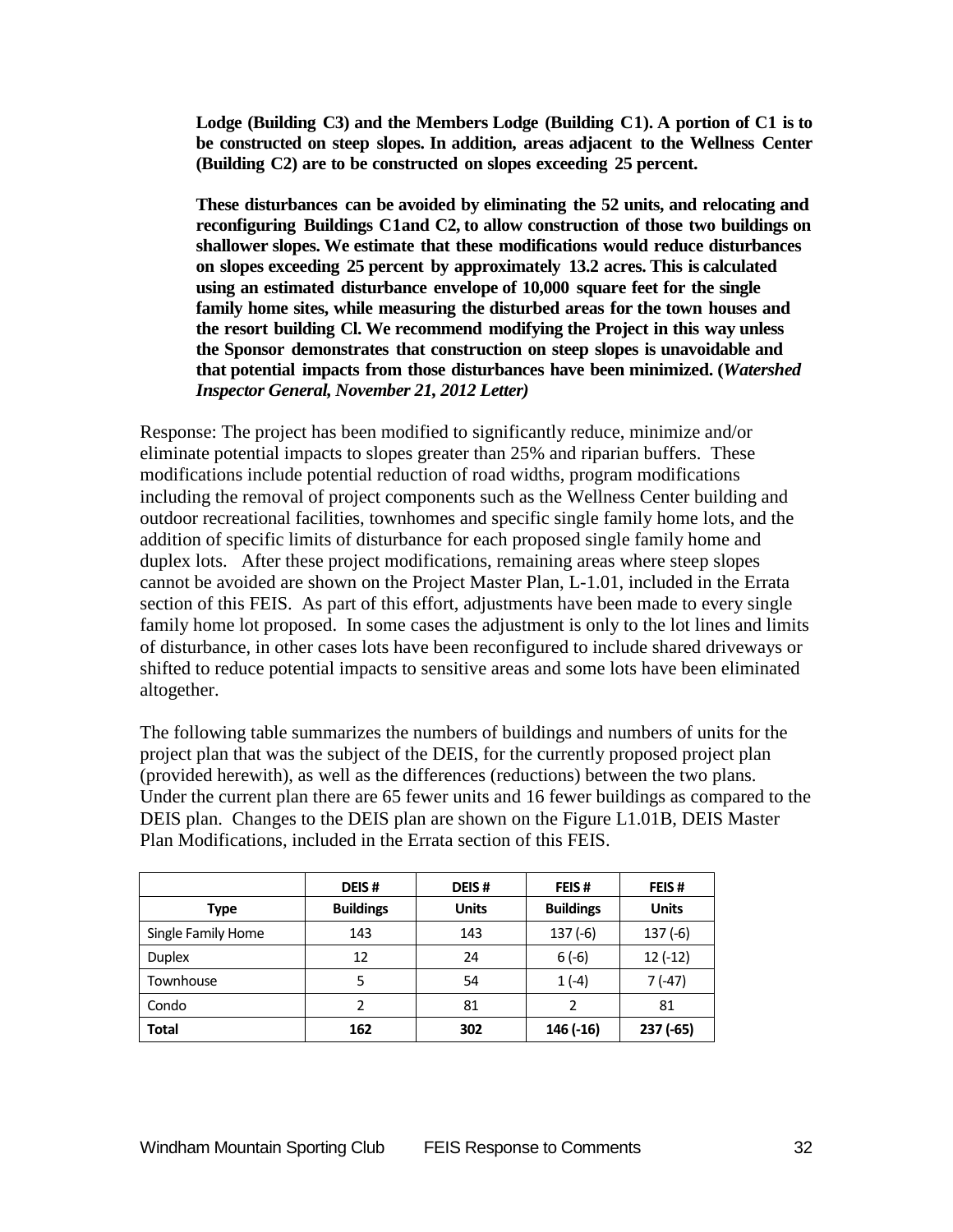**Lodge (Building C3) and the Members Lodge (Building C1). A portion of C1 is to be constructed on steep slopes. In addition, areas adjacent to the Wellness Center (Building C2) are to be constructed on slopes exceeding 25 percent.**

**These disturbances can be avoided by eliminating the 52 units, and relocating and reconfiguring Buildings C1and C2, to allow construction of those two buildings on shallower slopes. We estimate that these modifications would reduce disturbances on slopes exceeding 25 percent by approximately 13.2 acres. This is calculated using an estimated disturbance envelope of 10,000 square feet for the single family home sites, while measuring the disturbed areas for the town houses and the resort building Cl. We recommend modifying the Project in this way unless the Sponsor demonstrates that construction on steep slopes is unavoidable and that potential impacts from those disturbances have been minimized. (*Watershed Inspector General, November 21, 2012 Letter*)**

Response: The project has been modified to significantly reduce, minimize and/or eliminate potential impacts to slopes greater than 25% and riparian buffers. These modifications include potential reduction of road widths, program modifications including the removal of project components such as the Wellness Center building and outdoor recreational facilities, townhomes and specific single family home lots, and the addition of specific limits of disturbance for each proposed single family home and duplex lots. After these project modifications, remaining areas where steep slopes cannot be avoided are shown on the Project Master Plan, L-1.01, included in the Errata section of this FEIS. As part of this effort, adjustments have been made to every single family home lot proposed. In some cases the adjustment is only to the lot lines and limits of disturbance, in other cases lots have been reconfigured to include shared driveways or shifted to reduce potential impacts to sensitive areas and some lots have been eliminated altogether.

The following table summarizes the numbers of buildings and numbers of units for the project plan that was the subject of the DEIS, for the currently proposed project plan (provided herewith), as well as the differences (reductions) between the two plans. Under the current plan there are 65 fewer units and 16 fewer buildings as compared to the DEIS plan. Changes to the DEIS plan are shown on the Figure L1.01B, DEIS Master Plan Modifications, included in the Errata section of this FEIS.

| Type | DEIS # Buildings | DEIS # Units | FEIS # Buildings | FEIS # Units |
|---|---|---|---|---|
| Single Family Home | 143 | 143 | 137 (-6) | 137 (-6) |
| Duplex | 12 | 24 | 6 (-6) | 12 (-12) |
| Townhouse | 5 | 54 | 1 (-4) | 7 (-47) |
| Condo | 2 | 81 | 2 | 81 |
| **Total** | **162** | **302** | **146 (-16)** | **237 (-65)** |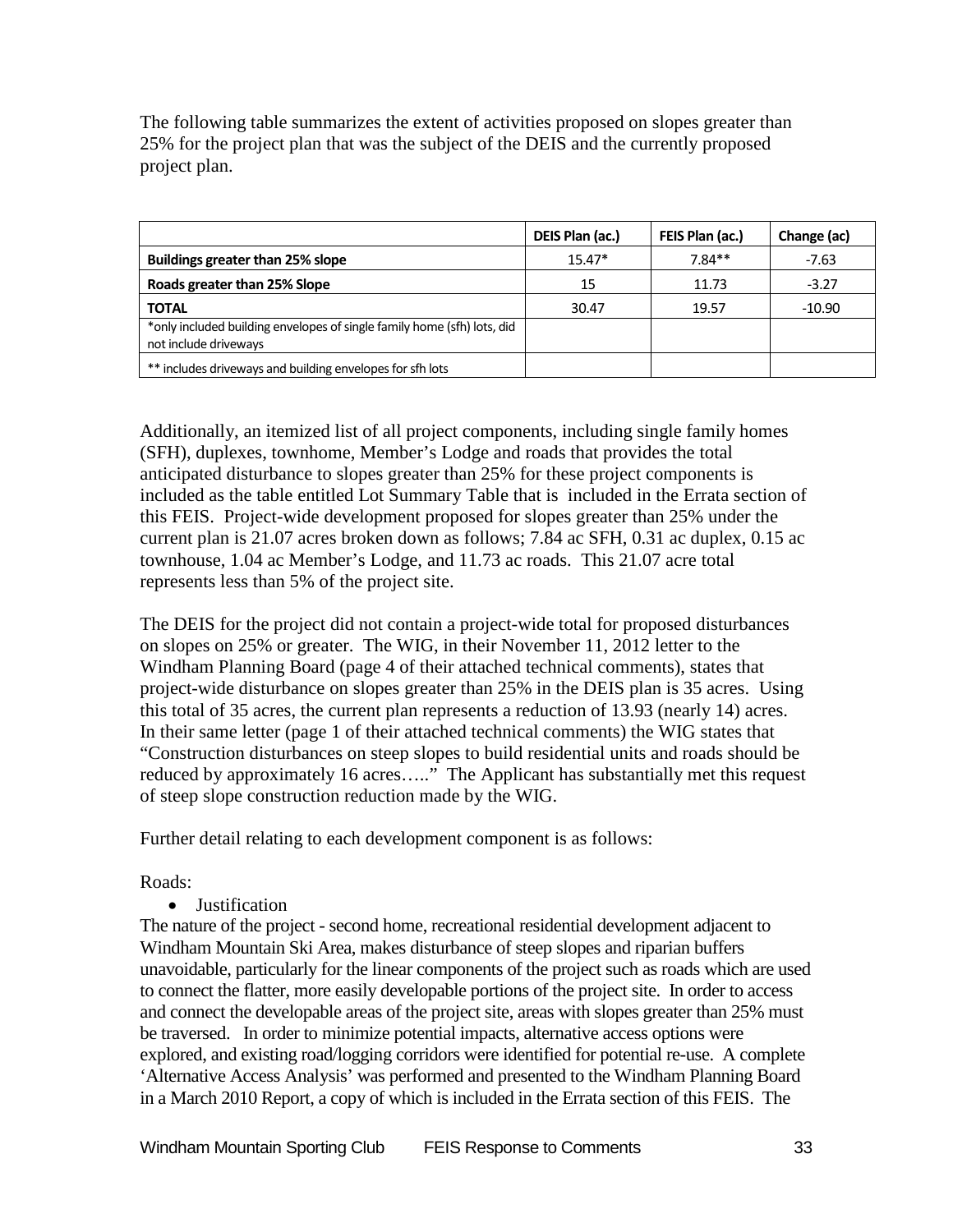The following table summarizes the extent of activities proposed on slopes greater than 25% for the project plan that was the subject of the DEIS and the currently proposed project plan.

| | DEIS Plan (ac.) | FEIS Plan (ac.) | Change (ac) |
|---|---|---|---|
| **Buildings greater than 25% slope** | 15.47* | 7.84** | -7.63 |
| **Roads greater than 25% Slope** | 15 | 11.73 | -3.27 |
| **TOTAL** | 30.47 | 19.57 | -10.90 |
| *only included building envelopes of single family home (sfh) lots, did not include driveways | | | |
| ** includes driveways and building envelopes for sfh lots | | | |

Additionally, an itemized list of all project components, including single family homes (SFH), duplexes, townhome, Member's Lodge and roads that provides the total anticipated disturbance to slopes greater than 25% for these project components is included as the table entitled Lot Summary Table that is included in the Errata section of this FEIS. Project-wide development proposed for slopes greater than 25% under the current plan is 21.07 acres broken down as follows; 7.84 ac SFH, 0.31 ac duplex, 0.15 ac townhouse, 1.04 ac Member's Lodge, and 11.73 ac roads. This 21.07 acre total represents less than 5% of the project site.

The DEIS for the project did not contain a project-wide total for proposed disturbances on slopes on 25% or greater. The WIG, in their November 11, 2012 letter to the Windham Planning Board (page 4 of their attached technical comments), states that project-wide disturbance on slopes greater than 25% in the DEIS plan is 35 acres. Using this total of 35 acres, the current plan represents a reduction of 13.93 (nearly 14) acres. In their same letter (page 1 of their attached technical comments) the WIG states that "Construction disturbances on steep slopes to build residential units and roads should be reduced by approximately 16 acres….." The Applicant has substantially met this request of steep slope construction reduction made by the WIG.

Further detail relating to each development component is as follows:

Roads:

- Justification

The nature of the project - second home, recreational residential development adjacent to Windham Mountain Ski Area, makes disturbance of steep slopes and riparian buffers unavoidable, particularly for the linear components of the project such as roads which are used to connect the flatter, more easily developable portions of the project site. In order to access and connect the developable areas of the project site, areas with slopes greater than 25% must be traversed. In order to minimize potential impacts, alternative access options were explored, and existing road/logging corridors were identified for potential re-use. A complete 'Alternative Access Analysis' was performed and presented to the Windham Planning Board in a March 2010 Report, a copy of which is included in the Errata section of this FEIS. The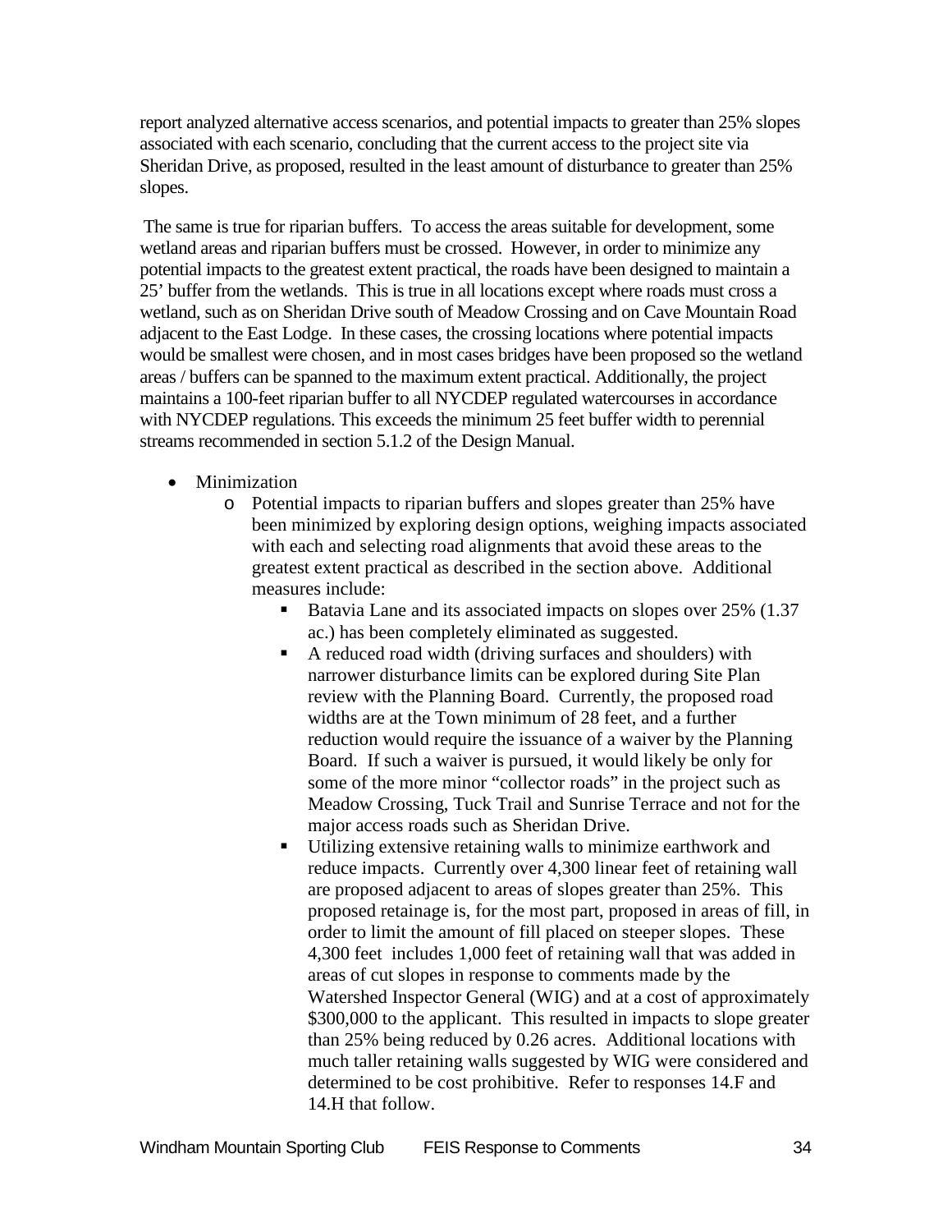report analyzed alternative access scenarios, and potential impacts to greater than 25% slopes associated with each scenario, concluding that the current access to the project site via Sheridan Drive, as proposed, resulted in the least amount of disturbance to greater than 25% slopes.

The same is true for riparian buffers. To access the areas suitable for development, some wetland areas and riparian buffers must be crossed. However, in order to minimize any potential impacts to the greatest extent practical, the roads have been designed to maintain a 25' buffer from the wetlands. This is true in all locations except where roads must cross a wetland, such as on Sheridan Drive south of Meadow Crossing and on Cave Mountain Road adjacent to the East Lodge. In these cases, the crossing locations where potential impacts would be smallest were chosen, and in most cases bridges have been proposed so the wetland areas / buffers can be spanned to the maximum extent practical. Additionally, the project maintains a 100-feet riparian buffer to all NYCDEP regulated watercourses in accordance with NYCDEP regulations. This exceeds the minimum 25 feet buffer width to perennial streams recommended in section 5.1.2 of the Design Manual.

- Minimization
  - Potential impacts to riparian buffers and slopes greater than 25% have been minimized by exploring design options, weighing impacts associated with each and selecting road alignments that avoid these areas to the greatest extent practical as described in the section above. Additional measures include:
    - Batavia Lane and its associated impacts on slopes over 25% (1.37 ac.) has been completely eliminated as suggested.
    - A reduced road width (driving surfaces and shoulders) with narrower disturbance limits can be explored during Site Plan review with the Planning Board. Currently, the proposed road widths are at the Town minimum of 28 feet, and a further reduction would require the issuance of a waiver by the Planning Board. If such a waiver is pursued, it would likely be only for some of the more minor "collector roads" in the project such as Meadow Crossing, Tuck Trail and Sunrise Terrace and not for the major access roads such as Sheridan Drive.
    - Utilizing extensive retaining walls to minimize earthwork and reduce impacts. Currently over 4,300 linear feet of retaining wall are proposed adjacent to areas of slopes greater than 25%. This proposed retainage is, for the most part, proposed in areas of fill, in order to limit the amount of fill placed on steeper slopes. These 4,300 feet includes 1,000 feet of retaining wall that was added in areas of cut slopes in response to comments made by the Watershed Inspector General (WIG) and at a cost of approximately $300,000 to the applicant. This resulted in impacts to slope greater than 25% being reduced by 0.26 acres. Additional locations with much taller retaining walls suggested by WIG were considered and determined to be cost prohibitive. Refer to responses 14.F and 14.H that follow.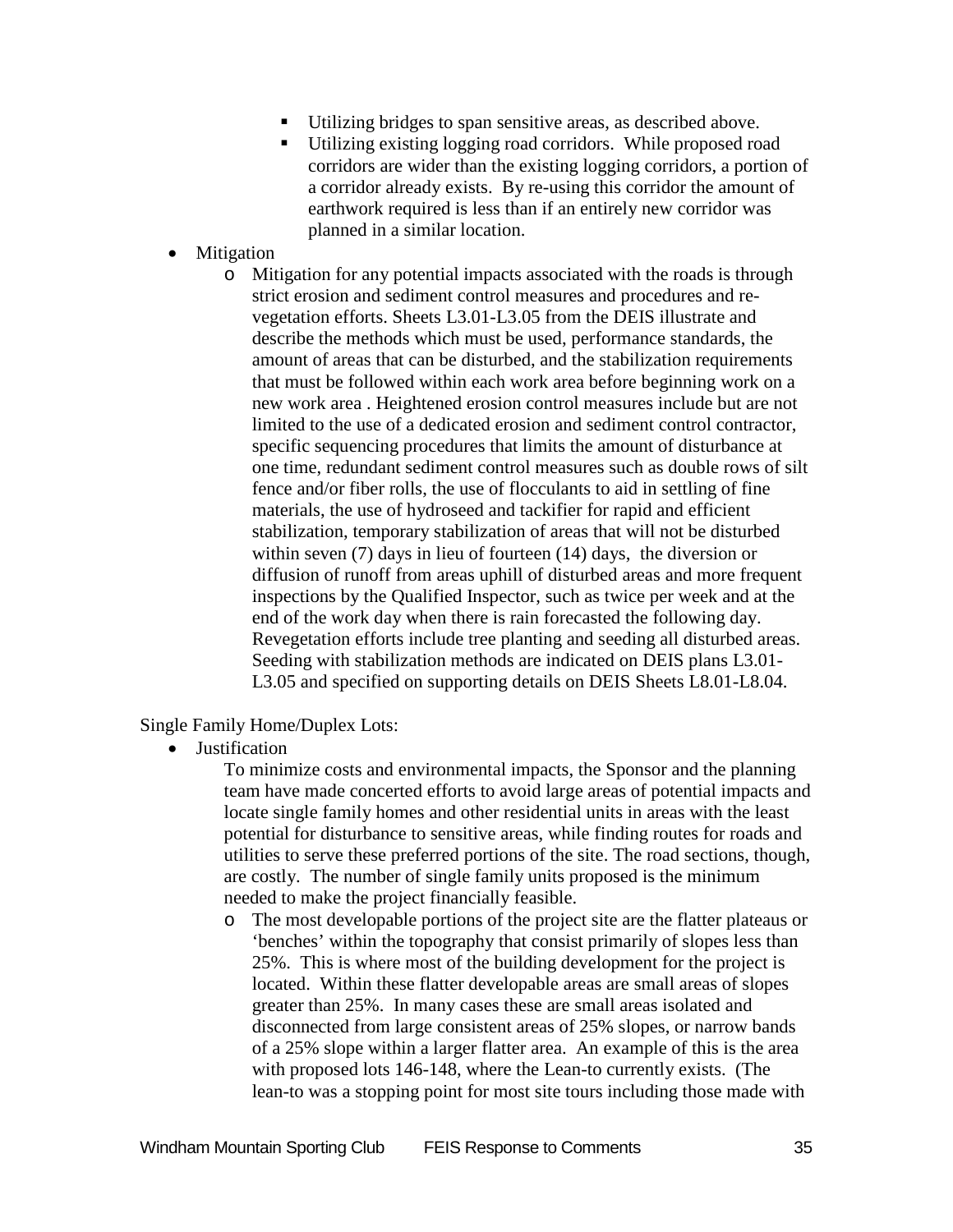- Utilizing bridges to span sensitive areas, as described above.
    - Utilizing existing logging road corridors. While proposed road corridors are wider than the existing logging corridors, a portion of a corridor already exists. By re-using this corridor the amount of earthwork required is less than if an entirely new corridor was planned in a similar location.
- Mitigation
  - Mitigation for any potential impacts associated with the roads is through strict erosion and sediment control measures and procedures and re-vegetation efforts. Sheets L3.01-L3.05 from the DEIS illustrate and describe the methods which must be used, performance standards, the amount of areas that can be disturbed, and the stabilization requirements that must be followed within each work area before beginning work on a new work area . Heightened erosion control measures include but are not limited to the use of a dedicated erosion and sediment control contractor, specific sequencing procedures that limits the amount of disturbance at one time, redundant sediment control measures such as double rows of silt fence and/or fiber rolls, the use of flocculants to aid in settling of fine materials, the use of hydroseed and tackifier for rapid and efficient stabilization, temporary stabilization of areas that will not be disturbed within seven (7) days in lieu of fourteen (14) days, the diversion or diffusion of runoff from areas uphill of disturbed areas and more frequent inspections by the Qualified Inspector, such as twice per week and at the end of the work day when there is rain forecasted the following day. Revegetation efforts include tree planting and seeding all disturbed areas. Seeding with stabilization methods are indicated on DEIS plans L3.01-L3.05 and specified on supporting details on DEIS Sheets L8.01-L8.04.

Single Family Home/Duplex Lots:

- Justification

  To minimize costs and environmental impacts, the Sponsor and the planning team have made concerted efforts to avoid large areas of potential impacts and locate single family homes and other residential units in areas with the least potential for disturbance to sensitive areas, while finding routes for roads and utilities to serve these preferred portions of the site. The road sections, though, are costly. The number of single family units proposed is the minimum needed to make the project financially feasible.

  - The most developable portions of the project site are the flatter plateaus or 'benches' within the topography that consist primarily of slopes less than 25%. This is where most of the building development for the project is located. Within these flatter developable areas are small areas of slopes greater than 25%. In many cases these are small areas isolated and disconnected from large consistent areas of 25% slopes, or narrow bands of a 25% slope within a larger flatter area. An example of this is the area with proposed lots 146-148, where the Lean-to currently exists. (The lean-to was a stopping point for most site tours including those made with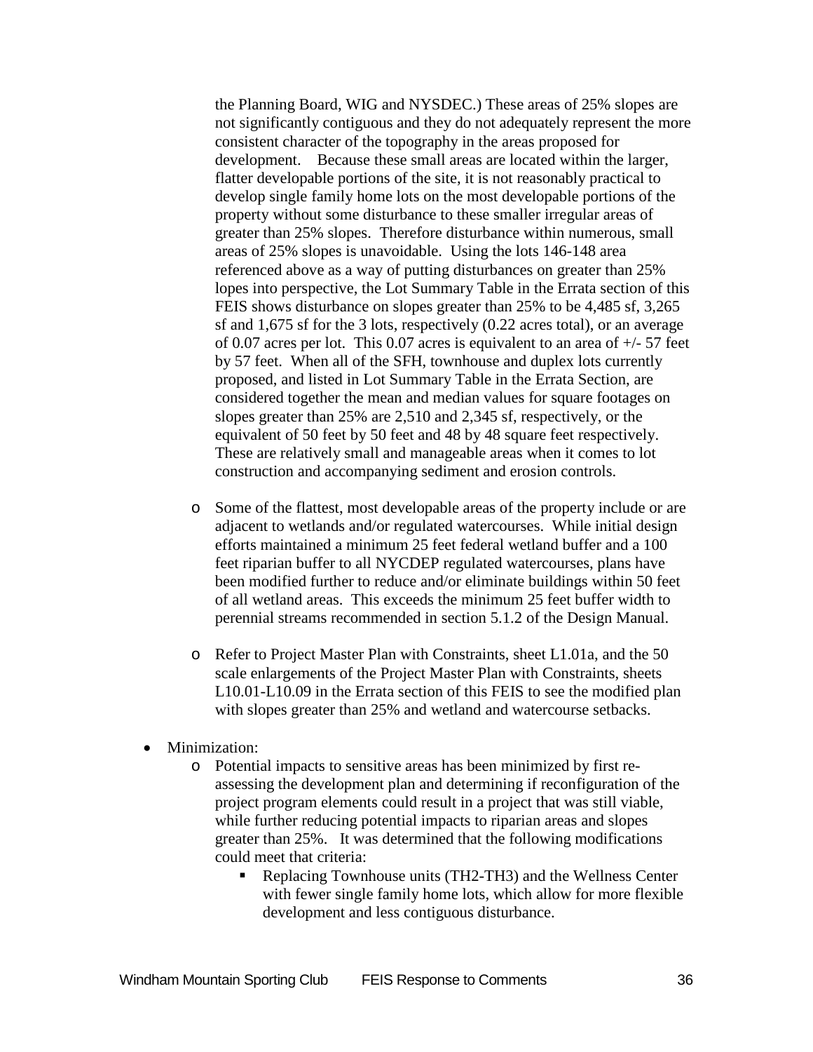the Planning Board, WIG and NYSDEC.) These areas of 25% slopes are not significantly contiguous and they do not adequately represent the more consistent character of the topography in the areas proposed for development. Because these small areas are located within the larger, flatter developable portions of the site, it is not reasonably practical to develop single family home lots on the most developable portions of the property without some disturbance to these smaller irregular areas of greater than 25% slopes. Therefore disturbance within numerous, small areas of 25% slopes is unavoidable. Using the lots 146-148 area referenced above as a way of putting disturbances on greater than 25% lopes into perspective, the Lot Summary Table in the Errata section of this FEIS shows disturbance on slopes greater than 25% to be 4,485 sf, 3,265 sf and 1,675 sf for the 3 lots, respectively (0.22 acres total), or an average of 0.07 acres per lot. This 0.07 acres is equivalent to an area of +/- 57 feet by 57 feet. When all of the SFH, townhouse and duplex lots currently proposed, and listed in Lot Summary Table in the Errata Section, are considered together the mean and median values for square footages on slopes greater than 25% are 2,510 and 2,345 sf, respectively, or the equivalent of 50 feet by 50 feet and 48 by 48 square feet respectively. These are relatively small and manageable areas when it comes to lot construction and accompanying sediment and erosion controls.

- Some of the flattest, most developable areas of the property include or are adjacent to wetlands and/or regulated watercourses. While initial design efforts maintained a minimum 25 feet federal wetland buffer and a 100 feet riparian buffer to all NYCDEP regulated watercourses, plans have been modified further to reduce and/or eliminate buildings within 50 feet of all wetland areas. This exceeds the minimum 25 feet buffer width to perennial streams recommended in section 5.1.2 of the Design Manual.

- Refer to Project Master Plan with Constraints, sheet L1.01a, and the 50 scale enlargements of the Project Master Plan with Constraints, sheets L10.01-L10.09 in the Errata section of this FEIS to see the modified plan with slopes greater than 25% and wetland and watercourse setbacks.

- Minimization:
  - Potential impacts to sensitive areas has been minimized by first re-assessing the development plan and determining if reconfiguration of the project program elements could result in a project that was still viable, while further reducing potential impacts to riparian areas and slopes greater than 25%. It was determined that the following modifications could meet that criteria:
    - Replacing Townhouse units (TH2-TH3) and the Wellness Center with fewer single family home lots, which allow for more flexible development and less contiguous disturbance.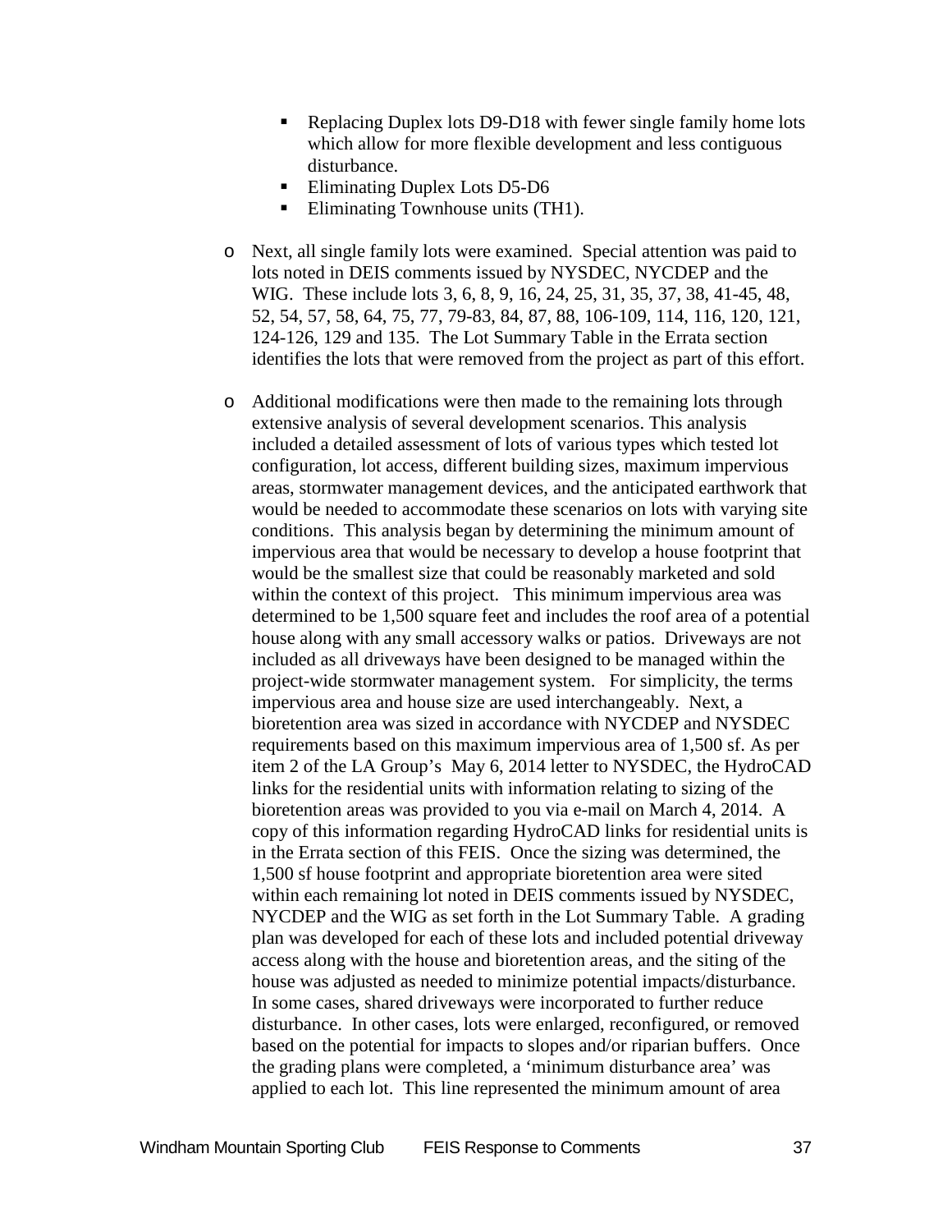- Replacing Duplex lots D9-D18 with fewer single family home lots which allow for more flexible development and less contiguous disturbance.
- Eliminating Duplex Lots D5-D6
- Eliminating Townhouse units (TH1).

- Next, all single family lots were examined. Special attention was paid to lots noted in DEIS comments issued by NYSDEC, NYCDEP and the WIG. These include lots 3, 6, 8, 9, 16, 24, 25, 31, 35, 37, 38, 41-45, 48, 52, 54, 57, 58, 64, 75, 77, 79-83, 84, 87, 88, 106-109, 114, 116, 120, 121, 124-126, 129 and 135. The Lot Summary Table in the Errata section identifies the lots that were removed from the project as part of this effort.

- Additional modifications were then made to the remaining lots through extensive analysis of several development scenarios. This analysis included a detailed assessment of lots of various types which tested lot configuration, lot access, different building sizes, maximum impervious areas, stormwater management devices, and the anticipated earthwork that would be needed to accommodate these scenarios on lots with varying site conditions. This analysis began by determining the minimum amount of impervious area that would be necessary to develop a house footprint that would be the smallest size that could be reasonably marketed and sold within the context of this project. This minimum impervious area was determined to be 1,500 square feet and includes the roof area of a potential house along with any small accessory walks or patios. Driveways are not included as all driveways have been designed to be managed within the project-wide stormwater management system. For simplicity, the terms impervious area and house size are used interchangeably. Next, a bioretention area was sized in accordance with NYCDEP and NYSDEC requirements based on this maximum impervious area of 1,500 sf. As per item 2 of the LA Group's May 6, 2014 letter to NYSDEC, the HydroCAD links for the residential units with information relating to sizing of the bioretention areas was provided to you via e-mail on March 4, 2014. A copy of this information regarding HydroCAD links for residential units is in the Errata section of this FEIS. Once the sizing was determined, the 1,500 sf house footprint and appropriate bioretention area were sited within each remaining lot noted in DEIS comments issued by NYSDEC, NYCDEP and the WIG as set forth in the Lot Summary Table. A grading plan was developed for each of these lots and included potential driveway access along with the house and bioretention areas, and the siting of the house was adjusted as needed to minimize potential impacts/disturbance. In some cases, shared driveways were incorporated to further reduce disturbance. In other cases, lots were enlarged, reconfigured, or removed based on the potential for impacts to slopes and/or riparian buffers. Once the grading plans were completed, a 'minimum disturbance area' was applied to each lot. This line represented the minimum amount of area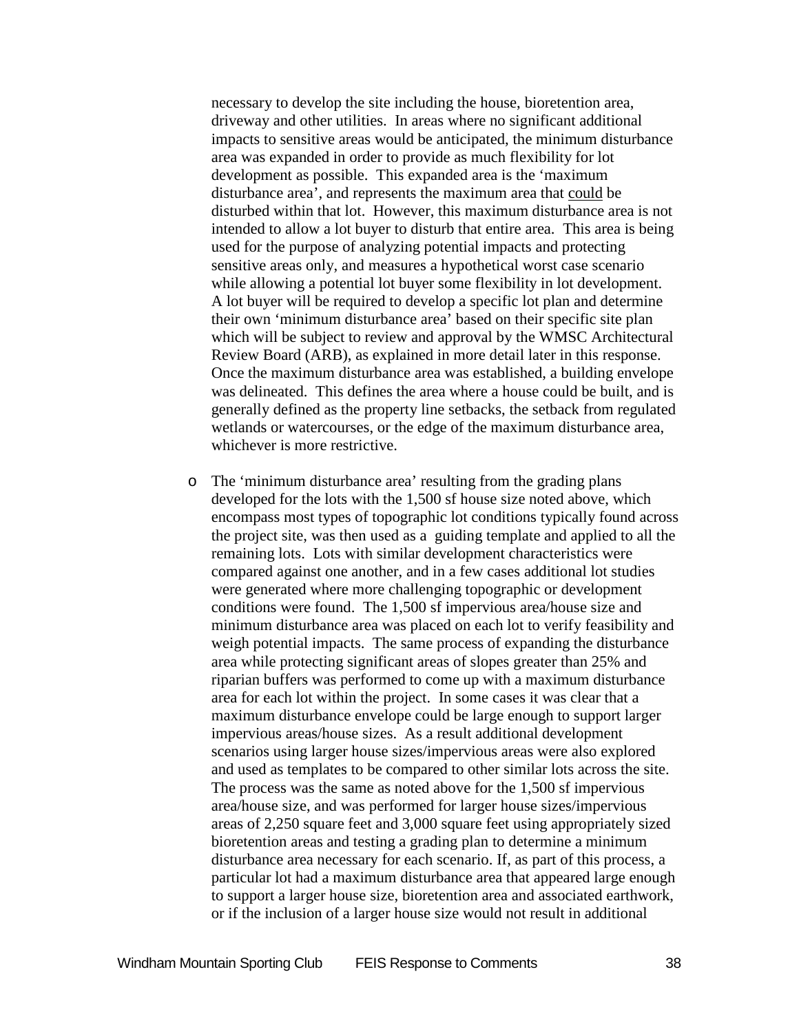necessary to develop the site including the house, bioretention area, driveway and other utilities. In areas where no significant additional impacts to sensitive areas would be anticipated, the minimum disturbance area was expanded in order to provide as much flexibility for lot development as possible. This expanded area is the 'maximum disturbance area', and represents the maximum area that could be disturbed within that lot. However, this maximum disturbance area is not intended to allow a lot buyer to disturb that entire area. This area is being used for the purpose of analyzing potential impacts and protecting sensitive areas only, and measures a hypothetical worst case scenario while allowing a potential lot buyer some flexibility in lot development. A lot buyer will be required to develop a specific lot plan and determine their own 'minimum disturbance area' based on their specific site plan which will be subject to review and approval by the WMSC Architectural Review Board (ARB), as explained in more detail later in this response. Once the maximum disturbance area was established, a building envelope was delineated. This defines the area where a house could be built, and is generally defined as the property line setbacks, the setback from regulated wetlands or watercourses, or the edge of the maximum disturbance area, whichever is more restrictive.

- The 'minimum disturbance area' resulting from the grading plans developed for the lots with the 1,500 sf house size noted above, which encompass most types of topographic lot conditions typically found across the project site, was then used as a guiding template and applied to all the remaining lots. Lots with similar development characteristics were compared against one another, and in a few cases additional lot studies were generated where more challenging topographic or development conditions were found. The 1,500 sf impervious area/house size and minimum disturbance area was placed on each lot to verify feasibility and weigh potential impacts. The same process of expanding the disturbance area while protecting significant areas of slopes greater than 25% and riparian buffers was performed to come up with a maximum disturbance area for each lot within the project. In some cases it was clear that a maximum disturbance envelope could be large enough to support larger impervious areas/house sizes. As a result additional development scenarios using larger house sizes/impervious areas were also explored and used as templates to be compared to other similar lots across the site. The process was the same as noted above for the 1,500 sf impervious area/house size, and was performed for larger house sizes/impervious areas of 2,250 square feet and 3,000 square feet using appropriately sized bioretention areas and testing a grading plan to determine a minimum disturbance area necessary for each scenario. If, as part of this process, a particular lot had a maximum disturbance area that appeared large enough to support a larger house size, bioretention area and associated earthwork, or if the inclusion of a larger house size would not result in additional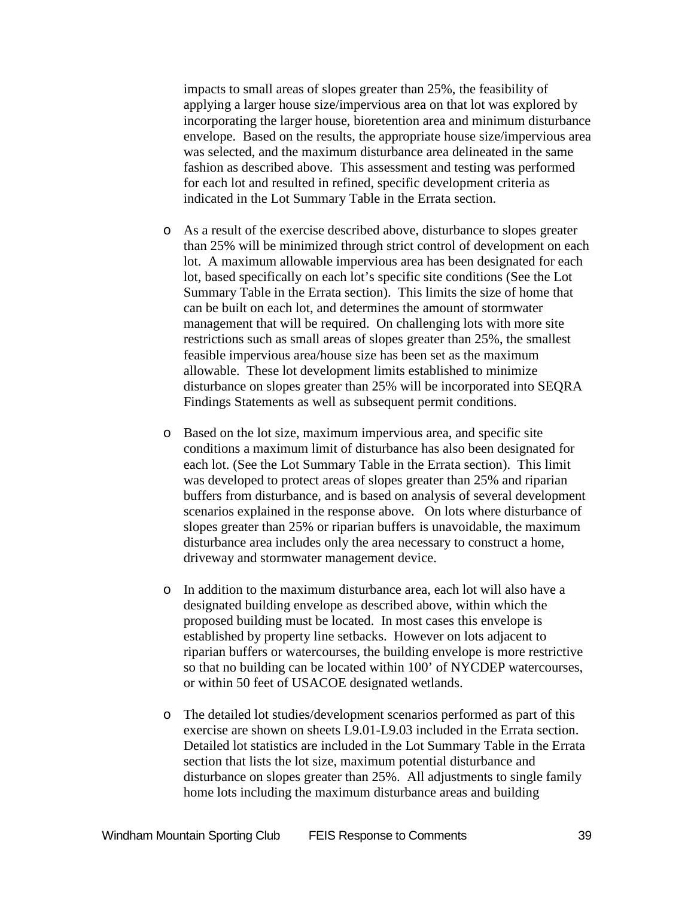impacts to small areas of slopes greater than 25%, the feasibility of applying a larger house size/impervious area on that lot was explored by incorporating the larger house, bioretention area and minimum disturbance envelope. Based on the results, the appropriate house size/impervious area was selected, and the maximum disturbance area delineated in the same fashion as described above. This assessment and testing was performed for each lot and resulted in refined, specific development criteria as indicated in the Lot Summary Table in the Errata section.

- As a result of the exercise described above, disturbance to slopes greater than 25% will be minimized through strict control of development on each lot. A maximum allowable impervious area has been designated for each lot, based specifically on each lot's specific site conditions (See the Lot Summary Table in the Errata section). This limits the size of home that can be built on each lot, and determines the amount of stormwater management that will be required. On challenging lots with more site restrictions such as small areas of slopes greater than 25%, the smallest feasible impervious area/house size has been set as the maximum allowable. These lot development limits established to minimize disturbance on slopes greater than 25% will be incorporated into SEQRA Findings Statements as well as subsequent permit conditions.

- Based on the lot size, maximum impervious area, and specific site conditions a maximum limit of disturbance has also been designated for each lot. (See the Lot Summary Table in the Errata section). This limit was developed to protect areas of slopes greater than 25% and riparian buffers from disturbance, and is based on analysis of several development scenarios explained in the response above. On lots where disturbance of slopes greater than 25% or riparian buffers is unavoidable, the maximum disturbance area includes only the area necessary to construct a home, driveway and stormwater management device.

- In addition to the maximum disturbance area, each lot will also have a designated building envelope as described above, within which the proposed building must be located. In most cases this envelope is established by property line setbacks. However on lots adjacent to riparian buffers or watercourses, the building envelope is more restrictive so that no building can be located within 100' of NYCDEP watercourses, or within 50 feet of USACOE designated wetlands.

- The detailed lot studies/development scenarios performed as part of this exercise are shown on sheets L9.01-L9.03 included in the Errata section. Detailed lot statistics are included in the Lot Summary Table in the Errata section that lists the lot size, maximum potential disturbance and disturbance on slopes greater than 25%. All adjustments to single family home lots including the maximum disturbance areas and building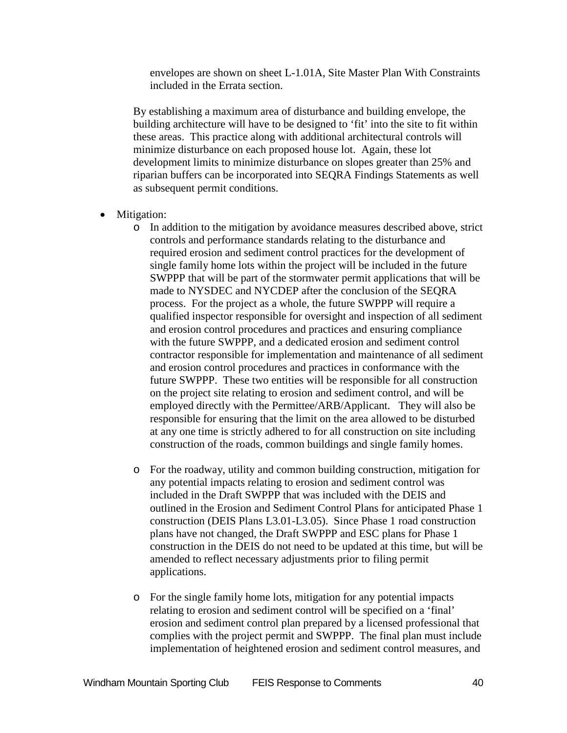envelopes are shown on sheet L-1.01A, Site Master Plan With Constraints included in the Errata section.

By establishing a maximum area of disturbance and building envelope, the building architecture will have to be designed to 'fit' into the site to fit within these areas. This practice along with additional architectural controls will minimize disturbance on each proposed house lot. Again, these lot development limits to minimize disturbance on slopes greater than 25% and riparian buffers can be incorporated into SEQRA Findings Statements as well as subsequent permit conditions.

- Mitigation:
  - In addition to the mitigation by avoidance measures described above, strict controls and performance standards relating to the disturbance and required erosion and sediment control practices for the development of single family home lots within the project will be included in the future SWPPP that will be part of the stormwater permit applications that will be made to NYSDEC and NYCDEP after the conclusion of the SEQRA process. For the project as a whole, the future SWPPP will require a qualified inspector responsible for oversight and inspection of all sediment and erosion control procedures and practices and ensuring compliance with the future SWPPP, and a dedicated erosion and sediment control contractor responsible for implementation and maintenance of all sediment and erosion control procedures and practices in conformance with the future SWPPP. These two entities will be responsible for all construction on the project site relating to erosion and sediment control, and will be employed directly with the Permittee/ARB/Applicant. They will also be responsible for ensuring that the limit on the area allowed to be disturbed at any one time is strictly adhered to for all construction on site including construction of the roads, common buildings and single family homes.
  - For the roadway, utility and common building construction, mitigation for any potential impacts relating to erosion and sediment control was included in the Draft SWPPP that was included with the DEIS and outlined in the Erosion and Sediment Control Plans for anticipated Phase 1 construction (DEIS Plans L3.01-L3.05). Since Phase 1 road construction plans have not changed, the Draft SWPPP and ESC plans for Phase 1 construction in the DEIS do not need to be updated at this time, but will be amended to reflect necessary adjustments prior to filing permit applications.
  - For the single family home lots, mitigation for any potential impacts relating to erosion and sediment control will be specified on a 'final' erosion and sediment control plan prepared by a licensed professional that complies with the project permit and SWPPP. The final plan must include implementation of heightened erosion and sediment control measures, and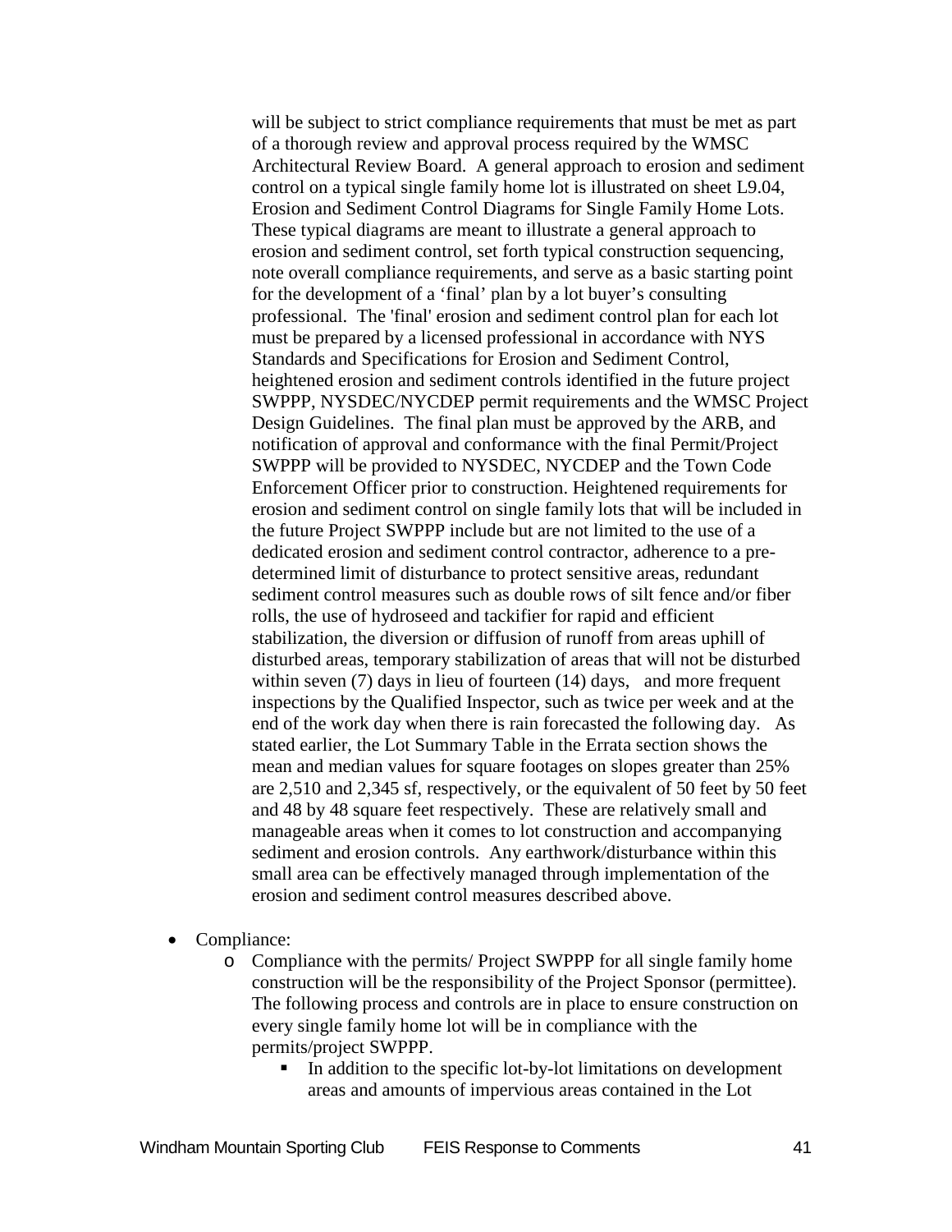will be subject to strict compliance requirements that must be met as part of a thorough review and approval process required by the WMSC Architectural Review Board. A general approach to erosion and sediment control on a typical single family home lot is illustrated on sheet L9.04, Erosion and Sediment Control Diagrams for Single Family Home Lots. These typical diagrams are meant to illustrate a general approach to erosion and sediment control, set forth typical construction sequencing, note overall compliance requirements, and serve as a basic starting point for the development of a 'final' plan by a lot buyer's consulting professional. The 'final' erosion and sediment control plan for each lot must be prepared by a licensed professional in accordance with NYS Standards and Specifications for Erosion and Sediment Control, heightened erosion and sediment controls identified in the future project SWPPP, NYSDEC/NYCDEP permit requirements and the WMSC Project Design Guidelines. The final plan must be approved by the ARB, and notification of approval and conformance with the final Permit/Project SWPPP will be provided to NYSDEC, NYCDEP and the Town Code Enforcement Officer prior to construction. Heightened requirements for erosion and sediment control on single family lots that will be included in the future Project SWPPP include but are not limited to the use of a dedicated erosion and sediment control contractor, adherence to a pre-determined limit of disturbance to protect sensitive areas, redundant sediment control measures such as double rows of silt fence and/or fiber rolls, the use of hydroseed and tackifier for rapid and efficient stabilization, the diversion or diffusion of runoff from areas uphill of disturbed areas, temporary stabilization of areas that will not be disturbed within seven (7) days in lieu of fourteen (14) days, and more frequent inspections by the Qualified Inspector, such as twice per week and at the end of the work day when there is rain forecasted the following day. As stated earlier, the Lot Summary Table in the Errata section shows the mean and median values for square footages on slopes greater than 25% are 2,510 and 2,345 sf, respectively, or the equivalent of 50 feet by 50 feet and 48 by 48 square feet respectively. These are relatively small and manageable areas when it comes to lot construction and accompanying sediment and erosion controls. Any earthwork/disturbance within this small area can be effectively managed through implementation of the erosion and sediment control measures described above.

- Compliance:
  - Compliance with the permits/ Project SWPPP for all single family home construction will be the responsibility of the Project Sponsor (permittee). The following process and controls are in place to ensure construction on every single family home lot will be in compliance with the permits/project SWPPP.
    - In addition to the specific lot-by-lot limitations on development areas and amounts of impervious areas contained in the Lot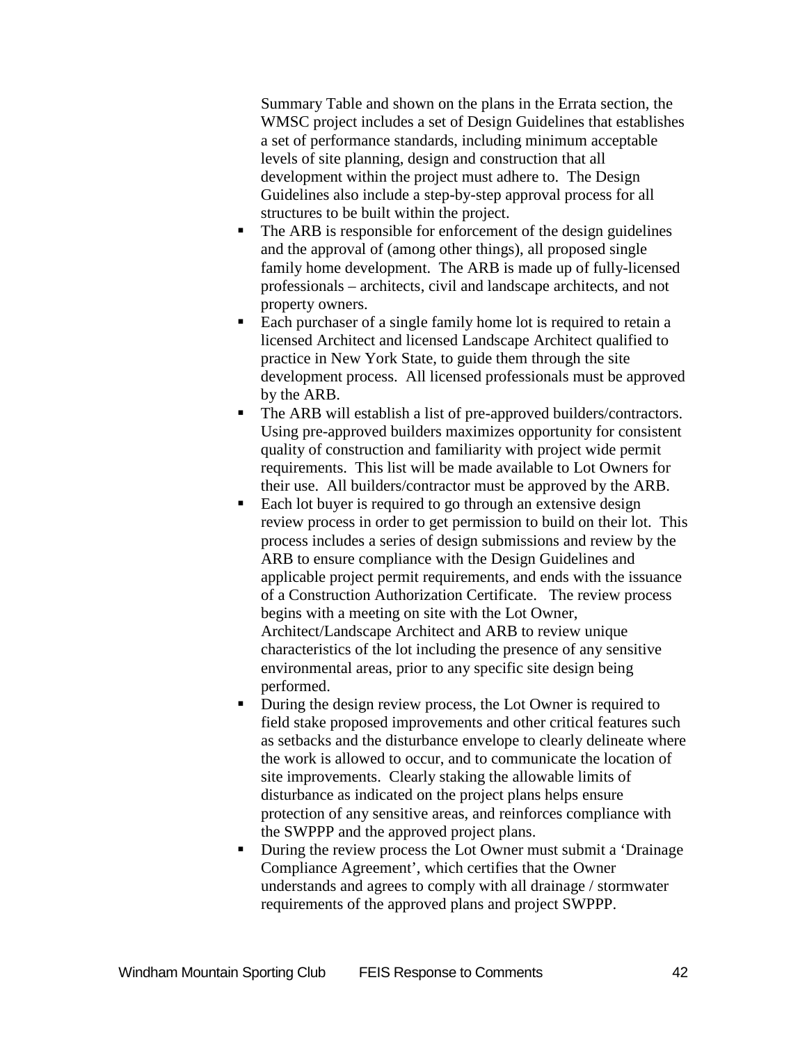Summary Table and shown on the plans in the Errata section, the WMSC project includes a set of Design Guidelines that establishes a set of performance standards, including minimum acceptable levels of site planning, design and construction that all development within the project must adhere to. The Design Guidelines also include a step-by-step approval process for all structures to be built within the project.

- The ARB is responsible for enforcement of the design guidelines and the approval of (among other things), all proposed single family home development. The ARB is made up of fully-licensed professionals – architects, civil and landscape architects, and not property owners.
- Each purchaser of a single family home lot is required to retain a licensed Architect and licensed Landscape Architect qualified to practice in New York State, to guide them through the site development process. All licensed professionals must be approved by the ARB.
- The ARB will establish a list of pre-approved builders/contractors. Using pre-approved builders maximizes opportunity for consistent quality of construction and familiarity with project wide permit requirements. This list will be made available to Lot Owners for their use. All builders/contractor must be approved by the ARB.
- Each lot buyer is required to go through an extensive design review process in order to get permission to build on their lot. This process includes a series of design submissions and review by the ARB to ensure compliance with the Design Guidelines and applicable project permit requirements, and ends with the issuance of a Construction Authorization Certificate. The review process begins with a meeting on site with the Lot Owner, Architect/Landscape Architect and ARB to review unique characteristics of the lot including the presence of any sensitive environmental areas, prior to any specific site design being performed.
- During the design review process, the Lot Owner is required to field stake proposed improvements and other critical features such as setbacks and the disturbance envelope to clearly delineate where the work is allowed to occur, and to communicate the location of site improvements. Clearly staking the allowable limits of disturbance as indicated on the project plans helps ensure protection of any sensitive areas, and reinforces compliance with the SWPPP and the approved project plans.
- During the review process the Lot Owner must submit a 'Drainage Compliance Agreement', which certifies that the Owner understands and agrees to comply with all drainage / stormwater requirements of the approved plans and project SWPPP.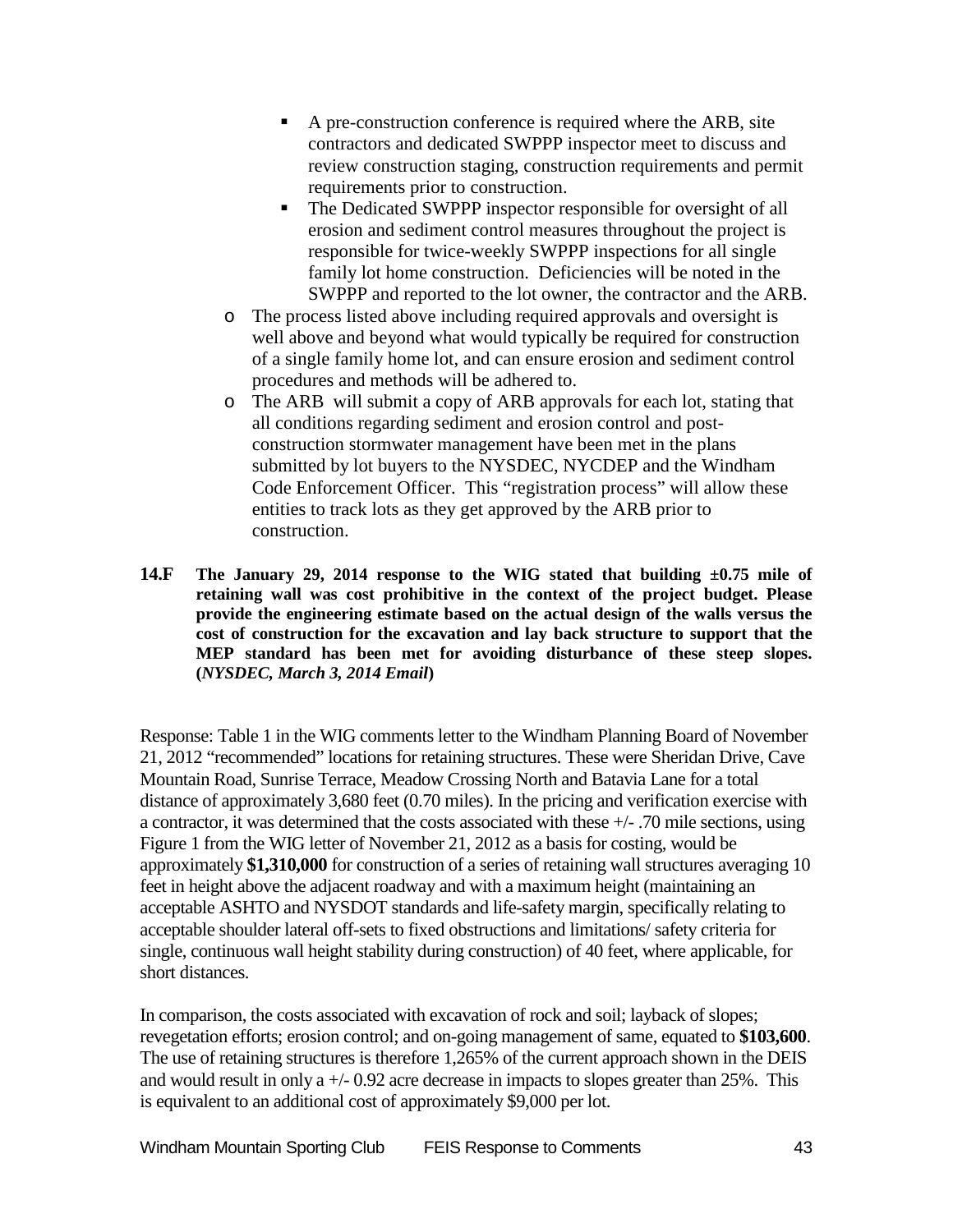- A pre-construction conference is required where the ARB, site contractors and dedicated SWPPP inspector meet to discuss and review construction staging, construction requirements and permit requirements prior to construction.
   - The Dedicated SWPPP inspector responsible for oversight of all erosion and sediment control measures throughout the project is responsible for twice-weekly SWPPP inspections for all single family lot home construction. Deficiencies will be noted in the SWPPP and reported to the lot owner, the contractor and the ARB.
- The process listed above including required approvals and oversight is well above and beyond what would typically be required for construction of a single family home lot, and can ensure erosion and sediment control procedures and methods will be adhered to.
- The ARB will submit a copy of ARB approvals for each lot, stating that all conditions regarding sediment and erosion control and post-construction stormwater management have been met in the plans submitted by lot buyers to the NYSDEC, NYCDEP and the Windham Code Enforcement Officer. This "registration process" will allow these entities to track lots as they get approved by the ARB prior to construction.

**14.F The January 29, 2014 response to the WIG stated that building ±0.75 mile of retaining wall was cost prohibitive in the context of the project budget. Please provide the engineering estimate based on the actual design of the walls versus the cost of construction for the excavation and lay back structure to support that the MEP standard has been met for avoiding disturbance of these steep slopes. (*NYSDEC, March 3, 2014 Email*)**

Response: Table 1 in the WIG comments letter to the Windham Planning Board of November 21, 2012 "recommended" locations for retaining structures. These were Sheridan Drive, Cave Mountain Road, Sunrise Terrace, Meadow Crossing North and Batavia Lane for a total distance of approximately 3,680 feet (0.70 miles). In the pricing and verification exercise with a contractor, it was determined that the costs associated with these +/- .70 mile sections, using Figure 1 from the WIG letter of November 21, 2012 as a basis for costing, would be approximately **$1,310,000** for construction of a series of retaining wall structures averaging 10 feet in height above the adjacent roadway and with a maximum height (maintaining an acceptable ASHTO and NYSDOT standards and life-safety margin, specifically relating to acceptable shoulder lateral off-sets to fixed obstructions and limitations/ safety criteria for single, continuous wall height stability during construction) of 40 feet, where applicable, for short distances.

In comparison, the costs associated with excavation of rock and soil; layback of slopes; revegetation efforts; erosion control; and on-going management of same, equated to **$103,600**. The use of retaining structures is therefore 1,265% of the current approach shown in the DEIS and would result in only a +/- 0.92 acre decrease in impacts to slopes greater than 25%. This is equivalent to an additional cost of approximately $9,000 per lot.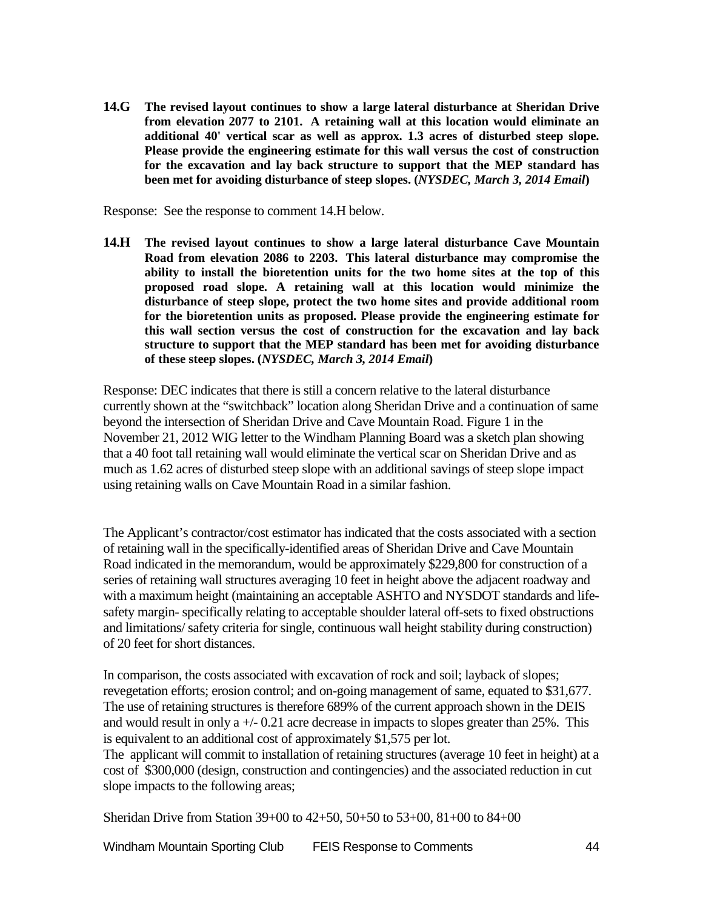**14.G The revised layout continues to show a large lateral disturbance at Sheridan Drive from elevation 2077 to 2101. A retaining wall at this location would eliminate an additional 40' vertical scar as well as approx. 1.3 acres of disturbed steep slope. Please provide the engineering estimate for this wall versus the cost of construction for the excavation and lay back structure to support that the MEP standard has been met for avoiding disturbance of steep slopes. (*NYSDEC, March 3, 2014 Email*)**

Response: See the response to comment 14.H below.

**14.H The revised layout continues to show a large lateral disturbance Cave Mountain Road from elevation 2086 to 2203. This lateral disturbance may compromise the ability to install the bioretention units for the two home sites at the top of this proposed road slope. A retaining wall at this location would minimize the disturbance of steep slope, protect the two home sites and provide additional room for the bioretention units as proposed. Please provide the engineering estimate for this wall section versus the cost of construction for the excavation and lay back structure to support that the MEP standard has been met for avoiding disturbance of these steep slopes. (*NYSDEC, March 3, 2014 Email*)**

Response: DEC indicates that there is still a concern relative to the lateral disturbance currently shown at the "switchback" location along Sheridan Drive and a continuation of same beyond the intersection of Sheridan Drive and Cave Mountain Road. Figure 1 in the November 21, 2012 WIG letter to the Windham Planning Board was a sketch plan showing that a 40 foot tall retaining wall would eliminate the vertical scar on Sheridan Drive and as much as 1.62 acres of disturbed steep slope with an additional savings of steep slope impact using retaining walls on Cave Mountain Road in a similar fashion.

The Applicant's contractor/cost estimator has indicated that the costs associated with a section of retaining wall in the specifically-identified areas of Sheridan Drive and Cave Mountain Road indicated in the memorandum, would be approximately $229,800 for construction of a series of retaining wall structures averaging 10 feet in height above the adjacent roadway and with a maximum height (maintaining an acceptable ASHTO and NYSDOT standards and life-safety margin- specifically relating to acceptable shoulder lateral off-sets to fixed obstructions and limitations/ safety criteria for single, continuous wall height stability during construction) of 20 feet for short distances.

In comparison, the costs associated with excavation of rock and soil; layback of slopes; revegetation efforts; erosion control; and on-going management of same, equated to $31,677. The use of retaining structures is therefore 689% of the current approach shown in the DEIS and would result in only a +/- 0.21 acre decrease in impacts to slopes greater than 25%. This is equivalent to an additional cost of approximately $1,575 per lot.
The applicant will commit to installation of retaining structures (average 10 feet in height) at a cost of $300,000 (design, construction and contingencies) and the associated reduction in cut slope impacts to the following areas;

Sheridan Drive from Station 39+00 to 42+50, 50+50 to 53+00, 81+00 to 84+00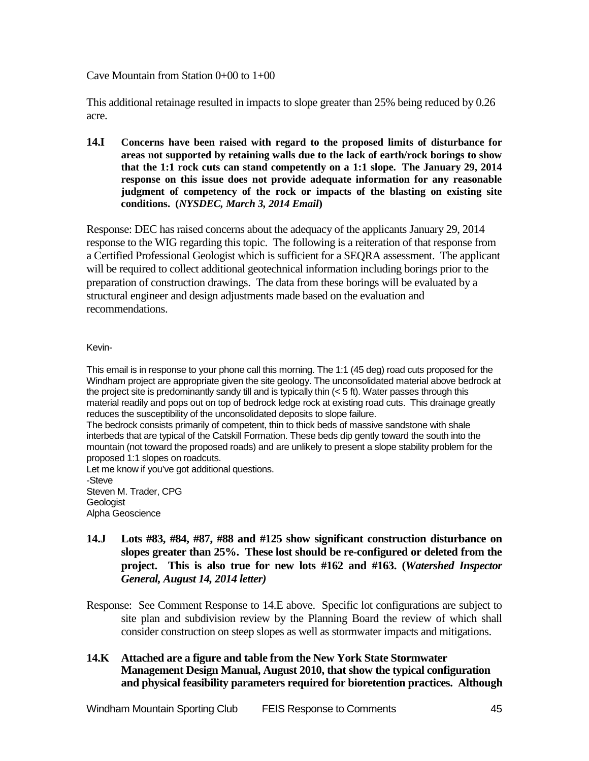Cave Mountain from Station 0+00 to 1+00

This additional retainage resulted in impacts to slope greater than 25% being reduced by 0.26 acre.

**14.I Concerns have been raised with regard to the proposed limits of disturbance for areas not supported by retaining walls due to the lack of earth/rock borings to show that the 1:1 rock cuts can stand competently on a 1:1 slope. The January 29, 2014 response on this issue does not provide adequate information for any reasonable judgment of competency of the rock or impacts of the blasting on existing site conditions. (*NYSDEC, March 3, 2014 Email*)**

Response: DEC has raised concerns about the adequacy of the applicants January 29, 2014 response to the WIG regarding this topic. The following is a reiteration of that response from a Certified Professional Geologist which is sufficient for a SEQRA assessment. The applicant will be required to collect additional geotechnical information including borings prior to the preparation of construction drawings. The data from these borings will be evaluated by a structural engineer and design adjustments made based on the evaluation and recommendations.

Kevin-

This email is in response to your phone call this morning. The 1:1 (45 deg) road cuts proposed for the Windham project are appropriate given the site geology. The unconsolidated material above bedrock at the project site is predominantly sandy till and is typically thin (< 5 ft). Water passes through this material readily and pops out on top of bedrock ledge rock at existing road cuts. This drainage greatly reduces the susceptibility of the unconsolidated deposits to slope failure.
The bedrock consists primarily of competent, thin to thick beds of massive sandstone with shale interbeds that are typical of the Catskill Formation. These beds dip gently toward the south into the mountain (not toward the proposed roads) and are unlikely to present a slope stability problem for the proposed 1:1 slopes on roadcuts.
Let me know if you've got additional questions.
-Steve
Steven M. Trader, CPG
Geologist
Alpha Geoscience

**14.J Lots #83, #84, #87, #88 and #125 show significant construction disturbance on slopes greater than 25%. These lost should be re-configured or deleted from the project. This is also true for new lots #162 and #163. (*Watershed Inspector General, August 14, 2014 letter*)**

Response: See Comment Response to 14.E above. Specific lot configurations are subject to site plan and subdivision review by the Planning Board the review of which shall consider construction on steep slopes as well as stormwater impacts and mitigations.

**14.K Attached are a figure and table from the New York State Stormwater Management Design Manual, August 2010, that show the typical configuration and physical feasibility parameters required for bioretention practices. Although**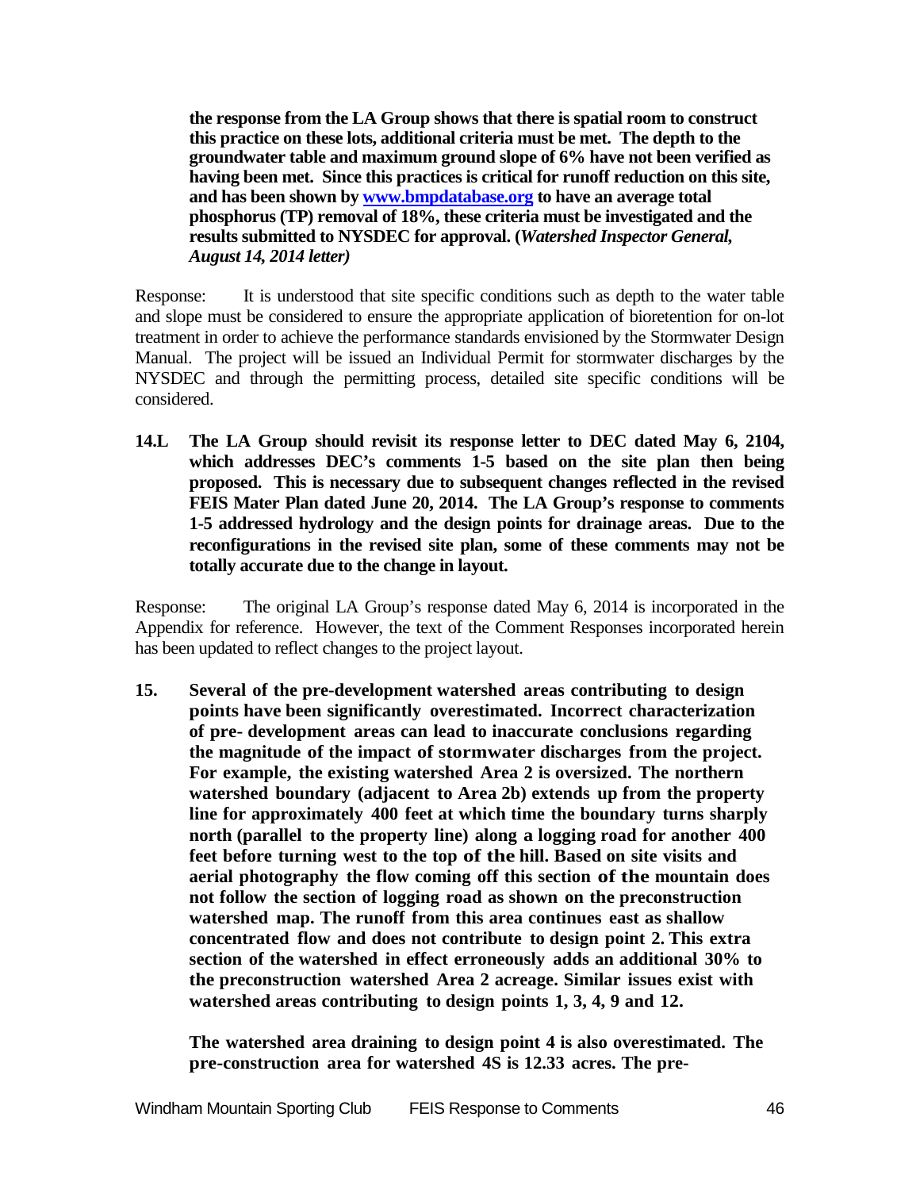**the response from the LA Group shows that there is spatial room to construct this practice on these lots, additional criteria must be met. The depth to the groundwater table and maximum ground slope of 6% have not been verified as having been met. Since this practices is critical for runoff reduction on this site, and has been shown by [www.bmpdatabase.org](www.bmpdatabase.org) to have an average total phosphorus (TP) removal of 18%, these criteria must be investigated and the results submitted to NYSDEC for approval. (*Watershed Inspector General, August 14, 2014 letter*)**

Response: It is understood that site specific conditions such as depth to the water table and slope must be considered to ensure the appropriate application of bioretention for on-lot treatment in order to achieve the performance standards envisioned by the Stormwater Design Manual. The project will be issued an Individual Permit for stormwater discharges by the NYSDEC and through the permitting process, detailed site specific conditions will be considered.

**14.L The LA Group should revisit its response letter to DEC dated May 6, 2104, which addresses DEC's comments 1-5 based on the site plan then being proposed. This is necessary due to subsequent changes reflected in the revised FEIS Mater Plan dated June 20, 2014. The LA Group's response to comments 1-5 addressed hydrology and the design points for drainage areas. Due to the reconfigurations in the revised site plan, some of these comments may not be totally accurate due to the change in layout.**

Response: The original LA Group's response dated May 6, 2014 is incorporated in the Appendix for reference. However, the text of the Comment Responses incorporated herein has been updated to reflect changes to the project layout.

**15. Several of the pre-development watershed areas contributing to design points have been significantly overestimated. Incorrect characterization of pre- development areas can lead to inaccurate conclusions regarding the magnitude of the impact of stormwater discharges from the project. For example, the existing watershed Area 2 is oversized. The northern watershed boundary (adjacent to Area 2b) extends up from the property line for approximately 400 feet at which time the boundary turns sharply north (parallel to the property line) along a logging road for another 400 feet before turning west to the top of the hill. Based on site visits and aerial photography the flow coming off this section of the mountain does not follow the section of logging road as shown on the preconstruction watershed map. The runoff from this area continues east as shallow concentrated flow and does not contribute to design point 2. This extra section of the watershed in effect erroneously adds an additional 30% to the preconstruction watershed Area 2 acreage. Similar issues exist with watershed areas contributing to design points 1, 3, 4, 9 and 12.**

**The watershed area draining to design point 4 is also overestimated. The pre-construction area for watershed 4S is 12.33 acres. The pre-**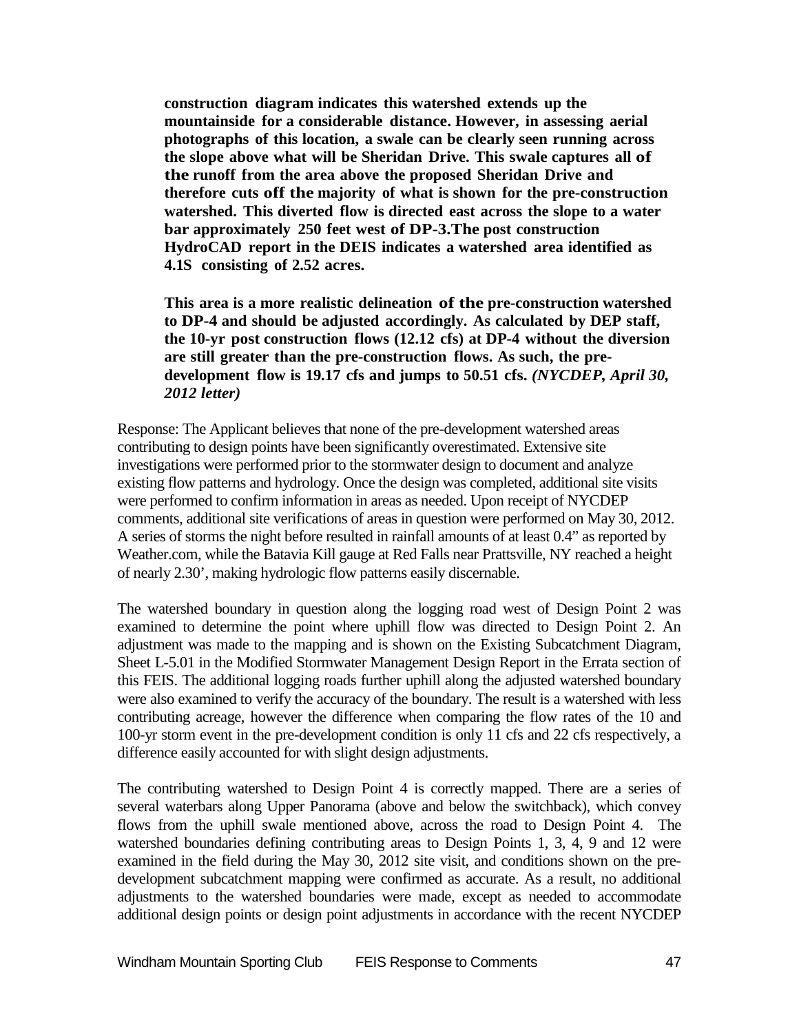**construction diagram indicates this watershed extends up the mountainside for a considerable distance. However, in assessing aerial photographs of this location, a swale can be clearly seen running across the slope above what will be Sheridan Drive. This swale captures all of the runoff from the area above the proposed Sheridan Drive and therefore cuts off the majority of what is shown for the pre-construction watershed. This diverted flow is directed east across the slope to a water bar approximately 250 feet west of DP-3.The post construction HydroCAD report in the DEIS indicates a watershed area identified as 4.1S consisting of 2.52 acres.**

**This area is a more realistic delineation of the pre-construction watershed to DP-4 and should be adjusted accordingly. As calculated by DEP staff, the 10-yr post construction flows (12.12 cfs) at DP-4 without the diversion are still greater than the pre-construction flows. As such, the pre-development flow is 19.17 cfs and jumps to 50.51 cfs.** ***(NYCDEP, April 30, 2012 letter)***

Response: The Applicant believes that none of the pre-development watershed areas contributing to design points have been significantly overestimated. Extensive site investigations were performed prior to the stormwater design to document and analyze existing flow patterns and hydrology. Once the design was completed, additional site visits were performed to confirm information in areas as needed. Upon receipt of NYCDEP comments, additional site verifications of areas in question were performed on May 30, 2012. A series of storms the night before resulted in rainfall amounts of at least 0.4" as reported by Weather.com, while the Batavia Kill gauge at Red Falls near Prattsville, NY reached a height of nearly 2.30', making hydrologic flow patterns easily discernable.

The watershed boundary in question along the logging road west of Design Point 2 was examined to determine the point where uphill flow was directed to Design Point 2. An adjustment was made to the mapping and is shown on the Existing Subcatchment Diagram, Sheet L-5.01 in the Modified Stormwater Management Design Report in the Errata section of this FEIS. The additional logging roads further uphill along the adjusted watershed boundary were also examined to verify the accuracy of the boundary. The result is a watershed with less contributing acreage, however the difference when comparing the flow rates of the 10 and 100-yr storm event in the pre-development condition is only 11 cfs and 22 cfs respectively, a difference easily accounted for with slight design adjustments.

The contributing watershed to Design Point 4 is correctly mapped. There are a series of several waterbars along Upper Panorama (above and below the switchback), which convey flows from the uphill swale mentioned above, across the road to Design Point 4. The watershed boundaries defining contributing areas to Design Points 1, 3, 4, 9 and 12 were examined in the field during the May 30, 2012 site visit, and conditions shown on the pre-development subcatchment mapping were confirmed as accurate. As a result, no additional adjustments to the watershed boundaries were made, except as needed to accommodate additional design points or design point adjustments in accordance with the recent NYCDEP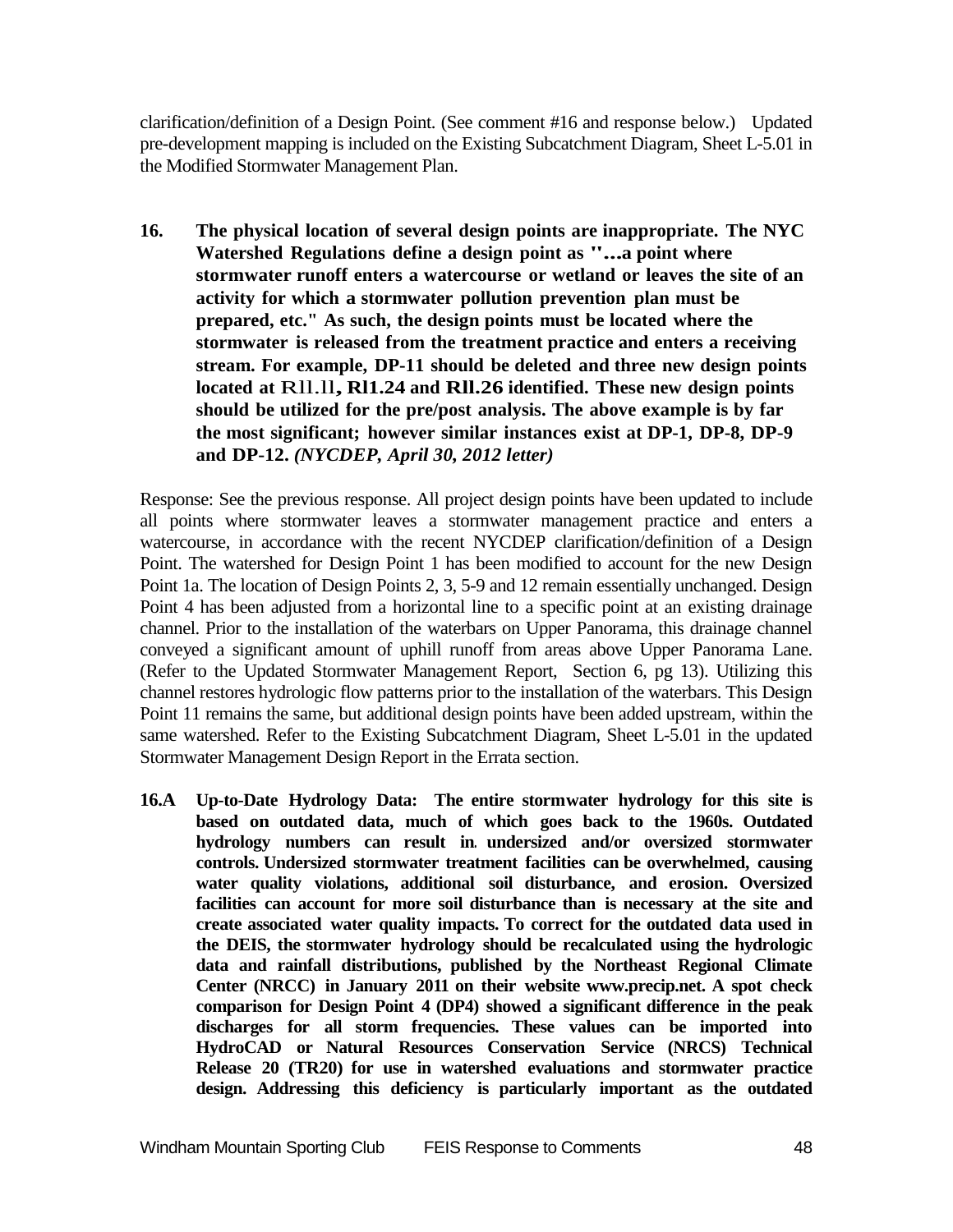clarification/definition of a Design Point. (See comment #16 and response below.) Updated pre-development mapping is included on the Existing Subcatchment Diagram, Sheet L-5.01 in the Modified Stormwater Management Plan.

**16. The physical location of several design points are inappropriate. The NYC Watershed Regulations define a design point as "...a point where stormwater runoff enters a watercourse or wetland or leaves the site of an activity for which a stormwater pollution prevention plan must be prepared, etc." As such, the design points must be located where the stormwater is released from the treatment practice and enters a receiving stream. For example, DP-11 should be deleted and three new design points located at Rll.ll, Rl1.24 and Rll.26 identified. These new design points should be utilized for the pre/post analysis. The above example is by far the most significant; however similar instances exist at DP-1, DP-8, DP-9 and DP-12.** ***(NYCDEP, April 30, 2012 letter)***

Response: See the previous response. All project design points have been updated to include all points where stormwater leaves a stormwater management practice and enters a watercourse, in accordance with the recent NYCDEP clarification/definition of a Design Point. The watershed for Design Point 1 has been modified to account for the new Design Point 1a. The location of Design Points 2, 3, 5-9 and 12 remain essentially unchanged. Design Point 4 has been adjusted from a horizontal line to a specific point at an existing drainage channel. Prior to the installation of the waterbars on Upper Panorama, this drainage channel conveyed a significant amount of uphill runoff from areas above Upper Panorama Lane. (Refer to the Updated Stormwater Management Report, Section 6, pg 13). Utilizing this channel restores hydrologic flow patterns prior to the installation of the waterbars. This Design Point 11 remains the same, but additional design points have been added upstream, within the same watershed. Refer to the Existing Subcatchment Diagram, Sheet L-5.01 in the updated Stormwater Management Design Report in the Errata section.

**16.A Up-to-Date Hydrology Data: The entire stormwater hydrology for this site is based on outdated data, much of which goes back to the 1960s. Outdated hydrology numbers can result in undersized and/or oversized stormwater controls. Undersized stormwater treatment facilities can be overwhelmed, causing water quality violations, additional soil disturbance, and erosion. Oversized facilities can account for more soil disturbance than is necessary at the site and create associated water quality impacts. To correct for the outdated data used in the DEIS, the stormwater hydrology should be recalculated using the hydrologic data and rainfall distributions, published by the Northeast Regional Climate Center (NRCC) in January 2011 on their website www.precip.net. A spot check comparison for Design Point 4 (DP4) showed a significant difference in the peak discharges for all storm frequencies. These values can be imported into HydroCAD or Natural Resources Conservation Service (NRCS) Technical Release 20 (TR20) for use in watershed evaluations and stormwater practice design. Addressing this deficiency is particularly important as the outdated**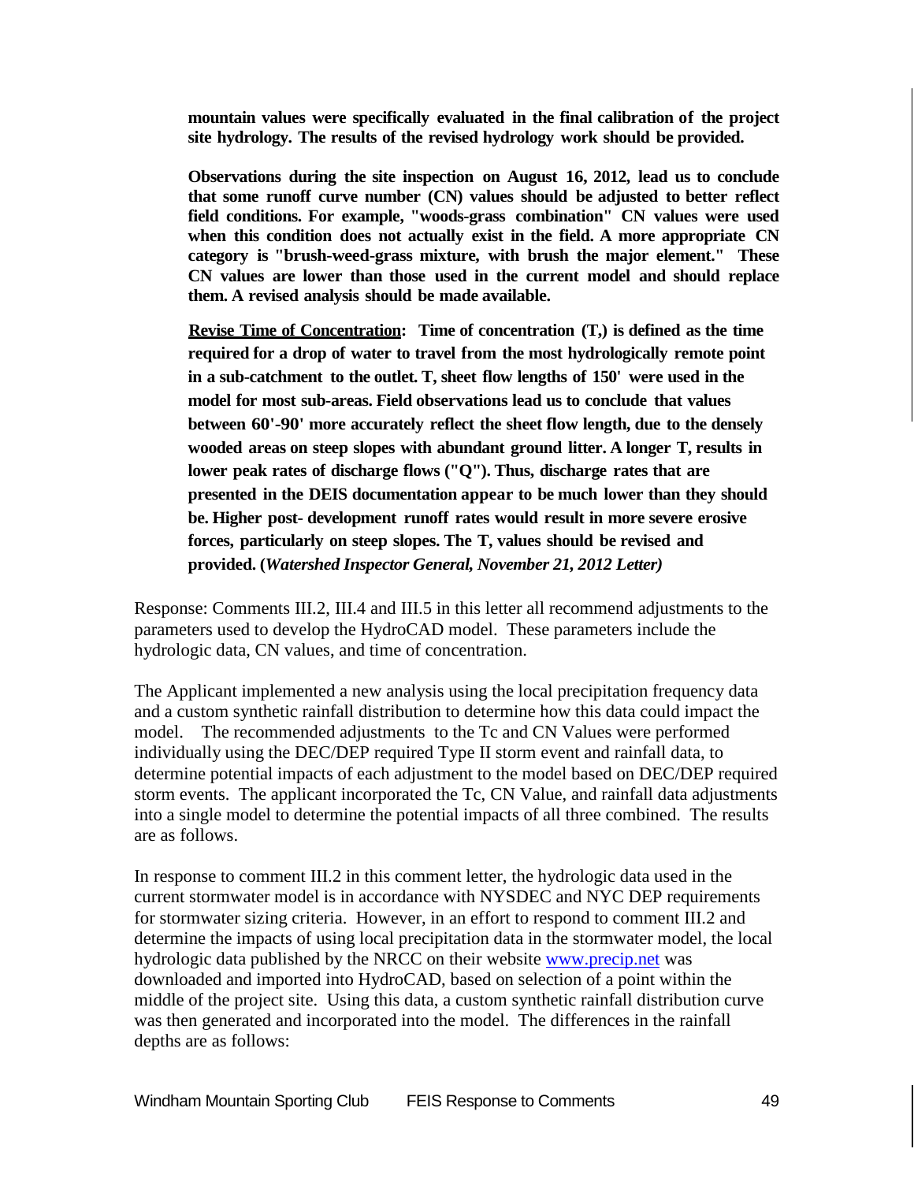**mountain values were specifically evaluated in the final calibration of the project site hydrology. The results of the revised hydrology work should be provided.**

**Observations during the site inspection on August 16, 2012, lead us to conclude that some runoff curve number (CN) values should be adjusted to better reflect field conditions. For example, "woods-grass combination" CN values were used when this condition does not actually exist in the field. A more appropriate CN category is "brush-weed-grass mixture, with brush the major element." These CN values are lower than those used in the current model and should replace them. A revised analysis should be made available.**

**<u>Revise Time of Concentration</u>: Time of concentration (T,) is defined as the time required for a drop of water to travel from the most hydrologically remote point in a sub-catchment to the outlet. T, sheet flow lengths of 150' were used in the model for most sub-areas. Field observations lead us to conclude that values between 60'-90' more accurately reflect the sheet flow length, due to the densely wooded areas on steep slopes with abundant ground litter. A longer T, results in lower peak rates of discharge flows ("Q"). Thus, discharge rates that are presented in the DEIS documentation appear to be much lower than they should be. Higher post- development runoff rates would result in more severe erosive forces, particularly on steep slopes. The T, values should be revised and provided. (*Watershed Inspector General, November 21, 2012 Letter)***

Response: Comments III.2, III.4 and III.5 in this letter all recommend adjustments to the parameters used to develop the HydroCAD model. These parameters include the hydrologic data, CN values, and time of concentration.

The Applicant implemented a new analysis using the local precipitation frequency data and a custom synthetic rainfall distribution to determine how this data could impact the model. The recommended adjustments to the Tc and CN Values were performed individually using the DEC/DEP required Type II storm event and rainfall data, to determine potential impacts of each adjustment to the model based on DEC/DEP required storm events. The applicant incorporated the Tc, CN Value, and rainfall data adjustments into a single model to determine the potential impacts of all three combined. The results are as follows.

In response to comment III.2 in this comment letter, the hydrologic data used in the current stormwater model is in accordance with NYSDEC and NYC DEP requirements for stormwater sizing criteria. However, in an effort to respond to comment III.2 and determine the impacts of using local precipitation data in the stormwater model, the local hydrologic data published by the NRCC on their website www.precip.net was downloaded and imported into HydroCAD, based on selection of a point within the middle of the project site. Using this data, a custom synthetic rainfall distribution curve was then generated and incorporated into the model. The differences in the rainfall depths are as follows: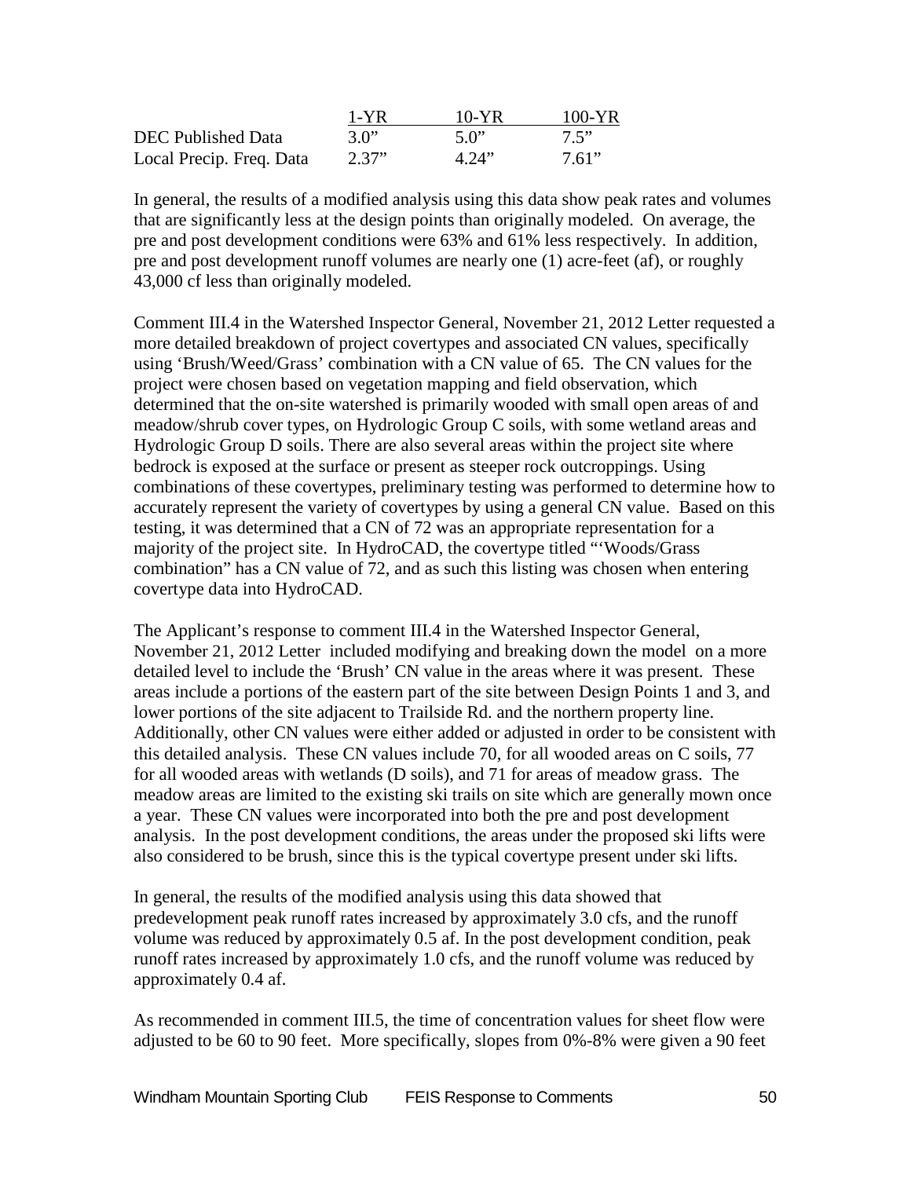|  | 1-YR | 10-YR | 100-YR |
|---|---|---|---|
| DEC Published Data | 3.0” | 5.0” | 7.5” |
| Local Precip. Freq. Data | 2.37” | 4.24” | 7.61” |

In general, the results of a modified analysis using this data show peak rates and volumes that are significantly less at the design points than originally modeled. On average, the pre and post development conditions were 63% and 61% less respectively. In addition, pre and post development runoff volumes are nearly one (1) acre-feet (af), or roughly 43,000 cf less than originally modeled.

Comment III.4 in the Watershed Inspector General, November 21, 2012 Letter requested a more detailed breakdown of project covertypes and associated CN values, specifically using ‘Brush/Weed/Grass’ combination with a CN value of 65. The CN values for the project were chosen based on vegetation mapping and field observation, which determined that the on-site watershed is primarily wooded with small open areas of and meadow/shrub cover types, on Hydrologic Group C soils, with some wetland areas and Hydrologic Group D soils. There are also several areas within the project site where bedrock is exposed at the surface or present as steeper rock outcroppings. Using combinations of these covertypes, preliminary testing was performed to determine how to accurately represent the variety of covertypes by using a general CN value. Based on this testing, it was determined that a CN of 72 was an appropriate representation for a majority of the project site. In HydroCAD, the covertype titled “‘Woods/Grass combination” has a CN value of 72, and as such this listing was chosen when entering covertype data into HydroCAD.

The Applicant’s response to comment III.4 in the Watershed Inspector General, November 21, 2012 Letter included modifying and breaking down the model on a more detailed level to include the ‘Brush’ CN value in the areas where it was present. These areas include a portions of the eastern part of the site between Design Points 1 and 3, and lower portions of the site adjacent to Trailside Rd. and the northern property line. Additionally, other CN values were either added or adjusted in order to be consistent with this detailed analysis. These CN values include 70, for all wooded areas on C soils, 77 for all wooded areas with wetlands (D soils), and 71 for areas of meadow grass. The meadow areas are limited to the existing ski trails on site which are generally mown once a year. These CN values were incorporated into both the pre and post development analysis. In the post development conditions, the areas under the proposed ski lifts were also considered to be brush, since this is the typical covertype present under ski lifts.

In general, the results of the modified analysis using this data showed that predevelopment peak runoff rates increased by approximately 3.0 cfs, and the runoff volume was reduced by approximately 0.5 af. In the post development condition, peak runoff rates increased by approximately 1.0 cfs, and the runoff volume was reduced by approximately 0.4 af.

As recommended in comment III.5, the time of concentration values for sheet flow were adjusted to be 60 to 90 feet. More specifically, slopes from 0%-8% were given a 90 feet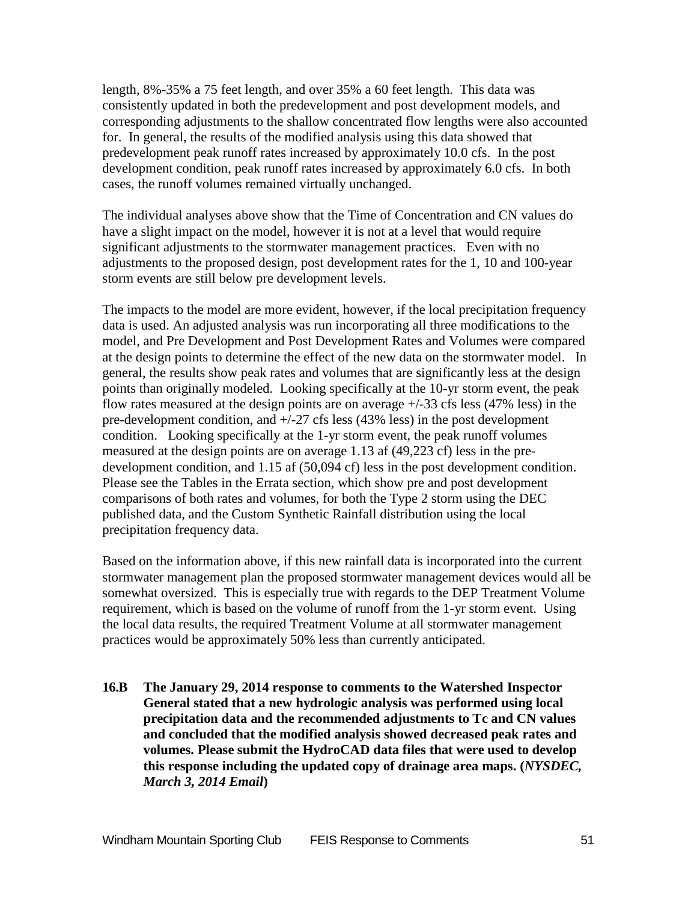length, 8%-35% a 75 feet length, and over 35% a 60 feet length. This data was consistently updated in both the predevelopment and post development models, and corresponding adjustments to the shallow concentrated flow lengths were also accounted for. In general, the results of the modified analysis using this data showed that predevelopment peak runoff rates increased by approximately 10.0 cfs. In the post development condition, peak runoff rates increased by approximately 6.0 cfs. In both cases, the runoff volumes remained virtually unchanged.

The individual analyses above show that the Time of Concentration and CN values do have a slight impact on the model, however it is not at a level that would require significant adjustments to the stormwater management practices. Even with no adjustments to the proposed design, post development rates for the 1, 10 and 100-year storm events are still below pre development levels.

The impacts to the model are more evident, however, if the local precipitation frequency data is used. An adjusted analysis was run incorporating all three modifications to the model, and Pre Development and Post Development Rates and Volumes were compared at the design points to determine the effect of the new data on the stormwater model. In general, the results show peak rates and volumes that are significantly less at the design points than originally modeled. Looking specifically at the 10-yr storm event, the peak flow rates measured at the design points are on average +/-33 cfs less (47% less) in the pre-development condition, and +/-27 cfs less (43% less) in the post development condition. Looking specifically at the 1-yr storm event, the peak runoff volumes measured at the design points are on average 1.13 af (49,223 cf) less in the pre-development condition, and 1.15 af (50,094 cf) less in the post development condition. Please see the Tables in the Errata section, which show pre and post development comparisons of both rates and volumes, for both the Type 2 storm using the DEC published data, and the Custom Synthetic Rainfall distribution using the local precipitation frequency data.

Based on the information above, if this new rainfall data is incorporated into the current stormwater management plan the proposed stormwater management devices would all be somewhat oversized. This is especially true with regards to the DEP Treatment Volume requirement, which is based on the volume of runoff from the 1-yr storm event. Using the local data results, the required Treatment Volume at all stormwater management practices would be approximately 50% less than currently anticipated.

**16.B The January 29, 2014 response to comments to the Watershed Inspector General stated that a new hydrologic analysis was performed using local precipitation data and the recommended adjustments to Tc and CN values and concluded that the modified analysis showed decreased peak rates and volumes. Please submit the HydroCAD data files that were used to develop this response including the updated copy of drainage area maps. (*NYSDEC, March 3, 2014 Email*)**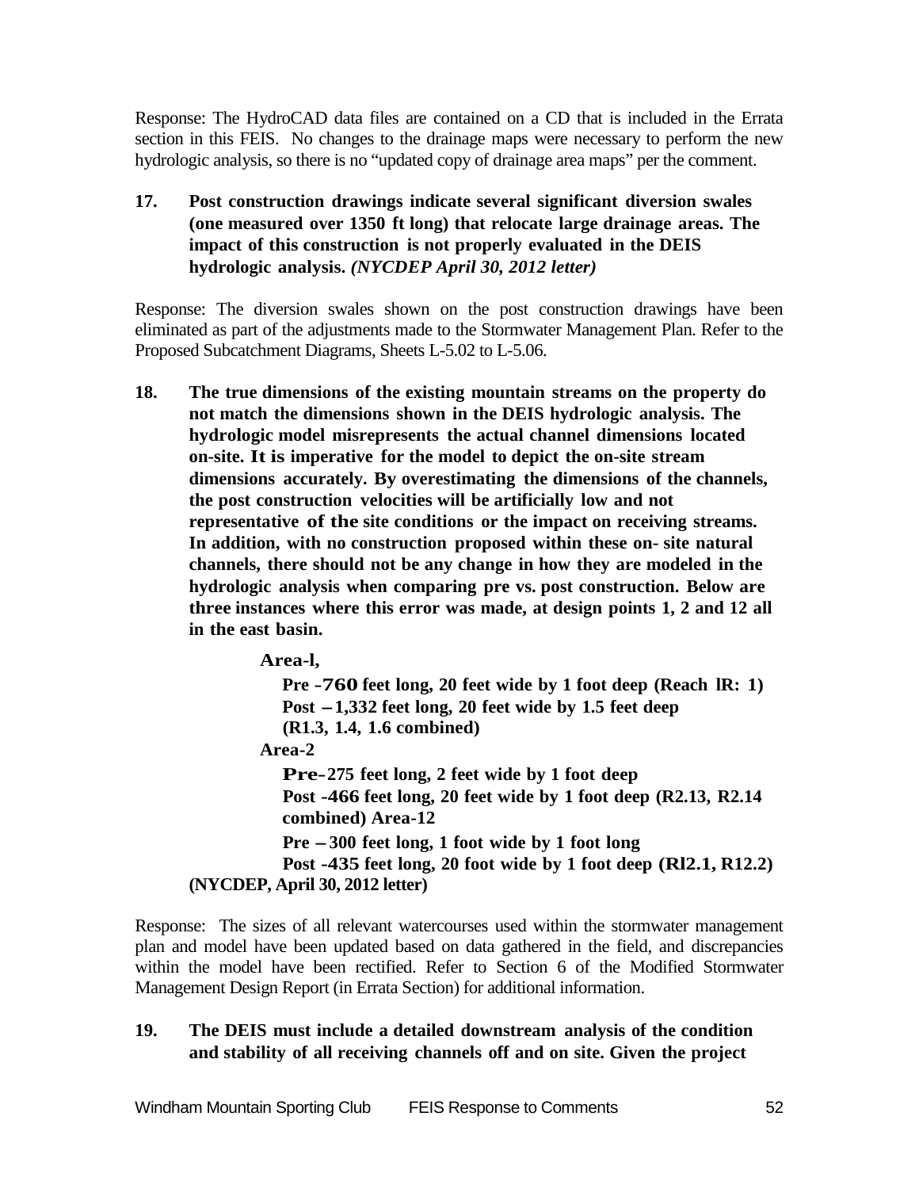Response: The HydroCAD data files are contained on a CD that is included in the Errata section in this FEIS. No changes to the drainage maps were necessary to perform the new hydrologic analysis, so there is no "updated copy of drainage area maps" per the comment.

**17. Post construction drawings indicate several significant diversion swales (one measured over 1350 ft long) that relocate large drainage areas. The impact of this construction is not properly evaluated in the DEIS hydrologic analysis. *(NYCDEP April 30, 2012 letter)***

Response: The diversion swales shown on the post construction drawings have been eliminated as part of the adjustments made to the Stormwater Management Plan. Refer to the Proposed Subcatchment Diagrams, Sheets L-5.02 to L-5.06.

**18. The true dimensions of the existing mountain streams on the property do not match the dimensions shown in the DEIS hydrologic analysis. The hydrologic model misrepresents the actual channel dimensions located on-site. It is imperative for the model to depict the on-site stream dimensions accurately. By overestimating the dimensions of the channels, the post construction velocities will be artificially low and not representative of the site conditions or the impact on receiving streams. In addition, with no construction proposed within these on- site natural channels, there should not be any change in how they are modeled in the hydrologic analysis when comparing pre vs. post construction. Below are three instances where this error was made, at design points 1, 2 and 12 all in the east basin.**

**Area-l,**

**Pre -760 feet long, 20 feet wide by 1 foot deep (Reach lR: 1)**
**Post – 1,332 feet long, 20 feet wide by 1.5 feet deep (R1.3, 1.4, 1.6 combined)**

**Area-2**

**Pre-275 feet long, 2 feet wide by 1 foot deep**
**Post -466 feet long, 20 feet wide by 1 foot deep (R2.13, R2.14 combined) Area-12**

**Pre – 300 feet long, 1 foot wide by 1 foot long**
**Post -435 feet long, 20 foot wide by 1 foot deep (Rl2.1, R12.2)**

**(NYCDEP, April 30, 2012 letter)**

Response: The sizes of all relevant watercourses used within the stormwater management plan and model have been updated based on data gathered in the field, and discrepancies within the model have been rectified. Refer to Section 6 of the Modified Stormwater Management Design Report (in Errata Section) for additional information.

**19. The DEIS must include a detailed downstream analysis of the condition and stability of all receiving channels off and on site. Given the project**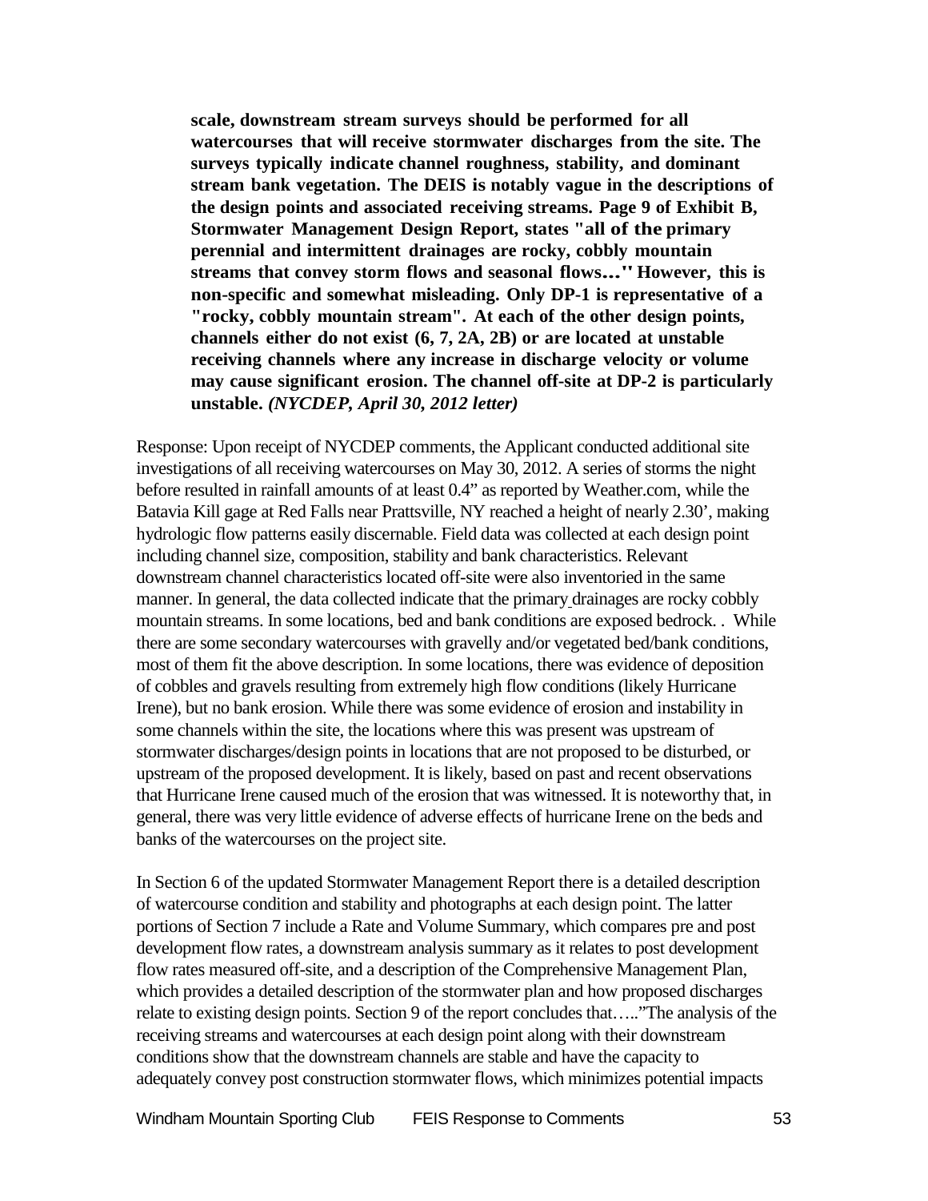**scale, downstream stream surveys should be performed for all watercourses that will receive stormwater discharges from the site. The surveys typically indicate channel roughness, stability, and dominant stream bank vegetation. The DEIS is notably vague in the descriptions of the design points and associated receiving streams. Page 9 of Exhibit B, Stormwater Management Design Report, states "all of the primary perennial and intermittent drainages are rocky, cobbly mountain streams that convey storm flows and seasonal flows..." However, this is non-specific and somewhat misleading. Only DP-1 is representative of a "rocky, cobbly mountain stream". At each of the other design points, channels either do not exist (6, 7, 2A, 2B) or are located at unstable receiving channels where any increase in discharge velocity or volume may cause significant erosion. The channel off-site at DP-2 is particularly unstable.** ***(NYCDEP, April 30, 2012 letter)***

Response: Upon receipt of NYCDEP comments, the Applicant conducted additional site investigations of all receiving watercourses on May 30, 2012. A series of storms the night before resulted in rainfall amounts of at least 0.4" as reported by Weather.com, while the Batavia Kill gage at Red Falls near Prattsville, NY reached a height of nearly 2.30', making hydrologic flow patterns easily discernable. Field data was collected at each design point including channel size, composition, stability and bank characteristics. Relevant downstream channel characteristics located off-site were also inventoried in the same manner. In general, the data collected indicate that the primary drainages are rocky cobbly mountain streams. In some locations, bed and bank conditions are exposed bedrock. . While there are some secondary watercourses with gravelly and/or vegetated bed/bank conditions, most of them fit the above description. In some locations, there was evidence of deposition of cobbles and gravels resulting from extremely high flow conditions (likely Hurricane Irene), but no bank erosion. While there was some evidence of erosion and instability in some channels within the site, the locations where this was present was upstream of stormwater discharges/design points in locations that are not proposed to be disturbed, or upstream of the proposed development. It is likely, based on past and recent observations that Hurricane Irene caused much of the erosion that was witnessed. It is noteworthy that, in general, there was very little evidence of adverse effects of hurricane Irene on the beds and banks of the watercourses on the project site.

In Section 6 of the updated Stormwater Management Report there is a detailed description of watercourse condition and stability and photographs at each design point. The latter portions of Section 7 include a Rate and Volume Summary, which compares pre and post development flow rates, a downstream analysis summary as it relates to post development flow rates measured off-site, and a description of the Comprehensive Management Plan, which provides a detailed description of the stormwater plan and how proposed discharges relate to existing design points. Section 9 of the report concludes that….."The analysis of the receiving streams and watercourses at each design point along with their downstream conditions show that the downstream channels are stable and have the capacity to adequately convey post construction stormwater flows, which minimizes potential impacts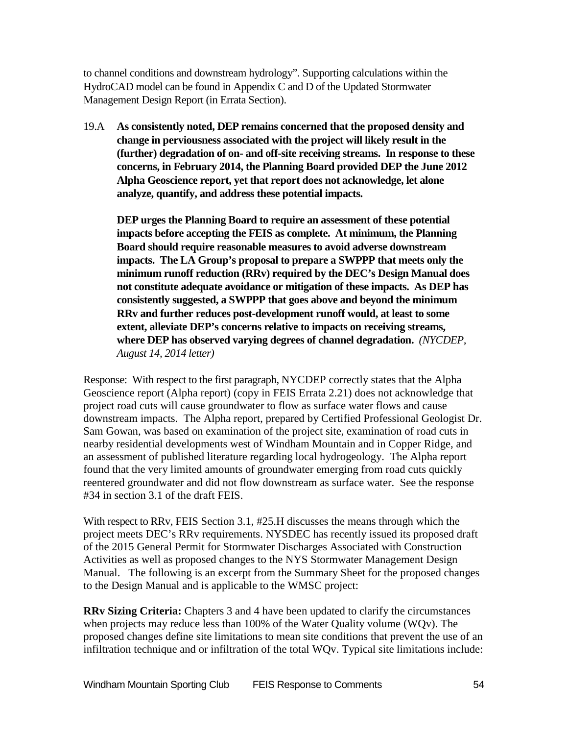to channel conditions and downstream hydrology". Supporting calculations within the HydroCAD model can be found in Appendix C and D of the Updated Stormwater Management Design Report (in Errata Section).

19.A **As consistently noted, DEP remains concerned that the proposed density and change in perviousness associated with the project will likely result in the (further) degradation of on- and off-site receiving streams. In response to these concerns, in February 2014, the Planning Board provided DEP the June 2012 Alpha Geoscience report, yet that report does not acknowledge, let alone analyze, quantify, and address these potential impacts.**

**DEP urges the Planning Board to require an assessment of these potential impacts before accepting the FEIS as complete. At minimum, the Planning Board should require reasonable measures to avoid adverse downstream impacts. The LA Group's proposal to prepare a SWPPP that meets only the minimum runoff reduction (RRv) required by the DEC's Design Manual does not constitute adequate avoidance or mitigation of these impacts. As DEP has consistently suggested, a SWPPP that goes above and beyond the minimum RRv and further reduces post-development runoff would, at least to some extent, alleviate DEP's concerns relative to impacts on receiving streams, where DEP has observed varying degrees of channel degradation.** *(NYCDEP, August 14, 2014 letter)*

Response: With respect to the first paragraph, NYCDEP correctly states that the Alpha Geoscience report (Alpha report) (copy in FEIS Errata 2.21) does not acknowledge that project road cuts will cause groundwater to flow as surface water flows and cause downstream impacts. The Alpha report, prepared by Certified Professional Geologist Dr. Sam Gowan, was based on examination of the project site, examination of road cuts in nearby residential developments west of Windham Mountain and in Copper Ridge, and an assessment of published literature regarding local hydrogeology. The Alpha report found that the very limited amounts of groundwater emerging from road cuts quickly reentered groundwater and did not flow downstream as surface water. See the response #34 in section 3.1 of the draft FEIS.

With respect to RRv, FEIS Section 3.1, #25.H discusses the means through which the project meets DEC's RRv requirements. NYSDEC has recently issued its proposed draft of the 2015 General Permit for Stormwater Discharges Associated with Construction Activities as well as proposed changes to the NYS Stormwater Management Design Manual. The following is an excerpt from the Summary Sheet for the proposed changes to the Design Manual and is applicable to the WMSC project:

**RRv Sizing Criteria:** Chapters 3 and 4 have been updated to clarify the circumstances when projects may reduce less than 100% of the Water Quality volume (WQv). The proposed changes define site limitations to mean site conditions that prevent the use of an infiltration technique and or infiltration of the total WQv. Typical site limitations include: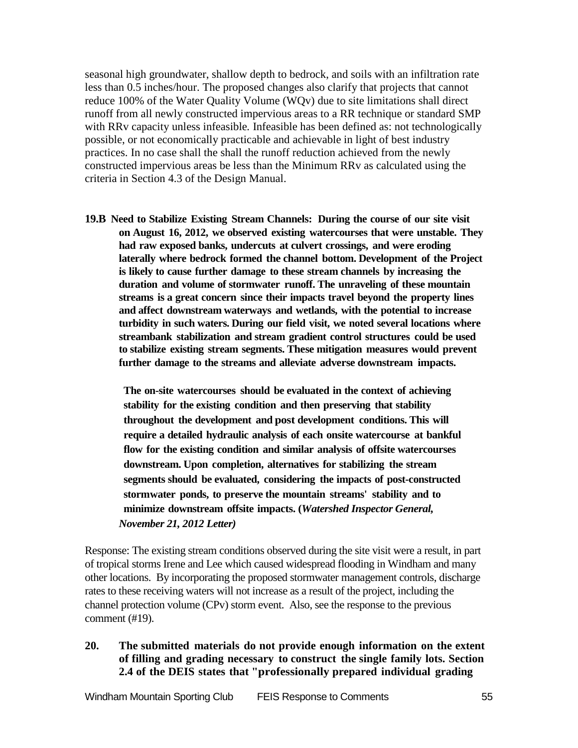seasonal high groundwater, shallow depth to bedrock, and soils with an infiltration rate less than 0.5 inches/hour. The proposed changes also clarify that projects that cannot reduce 100% of the Water Quality Volume (WQv) due to site limitations shall direct runoff from all newly constructed impervious areas to a RR technique or standard SMP with RRv capacity unless infeasible. Infeasible has been defined as: not technologically possible, or not economically practicable and achievable in light of best industry practices. In no case shall the shall the runoff reduction achieved from the newly constructed impervious areas be less than the Minimum RRv as calculated using the criteria in Section 4.3 of the Design Manual.

**19.B Need to Stabilize Existing Stream Channels: During the course of our site visit on August 16, 2012, we observed existing watercourses that were unstable. They had raw exposed banks, undercuts at culvert crossings, and were eroding laterally where bedrock formed the channel bottom. Development of the Project is likely to cause further damage to these stream channels by increasing the duration and volume of stormwater runoff. The unraveling of these mountain streams is a great concern since their impacts travel beyond the property lines and affect downstream waterways and wetlands, with the potential to increase turbidity in such waters. During our field visit, we noted several locations where streambank stabilization and stream gradient control structures could be used to stabilize existing stream segments. These mitigation measures would prevent further damage to the streams and alleviate adverse downstream impacts.**

**The on-site watercourses should be evaluated in the context of achieving stability for the existing condition and then preserving that stability throughout the development and post development conditions. This will require a detailed hydraulic analysis of each onsite watercourse at bankful flow for the existing condition and similar analysis of offsite watercourses downstream. Upon completion, alternatives for stabilizing the stream segments should be evaluated, considering the impacts of post-constructed stormwater ponds, to preserve the mountain streams' stability and to minimize downstream offsite impacts. (*Watershed Inspector General, November 21, 2012 Letter*)**

Response: The existing stream conditions observed during the site visit were a result, in part of tropical storms Irene and Lee which caused widespread flooding in Windham and many other locations. By incorporating the proposed stormwater management controls, discharge rates to these receiving waters will not increase as a result of the project, including the channel protection volume (CPv) storm event. Also, see the response to the previous comment (#19).

**20. The submitted materials do not provide enough information on the extent of filling and grading necessary to construct the single family lots. Section 2.4 of the DEIS states that "professionally prepared individual grading**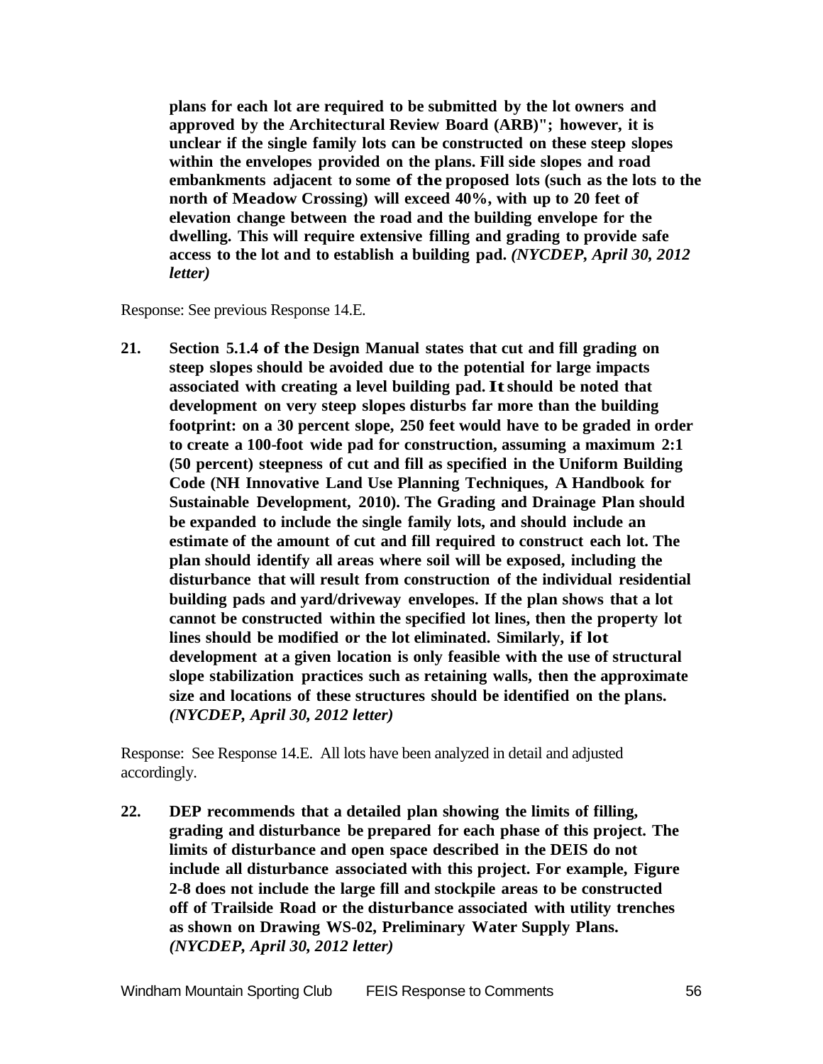**plans for each lot are required to be submitted by the lot owners and approved by the Architectural Review Board (ARB)"; however, it is unclear if the single family lots can be constructed on these steep slopes within the envelopes provided on the plans. Fill side slopes and road embankments adjacent to some of the proposed lots (such as the lots to the north of Meadow Crossing) will exceed 40%, with up to 20 feet of elevation change between the road and the building envelope for the dwelling. This will require extensive filling and grading to provide safe access to the lot and to establish a building pad. *(NYCDEP, April 30, 2012 letter)***

Response: See previous Response 14.E.

**21. Section 5.1.4 of the Design Manual states that cut and fill grading on steep slopes should be avoided due to the potential for large impacts associated with creating a level building pad. It should be noted that development on very steep slopes disturbs far more than the building footprint: on a 30 percent slope, 250 feet would have to be graded in order to create a 100-foot wide pad for construction, assuming a maximum 2:1 (50 percent) steepness of cut and fill as specified in the Uniform Building Code (NH Innovative Land Use Planning Techniques, A Handbook for Sustainable Development, 2010). The Grading and Drainage Plan should be expanded to include the single family lots, and should include an estimate of the amount of cut and fill required to construct each lot. The plan should identify all areas where soil will be exposed, including the disturbance that will result from construction of the individual residential building pads and yard/driveway envelopes. If the plan shows that a lot cannot be constructed within the specified lot lines, then the property lot lines should be modified or the lot eliminated. Similarly, if lot development at a given location is only feasible with the use of structural slope stabilization practices such as retaining walls, then the approximate size and locations of these structures should be identified on the plans. *(NYCDEP, April 30, 2012 letter)***

Response: See Response 14.E. All lots have been analyzed in detail and adjusted accordingly.

**22. DEP recommends that a detailed plan showing the limits of filling, grading and disturbance be prepared for each phase of this project. The limits of disturbance and open space described in the DEIS do not include all disturbance associated with this project. For example, Figure 2-8 does not include the large fill and stockpile areas to be constructed off of Trailside Road or the disturbance associated with utility trenches as shown on Drawing WS-02, Preliminary Water Supply Plans. *(NYCDEP, April 30, 2012 letter)***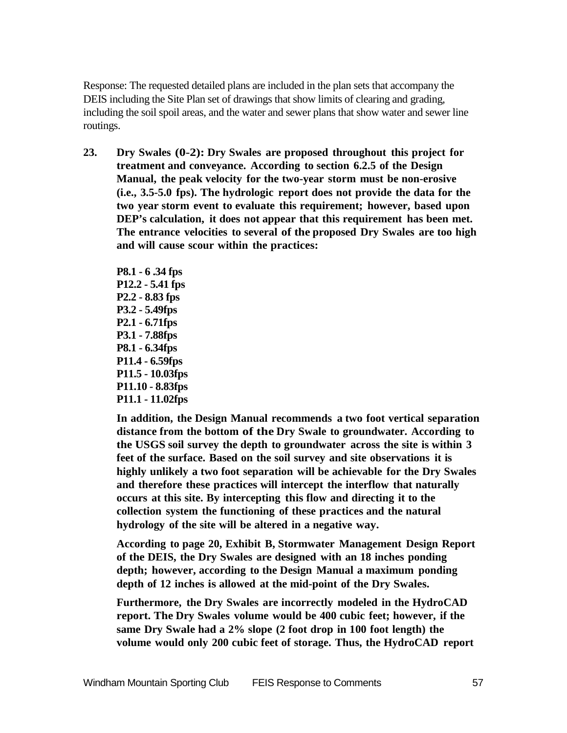Response: The requested detailed plans are included in the plan sets that accompany the DEIS including the Site Plan set of drawings that show limits of clearing and grading, including the soil spoil areas, and the water and sewer plans that show water and sewer line routings.

**23. Dry Swales (0-2): Dry Swales are proposed throughout this project for treatment and conveyance. According to section 6.2.5 of the Design Manual, the peak velocity for the two-year storm must be non-erosive (i.e., 3.5-5.0 fps). The hydrologic report does not provide the data for the two year storm event to evaluate this requirement; however, based upon DEP's calculation, it does not appear that this requirement has been met. The entrance velocities to several of the proposed Dry Swales are too high and will cause scour within the practices:**

**P8.1 - 6 .34 fps**
**P12.2 - 5.41 fps**
**P2.2 - 8.83 fps**
**P3.2 - 5.49fps**
**P2.1 - 6.71fps**
**P3.1 - 7.88fps**
**P8.1 - 6.34fps**
**P11.4 - 6.59fps**
**P11.5 - 10.03fps**
**P11.10 - 8.83fps**
**P11.1 - 11.02fps**

**In addition, the Design Manual recommends a two foot vertical separation distance from the bottom of the Dry Swale to groundwater. According to the USGS soil survey the depth to groundwater across the site is within 3 feet of the surface. Based on the soil survey and site observations it is highly unlikely a two foot separation will be achievable for the Dry Swales and therefore these practices will intercept the interflow that naturally occurs at this site. By intercepting this flow and directing it to the collection system the functioning of these practices and the natural hydrology of the site will be altered in a negative way.**

**According to page 20, Exhibit B, Stormwater Management Design Report of the DEIS, the Dry Swales are designed with an 18 inches ponding depth; however, according to the Design Manual a maximum ponding depth of 12 inches is allowed at the mid-point of the Dry Swales.**

**Furthermore, the Dry Swales are incorrectly modeled in the HydroCAD report. The Dry Swales volume would be 400 cubic feet; however, if the same Dry Swale had a 2% slope (2 foot drop in 100 foot length) the volume would only 200 cubic feet of storage. Thus, the HydroCAD report**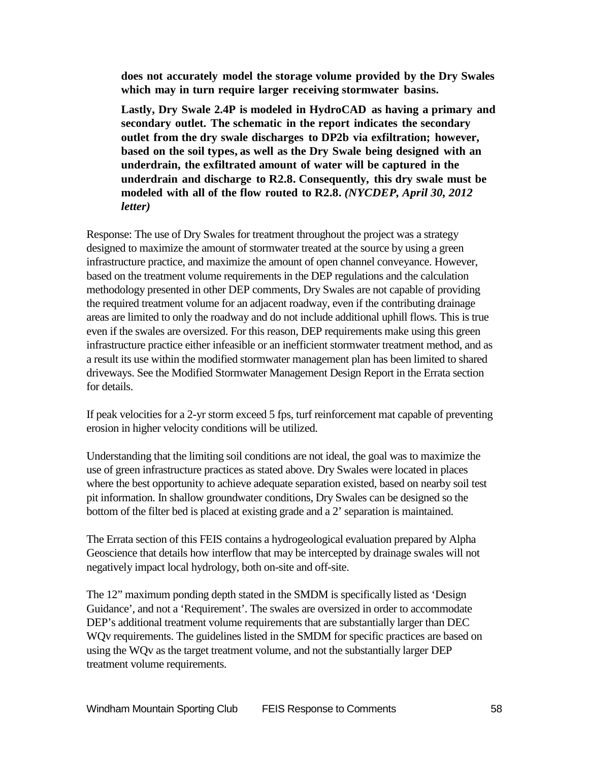**does not accurately model the storage volume provided by the Dry Swales which may in turn require larger receiving stormwater basins.**

**Lastly, Dry Swale 2.4P is modeled in HydroCAD as having a primary and secondary outlet. The schematic in the report indicates the secondary outlet from the dry swale discharges to DP2b via exfiltration; however, based on the soil types, as well as the Dry Swale being designed with an underdrain, the exfiltrated amount of water will be captured in the underdrain and discharge to R2.8. Consequently, this dry swale must be modeled with all of the flow routed to R2.8.** ***(NYCDEP, April 30, 2012 letter)***

Response: The use of Dry Swales for treatment throughout the project was a strategy designed to maximize the amount of stormwater treated at the source by using a green infrastructure practice, and maximize the amount of open channel conveyance. However, based on the treatment volume requirements in the DEP regulations and the calculation methodology presented in other DEP comments, Dry Swales are not capable of providing the required treatment volume for an adjacent roadway, even if the contributing drainage areas are limited to only the roadway and do not include additional uphill flows. This is true even if the swales are oversized. For this reason, DEP requirements make using this green infrastructure practice either infeasible or an inefficient stormwater treatment method, and as a result its use within the modified stormwater management plan has been limited to shared driveways. See the Modified Stormwater Management Design Report in the Errata section for details.

If peak velocities for a 2-yr storm exceed 5 fps, turf reinforcement mat capable of preventing erosion in higher velocity conditions will be utilized.

Understanding that the limiting soil conditions are not ideal, the goal was to maximize the use of green infrastructure practices as stated above. Dry Swales were located in places where the best opportunity to achieve adequate separation existed, based on nearby soil test pit information. In shallow groundwater conditions, Dry Swales can be designed so the bottom of the filter bed is placed at existing grade and a 2' separation is maintained.

The Errata section of this FEIS contains a hydrogeological evaluation prepared by Alpha Geoscience that details how interflow that may be intercepted by drainage swales will not negatively impact local hydrology, both on-site and off-site.

The 12" maximum ponding depth stated in the SMDM is specifically listed as 'Design Guidance', and not a 'Requirement'. The swales are oversized in order to accommodate DEP's additional treatment volume requirements that are substantially larger than DEC WQv requirements. The guidelines listed in the SMDM for specific practices are based on using the WQv as the target treatment volume, and not the substantially larger DEP treatment volume requirements.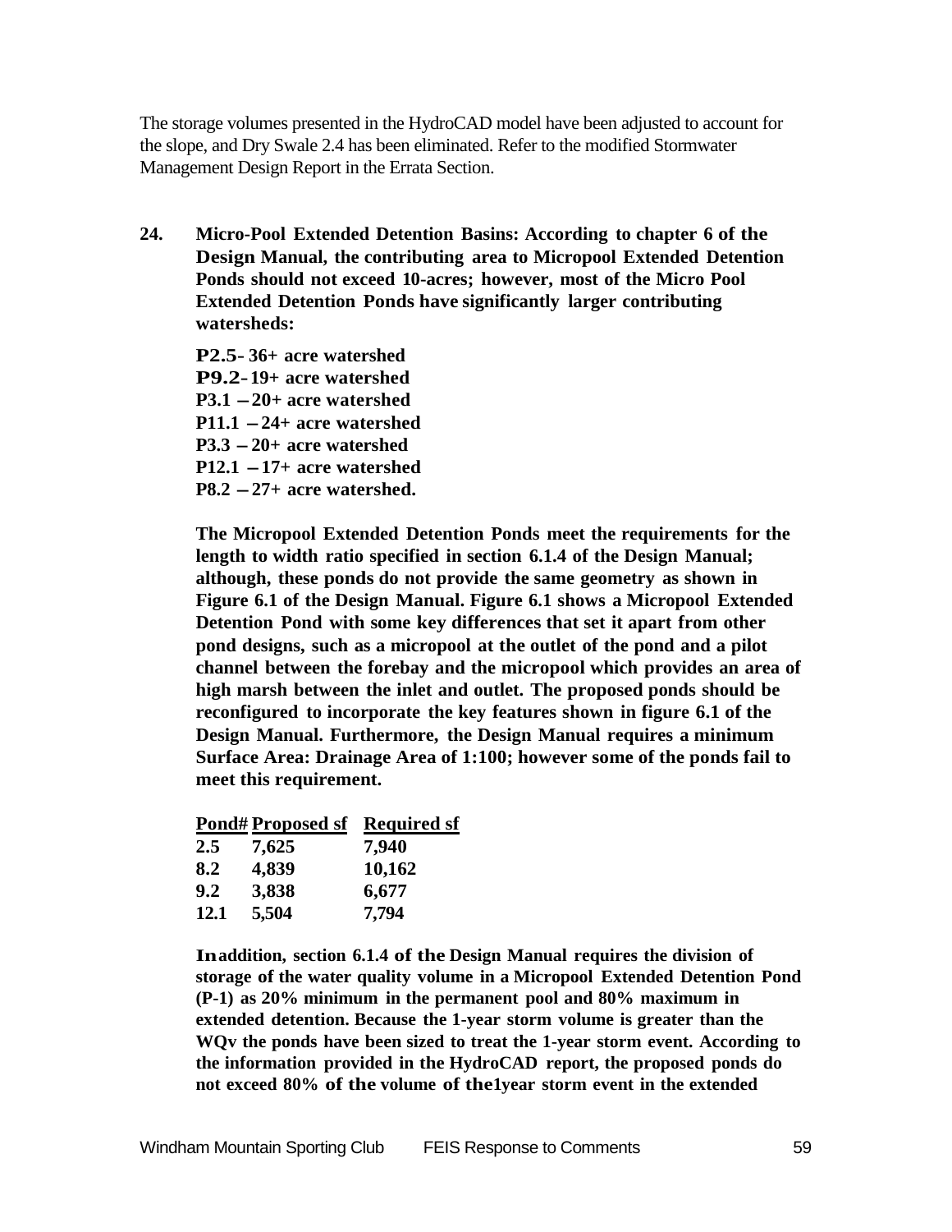The storage volumes presented in the HydroCAD model have been adjusted to account for the slope, and Dry Swale 2.4 has been eliminated. Refer to the modified Stormwater Management Design Report in the Errata Section.

**24. Micro-Pool Extended Detention Basins: According to chapter 6 of the Design Manual, the contributing area to Micropool Extended Detention Ponds should not exceed 10-acres; however, most of the Micro Pool Extended Detention Ponds have significantly larger contributing watersheds:**

**P2.5- 36+ acre watershed**
**P9.2- 19+ acre watershed**
**P3.1 – 20+ acre watershed**
**P11.1 – 24+ acre watershed**
**P3.3 – 20+ acre watershed**
**P12.1 – 17+ acre watershed**
**P8.2 – 27+ acre watershed.**

**The Micropool Extended Detention Ponds meet the requirements for the length to width ratio specified in section 6.1.4 of the Design Manual; although, these ponds do not provide the same geometry as shown in Figure 6.1 of the Design Manual. Figure 6.1 shows a Micropool Extended Detention Pond with some key differences that set it apart from other pond designs, such as a micropool at the outlet of the pond and a pilot channel between the forebay and the micropool which provides an area of high marsh between the inlet and outlet. The proposed ponds should be reconfigured to incorporate the key features shown in figure 6.1 of the Design Manual. Furthermore, the Design Manual requires a minimum Surface Area: Drainage Area of 1:100; however some of the ponds fail to meet this requirement.**

| Pond# | Proposed sf | Required sf |
|---|---|---|
| 2.5 | 7,625 | 7,940 |
| 8.2 | 4,839 | 10,162 |
| 9.2 | 3,838 | 6,677 |
| 12.1 | 5,504 | 7,794 |

**In addition, section 6.1.4 of the Design Manual requires the division of storage of the water quality volume in a Micropool Extended Detention Pond (P-1) as 20% minimum in the permanent pool and 80% maximum in extended detention. Because the 1-year storm volume is greater than the WQv the ponds have been sized to treat the 1-year storm event. According to the information provided in the HydroCAD report, the proposed ponds do not exceed 80% of the volume of the 1year storm event in the extended**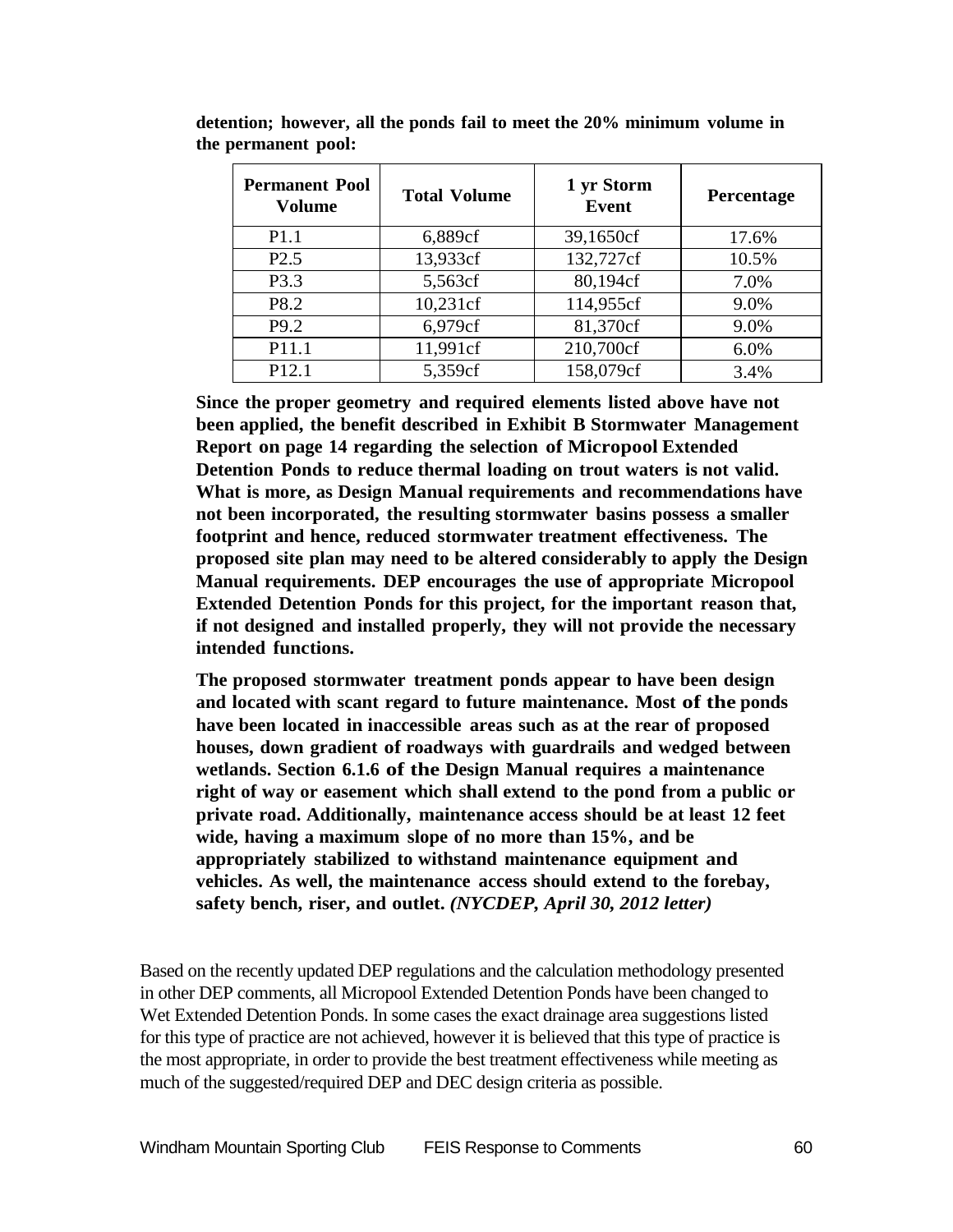**detention; however, all the ponds fail to meet the 20% minimum volume in the permanent pool:**

| Permanent Pool Volume | Total Volume | 1 yr Storm Event | Percentage |
|---|---|---|---|
| P1.1 | 6,889cf | 39,1650cf | 17.6% |
| P2.5 | 13,933cf | 132,727cf | 10.5% |
| P3.3 | 5,563cf | 80,194cf | 7.0% |
| P8.2 | 10,231cf | 114,955cf | 9.0% |
| P9.2 | 6,979cf | 81,370cf | 9.0% |
| P11.1 | 11,991cf | 210,700cf | 6.0% |
| P12.1 | 5,359cf | 158,079cf | 3.4% |

**Since the proper geometry and required elements listed above have not been applied, the benefit described in Exhibit B Stormwater Management Report on page 14 regarding the selection of Micropool Extended Detention Ponds to reduce thermal loading on trout waters is not valid. What is more, as Design Manual requirements and recommendations have not been incorporated, the resulting stormwater basins possess a smaller footprint and hence, reduced stormwater treatment effectiveness. The proposed site plan may need to be altered considerably to apply the Design Manual requirements. DEP encourages the use of appropriate Micropool Extended Detention Ponds for this project, for the important reason that, if not designed and installed properly, they will not provide the necessary intended functions.**

**The proposed stormwater treatment ponds appear to have been design and located with scant regard to future maintenance. Most of the ponds have been located in inaccessible areas such as at the rear of proposed houses, down gradient of roadways with guardrails and wedged between wetlands. Section 6.1.6 of the Design Manual requires a maintenance right of way or easement which shall extend to the pond from a public or private road. Additionally, maintenance access should be at least 12 feet wide, having a maximum slope of no more than 15%, and be appropriately stabilized to withstand maintenance equipment and vehicles. As well, the maintenance access should extend to the forebay, safety bench, riser, and outlet.** ***(NYCDEP, April 30, 2012 letter)***

Based on the recently updated DEP regulations and the calculation methodology presented in other DEP comments, all Micropool Extended Detention Ponds have been changed to Wet Extended Detention Ponds. In some cases the exact drainage area suggestions listed for this type of practice are not achieved, however it is believed that this type of practice is the most appropriate, in order to provide the best treatment effectiveness while meeting as much of the suggested/required DEP and DEC design criteria as possible.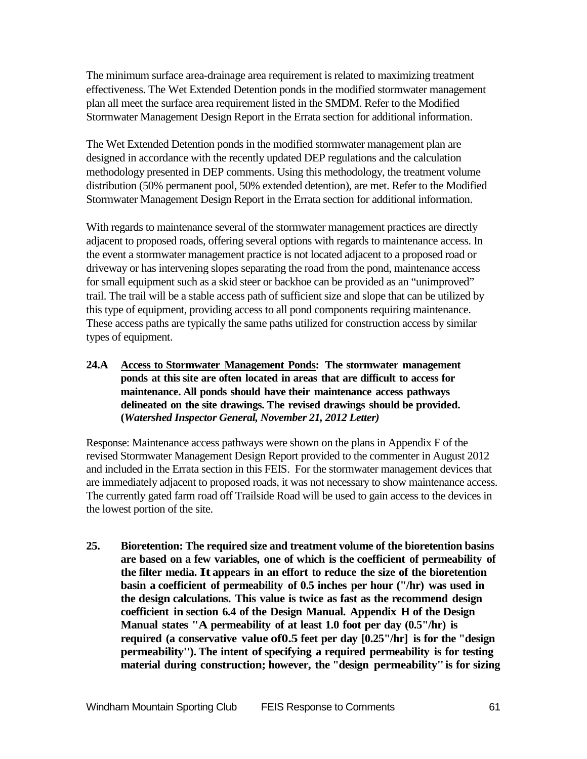The minimum surface area-drainage area requirement is related to maximizing treatment effectiveness. The Wet Extended Detention ponds in the modified stormwater management plan all meet the surface area requirement listed in the SMDM. Refer to the Modified Stormwater Management Design Report in the Errata section for additional information.

The Wet Extended Detention ponds in the modified stormwater management plan are designed in accordance with the recently updated DEP regulations and the calculation methodology presented in DEP comments. Using this methodology, the treatment volume distribution (50% permanent pool, 50% extended detention), are met. Refer to the Modified Stormwater Management Design Report in the Errata section for additional information.

With regards to maintenance several of the stormwater management practices are directly adjacent to proposed roads, offering several options with regards to maintenance access. In the event a stormwater management practice is not located adjacent to a proposed road or driveway or has intervening slopes separating the road from the pond, maintenance access for small equipment such as a skid steer or backhoe can be provided as an "unimproved" trail. The trail will be a stable access path of sufficient size and slope that can be utilized by this type of equipment, providing access to all pond components requiring maintenance. These access paths are typically the same paths utilized for construction access by similar types of equipment.

**24.A <u>Access to Stormwater Management Ponds</u>: The stormwater management ponds at this site are often located in areas that are difficult to access for maintenance. All ponds should have their maintenance access pathways delineated on the site drawings. The revised drawings should be provided. (*Watershed Inspector General, November 21, 2012 Letter*)**

Response: Maintenance access pathways were shown on the plans in Appendix F of the revised Stormwater Management Design Report provided to the commenter in August 2012 and included in the Errata section in this FEIS. For the stormwater management devices that are immediately adjacent to proposed roads, it was not necessary to show maintenance access. The currently gated farm road off Trailside Road will be used to gain access to the devices in the lowest portion of the site.

**25. Bioretention: The required size and treatment volume of the bioretention basins are based on a few variables, one of which is the coefficient of permeability of the filter media. It appears in an effort to reduce the size of the bioretention basin a coefficient of permeability of 0.5 inches per hour ("/hr) was used in the design calculations. This value is twice as fast as the recommend design coefficient in section 6.4 of the Design Manual. Appendix H of the Design Manual states "A permeability of at least 1.0 foot per day (0.5"/hr) is required (a conservative value of0.5 feet per day [0.25"/hr] is for the "design permeability"). The intent of specifying a required permeability is for testing material during construction; however, the "design permeability" is for sizing**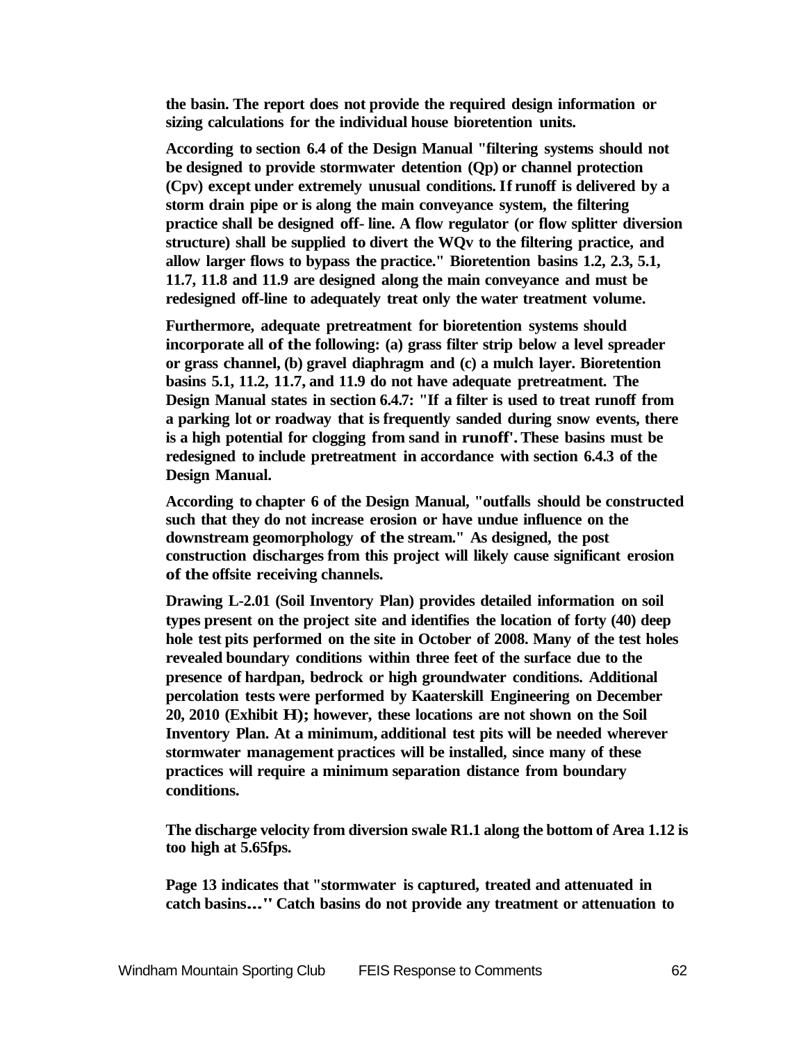**the basin. The report does not provide the required design information or sizing calculations for the individual house bioretention units.**

**According to section 6.4 of the Design Manual "filtering systems should not be designed to provide stormwater detention (Qp) or channel protection (Cpv) except under extremely unusual conditions. If runoff is delivered by a storm drain pipe or is along the main conveyance system, the filtering practice shall be designed off- line. A flow regulator (or flow splitter diversion structure) shall be supplied to divert the WQv to the filtering practice, and allow larger flows to bypass the practice." Bioretention basins 1.2, 2.3, 5.1, 11.7, 11.8 and 11.9 are designed along the main conveyance and must be redesigned off-line to adequately treat only the water treatment volume.**

**Furthermore, adequate pretreatment for bioretention systems should incorporate all of the following: (a) grass filter strip below a level spreader or grass channel, (b) gravel diaphragm and (c) a mulch layer. Bioretention basins 5.1, 11.2, 11.7, and 11.9 do not have adequate pretreatment. The Design Manual states in section 6.4.7: "If a filter is used to treat runoff from a parking lot or roadway that is frequently sanded during snow events, there is a high potential for clogging from sand in runoff'. These basins must be redesigned to include pretreatment in accordance with section 6.4.3 of the Design Manual.**

**According to chapter 6 of the Design Manual, "outfalls should be constructed such that they do not increase erosion or have undue influence on the downstream geomorphology of the stream." As designed, the post construction discharges from this project will likely cause significant erosion of the offsite receiving channels.**

**Drawing L-2.01 (Soil Inventory Plan) provides detailed information on soil types present on the project site and identifies the location of forty (40) deep hole test pits performed on the site in October of 2008. Many of the test holes revealed boundary conditions within three feet of the surface due to the presence of hardpan, bedrock or high groundwater conditions. Additional percolation tests were performed by Kaaterskill Engineering on December 20, 2010 (Exhibit H); however, these locations are not shown on the Soil Inventory Plan. At a minimum, additional test pits will be needed wherever stormwater management practices will be installed, since many of these practices will require a minimum separation distance from boundary conditions.**

**The discharge velocity from diversion swale R1.1 along the bottom of Area 1.12 is too high at 5.65fps.**

**Page 13 indicates that "stormwater is captured, treated and attenuated in catch basins..." Catch basins do not provide any treatment or attenuation to**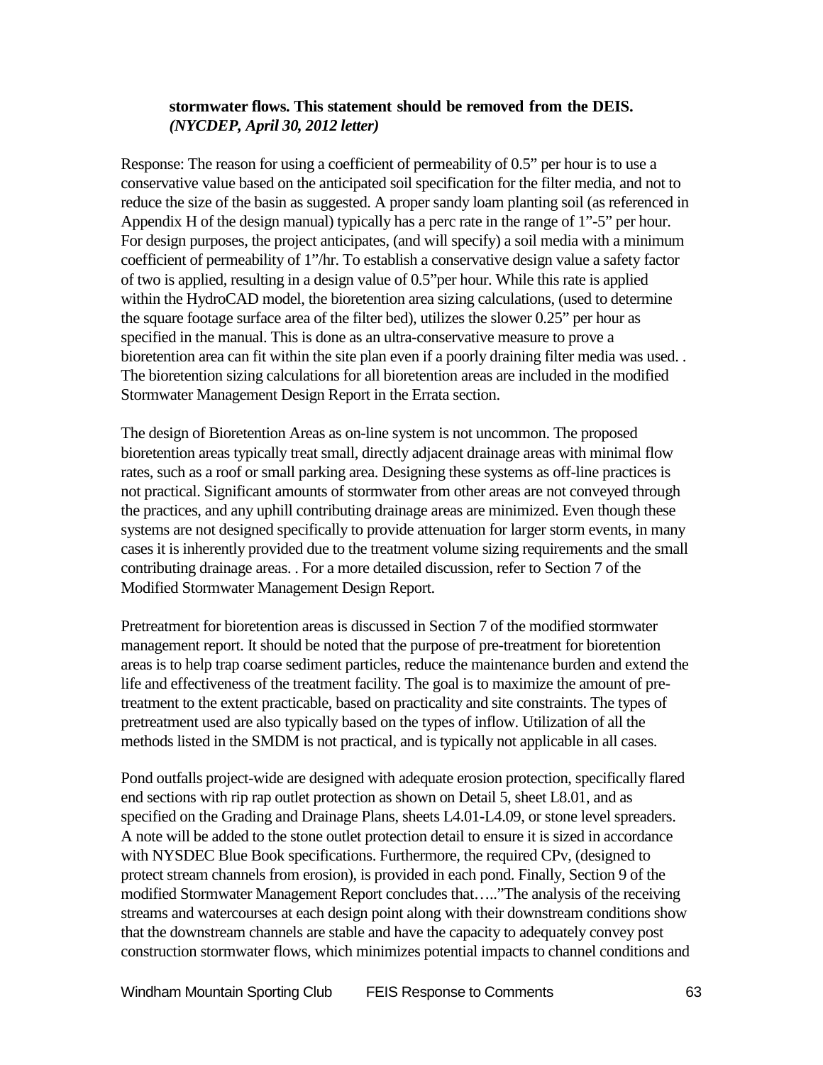**stormwater flows. This statement should be removed from the DEIS.** ***(NYCDEP, April 30, 2012 letter)***

Response: The reason for using a coefficient of permeability of 0.5" per hour is to use a conservative value based on the anticipated soil specification for the filter media, and not to reduce the size of the basin as suggested. A proper sandy loam planting soil (as referenced in Appendix H of the design manual) typically has a perc rate in the range of 1"-5" per hour. For design purposes, the project anticipates, (and will specify) a soil media with a minimum coefficient of permeability of 1"/hr. To establish a conservative design value a safety factor of two is applied, resulting in a design value of 0.5"per hour. While this rate is applied within the HydroCAD model, the bioretention area sizing calculations, (used to determine the square footage surface area of the filter bed), utilizes the slower 0.25" per hour as specified in the manual. This is done as an ultra-conservative measure to prove a bioretention area can fit within the site plan even if a poorly draining filter media was used. . The bioretention sizing calculations for all bioretention areas are included in the modified Stormwater Management Design Report in the Errata section.

The design of Bioretention Areas as on-line system is not uncommon. The proposed bioretention areas typically treat small, directly adjacent drainage areas with minimal flow rates, such as a roof or small parking area. Designing these systems as off-line practices is not practical. Significant amounts of stormwater from other areas are not conveyed through the practices, and any uphill contributing drainage areas are minimized. Even though these systems are not designed specifically to provide attenuation for larger storm events, in many cases it is inherently provided due to the treatment volume sizing requirements and the small contributing drainage areas. . For a more detailed discussion, refer to Section 7 of the Modified Stormwater Management Design Report.

Pretreatment for bioretention areas is discussed in Section 7 of the modified stormwater management report. It should be noted that the purpose of pre-treatment for bioretention areas is to help trap coarse sediment particles, reduce the maintenance burden and extend the life and effectiveness of the treatment facility. The goal is to maximize the amount of pre-treatment to the extent practicable, based on practicality and site constraints. The types of pretreatment used are also typically based on the types of inflow. Utilization of all the methods listed in the SMDM is not practical, and is typically not applicable in all cases.

Pond outfalls project-wide are designed with adequate erosion protection, specifically flared end sections with rip rap outlet protection as shown on Detail 5, sheet L8.01, and as specified on the Grading and Drainage Plans, sheets L4.01-L4.09, or stone level spreaders. A note will be added to the stone outlet protection detail to ensure it is sized in accordance with NYSDEC Blue Book specifications. Furthermore, the required CPv, (designed to protect stream channels from erosion), is provided in each pond. Finally, Section 9 of the modified Stormwater Management Report concludes that….."The analysis of the receiving streams and watercourses at each design point along with their downstream conditions show that the downstream channels are stable and have the capacity to adequately convey post construction stormwater flows, which minimizes potential impacts to channel conditions and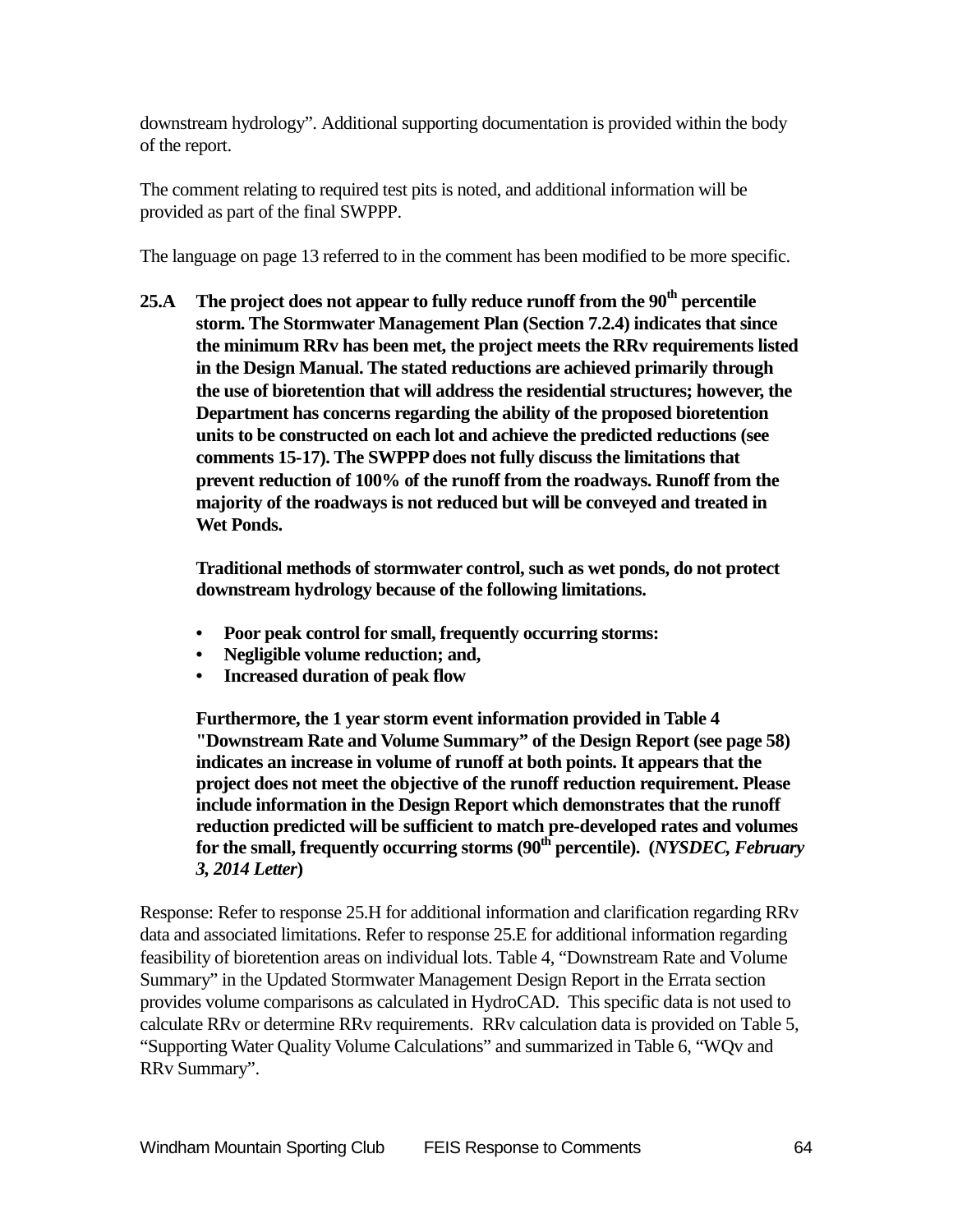downstream hydrology". Additional supporting documentation is provided within the body of the report.

The comment relating to required test pits is noted, and additional information will be provided as part of the final SWPPP.

The language on page 13 referred to in the comment has been modified to be more specific.

**25.A The project does not appear to fully reduce runoff from the 90$^{th}$ percentile storm. The Stormwater Management Plan (Section 7.2.4) indicates that since the minimum RRv has been met, the project meets the RRv requirements listed in the Design Manual. The stated reductions are achieved primarily through the use of bioretention that will address the residential structures; however, the Department has concerns regarding the ability of the proposed bioretention units to be constructed on each lot and achieve the predicted reductions (see comments 15-17). The SWPPP does not fully discuss the limitations that prevent reduction of 100% of the runoff from the roadways. Runoff from the majority of the roadways is not reduced but will be conveyed and treated in Wet Ponds.**

**Traditional methods of stormwater control, such as wet ponds, do not protect downstream hydrology because of the following limitations.**

- **Poor peak control for small, frequently occurring storms:**
- **Negligible volume reduction; and,**
- **Increased duration of peak flow**

**Furthermore, the 1 year storm event information provided in Table 4 "Downstream Rate and Volume Summary" of the Design Report (see page 58) indicates an increase in volume of runoff at both points. It appears that the project does not meet the objective of the runoff reduction requirement. Please include information in the Design Report which demonstrates that the runoff reduction predicted will be sufficient to match pre-developed rates and volumes for the small, frequently occurring storms (90$^{th}$ percentile). (*NYSDEC, February 3, 2014 Letter*)**

Response: Refer to response 25.H for additional information and clarification regarding RRv data and associated limitations. Refer to response 25.E for additional information regarding feasibility of bioretention areas on individual lots. Table 4, "Downstream Rate and Volume Summary" in the Updated Stormwater Management Design Report in the Errata section provides volume comparisons as calculated in HydroCAD. This specific data is not used to calculate RRv or determine RRv requirements. RRv calculation data is provided on Table 5, "Supporting Water Quality Volume Calculations" and summarized in Table 6, "WQv and RRv Summary".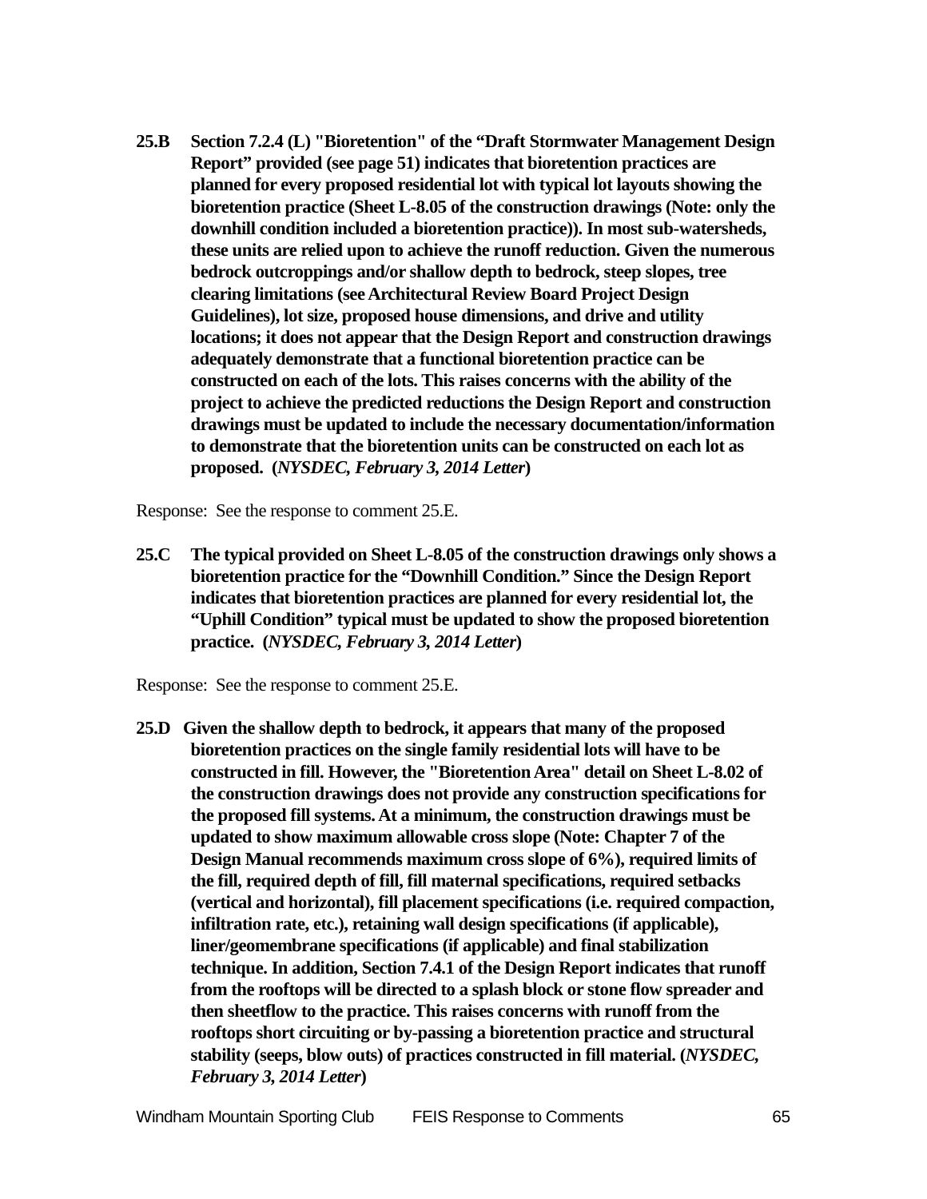**25.B Section 7.2.4 (L) "Bioretention" of the "Draft Stormwater Management Design Report" provided (see page 51) indicates that bioretention practices are planned for every proposed residential lot with typical lot layouts showing the bioretention practice (Sheet L-8.05 of the construction drawings (Note: only the downhill condition included a bioretention practice)). In most sub-watersheds, these units are relied upon to achieve the runoff reduction. Given the numerous bedrock outcroppings and/or shallow depth to bedrock, steep slopes, tree clearing limitations (see Architectural Review Board Project Design Guidelines), lot size, proposed house dimensions, and drive and utility locations; it does not appear that the Design Report and construction drawings adequately demonstrate that a functional bioretention practice can be constructed on each of the lots. This raises concerns with the ability of the project to achieve the predicted reductions the Design Report and construction drawings must be updated to include the necessary documentation/information to demonstrate that the bioretention units can be constructed on each lot as proposed. (*NYSDEC, February 3, 2014 Letter*)**

Response: See the response to comment 25.E.

**25.C The typical provided on Sheet L-8.05 of the construction drawings only shows a bioretention practice for the "Downhill Condition." Since the Design Report indicates that bioretention practices are planned for every residential lot, the "Uphill Condition" typical must be updated to show the proposed bioretention practice. (*NYSDEC, February 3, 2014 Letter*)**

Response: See the response to comment 25.E.

**25.D Given the shallow depth to bedrock, it appears that many of the proposed bioretention practices on the single family residential lots will have to be constructed in fill. However, the "Bioretention Area" detail on Sheet L-8.02 of the construction drawings does not provide any construction specifications for the proposed fill systems. At a minimum, the construction drawings must be updated to show maximum allowable cross slope (Note: Chapter 7 of the Design Manual recommends maximum cross slope of 6%), required limits of the fill, required depth of fill, fill maternal specifications, required setbacks (vertical and horizontal), fill placement specifications (i.e. required compaction, infiltration rate, etc.), retaining wall design specifications (if applicable), liner/geomembrane specifications (if applicable) and final stabilization technique. In addition, Section 7.4.1 of the Design Report indicates that runoff from the rooftops will be directed to a splash block or stone flow spreader and then sheetflow to the practice. This raises concerns with runoff from the rooftops short circuiting or by-passing a bioretention practice and structural stability (seeps, blow outs) of practices constructed in fill material. (*NYSDEC, February 3, 2014 Letter*)**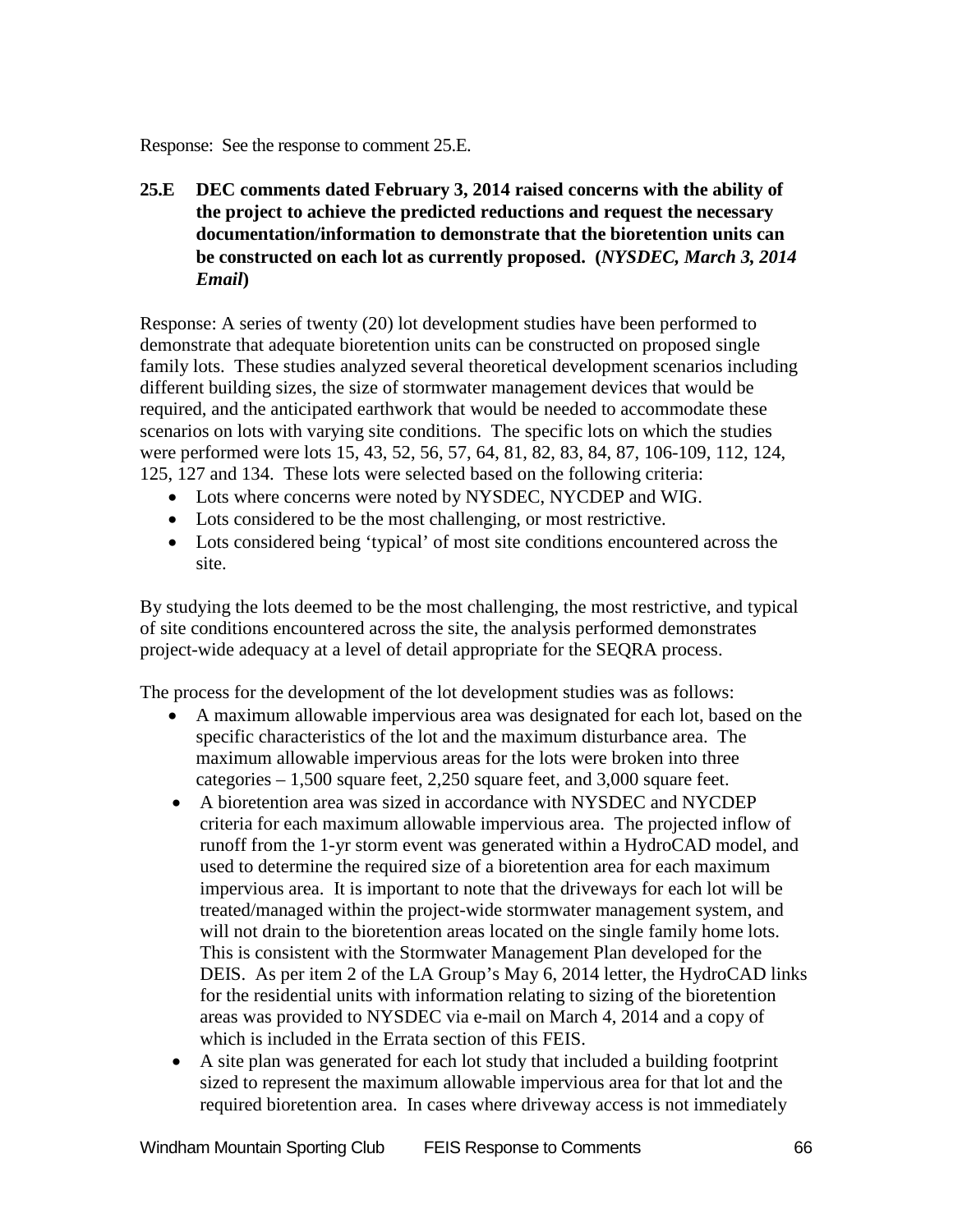Response: See the response to comment 25.E.

**25.E DEC comments dated February 3, 2014 raised concerns with the ability of the project to achieve the predicted reductions and request the necessary documentation/information to demonstrate that the bioretention units can be constructed on each lot as currently proposed. (*NYSDEC, March 3, 2014 Email*)**

Response: A series of twenty (20) lot development studies have been performed to demonstrate that adequate bioretention units can be constructed on proposed single family lots. These studies analyzed several theoretical development scenarios including different building sizes, the size of stormwater management devices that would be required, and the anticipated earthwork that would be needed to accommodate these scenarios on lots with varying site conditions. The specific lots on which the studies were performed were lots 15, 43, 52, 56, 57, 64, 81, 82, 83, 84, 87, 106-109, 112, 124, 125, 127 and 134. These lots were selected based on the following criteria:

- Lots where concerns were noted by NYSDEC, NYCDEP and WIG.
- Lots considered to be the most challenging, or most restrictive.
- Lots considered being 'typical' of most site conditions encountered across the site.

By studying the lots deemed to be the most challenging, the most restrictive, and typical of site conditions encountered across the site, the analysis performed demonstrates project-wide adequacy at a level of detail appropriate for the SEQRA process.

The process for the development of the lot development studies was as follows:

- A maximum allowable impervious area was designated for each lot, based on the specific characteristics of the lot and the maximum disturbance area. The maximum allowable impervious areas for the lots were broken into three categories – 1,500 square feet, 2,250 square feet, and 3,000 square feet.
- A bioretention area was sized in accordance with NYSDEC and NYCDEP criteria for each maximum allowable impervious area. The projected inflow of runoff from the 1-yr storm event was generated within a HydroCAD model, and used to determine the required size of a bioretention area for each maximum impervious area. It is important to note that the driveways for each lot will be treated/managed within the project-wide stormwater management system, and will not drain to the bioretention areas located on the single family home lots. This is consistent with the Stormwater Management Plan developed for the DEIS. As per item 2 of the LA Group's May 6, 2014 letter, the HydroCAD links for the residential units with information relating to sizing of the bioretention areas was provided to NYSDEC via e-mail on March 4, 2014 and a copy of which is included in the Errata section of this FEIS.
- A site plan was generated for each lot study that included a building footprint sized to represent the maximum allowable impervious area for that lot and the required bioretention area. In cases where driveway access is not immediately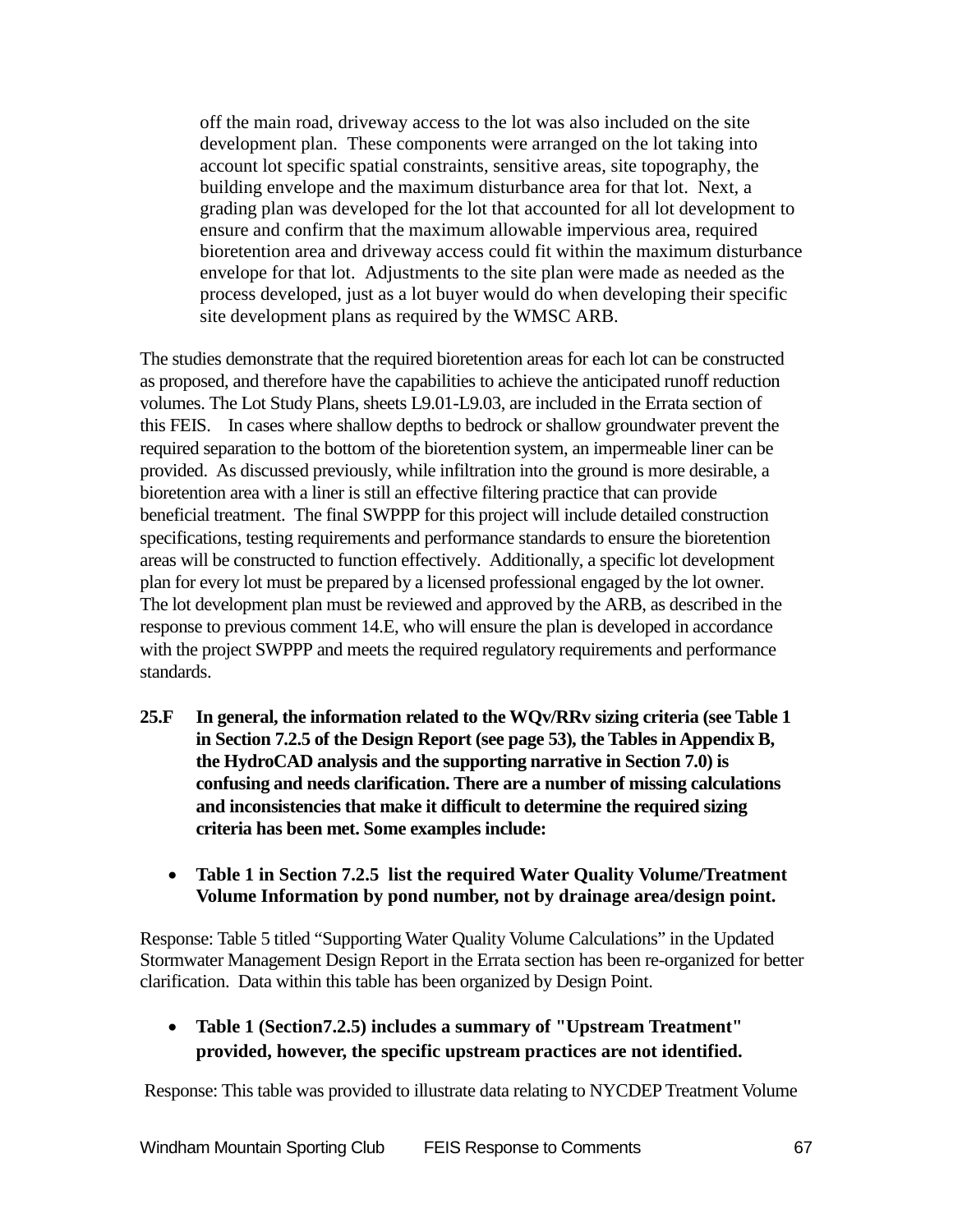> off the main road, driveway access to the lot was also included on the site development plan. These components were arranged on the lot taking into account lot specific spatial constraints, sensitive areas, site topography, the building envelope and the maximum disturbance area for that lot. Next, a grading plan was developed for the lot that accounted for all lot development to ensure and confirm that the maximum allowable impervious area, required bioretention area and driveway access could fit within the maximum disturbance envelope for that lot. Adjustments to the site plan were made as needed as the process developed, just as a lot buyer would do when developing their specific site development plans as required by the WMSC ARB.

The studies demonstrate that the required bioretention areas for each lot can be constructed as proposed, and therefore have the capabilities to achieve the anticipated runoff reduction volumes. The Lot Study Plans, sheets L9.01-L9.03, are included in the Errata section of this FEIS. In cases where shallow depths to bedrock or shallow groundwater prevent the required separation to the bottom of the bioretention system, an impermeable liner can be provided. As discussed previously, while infiltration into the ground is more desirable, a bioretention area with a liner is still an effective filtering practice that can provide beneficial treatment. The final SWPPP for this project will include detailed construction specifications, testing requirements and performance standards to ensure the bioretention areas will be constructed to function effectively. Additionally, a specific lot development plan for every lot must be prepared by a licensed professional engaged by the lot owner. The lot development plan must be reviewed and approved by the ARB, as described in the response to previous comment 14.E, who will ensure the plan is developed in accordance with the project SWPPP and meets the required regulatory requirements and performance standards.

**25.F In general, the information related to the WQv/RRv sizing criteria (see Table 1 in Section 7.2.5 of the Design Report (see page 53), the Tables in Appendix B, the HydroCAD analysis and the supporting narrative in Section 7.0) is confusing and needs clarification. There are a number of missing calculations and inconsistencies that make it difficult to determine the required sizing criteria has been met. Some examples include:**

- **Table 1 in Section 7.2.5 list the required Water Quality Volume/Treatment Volume Information by pond number, not by drainage area/design point.**

Response: Table 5 titled "Supporting Water Quality Volume Calculations" in the Updated Stormwater Management Design Report in the Errata section has been re-organized for better clarification. Data within this table has been organized by Design Point.

- **Table 1 (Section7.2.5) includes a summary of "Upstream Treatment" provided, however, the specific upstream practices are not identified.**

Response: This table was provided to illustrate data relating to NYCDEP Treatment Volume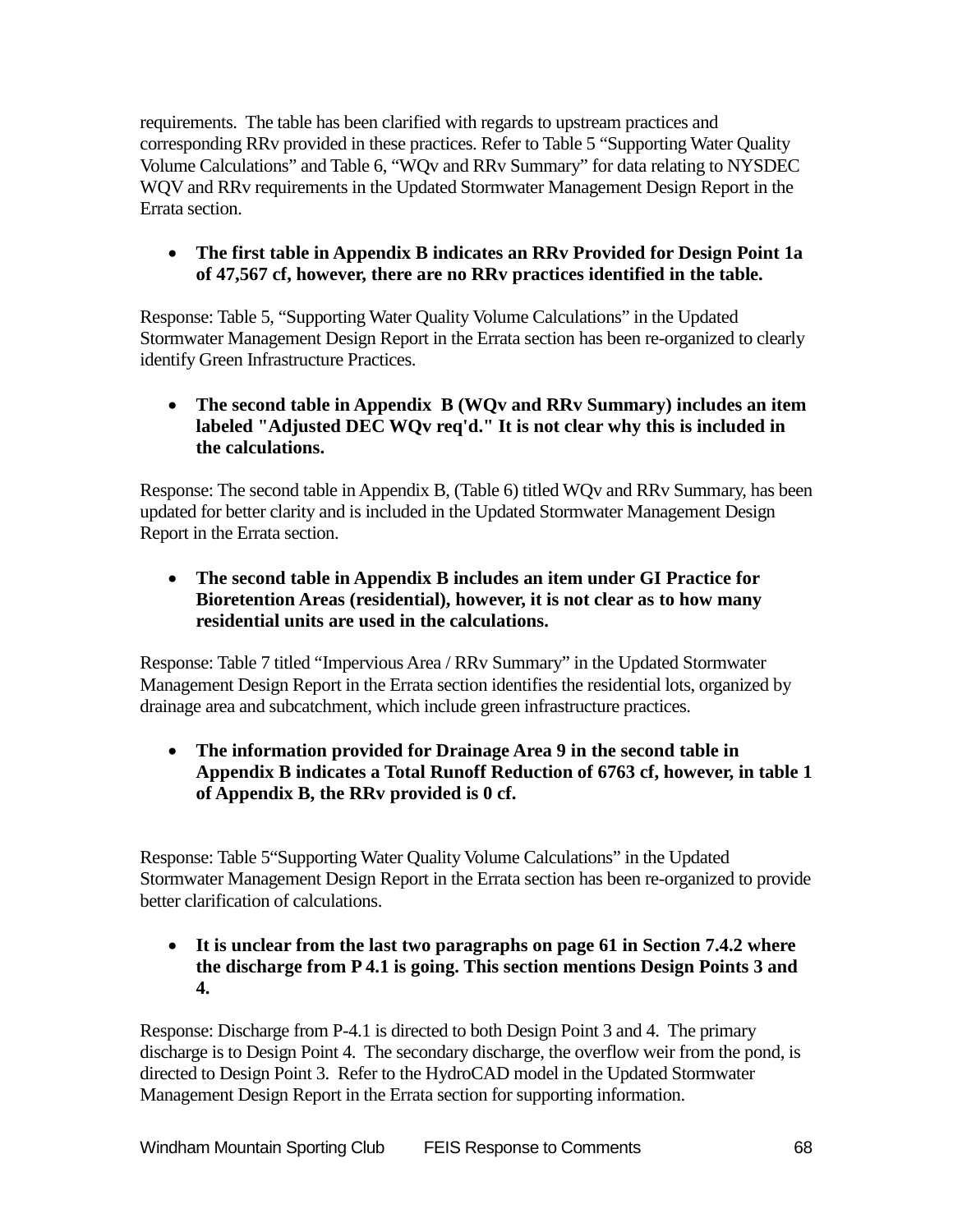requirements. The table has been clarified with regards to upstream practices and corresponding RRv provided in these practices. Refer to Table 5 "Supporting Water Quality Volume Calculations" and Table 6, "WQv and RRv Summary" for data relating to NYSDEC WQV and RRv requirements in the Updated Stormwater Management Design Report in the Errata section.

- **The first table in Appendix B indicates an RRv Provided for Design Point 1a of 47,567 cf, however, there are no RRv practices identified in the table.**

Response: Table 5, "Supporting Water Quality Volume Calculations" in the Updated Stormwater Management Design Report in the Errata section has been re-organized to clearly identify Green Infrastructure Practices.

- **The second table in Appendix B (WQv and RRv Summary) includes an item labeled "Adjusted DEC WQv req'd." It is not clear why this is included in the calculations.**

Response: The second table in Appendix B, (Table 6) titled WQv and RRv Summary, has been updated for better clarity and is included in the Updated Stormwater Management Design Report in the Errata section.

- **The second table in Appendix B includes an item under GI Practice for Bioretention Areas (residential), however, it is not clear as to how many residential units are used in the calculations.**

Response: Table 7 titled "Impervious Area / RRv Summary" in the Updated Stormwater Management Design Report in the Errata section identifies the residential lots, organized by drainage area and subcatchment, which include green infrastructure practices.

- **The information provided for Drainage Area 9 in the second table in Appendix B indicates a Total Runoff Reduction of 6763 cf, however, in table 1 of Appendix B, the RRv provided is 0 cf.**

Response: Table 5"Supporting Water Quality Volume Calculations" in the Updated Stormwater Management Design Report in the Errata section has been re-organized to provide better clarification of calculations.

- **It is unclear from the last two paragraphs on page 61 in Section 7.4.2 where the discharge from P 4.1 is going. This section mentions Design Points 3 and 4.**

Response: Discharge from P-4.1 is directed to both Design Point 3 and 4. The primary discharge is to Design Point 4. The secondary discharge, the overflow weir from the pond, is directed to Design Point 3. Refer to the HydroCAD model in the Updated Stormwater Management Design Report in the Errata section for supporting information.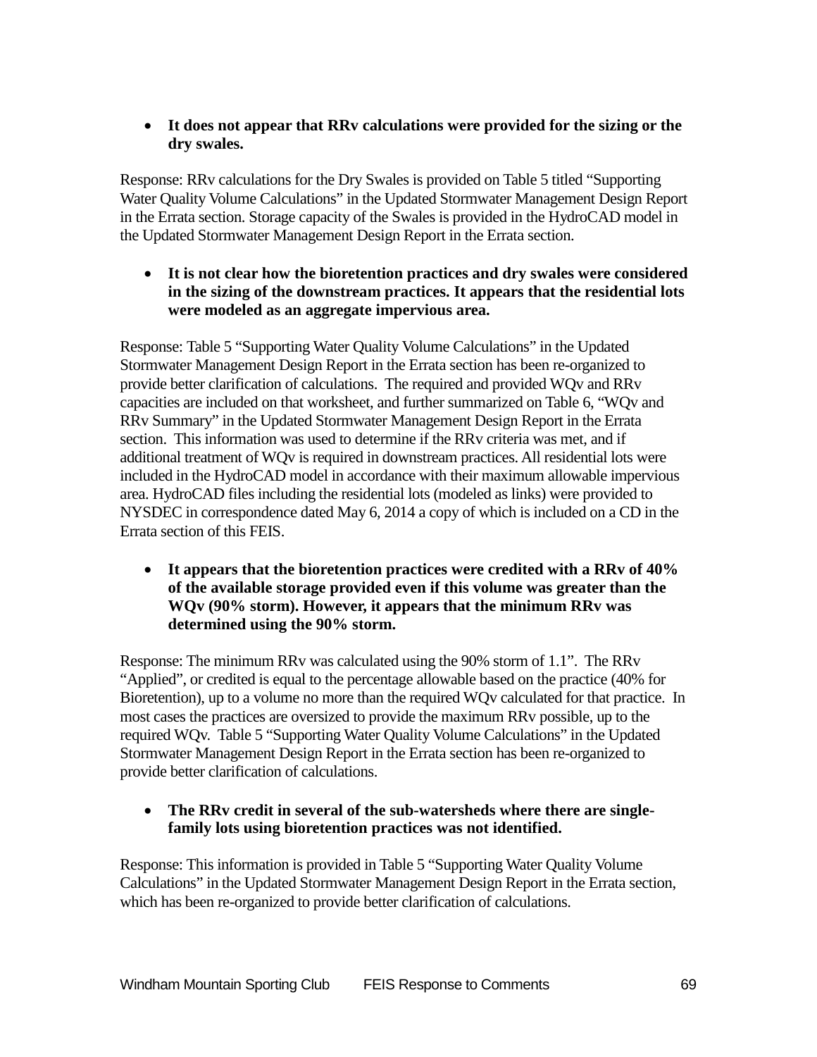- **It does not appear that RRv calculations were provided for the sizing or the dry swales.**

Response: RRv calculations for the Dry Swales is provided on Table 5 titled "Supporting Water Quality Volume Calculations" in the Updated Stormwater Management Design Report in the Errata section. Storage capacity of the Swales is provided in the HydroCAD model in the Updated Stormwater Management Design Report in the Errata section.

- **It is not clear how the bioretention practices and dry swales were considered in the sizing of the downstream practices. It appears that the residential lots were modeled as an aggregate impervious area.**

Response: Table 5 "Supporting Water Quality Volume Calculations" in the Updated Stormwater Management Design Report in the Errata section has been re-organized to provide better clarification of calculations. The required and provided WQv and RRv capacities are included on that worksheet, and further summarized on Table 6, "WQv and RRv Summary" in the Updated Stormwater Management Design Report in the Errata section. This information was used to determine if the RRv criteria was met, and if additional treatment of WQv is required in downstream practices. All residential lots were included in the HydroCAD model in accordance with their maximum allowable impervious area. HydroCAD files including the residential lots (modeled as links) were provided to NYSDEC in correspondence dated May 6, 2014 a copy of which is included on a CD in the Errata section of this FEIS.

- **It appears that the bioretention practices were credited with a RRv of 40% of the available storage provided even if this volume was greater than the WQv (90% storm). However, it appears that the minimum RRv was determined using the 90% storm.**

Response: The minimum RRv was calculated using the 90% storm of 1.1". The RRv "Applied", or credited is equal to the percentage allowable based on the practice (40% for Bioretention), up to a volume no more than the required WQv calculated for that practice. In most cases the practices are oversized to provide the maximum RRv possible, up to the required WQv. Table 5 "Supporting Water Quality Volume Calculations" in the Updated Stormwater Management Design Report in the Errata section has been re-organized to provide better clarification of calculations.

- **The RRv credit in several of the sub-watersheds where there are single-family lots using bioretention practices was not identified.**

Response: This information is provided in Table 5 "Supporting Water Quality Volume Calculations" in the Updated Stormwater Management Design Report in the Errata section, which has been re-organized to provide better clarification of calculations.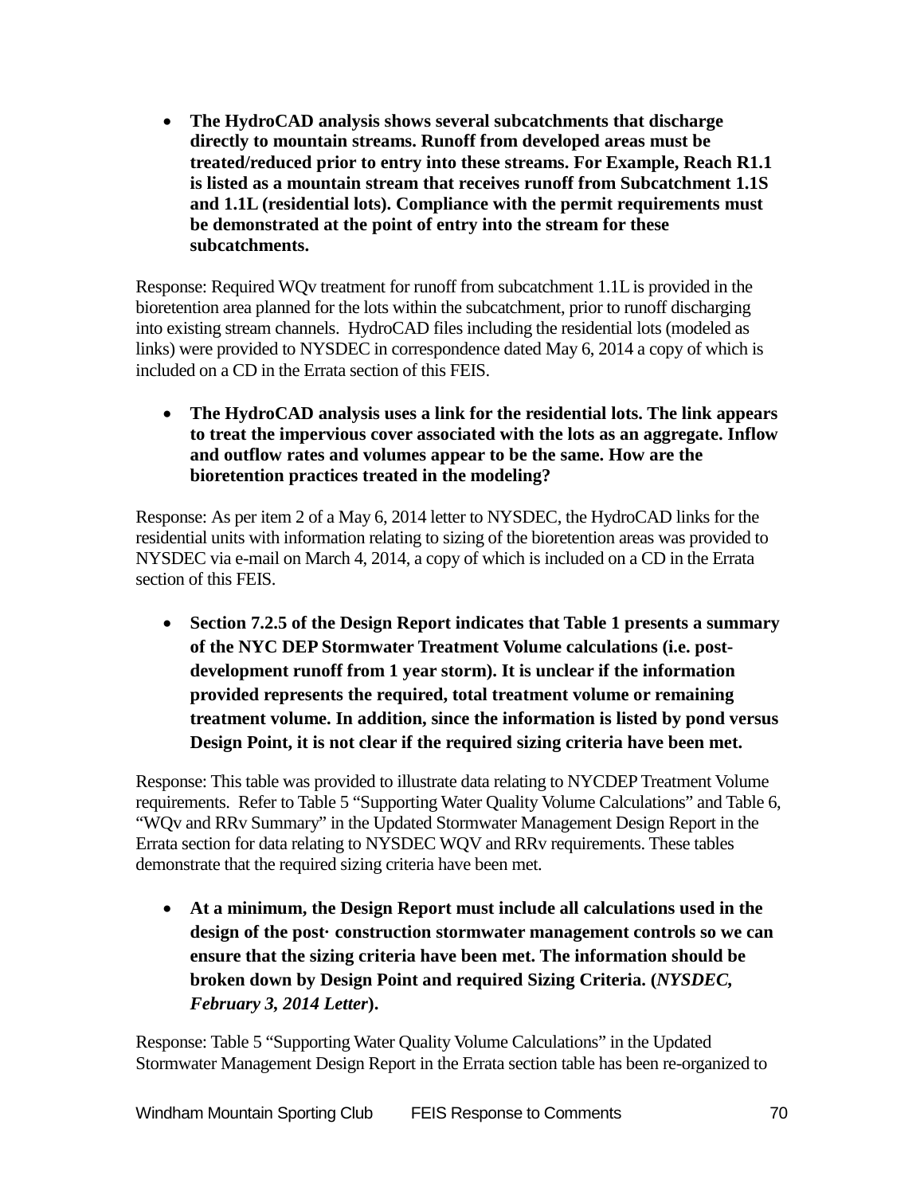- **The HydroCAD analysis shows several subcatchments that discharge directly to mountain streams. Runoff from developed areas must be treated/reduced prior to entry into these streams. For Example, Reach R1.1 is listed as a mountain stream that receives runoff from Subcatchment 1.1S and 1.1L (residential lots). Compliance with the permit requirements must be demonstrated at the point of entry into the stream for these subcatchments.**

Response: Required WQv treatment for runoff from subcatchment 1.1L is provided in the bioretention area planned for the lots within the subcatchment, prior to runoff discharging into existing stream channels. HydroCAD files including the residential lots (modeled as links) were provided to NYSDEC in correspondence dated May 6, 2014 a copy of which is included on a CD in the Errata section of this FEIS.

- **The HydroCAD analysis uses a link for the residential lots. The link appears to treat the impervious cover associated with the lots as an aggregate. Inflow and outflow rates and volumes appear to be the same. How are the bioretention practices treated in the modeling?**

Response: As per item 2 of a May 6, 2014 letter to NYSDEC, the HydroCAD links for the residential units with information relating to sizing of the bioretention areas was provided to NYSDEC via e-mail on March 4, 2014, a copy of which is included on a CD in the Errata section of this FEIS.

- **Section 7.2.5 of the Design Report indicates that Table 1 presents a summary of the NYC DEP Stormwater Treatment Volume calculations (i.e. post-development runoff from 1 year storm). It is unclear if the information provided represents the required, total treatment volume or remaining treatment volume. In addition, since the information is listed by pond versus Design Point, it is not clear if the required sizing criteria have been met.**

Response: This table was provided to illustrate data relating to NYCDEP Treatment Volume requirements. Refer to Table 5 "Supporting Water Quality Volume Calculations" and Table 6, "WQv and RRv Summary" in the Updated Stormwater Management Design Report in the Errata section for data relating to NYSDEC WQV and RRv requirements. These tables demonstrate that the required sizing criteria have been met.

- **At a minimum, the Design Report must include all calculations used in the design of the post· construction stormwater management controls so we can ensure that the sizing criteria have been met. The information should be broken down by Design Point and required Sizing Criteria. (*NYSDEC, February 3, 2014 Letter*).**

Response: Table 5 "Supporting Water Quality Volume Calculations" in the Updated Stormwater Management Design Report in the Errata section table has been re-organized to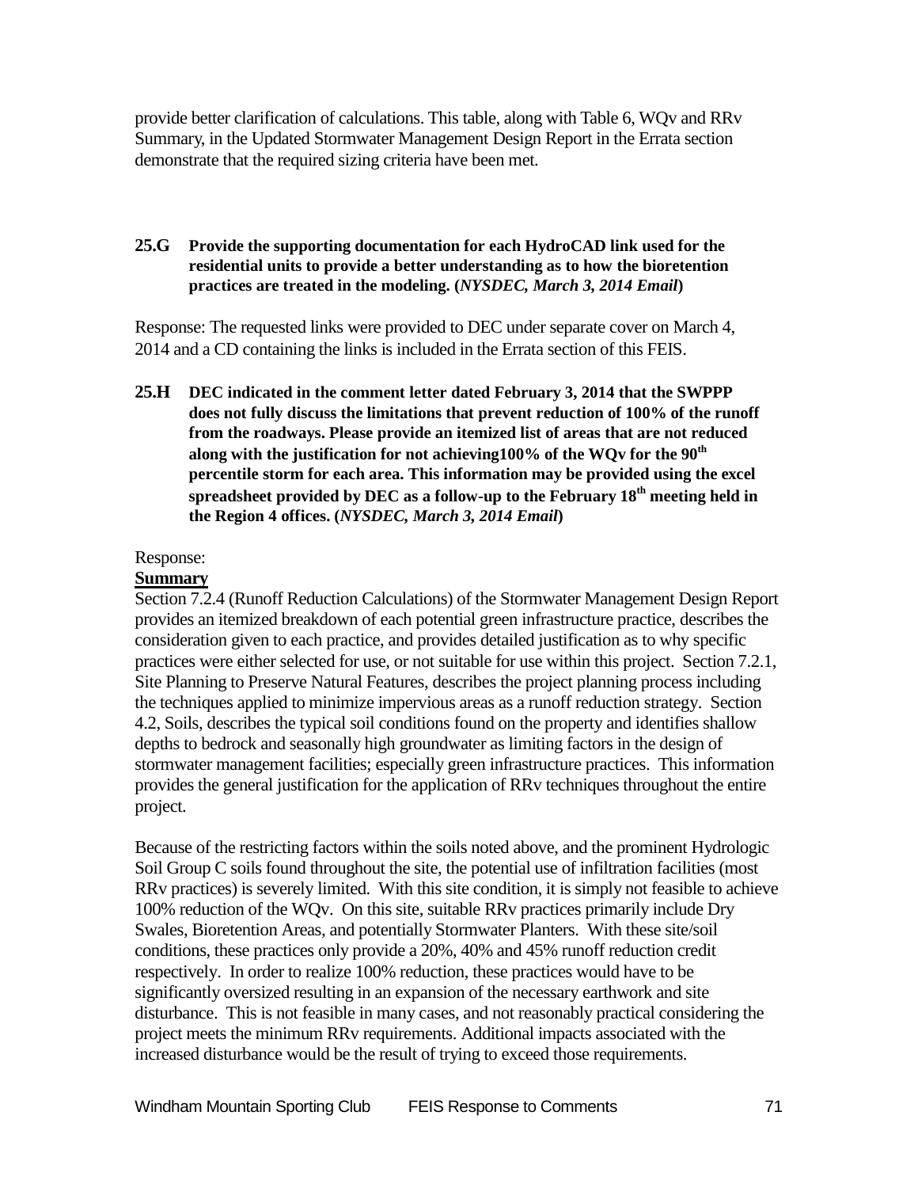provide better clarification of calculations. This table, along with Table 6, WQv and RRv Summary, in the Updated Stormwater Management Design Report in the Errata section demonstrate that the required sizing criteria have been met.

**25.G Provide the supporting documentation for each HydroCAD link used for the residential units to provide a better understanding as to how the bioretention practices are treated in the modeling. (*NYSDEC, March 3, 2014 Email*)**

Response: The requested links were provided to DEC under separate cover on March 4, 2014 and a CD containing the links is included in the Errata section of this FEIS.

**25.H DEC indicated in the comment letter dated February 3, 2014 that the SWPPP does not fully discuss the limitations that prevent reduction of 100% of the runoff from the roadways. Please provide an itemized list of areas that are not reduced along with the justification for not achieving100% of the WQv for the 90th percentile storm for each area. This information may be provided using the excel spreadsheet provided by DEC as a follow-up to the February 18th meeting held in the Region 4 offices. (*NYSDEC, March 3, 2014 Email*)**

Response:

**Summary**

Section 7.2.4 (Runoff Reduction Calculations) of the Stormwater Management Design Report provides an itemized breakdown of each potential green infrastructure practice, describes the consideration given to each practice, and provides detailed justification as to why specific practices were either selected for use, or not suitable for use within this project. Section 7.2.1, Site Planning to Preserve Natural Features, describes the project planning process including the techniques applied to minimize impervious areas as a runoff reduction strategy. Section 4.2, Soils, describes the typical soil conditions found on the property and identifies shallow depths to bedrock and seasonally high groundwater as limiting factors in the design of stormwater management facilities; especially green infrastructure practices. This information provides the general justification for the application of RRv techniques throughout the entire project.

Because of the restricting factors within the soils noted above, and the prominent Hydrologic Soil Group C soils found throughout the site, the potential use of infiltration facilities (most RRv practices) is severely limited. With this site condition, it is simply not feasible to achieve 100% reduction of the WQv. On this site, suitable RRv practices primarily include Dry Swales, Bioretention Areas, and potentially Stormwater Planters. With these site/soil conditions, these practices only provide a 20%, 40% and 45% runoff reduction credit respectively. In order to realize 100% reduction, these practices would have to be significantly oversized resulting in an expansion of the necessary earthwork and site disturbance. This is not feasible in many cases, and not reasonably practical considering the project meets the minimum RRv requirements. Additional impacts associated with the increased disturbance would be the result of trying to exceed those requirements.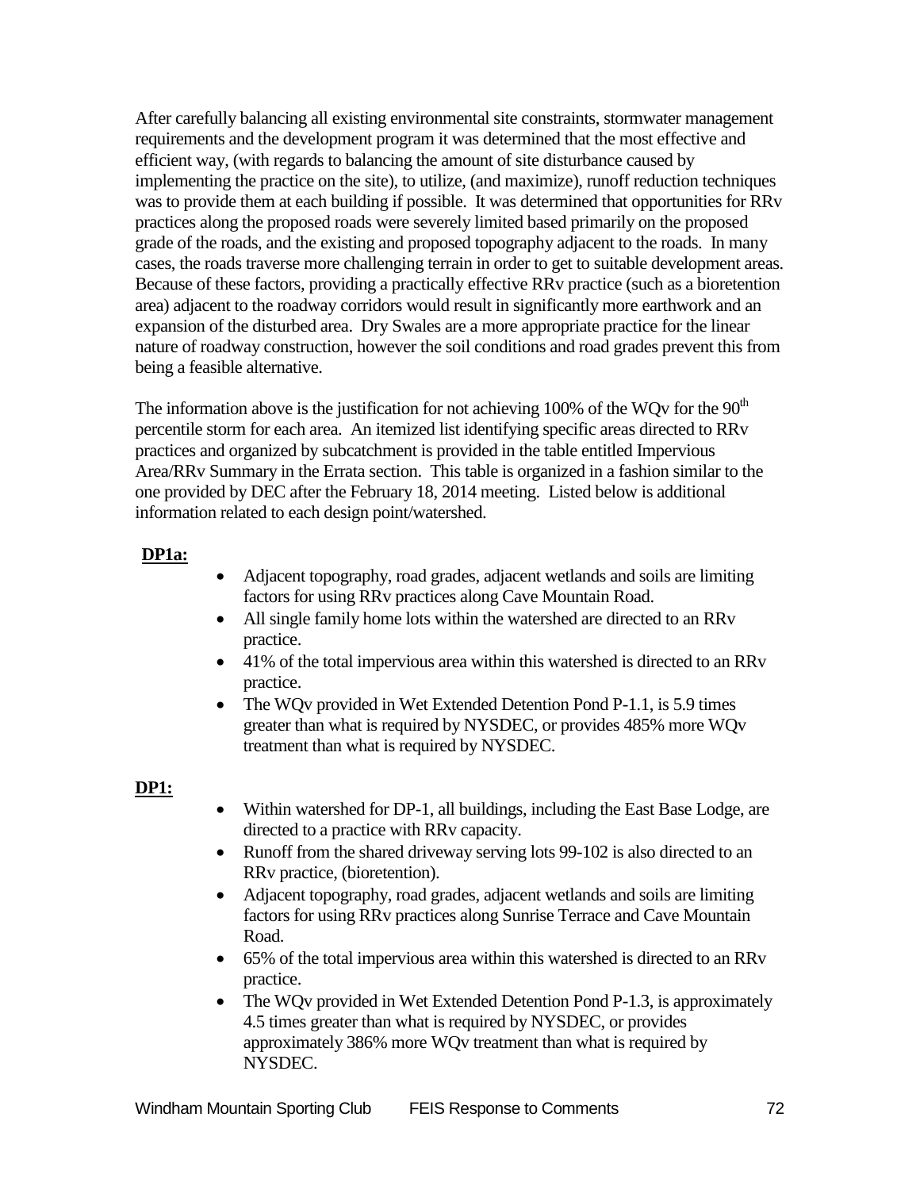After carefully balancing all existing environmental site constraints, stormwater management requirements and the development program it was determined that the most effective and efficient way, (with regards to balancing the amount of site disturbance caused by implementing the practice on the site), to utilize, (and maximize), runoff reduction techniques was to provide them at each building if possible. It was determined that opportunities for RRv practices along the proposed roads were severely limited based primarily on the proposed grade of the roads, and the existing and proposed topography adjacent to the roads. In many cases, the roads traverse more challenging terrain in order to get to suitable development areas. Because of these factors, providing a practically effective RRv practice (such as a bioretention area) adjacent to the roadway corridors would result in significantly more earthwork and an expansion of the disturbed area. Dry Swales are a more appropriate practice for the linear nature of roadway construction, however the soil conditions and road grades prevent this from being a feasible alternative.

The information above is the justification for not achieving 100% of the WQv for the 90$^{th}$ percentile storm for each area. An itemized list identifying specific areas directed to RRv practices and organized by subcatchment is provided in the table entitled Impervious Area/RRv Summary in the Errata section. This table is organized in a fashion similar to the one provided by DEC after the February 18, 2014 meeting. Listed below is additional information related to each design point/watershed.

**DP1a:**

- Adjacent topography, road grades, adjacent wetlands and soils are limiting factors for using RRv practices along Cave Mountain Road.
- All single family home lots within the watershed are directed to an RRv practice.
- 41% of the total impervious area within this watershed is directed to an RRv practice.
- The WQv provided in Wet Extended Detention Pond P-1.1, is 5.9 times greater than what is required by NYSDEC, or provides 485% more WQv treatment than what is required by NYSDEC.

**DP1:**

- Within watershed for DP-1, all buildings, including the East Base Lodge, are directed to a practice with RRv capacity.
- Runoff from the shared driveway serving lots 99-102 is also directed to an RRv practice, (bioretention).
- Adjacent topography, road grades, adjacent wetlands and soils are limiting factors for using RRv practices along Sunrise Terrace and Cave Mountain Road.
- 65% of the total impervious area within this watershed is directed to an RRv practice.
- The WQv provided in Wet Extended Detention Pond P-1.3, is approximately 4.5 times greater than what is required by NYSDEC, or provides approximately 386% more WQv treatment than what is required by NYSDEC.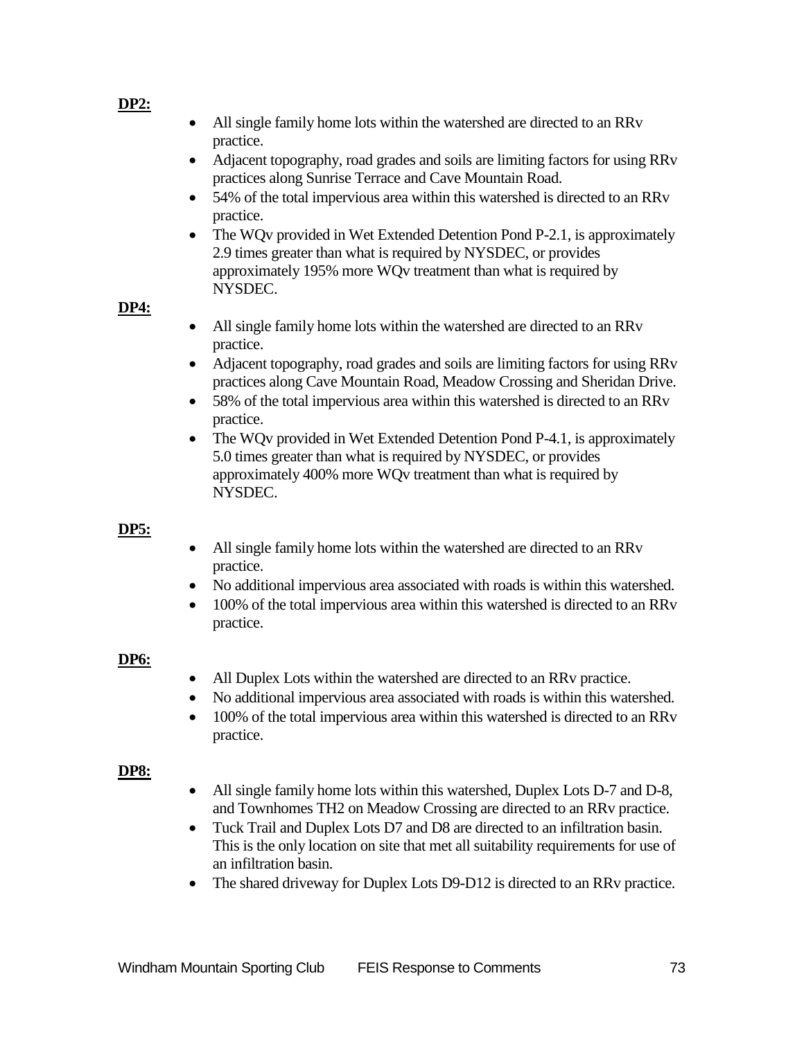**DP2:**

- All single family home lots within the watershed are directed to an RRv practice.
- Adjacent topography, road grades and soils are limiting factors for using RRv practices along Sunrise Terrace and Cave Mountain Road.
- 54% of the total impervious area within this watershed is directed to an RRv practice.
- The WQv provided in Wet Extended Detention Pond P-2.1, is approximately 2.9 times greater than what is required by NYSDEC, or provides approximately 195% more WQv treatment than what is required by NYSDEC.

**DP4:**

- All single family home lots within the watershed are directed to an RRv practice.
- Adjacent topography, road grades and soils are limiting factors for using RRv practices along Cave Mountain Road, Meadow Crossing and Sheridan Drive.
- 58% of the total impervious area within this watershed is directed to an RRv practice.
- The WQv provided in Wet Extended Detention Pond P-4.1, is approximately 5.0 times greater than what is required by NYSDEC, or provides approximately 400% more WQv treatment than what is required by NYSDEC.

**DP5:**

- All single family home lots within the watershed are directed to an RRv practice.
- No additional impervious area associated with roads is within this watershed.
- 100% of the total impervious area within this watershed is directed to an RRv practice.

**DP6:**

- All Duplex Lots within the watershed are directed to an RRv practice.
- No additional impervious area associated with roads is within this watershed.
- 100% of the total impervious area within this watershed is directed to an RRv practice.

**DP8:**

- All single family home lots within this watershed, Duplex Lots D-7 and D-8, and Townhomes TH2 on Meadow Crossing are directed to an RRv practice.
- Tuck Trail and Duplex Lots D7 and D8 are directed to an infiltration basin. This is the only location on site that met all suitability requirements for use of an infiltration basin.
- The shared driveway for Duplex Lots D9-D12 is directed to an RRv practice.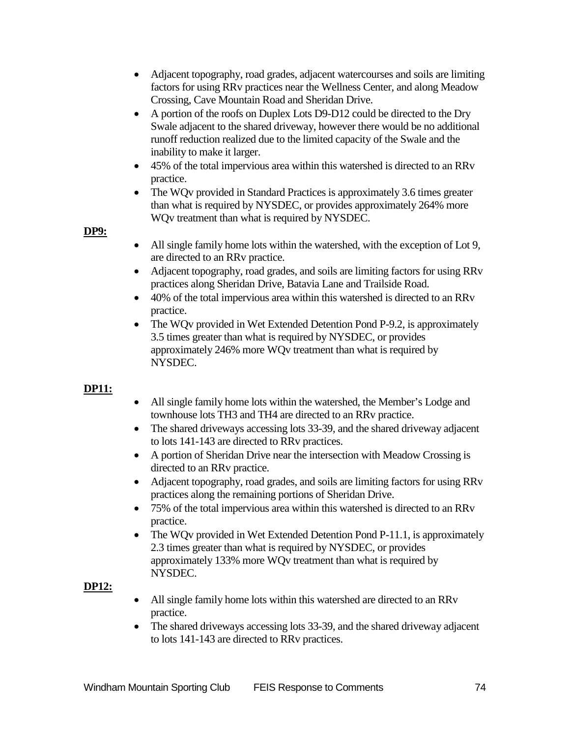- Adjacent topography, road grades, adjacent watercourses and soils are limiting factors for using RRv practices near the Wellness Center, and along Meadow Crossing, Cave Mountain Road and Sheridan Drive.
- A portion of the roofs on Duplex Lots D9-D12 could be directed to the Dry Swale adjacent to the shared driveway, however there would be no additional runoff reduction realized due to the limited capacity of the Swale and the inability to make it larger.
- 45% of the total impervious area within this watershed is directed to an RRv practice.
- The WQv provided in Standard Practices is approximately 3.6 times greater than what is required by NYSDEC, or provides approximately 264% more WQv treatment than what is required by NYSDEC.

**DP9:**

- All single family home lots within the watershed, with the exception of Lot 9, are directed to an RRv practice.
- Adjacent topography, road grades, and soils are limiting factors for using RRv practices along Sheridan Drive, Batavia Lane and Trailside Road.
- 40% of the total impervious area within this watershed is directed to an RRv practice.
- The WQv provided in Wet Extended Detention Pond P-9.2, is approximately 3.5 times greater than what is required by NYSDEC, or provides approximately 246% more WQv treatment than what is required by NYSDEC.

**DP11:**

- All single family home lots within the watershed, the Member's Lodge and townhouse lots TH3 and TH4 are directed to an RRv practice.
- The shared driveways accessing lots 33-39, and the shared driveway adjacent to lots 141-143 are directed to RRv practices.
- A portion of Sheridan Drive near the intersection with Meadow Crossing is directed to an RRv practice.
- Adjacent topography, road grades, and soils are limiting factors for using RRv practices along the remaining portions of Sheridan Drive.
- 75% of the total impervious area within this watershed is directed to an RRv practice.
- The WQv provided in Wet Extended Detention Pond P-11.1, is approximately 2.3 times greater than what is required by NYSDEC, or provides approximately 133% more WQv treatment than what is required by NYSDEC.

**DP12:**

- All single family home lots within this watershed are directed to an RRv practice.
- The shared driveways accessing lots 33-39, and the shared driveway adjacent to lots 141-143 are directed to RRv practices.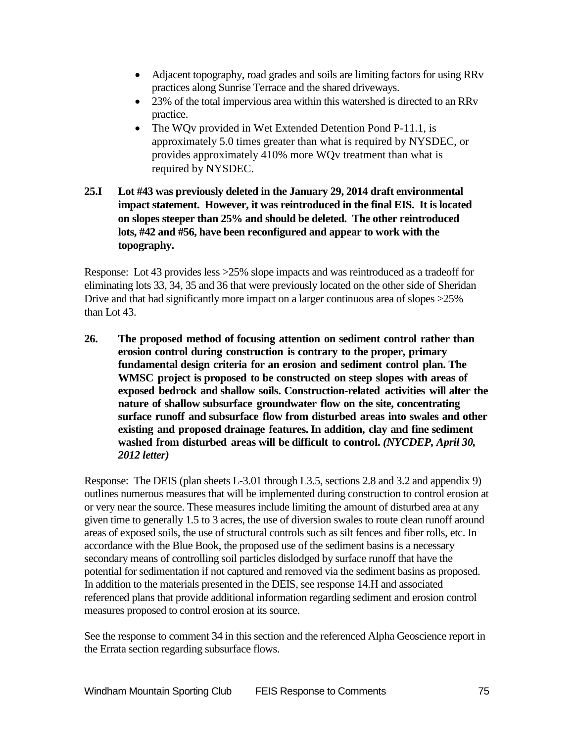- Adjacent topography, road grades and soils are limiting factors for using RRv practices along Sunrise Terrace and the shared driveways.
- 23% of the total impervious area within this watershed is directed to an RRv practice.
- The WQv provided in Wet Extended Detention Pond P-11.1, is approximately 5.0 times greater than what is required by NYSDEC, or provides approximately 410% more WQv treatment than what is required by NYSDEC.

**25.I Lot #43 was previously deleted in the January 29, 2014 draft environmental impact statement. However, it was reintroduced in the final EIS. It is located on slopes steeper than 25% and should be deleted. The other reintroduced lots, #42 and #56, have been reconfigured and appear to work with the topography.**

Response: Lot 43 provides less >25% slope impacts and was reintroduced as a tradeoff for eliminating lots 33, 34, 35 and 36 that were previously located on the other side of Sheridan Drive and that had significantly more impact on a larger continuous area of slopes >25% than Lot 43.

**26. The proposed method of focusing attention on sediment control rather than erosion control during construction is contrary to the proper, primary fundamental design criteria for an erosion and sediment control plan. The WMSC project is proposed to be constructed on steep slopes with areas of exposed bedrock and shallow soils. Construction-related activities will alter the nature of shallow subsurface groundwater flow on the site, concentrating surface runoff and subsurface flow from disturbed areas into swales and other existing and proposed drainage features. In addition, clay and fine sediment washed from disturbed areas will be difficult to control. *(NYCDEP, April 30, 2012 letter)***

Response: The DEIS (plan sheets L-3.01 through L3.5, sections 2.8 and 3.2 and appendix 9) outlines numerous measures that will be implemented during construction to control erosion at or very near the source. These measures include limiting the amount of disturbed area at any given time to generally 1.5 to 3 acres, the use of diversion swales to route clean runoff around areas of exposed soils, the use of structural controls such as silt fences and fiber rolls, etc. In accordance with the Blue Book, the proposed use of the sediment basins is a necessary secondary means of controlling soil particles dislodged by surface runoff that have the potential for sedimentation if not captured and removed via the sediment basins as proposed. In addition to the materials presented in the DEIS, see response 14.H and associated referenced plans that provide additional information regarding sediment and erosion control measures proposed to control erosion at its source.

See the response to comment 34 in this section and the referenced Alpha Geoscience report in the Errata section regarding subsurface flows.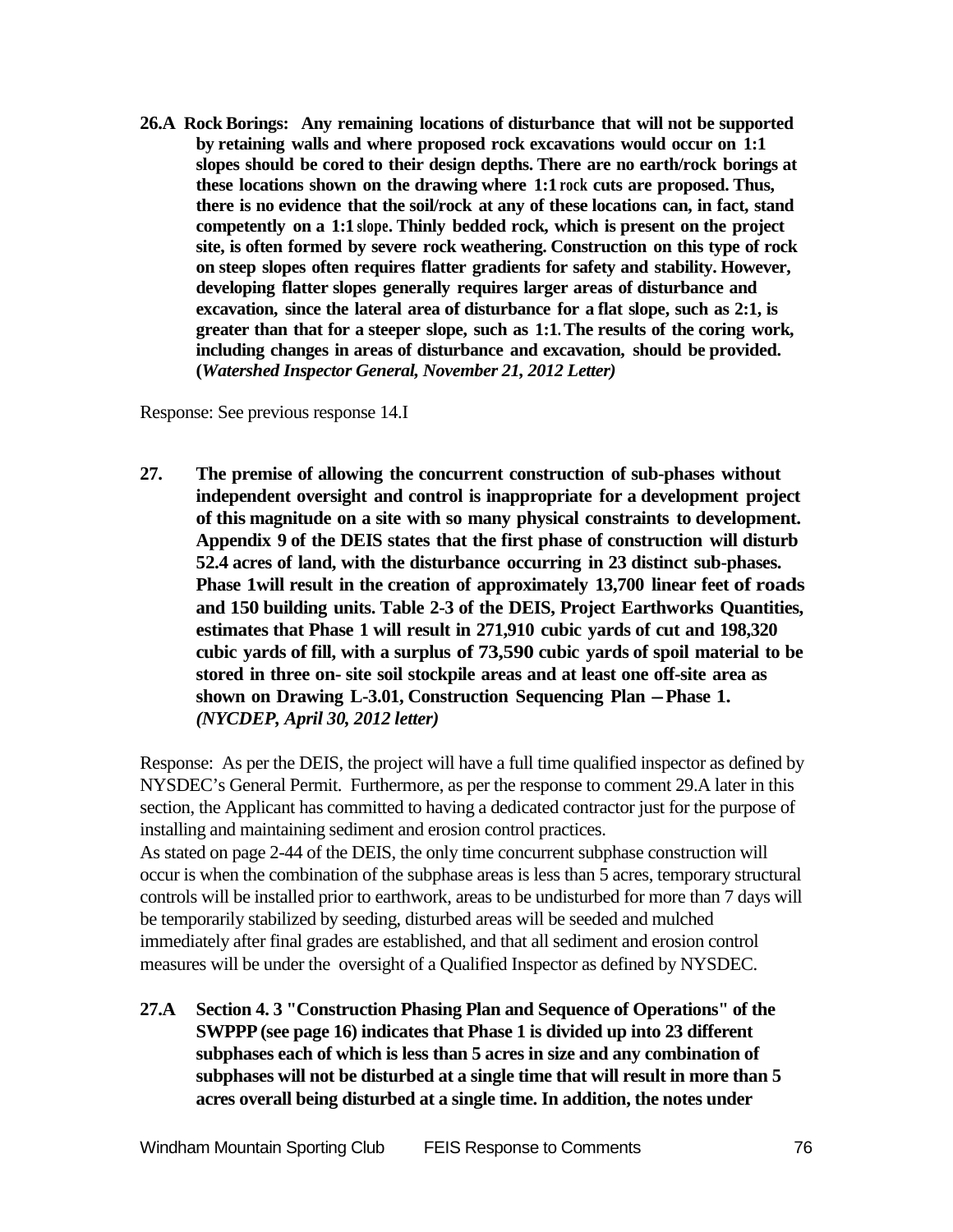**26.A Rock Borings: Any remaining locations of disturbance that will not be supported by retaining walls and where proposed rock excavations would occur on 1:1 slopes should be cored to their design depths. There are no earth/rock borings at these locations shown on the drawing where 1:1 rock cuts are proposed. Thus, there is no evidence that the soil/rock at any of these locations can, in fact, stand competently on a 1:1 slope. Thinly bedded rock, which is present on the project site, is often formed by severe rock weathering. Construction on this type of rock on steep slopes often requires flatter gradients for safety and stability. However, developing flatter slopes generally requires larger areas of disturbance and excavation, since the lateral area of disturbance for a flat slope, such as 2:1, is greater than that for a steeper slope, such as 1:1. The results of the coring work, including changes in areas of disturbance and excavation, should be provided. (*Watershed Inspector General, November 21, 2012 Letter*)**

Response: See previous response 14.I

**27. The premise of allowing the concurrent construction of sub-phases without independent oversight and control is inappropriate for a development project of this magnitude on a site with so many physical constraints to development. Appendix 9 of the DEIS states that the first phase of construction will disturb 52.4 acres of land, with the disturbance occurring in 23 distinct sub-phases. Phase 1will result in the creation of approximately 13,700 linear feet of roads and 150 building units. Table 2-3 of the DEIS, Project Earthworks Quantities, estimates that Phase 1 will result in 271,910 cubic yards of cut and 198,320 cubic yards of fill, with a surplus of 73,590 cubic yards of spoil material to be stored in three on- site soil stockpile areas and at least one off-site area as shown on Drawing L-3.01, Construction Sequencing Plan – Phase 1. *(NYCDEP, April 30, 2012 letter)***

Response: As per the DEIS, the project will have a full time qualified inspector as defined by NYSDEC's General Permit. Furthermore, as per the response to comment 29.A later in this section, the Applicant has committed to having a dedicated contractor just for the purpose of installing and maintaining sediment and erosion control practices.
As stated on page 2-44 of the DEIS, the only time concurrent subphase construction will occur is when the combination of the subphase areas is less than 5 acres, temporary structural controls will be installed prior to earthwork, areas to be undisturbed for more than 7 days will be temporarily stabilized by seeding, disturbed areas will be seeded and mulched immediately after final grades are established, and that all sediment and erosion control measures will be under the oversight of a Qualified Inspector as defined by NYSDEC.

**27.A Section 4. 3 "Construction Phasing Plan and Sequence of Operations" of the SWPPP (see page 16) indicates that Phase 1 is divided up into 23 different subphases each of which is less than 5 acres in size and any combination of subphases will not be disturbed at a single time that will result in more than 5 acres overall being disturbed at a single time. In addition, the notes under**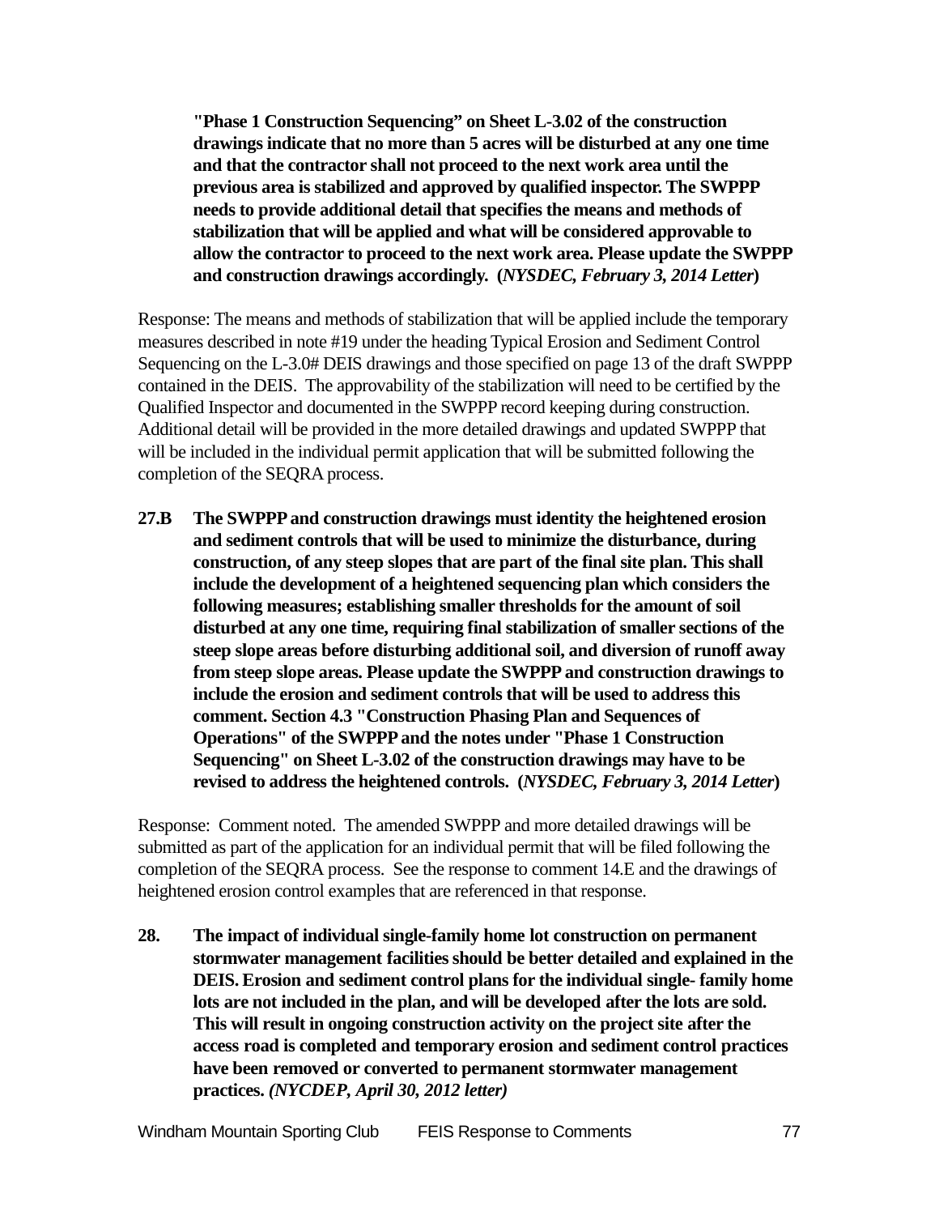**"Phase 1 Construction Sequencing" on Sheet L-3.02 of the construction drawings indicate that no more than 5 acres will be disturbed at any one time and that the contractor shall not proceed to the next work area until the previous area is stabilized and approved by qualified inspector. The SWPPP needs to provide additional detail that specifies the means and methods of stabilization that will be applied and what will be considered approvable to allow the contractor to proceed to the next work area. Please update the SWPPP and construction drawings accordingly. (*NYSDEC, February 3, 2014 Letter*)**

Response: The means and methods of stabilization that will be applied include the temporary measures described in note #19 under the heading Typical Erosion and Sediment Control Sequencing on the L-3.0# DEIS drawings and those specified on page 13 of the draft SWPPP contained in the DEIS. The approvability of the stabilization will need to be certified by the Qualified Inspector and documented in the SWPPP record keeping during construction. Additional detail will be provided in the more detailed drawings and updated SWPPP that will be included in the individual permit application that will be submitted following the completion of the SEQRA process.

**27.B The SWPPP and construction drawings must identity the heightened erosion and sediment controls that will be used to minimize the disturbance, during construction, of any steep slopes that are part of the final site plan. This shall include the development of a heightened sequencing plan which considers the following measures; establishing smaller thresholds for the amount of soil disturbed at any one time, requiring final stabilization of smaller sections of the steep slope areas before disturbing additional soil, and diversion of runoff away from steep slope areas. Please update the SWPPP and construction drawings to include the erosion and sediment controls that will be used to address this comment. Section 4.3 "Construction Phasing Plan and Sequences of Operations" of the SWPPP and the notes under "Phase 1 Construction Sequencing" on Sheet L-3.02 of the construction drawings may have to be revised to address the heightened controls. (*NYSDEC, February 3, 2014 Letter*)**

Response: Comment noted. The amended SWPPP and more detailed drawings will be submitted as part of the application for an individual permit that will be filed following the completion of the SEQRA process. See the response to comment 14.E and the drawings of heightened erosion control examples that are referenced in that response.

**28. The impact of individual single-family home lot construction on permanent stormwater management facilities should be better detailed and explained in the DEIS. Erosion and sediment control plans for the individual single- family home lots are not included in the plan, and will be developed after the lots are sold. This will result in ongoing construction activity on the project site after the access road is completed and temporary erosion and sediment control practices have been removed or converted to permanent stormwater management practices. *(NYCDEP, April 30, 2012 letter)***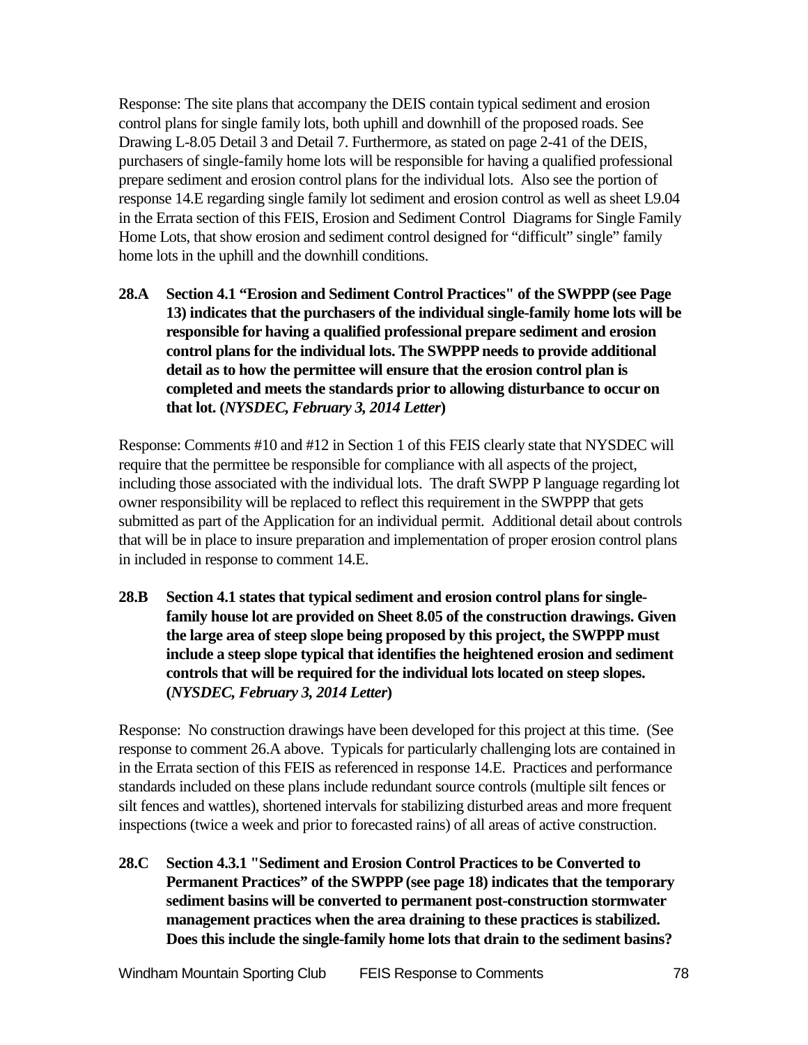Response: The site plans that accompany the DEIS contain typical sediment and erosion control plans for single family lots, both uphill and downhill of the proposed roads. See Drawing L-8.05 Detail 3 and Detail 7. Furthermore, as stated on page 2-41 of the DEIS, purchasers of single-family home lots will be responsible for having a qualified professional prepare sediment and erosion control plans for the individual lots. Also see the portion of response 14.E regarding single family lot sediment and erosion control as well as sheet L9.04 in the Errata section of this FEIS, Erosion and Sediment Control Diagrams for Single Family Home Lots, that show erosion and sediment control designed for "difficult" single" family home lots in the uphill and the downhill conditions.

**28.A Section 4.1 "Erosion and Sediment Control Practices" of the SWPPP (see Page 13) indicates that the purchasers of the individual single-family home lots will be responsible for having a qualified professional prepare sediment and erosion control plans for the individual lots. The SWPPP needs to provide additional detail as to how the permittee will ensure that the erosion control plan is completed and meets the standards prior to allowing disturbance to occur on that lot. (*NYSDEC, February 3, 2014 Letter*)**

Response: Comments #10 and #12 in Section 1 of this FEIS clearly state that NYSDEC will require that the permittee be responsible for compliance with all aspects of the project, including those associated with the individual lots. The draft SWPP P language regarding lot owner responsibility will be replaced to reflect this requirement in the SWPPP that gets submitted as part of the Application for an individual permit. Additional detail about controls that will be in place to insure preparation and implementation of proper erosion control plans in included in response to comment 14.E.

**28.B Section 4.1 states that typical sediment and erosion control plans for single-family house lot are provided on Sheet 8.05 of the construction drawings. Given the large area of steep slope being proposed by this project, the SWPPP must include a steep slope typical that identifies the heightened erosion and sediment controls that will be required for the individual lots located on steep slopes. (*NYSDEC, February 3, 2014 Letter*)**

Response: No construction drawings have been developed for this project at this time. (See response to comment 26.A above. Typicals for particularly challenging lots are contained in in the Errata section of this FEIS as referenced in response 14.E. Practices and performance standards included on these plans include redundant source controls (multiple silt fences or silt fences and wattles), shortened intervals for stabilizing disturbed areas and more frequent inspections (twice a week and prior to forecasted rains) of all areas of active construction.

**28.C Section 4.3.1 "Sediment and Erosion Control Practices to be Converted to Permanent Practices" of the SWPPP (see page 18) indicates that the temporary sediment basins will be converted to permanent post-construction stormwater management practices when the area draining to these practices is stabilized. Does this include the single-family home lots that drain to the sediment basins?**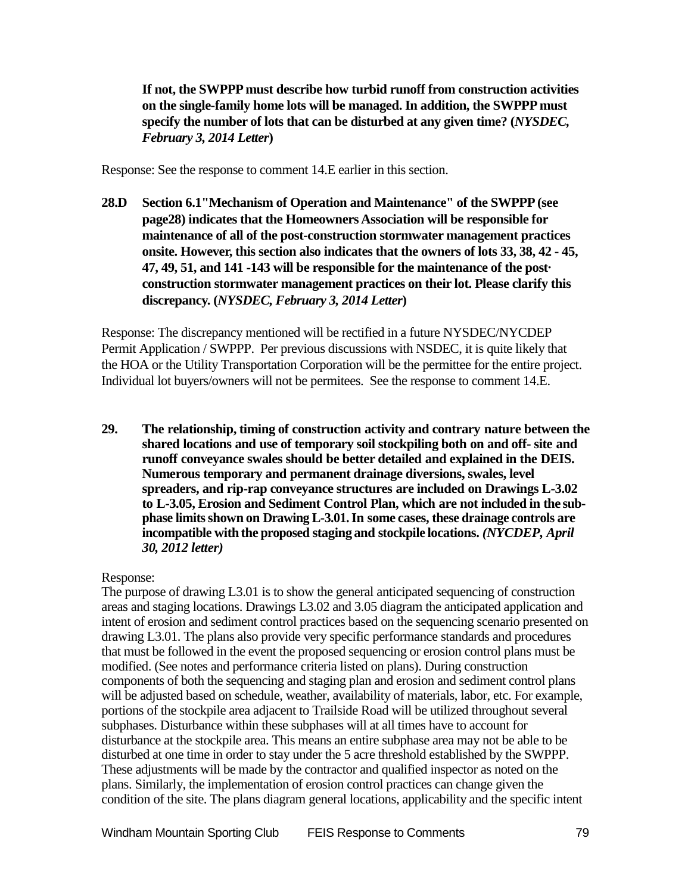**If not, the SWPPP must describe how turbid runoff from construction activities on the single-family home lots will be managed. In addition, the SWPPP must specify the number of lots that can be disturbed at any given time? (*NYSDEC, February 3, 2014 Letter*)**

Response: See the response to comment 14.E earlier in this section.

**28.D Section 6.1"Mechanism of Operation and Maintenance" of the SWPPP (see page28) indicates that the Homeowners Association will be responsible for maintenance of all of the post-construction stormwater management practices onsite. However, this section also indicates that the owners of lots 33, 38, 42 - 45, 47, 49, 51, and 141 -143 will be responsible for the maintenance of the post· construction stormwater management practices on their lot. Please clarify this discrepancy. (*NYSDEC, February 3, 2014 Letter*)**

Response: The discrepancy mentioned will be rectified in a future NYSDEC/NYCDEP Permit Application / SWPPP. Per previous discussions with NSDEC, it is quite likely that the HOA or the Utility Transportation Corporation will be the permittee for the entire project. Individual lot buyers/owners will not be permitees. See the response to comment 14.E.

**29. The relationship, timing of construction activity and contrary nature between the shared locations and use of temporary soil stockpiling both on and off- site and runoff conveyance swales should be better detailed and explained in the DEIS. Numerous temporary and permanent drainage diversions, swales, level spreaders, and rip-rap conveyance structures are included on Drawings L-3.02 to L-3.05, Erosion and Sediment Control Plan, which are not included in the sub-phase limits shown on Drawing L-3.01. In some cases, these drainage controls are incompatible with the proposed staging and stockpile locations. *(NYCDEP, April 30, 2012 letter)***

Response:
The purpose of drawing L3.01 is to show the general anticipated sequencing of construction areas and staging locations. Drawings L3.02 and 3.05 diagram the anticipated application and intent of erosion and sediment control practices based on the sequencing scenario presented on drawing L3.01. The plans also provide very specific performance standards and procedures that must be followed in the event the proposed sequencing or erosion control plans must be modified. (See notes and performance criteria listed on plans). During construction components of both the sequencing and staging plan and erosion and sediment control plans will be adjusted based on schedule, weather, availability of materials, labor, etc. For example, portions of the stockpile area adjacent to Trailside Road will be utilized throughout several subphases. Disturbance within these subphases will at all times have to account for disturbance at the stockpile area. This means an entire subphase area may not be able to be disturbed at one time in order to stay under the 5 acre threshold established by the SWPPP. These adjustments will be made by the contractor and qualified inspector as noted on the plans. Similarly, the implementation of erosion control practices can change given the condition of the site. The plans diagram general locations, applicability and the specific intent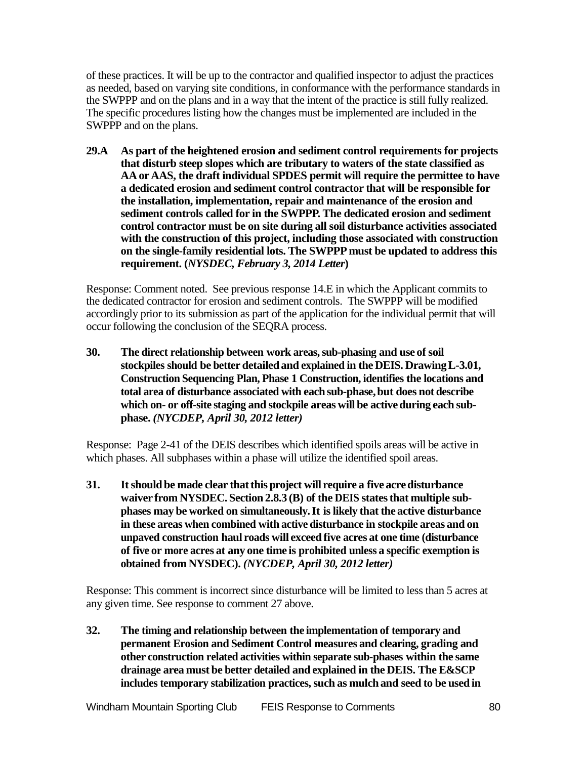of these practices. It will be up to the contractor and qualified inspector to adjust the practices as needed, based on varying site conditions, in conformance with the performance standards in the SWPPP and on the plans and in a way that the intent of the practice is still fully realized. The specific procedures listing how the changes must be implemented are included in the SWPPP and on the plans.

**29.A As part of the heightened erosion and sediment control requirements for projects that disturb steep slopes which are tributary to waters of the state classified as AA or AAS, the draft individual SPDES permit will require the permittee to have a dedicated erosion and sediment control contractor that will be responsible for the installation, implementation, repair and maintenance of the erosion and sediment controls called for in the SWPPP. The dedicated erosion and sediment control contractor must be on site during all soil disturbance activities associated with the construction of this project, including those associated with construction on the single-family residential lots. The SWPPP must be updated to address this requirement. (*NYSDEC, February 3, 2014 Letter*)**

Response: Comment noted. See previous response 14.E in which the Applicant commits to the dedicated contractor for erosion and sediment controls. The SWPPP will be modified accordingly prior to its submission as part of the application for the individual permit that will occur following the conclusion of the SEQRA process.

**30. The direct relationship between work areas, sub-phasing and use of soil stockpiles should be better detailed and explained in the DEIS. Drawing L-3.01, Construction Sequencing Plan, Phase 1 Construction, identifies the locations and total area of disturbance associated with each sub-phase, but does not describe which on- or off-site staging and stockpile areas will be active during each sub-phase. *(NYCDEP, April 30, 2012 letter)***

Response: Page 2-41 of the DEIS describes which identified spoils areas will be active in which phases. All subphases within a phase will utilize the identified spoil areas.

**31. It should be made clear that this project will require a five acre disturbance waiver from NYSDEC. Section 2.8.3 (B) of the DEIS states that multiple sub-phases may be worked on simultaneously. It is likely that the active disturbance in these areas when combined with active disturbance in stockpile areas and on unpaved construction haul roads will exceed five acres at one time (disturbance of five or more acres at any one time is prohibited unless a specific exemption is obtained from NYSDEC). *(NYCDEP, April 30, 2012 letter)***

Response: This comment is incorrect since disturbance will be limited to less than 5 acres at any given time. See response to comment 27 above.

**32. The timing and relationship between the implementation of temporary and permanent Erosion and Sediment Control measures and clearing, grading and other construction related activities within separate sub-phases within the same drainage area must be better detailed and explained in the DEIS. The E&SCP includes temporary stabilization practices, such as mulch and seed to be used in**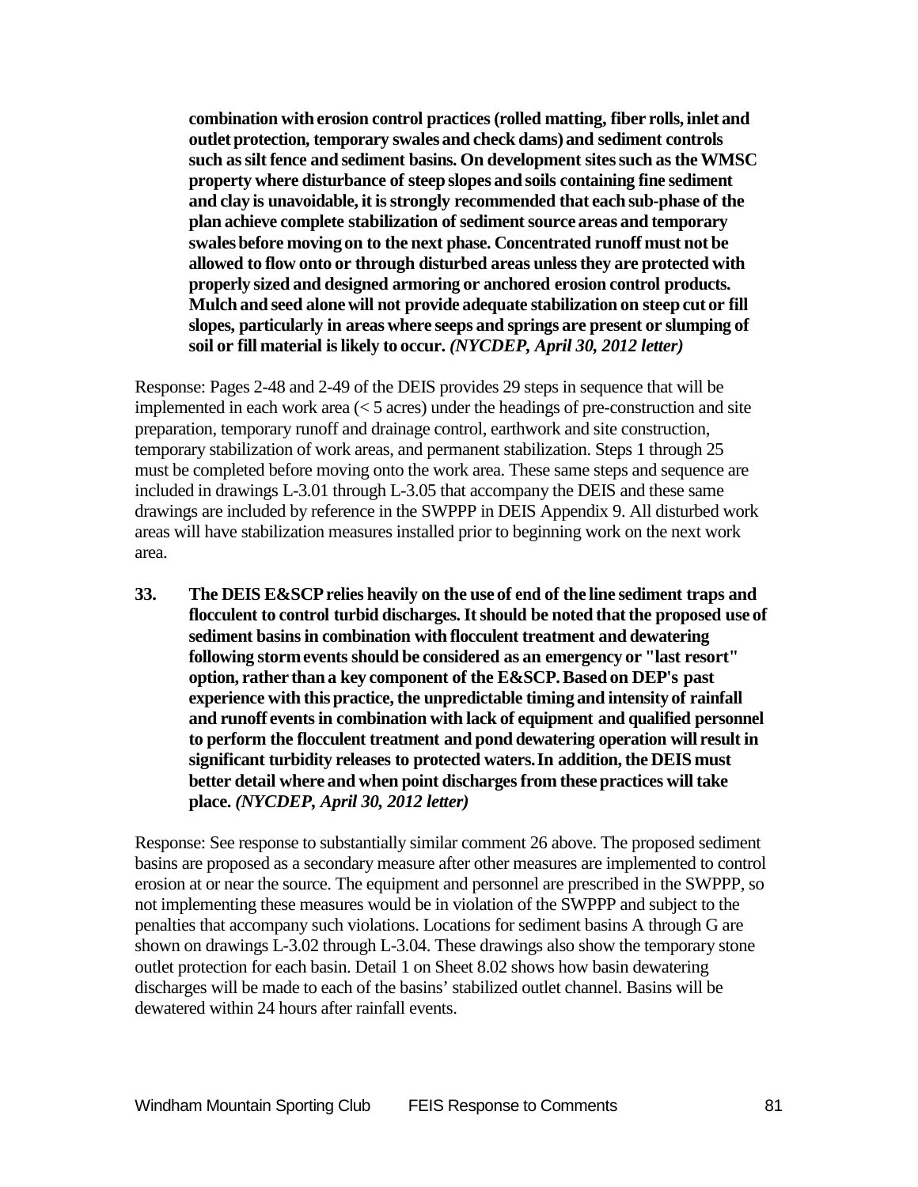**combination with erosion control practices (rolled matting, fiber rolls, inlet and outlet protection, temporary swales and check dams) and sediment controls such as silt fence and sediment basins. On development sites such as the WMSC property where disturbance of steep slopes and soils containing fine sediment and clay is unavoidable, it is strongly recommended that each sub-phase of the plan achieve complete stabilization of sediment source areas and temporary swales before moving on to the next phase. Concentrated runoff must not be allowed to flow onto or through disturbed areas unless they are protected with properly sized and designed armoring or anchored erosion control products. Mulch and seed alone will not provide adequate stabilization on steep cut or fill slopes, particularly in areas where seeps and springs are present or slumping of soil or fill material is likely to occur.** ***(NYCDEP, April 30, 2012 letter)***

Response: Pages 2-48 and 2-49 of the DEIS provides 29 steps in sequence that will be implemented in each work area (< 5 acres) under the headings of pre-construction and site preparation, temporary runoff and drainage control, earthwork and site construction, temporary stabilization of work areas, and permanent stabilization. Steps 1 through 25 must be completed before moving onto the work area. These same steps and sequence are included in drawings L-3.01 through L-3.05 that accompany the DEIS and these same drawings are included by reference in the SWPPP in DEIS Appendix 9. All disturbed work areas will have stabilization measures installed prior to beginning work on the next work area.

**33. The DEIS E&SCP relies heavily on the use of end of the line sediment traps and flocculent to control turbid discharges. It should be noted that the proposed use of sediment basins in combination with flocculent treatment and dewatering following storm events should be considered as an emergency or "last resort" option, rather than a key component of the E&SCP. Based on DEP's past experience with this practice, the unpredictable timing and intensity of rainfall and runoff events in combination with lack of equipment and qualified personnel to perform the flocculent treatment and pond dewatering operation will result in significant turbidity releases to protected waters. In addition, the DEIS must better detail where and when point discharges from these practices will take place.** ***(NYCDEP, April 30, 2012 letter)***

Response: See response to substantially similar comment 26 above. The proposed sediment basins are proposed as a secondary measure after other measures are implemented to control erosion at or near the source. The equipment and personnel are prescribed in the SWPPP, so not implementing these measures would be in violation of the SWPPP and subject to the penalties that accompany such violations. Locations for sediment basins A through G are shown on drawings L-3.02 through L-3.04. These drawings also show the temporary stone outlet protection for each basin. Detail 1 on Sheet 8.02 shows how basin dewatering discharges will be made to each of the basins' stabilized outlet channel. Basins will be dewatered within 24 hours after rainfall events.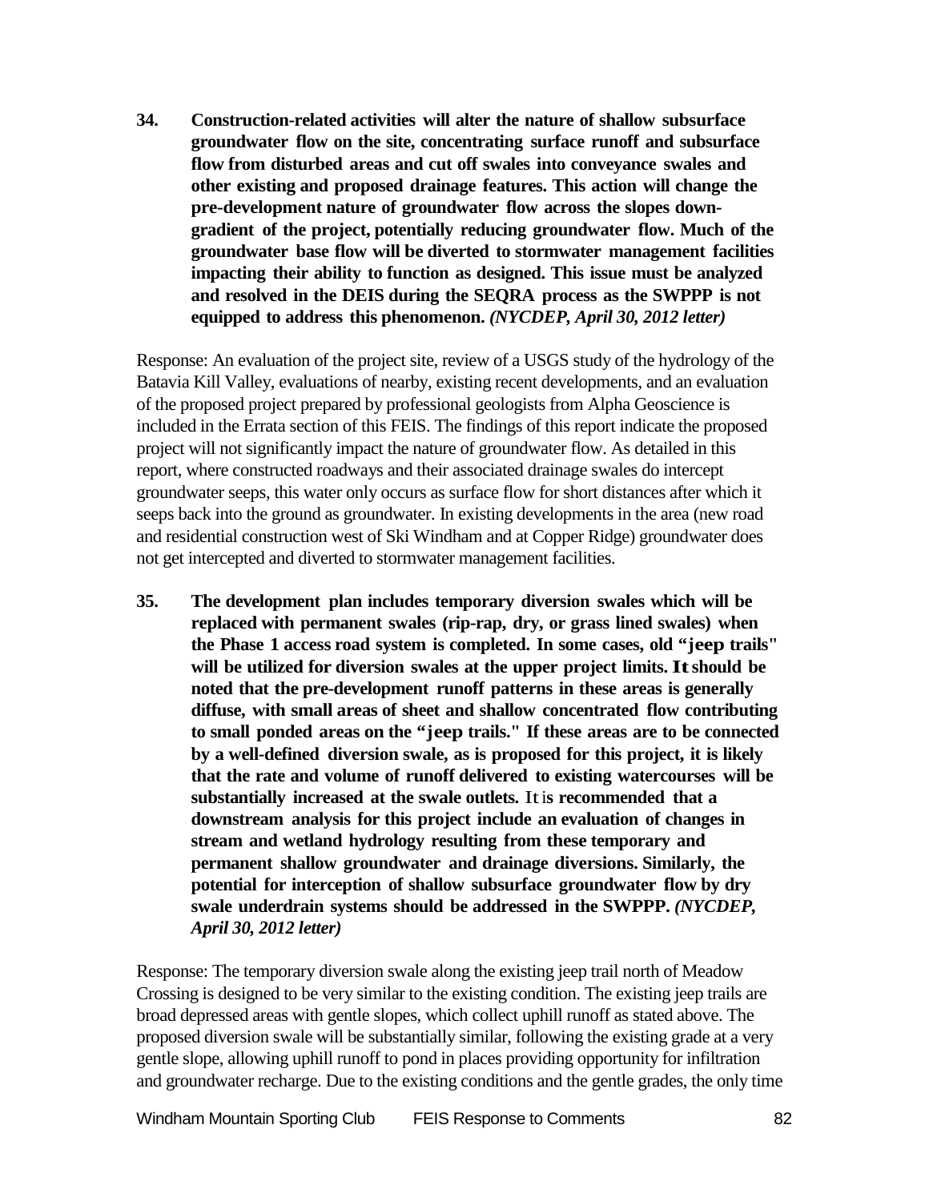**34. Construction-related activities will alter the nature of shallow subsurface groundwater flow on the site, concentrating surface runoff and subsurface flow from disturbed areas and cut off swales into conveyance swales and other existing and proposed drainage features. This action will change the pre-development nature of groundwater flow across the slopes down-gradient of the project, potentially reducing groundwater flow. Much of the groundwater base flow will be diverted to stormwater management facilities impacting their ability to function as designed. This issue must be analyzed and resolved in the DEIS during the SEQRA process as the SWPPP is not equipped to address this phenomenon.** ***(NYCDEP, April 30, 2012 letter)***

Response: An evaluation of the project site, review of a USGS study of the hydrology of the Batavia Kill Valley, evaluations of nearby, existing recent developments, and an evaluation of the proposed project prepared by professional geologists from Alpha Geoscience is included in the Errata section of this FEIS. The findings of this report indicate the proposed project will not significantly impact the nature of groundwater flow. As detailed in this report, where constructed roadways and their associated drainage swales do intercept groundwater seeps, this water only occurs as surface flow for short distances after which it seeps back into the ground as groundwater. In existing developments in the area (new road and residential construction west of Ski Windham and at Copper Ridge) groundwater does not get intercepted and diverted to stormwater management facilities.

**35. The development plan includes temporary diversion swales which will be replaced with permanent swales (rip-rap, dry, or grass lined swales) when the Phase 1 access road system is completed. In some cases, old "jeep trails" will be utilized for diversion swales at the upper project limits. It should be noted that the pre-development runoff patterns in these areas is generally diffuse, with small areas of sheet and shallow concentrated flow contributing to small ponded areas on the "jeep trails." If these areas are to be connected by a well-defined diversion swale, as is proposed for this project, it is likely that the rate and volume of runoff delivered to existing watercourses will be substantially increased at the swale outlets. It is recommended that a downstream analysis for this project include an evaluation of changes in stream and wetland hydrology resulting from these temporary and permanent shallow groundwater and drainage diversions. Similarly, the potential for interception of shallow subsurface groundwater flow by dry swale underdrain systems should be addressed in the SWPPP.** ***(NYCDEP, April 30, 2012 letter)***

Response: The temporary diversion swale along the existing jeep trail north of Meadow Crossing is designed to be very similar to the existing condition. The existing jeep trails are broad depressed areas with gentle slopes, which collect uphill runoff as stated above. The proposed diversion swale will be substantially similar, following the existing grade at a very gentle slope, allowing uphill runoff to pond in places providing opportunity for infiltration and groundwater recharge. Due to the existing conditions and the gentle grades, the only time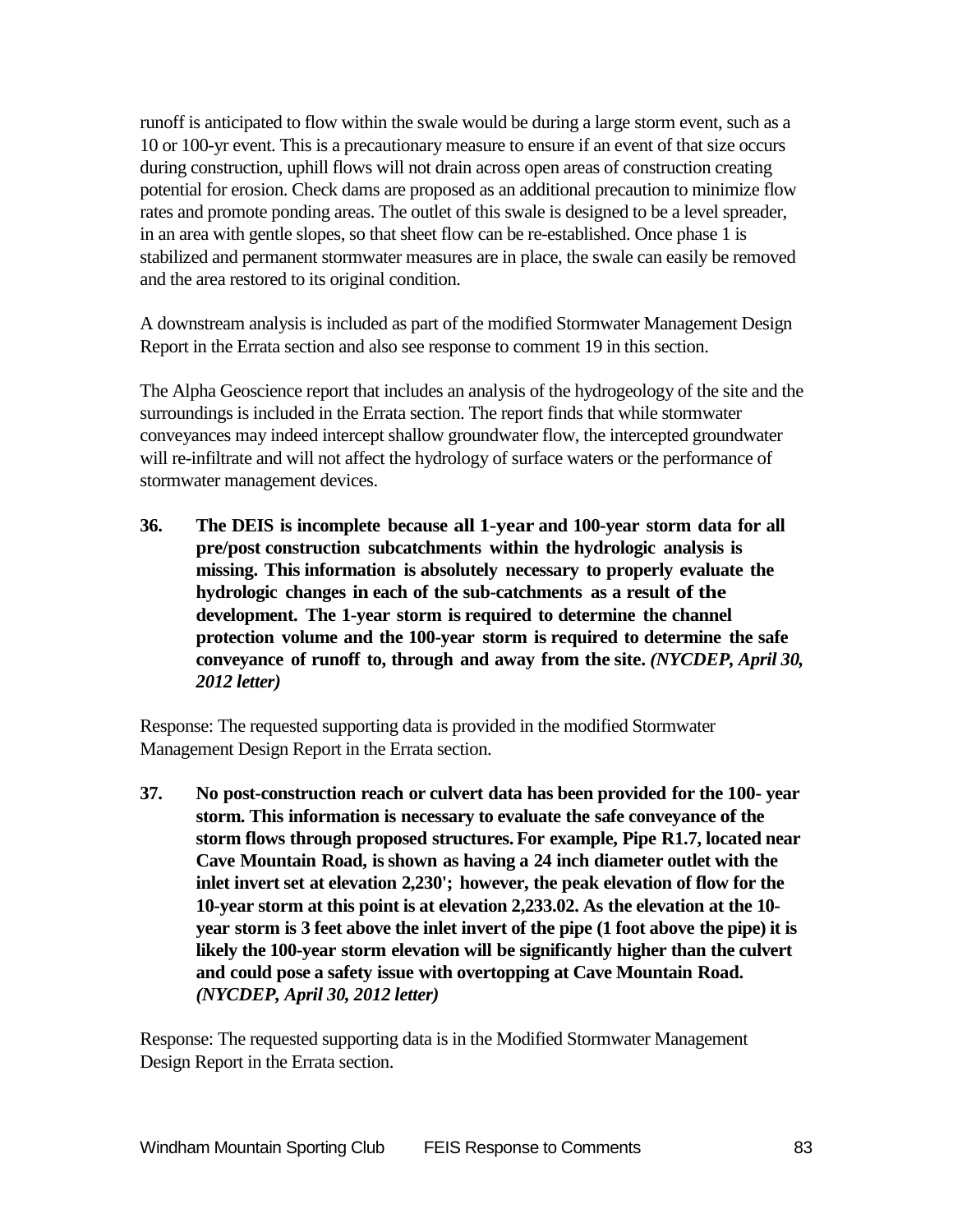runoff is anticipated to flow within the swale would be during a large storm event, such as a 10 or 100-yr event. This is a precautionary measure to ensure if an event of that size occurs during construction, uphill flows will not drain across open areas of construction creating potential for erosion. Check dams are proposed as an additional precaution to minimize flow rates and promote ponding areas. The outlet of this swale is designed to be a level spreader, in an area with gentle slopes, so that sheet flow can be re-established. Once phase 1 is stabilized and permanent stormwater measures are in place, the swale can easily be removed and the area restored to its original condition.

A downstream analysis is included as part of the modified Stormwater Management Design Report in the Errata section and also see response to comment 19 in this section.

The Alpha Geoscience report that includes an analysis of the hydrogeology of the site and the surroundings is included in the Errata section. The report finds that while stormwater conveyances may indeed intercept shallow groundwater flow, the intercepted groundwater will re-infiltrate and will not affect the hydrology of surface waters or the performance of stormwater management devices.

**36. The DEIS is incomplete because all 1-year and 100-year storm data for all pre/post construction subcatchments within the hydrologic analysis is missing. This information is absolutely necessary to properly evaluate the hydrologic changes in each of the sub-catchments as a result of the development. The 1-year storm is required to determine the channel protection volume and the 100-year storm is required to determine the safe conveyance of runoff to, through and away from the site.** ***(NYCDEP, April 30, 2012 letter)***

Response: The requested supporting data is provided in the modified Stormwater Management Design Report in the Errata section.

**37. No post-construction reach or culvert data has been provided for the 100- year storm. This information is necessary to evaluate the safe conveyance of the storm flows through proposed structures. For example, Pipe R1.7, located near Cave Mountain Road, is shown as having a 24 inch diameter outlet with the inlet invert set at elevation 2,230'; however, the peak elevation of flow for the 10-year storm at this point is at elevation 2,233.02. As the elevation at the 10-year storm is 3 feet above the inlet invert of the pipe (1 foot above the pipe) it is likely the 100-year storm elevation will be significantly higher than the culvert and could pose a safety issue with overtopping at Cave Mountain Road.** ***(NYCDEP, April 30, 2012 letter)***

Response: The requested supporting data is in the Modified Stormwater Management Design Report in the Errata section.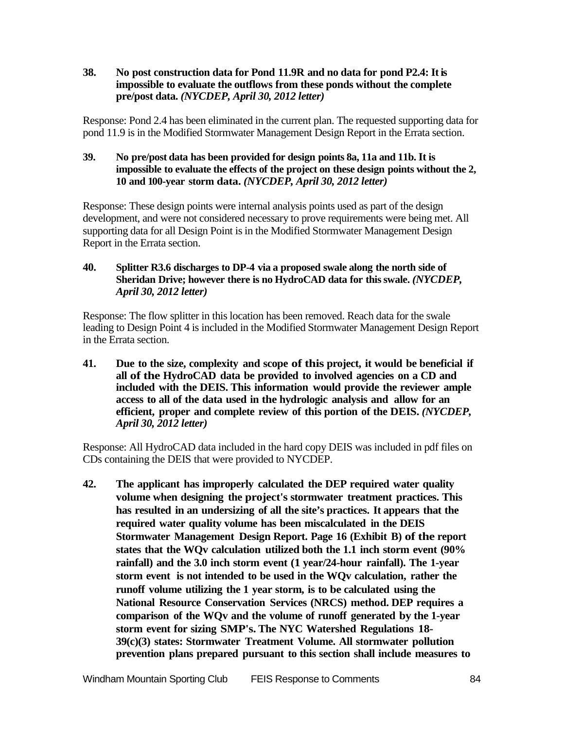**38. No post construction data for Pond 11.9R and no data for pond P2.4: It is impossible to evaluate the outflows from these ponds without the complete pre/post data.** ***(NYCDEP, April 30, 2012 letter)***

Response: Pond 2.4 has been eliminated in the current plan. The requested supporting data for pond 11.9 is in the Modified Stormwater Management Design Report in the Errata section.

**39. No pre/post data has been provided for design points 8a, 11a and 11b. It is impossible to evaluate the effects of the project on these design points without the 2, 10 and 100-year storm data.** ***(NYCDEP, April 30, 2012 letter)***

Response: These design points were internal analysis points used as part of the design development, and were not considered necessary to prove requirements were being met. All supporting data for all Design Point is in the Modified Stormwater Management Design Report in the Errata section.

**40. Splitter R3.6 discharges to DP-4 via a proposed swale along the north side of Sheridan Drive; however there is no HydroCAD data for this swale.** ***(NYCDEP, April 30, 2012 letter)***

Response: The flow splitter in this location has been removed. Reach data for the swale leading to Design Point 4 is included in the Modified Stormwater Management Design Report in the Errata section.

**41. Due to the size, complexity and scope of this project, it would be beneficial if all of the HydroCAD data be provided to involved agencies on a CD and included with the DEIS. This information would provide the reviewer ample access to all of the data used in the hydrologic analysis and allow for an efficient, proper and complete review of this portion of the DEIS.** ***(NYCDEP, April 30, 2012 letter)***

Response: All HydroCAD data included in the hard copy DEIS was included in pdf files on CDs containing the DEIS that were provided to NYCDEP.

**42. The applicant has improperly calculated the DEP required water quality volume when designing the project's stormwater treatment practices. This has resulted in an undersizing of all the site's practices. It appears that the required water quality volume has been miscalculated in the DEIS Stormwater Management Design Report. Page 16 (Exhibit B) of the report states that the WQv calculation utilized both the 1.1 inch storm event (90% rainfall) and the 3.0 inch storm event (1 year/24-hour rainfall). The 1-year storm event is not intended to be used in the WQv calculation, rather the runoff volume utilizing the 1 year storm, is to be calculated using the National Resource Conservation Services (NRCS) method. DEP requires a comparison of the WQv and the volume of runoff generated by the 1-year storm event for sizing SMP's. The NYC Watershed Regulations 18-39(c)(3) states: Stormwater Treatment Volume. All stormwater pollution prevention plans prepared pursuant to this section shall include measures to**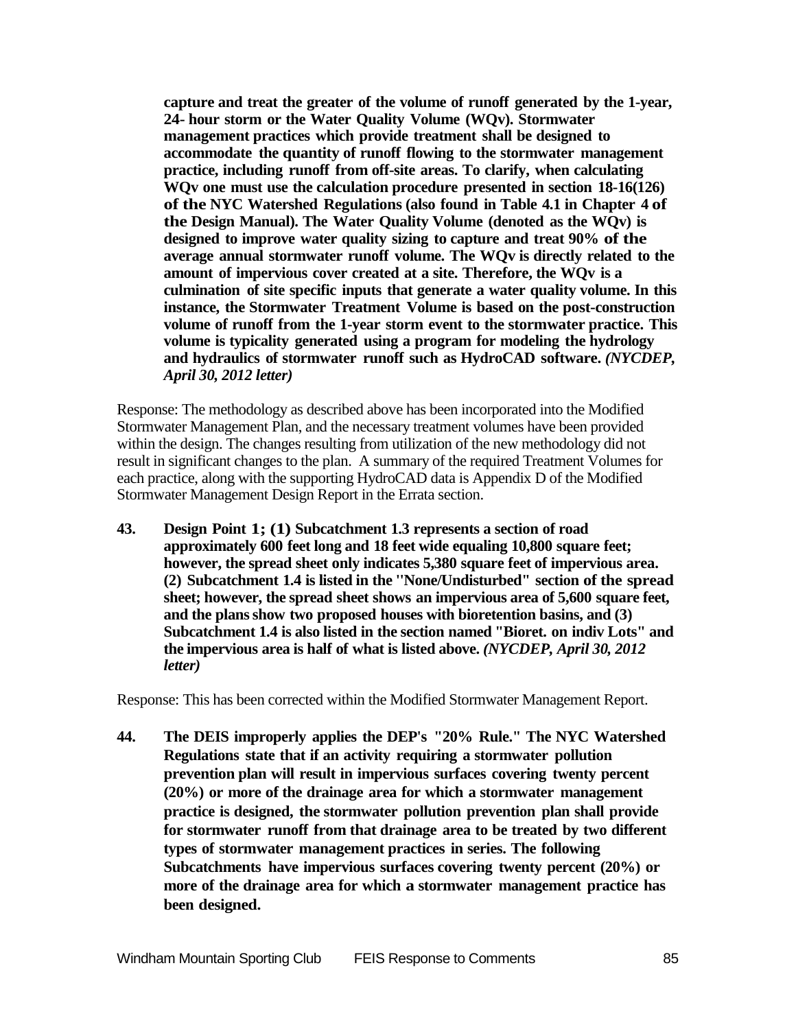**capture and treat the greater of the volume of runoff generated by the 1-year, 24- hour storm or the Water Quality Volume (WQv). Stormwater management practices which provide treatment shall be designed to accommodate the quantity of runoff flowing to the stormwater management practice, including runoff from off-site areas. To clarify, when calculating WQv one must use the calculation procedure presented in section 18-16(126) of the NYC Watershed Regulations (also found in Table 4.1 in Chapter 4 of the Design Manual). The Water Quality Volume (denoted as the WQv) is designed to improve water quality sizing to capture and treat 90% of the average annual stormwater runoff volume. The WQv is directly related to the amount of impervious cover created at a site. Therefore, the WQv is a culmination of site specific inputs that generate a water quality volume. In this instance, the Stormwater Treatment Volume is based on the post-construction volume of runoff from the 1-year storm event to the stormwater practice. This volume is typicality generated using a program for modeling the hydrology and hydraulics of stormwater runoff such as HydroCAD software.** ***(NYCDEP, April 30, 2012 letter)***

Response: The methodology as described above has been incorporated into the Modified Stormwater Management Plan, and the necessary treatment volumes have been provided within the design. The changes resulting from utilization of the new methodology did not result in significant changes to the plan. A summary of the required Treatment Volumes for each practice, along with the supporting HydroCAD data is Appendix D of the Modified Stormwater Management Design Report in the Errata section.

**43. Design Point 1; (1) Subcatchment 1.3 represents a section of road approximately 600 feet long and 18 feet wide equaling 10,800 square feet; however, the spread sheet only indicates 5,380 square feet of impervious area. (2) Subcatchment 1.4 is listed in the "None/Undisturbed" section of the spread sheet; however, the spread sheet shows an impervious area of 5,600 square feet, and the plans show two proposed houses with bioretention basins, and (3) Subcatchment 1.4 is also listed in the section named "Bioret. on indiv Lots" and the impervious area is half of what is listed above.** ***(NYCDEP, April 30, 2012 letter)***

Response: This has been corrected within the Modified Stormwater Management Report.

**44. The DEIS improperly applies the DEP's "20% Rule." The NYC Watershed Regulations state that if an activity requiring a stormwater pollution prevention plan will result in impervious surfaces covering twenty percent (20%) or more of the drainage area for which a stormwater management practice is designed, the stormwater pollution prevention plan shall provide for stormwater runoff from that drainage area to be treated by two different types of stormwater management practices in series. The following Subcatchments have impervious surfaces covering twenty percent (20%) or more of the drainage area for which a stormwater management practice has been designed.**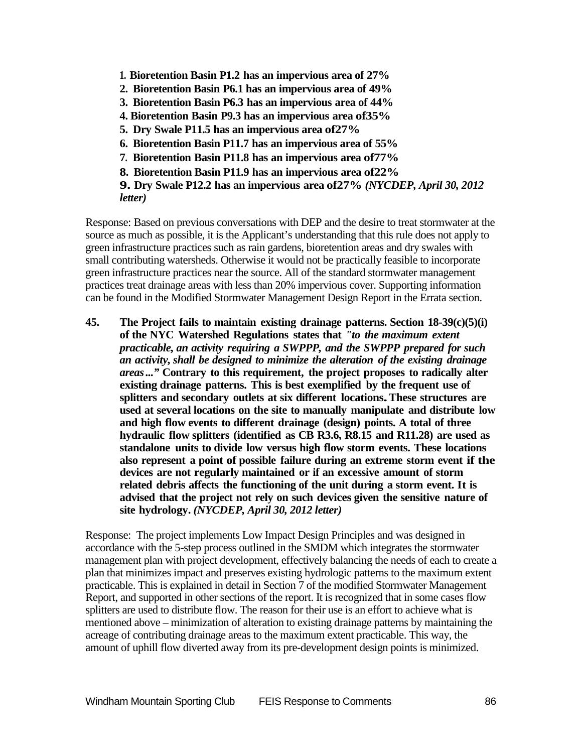1. **Bioretention Basin P1.2 has an impervious area of 27%**
2. **Bioretention Basin P6.1 has an impervious area of 49%**
3. **Bioretention Basin P6.3 has an impervious area of 44%**
4. **Bioretention Basin P9.3 has an impervious area of35%**
5. **Dry Swale P11.5 has an impervious area of27%**
6. **Bioretention Basin P11.7 has an impervious area of 55%**
7. **Bioretention Basin P11.8 has an impervious area of77%**
8. **Bioretention Basin P11.9 has an impervious area of22%**
9. **Dry Swale P12.2 has an impervious area of27%** ***(NYCDEP, April 30, 2012 letter)***

Response: Based on previous conversations with DEP and the desire to treat stormwater at the source as much as possible, it is the Applicant's understanding that this rule does not apply to green infrastructure practices such as rain gardens, bioretention areas and dry swales with small contributing watersheds. Otherwise it would not be practically feasible to incorporate green infrastructure practices near the source. All of the standard stormwater management practices treat drainage areas with less than 20% impervious cover. Supporting information can be found in the Modified Stormwater Management Design Report in the Errata section.

**45. The Project fails to maintain existing drainage patterns. Section 18-39(c)(5)(i) of the NYC Watershed Regulations states that *"to the maximum extent practicable, an activity requiring a SWPPP, and the SWPPP prepared for such an activity, shall be designed to minimize the alteration of the existing drainage areas..."* Contrary to this requirement, the project proposes to radically alter existing drainage patterns. This is best exemplified by the frequent use of splitters and secondary outlets at six different locations. These structures are used at several locations on the site to manually manipulate and distribute low and high flow events to different drainage (design) points. A total of three hydraulic flow splitters (identified as CB R3.6, R8.15 and R11.28) are used as standalone units to divide low versus high flow storm events. These locations also represent a point of possible failure during an extreme storm event if the devices are not regularly maintained or if an excessive amount of storm related debris affects the functioning of the unit during a storm event. It is advised that the project not rely on such devices given the sensitive nature of site hydrology. *(NYCDEP, April 30, 2012 letter)***

Response: The project implements Low Impact Design Principles and was designed in accordance with the 5-step process outlined in the SMDM which integrates the stormwater management plan with project development, effectively balancing the needs of each to create a plan that minimizes impact and preserves existing hydrologic patterns to the maximum extent practicable. This is explained in detail in Section 7 of the modified Stormwater Management Report, and supported in other sections of the report. It is recognized that in some cases flow splitters are used to distribute flow. The reason for their use is an effort to achieve what is mentioned above – minimization of alteration to existing drainage patterns by maintaining the acreage of contributing drainage areas to the maximum extent practicable. This way, the amount of uphill flow diverted away from its pre-development design points is minimized.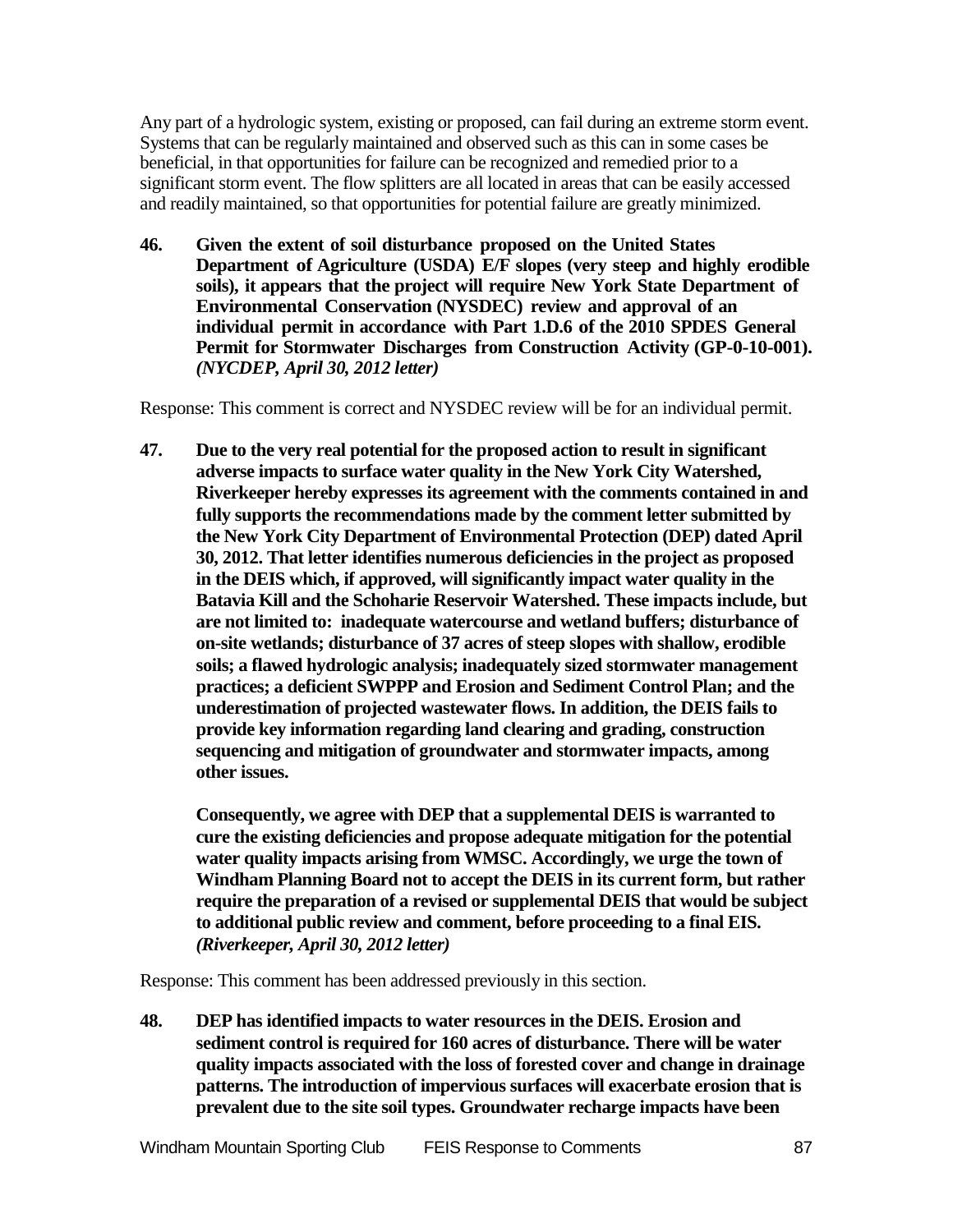Any part of a hydrologic system, existing or proposed, can fail during an extreme storm event. Systems that can be regularly maintained and observed such as this can in some cases be beneficial, in that opportunities for failure can be recognized and remedied prior to a significant storm event. The flow splitters are all located in areas that can be easily accessed and readily maintained, so that opportunities for potential failure are greatly minimized.

**46. Given the extent of soil disturbance proposed on the United States Department of Agriculture (USDA) E/F slopes (very steep and highly erodible soils), it appears that the project will require New York State Department of Environmental Conservation (NYSDEC) review and approval of an individual permit in accordance with Part 1.D.6 of the 2010 SPDES General Permit for Stormwater Discharges from Construction Activity (GP-0-10-001).** ***(NYCDEP, April 30, 2012 letter)***

Response: This comment is correct and NYSDEC review will be for an individual permit.

**47. Due to the very real potential for the proposed action to result in significant adverse impacts to surface water quality in the New York City Watershed, Riverkeeper hereby expresses its agreement with the comments contained in and fully supports the recommendations made by the comment letter submitted by the New York City Department of Environmental Protection (DEP) dated April 30, 2012. That letter identifies numerous deficiencies in the project as proposed in the DEIS which, if approved, will significantly impact water quality in the Batavia Kill and the Schoharie Reservoir Watershed. These impacts include, but are not limited to: inadequate watercourse and wetland buffers; disturbance of on-site wetlands; disturbance of 37 acres of steep slopes with shallow, erodible soils; a flawed hydrologic analysis; inadequately sized stormwater management practices; a deficient SWPPP and Erosion and Sediment Control Plan; and the underestimation of projected wastewater flows. In addition, the DEIS fails to provide key information regarding land clearing and grading, construction sequencing and mitigation of groundwater and stormwater impacts, among other issues.**

**Consequently, we agree with DEP that a supplemental DEIS is warranted to cure the existing deficiencies and propose adequate mitigation for the potential water quality impacts arising from WMSC. Accordingly, we urge the town of Windham Planning Board not to accept the DEIS in its current form, but rather require the preparation of a revised or supplemental DEIS that would be subject to additional public review and comment, before proceeding to a final EIS.** ***(Riverkeeper, April 30, 2012 letter)***

Response: This comment has been addressed previously in this section.

**48. DEP has identified impacts to water resources in the DEIS. Erosion and sediment control is required for 160 acres of disturbance. There will be water quality impacts associated with the loss of forested cover and change in drainage patterns. The introduction of impervious surfaces will exacerbate erosion that is prevalent due to the site soil types. Groundwater recharge impacts have been**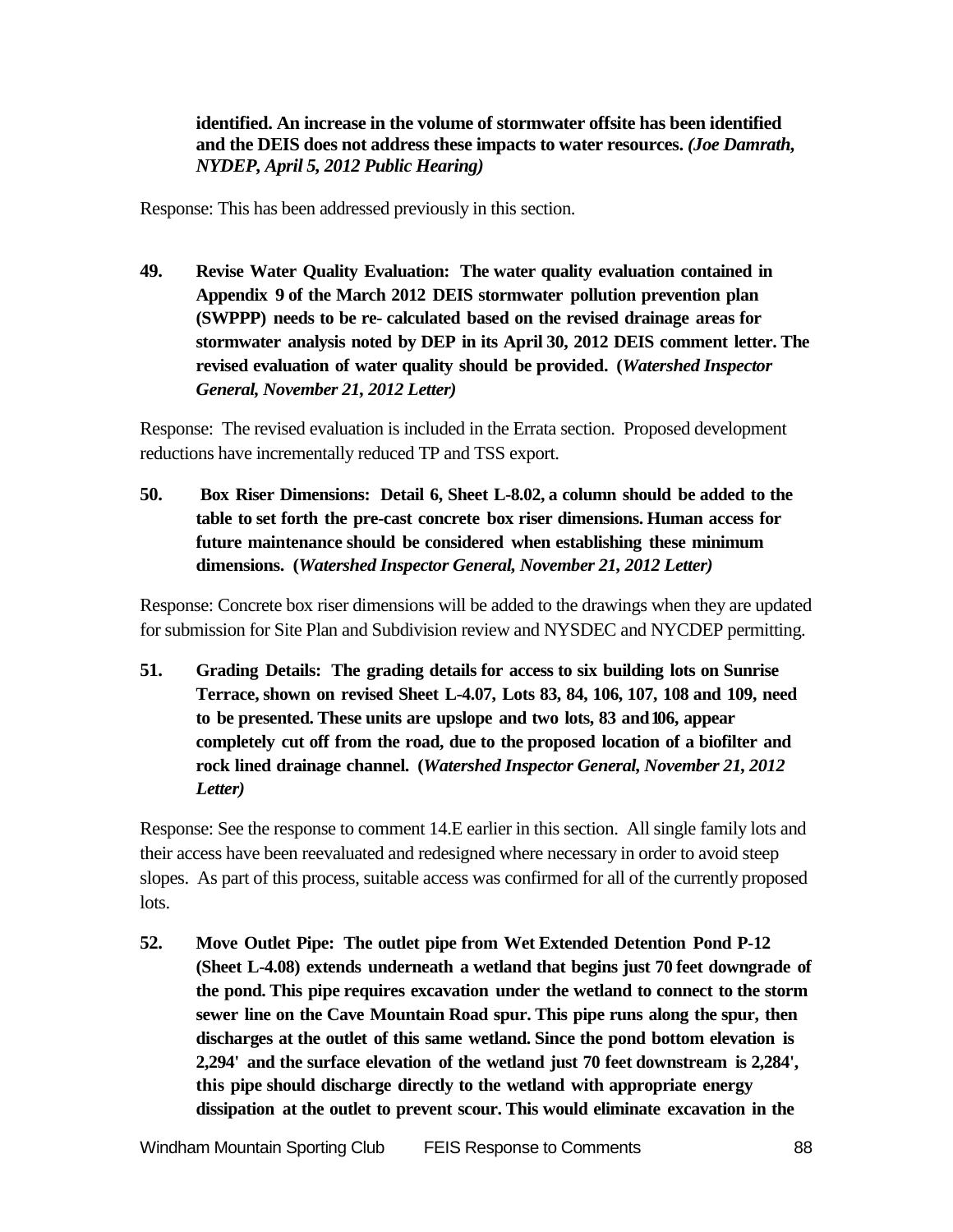**identified. An increase in the volume of stormwater offsite has been identified and the DEIS does not address these impacts to water resources.** ***(Joe Damrath, NYDEP, April 5, 2012 Public Hearing)***

Response: This has been addressed previously in this section.

**49. Revise Water Quality Evaluation: The water quality evaluation contained in Appendix 9 of the March 2012 DEIS stormwater pollution prevention plan (SWPPP) needs to be re- calculated based on the revised drainage areas for stormwater analysis noted by DEP in its April 30, 2012 DEIS comment letter. The revised evaluation of water quality should be provided. (*Watershed Inspector General, November 21, 2012 Letter)***

Response: The revised evaluation is included in the Errata section. Proposed development reductions have incrementally reduced TP and TSS export.

**50. Box Riser Dimensions: Detail 6, Sheet L-8.02, a column should be added to the table to set forth the pre-cast concrete box riser dimensions. Human access for future maintenance should be considered when establishing these minimum dimensions. (*Watershed Inspector General, November 21, 2012 Letter)***

Response: Concrete box riser dimensions will be added to the drawings when they are updated for submission for Site Plan and Subdivision review and NYSDEC and NYCDEP permitting.

**51. Grading Details: The grading details for access to six building lots on Sunrise Terrace, shown on revised Sheet L-4.07, Lots 83, 84, 106, 107, 108 and 109, need to be presented. These units are upslope and two lots, 83 and 106, appear completely cut off from the road, due to the proposed location of a biofilter and rock lined drainage channel. (*Watershed Inspector General, November 21, 2012 Letter)***

Response: See the response to comment 14.E earlier in this section. All single family lots and their access have been reevaluated and redesigned where necessary in order to avoid steep slopes. As part of this process, suitable access was confirmed for all of the currently proposed lots.

**52. Move Outlet Pipe: The outlet pipe from Wet Extended Detention Pond P-12 (Sheet L-4.08) extends underneath a wetland that begins just 70 feet downgrade of the pond. This pipe requires excavation under the wetland to connect to the storm sewer line on the Cave Mountain Road spur. This pipe runs along the spur, then discharges at the outlet of this same wetland. Since the pond bottom elevation is 2,294' and the surface elevation of the wetland just 70 feet downstream is 2,284', this pipe should discharge directly to the wetland with appropriate energy dissipation at the outlet to prevent scour. This would eliminate excavation in the**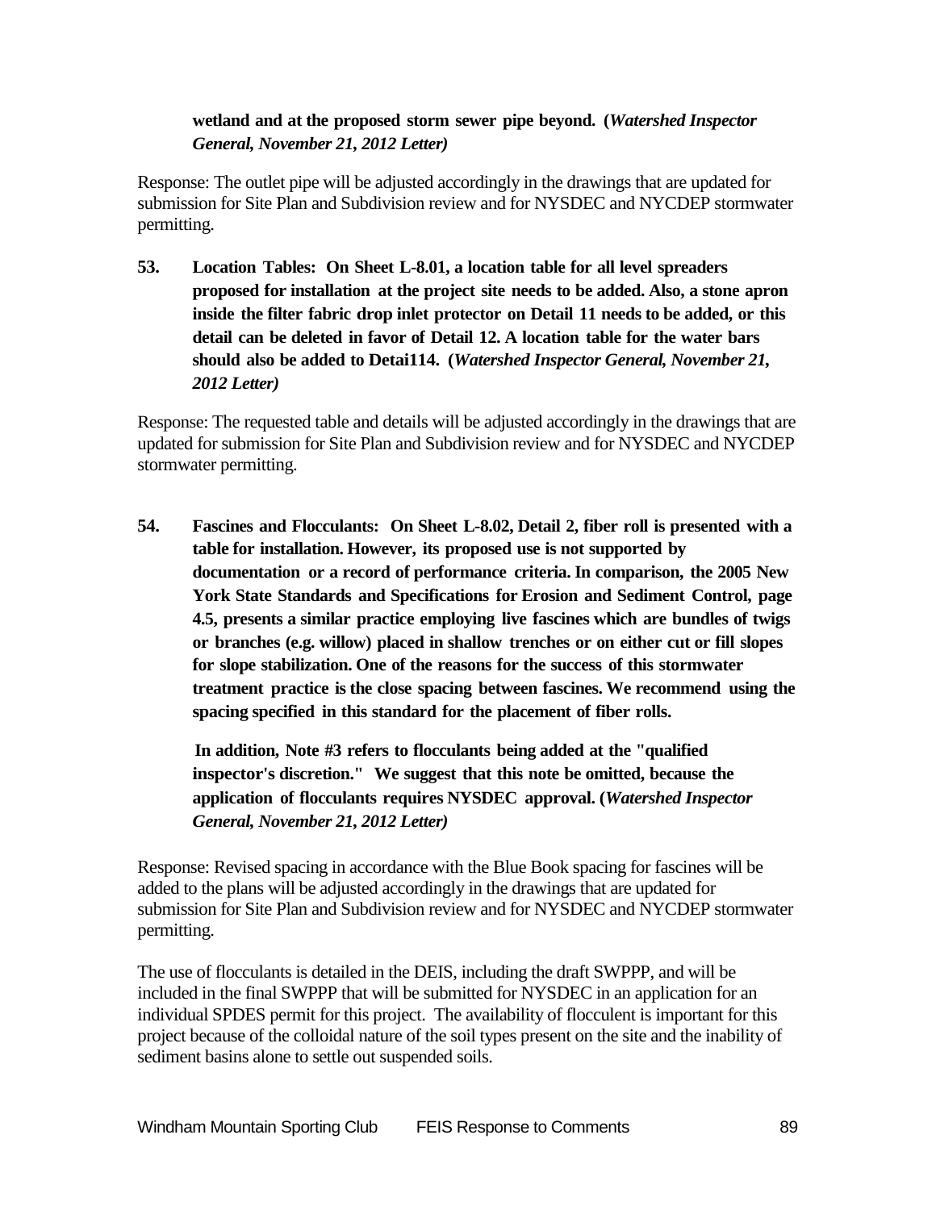**wetland and at the proposed storm sewer pipe beyond. (*Watershed Inspector General, November 21, 2012 Letter)***

Response: The outlet pipe will be adjusted accordingly in the drawings that are updated for submission for Site Plan and Subdivision review and for NYSDEC and NYCDEP stormwater permitting.

**53. Location Tables: On Sheet L-8.01, a location table for all level spreaders proposed for installation at the project site needs to be added. Also, a stone apron inside the filter fabric drop inlet protector on Detail 11 needs to be added, or this detail can be deleted in favor of Detail 12. A location table for the water bars should also be added to Detai114. (*Watershed Inspector General, November 21, 2012 Letter)***

Response: The requested table and details will be adjusted accordingly in the drawings that are updated for submission for Site Plan and Subdivision review and for NYSDEC and NYCDEP stormwater permitting.

**54. Fascines and Flocculants: On Sheet L-8.02, Detail 2, fiber roll is presented with a table for installation. However, its proposed use is not supported by documentation or a record of performance criteria. In comparison, the 2005 New York State Standards and Specifications for Erosion and Sediment Control, page 4.5, presents a similar practice employing live fascines which are bundles of twigs or branches (e.g. willow) placed in shallow trenches or on either cut or fill slopes for slope stabilization. One of the reasons for the success of this stormwater treatment practice is the close spacing between fascines. We recommend using the spacing specified in this standard for the placement of fiber rolls.**

**In addition, Note #3 refers to flocculants being added at the "qualified inspector's discretion." We suggest that this note be omitted, because the application of flocculants requires NYSDEC approval. (*Watershed Inspector General, November 21, 2012 Letter)***

Response: Revised spacing in accordance with the Blue Book spacing for fascines will be added to the plans will be adjusted accordingly in the drawings that are updated for submission for Site Plan and Subdivision review and for NYSDEC and NYCDEP stormwater permitting.

The use of flocculants is detailed in the DEIS, including the draft SWPPP, and will be included in the final SWPPP that will be submitted for NYSDEC in an application for an individual SPDES permit for this project. The availability of flocculent is important for this project because of the colloidal nature of the soil types present on the site and the inability of sediment basins alone to settle out suspended soils.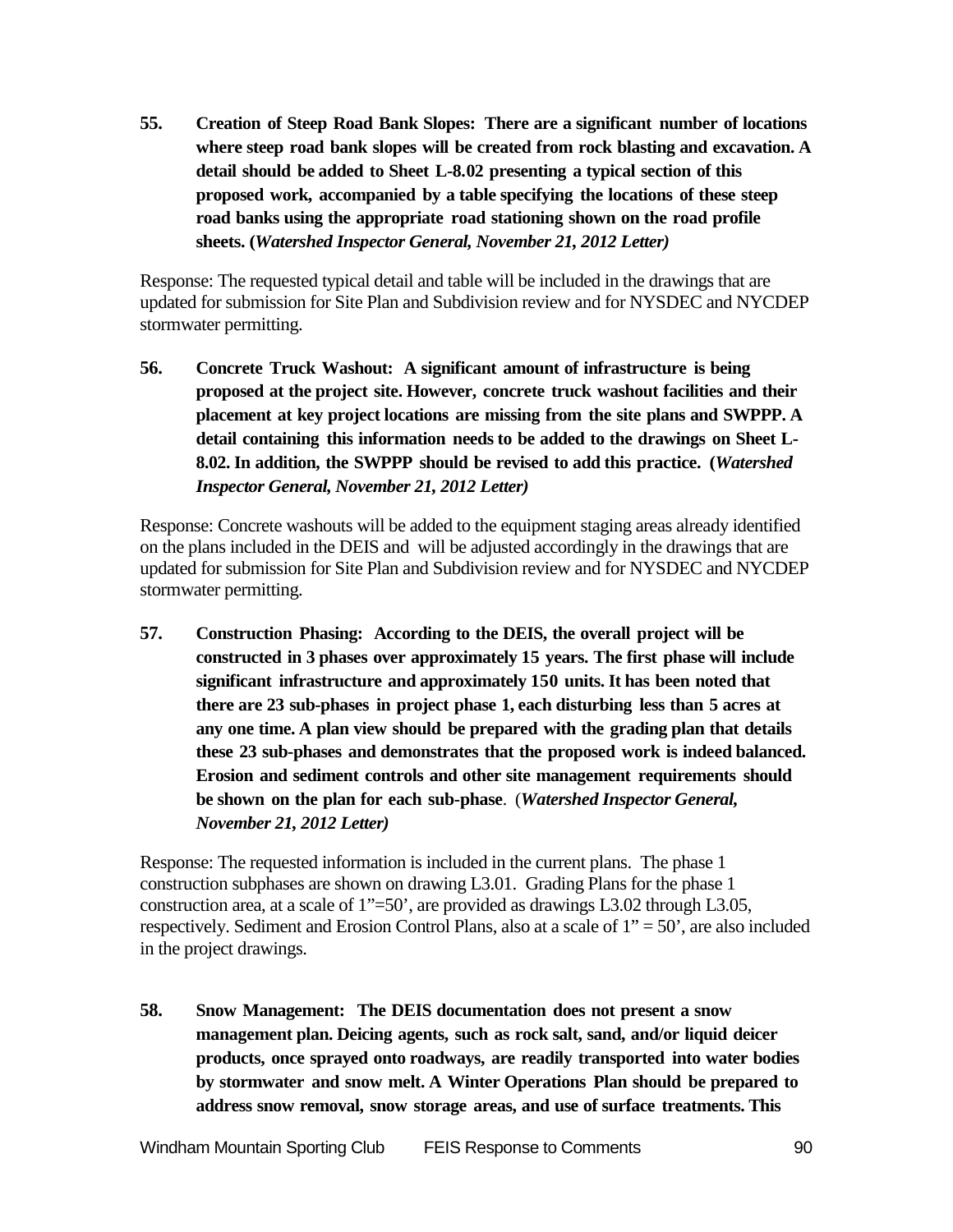**55. Creation of Steep Road Bank Slopes: There are a significant number of locations where steep road bank slopes will be created from rock blasting and excavation. A detail should be added to Sheet L-8.02 presenting a typical section of this proposed work, accompanied by a table specifying the locations of these steep road banks using the appropriate road stationing shown on the road profile sheets. (*Watershed Inspector General, November 21, 2012 Letter*)**

Response: The requested typical detail and table will be included in the drawings that are updated for submission for Site Plan and Subdivision review and for NYSDEC and NYCDEP stormwater permitting.

**56. Concrete Truck Washout: A significant amount of infrastructure is being proposed at the project site. However, concrete truck washout facilities and their placement at key project locations are missing from the site plans and SWPPP. A detail containing this information needs to be added to the drawings on Sheet L-8.02. In addition, the SWPPP should be revised to add this practice. (*Watershed Inspector General, November 21, 2012 Letter*)**

Response: Concrete washouts will be added to the equipment staging areas already identified on the plans included in the DEIS and will be adjusted accordingly in the drawings that are updated for submission for Site Plan and Subdivision review and for NYSDEC and NYCDEP stormwater permitting.

**57. Construction Phasing: According to the DEIS, the overall project will be constructed in 3 phases over approximately 15 years. The first phase will include significant infrastructure and approximately 150 units. It has been noted that there are 23 sub-phases in project phase 1, each disturbing less than 5 acres at any one time. A plan view should be prepared with the grading plan that details these 23 sub-phases and demonstrates that the proposed work is indeed balanced. Erosion and sediment controls and other site management requirements should be shown on the plan for each sub-phase**. (***Watershed Inspector General, November 21, 2012 Letter***)

Response: The requested information is included in the current plans. The phase 1 construction subphases are shown on drawing L3.01. Grading Plans for the phase 1 construction area, at a scale of 1"=50', are provided as drawings L3.02 through L3.05, respectively. Sediment and Erosion Control Plans, also at a scale of 1" = 50', are also included in the project drawings.

**58. Snow Management: The DEIS documentation does not present a snow management plan. Deicing agents, such as rock salt, sand, and/or liquid deicer products, once sprayed onto roadways, are readily transported into water bodies by stormwater and snow melt. A Winter Operations Plan should be prepared to address snow removal, snow storage areas, and use of surface treatments. This**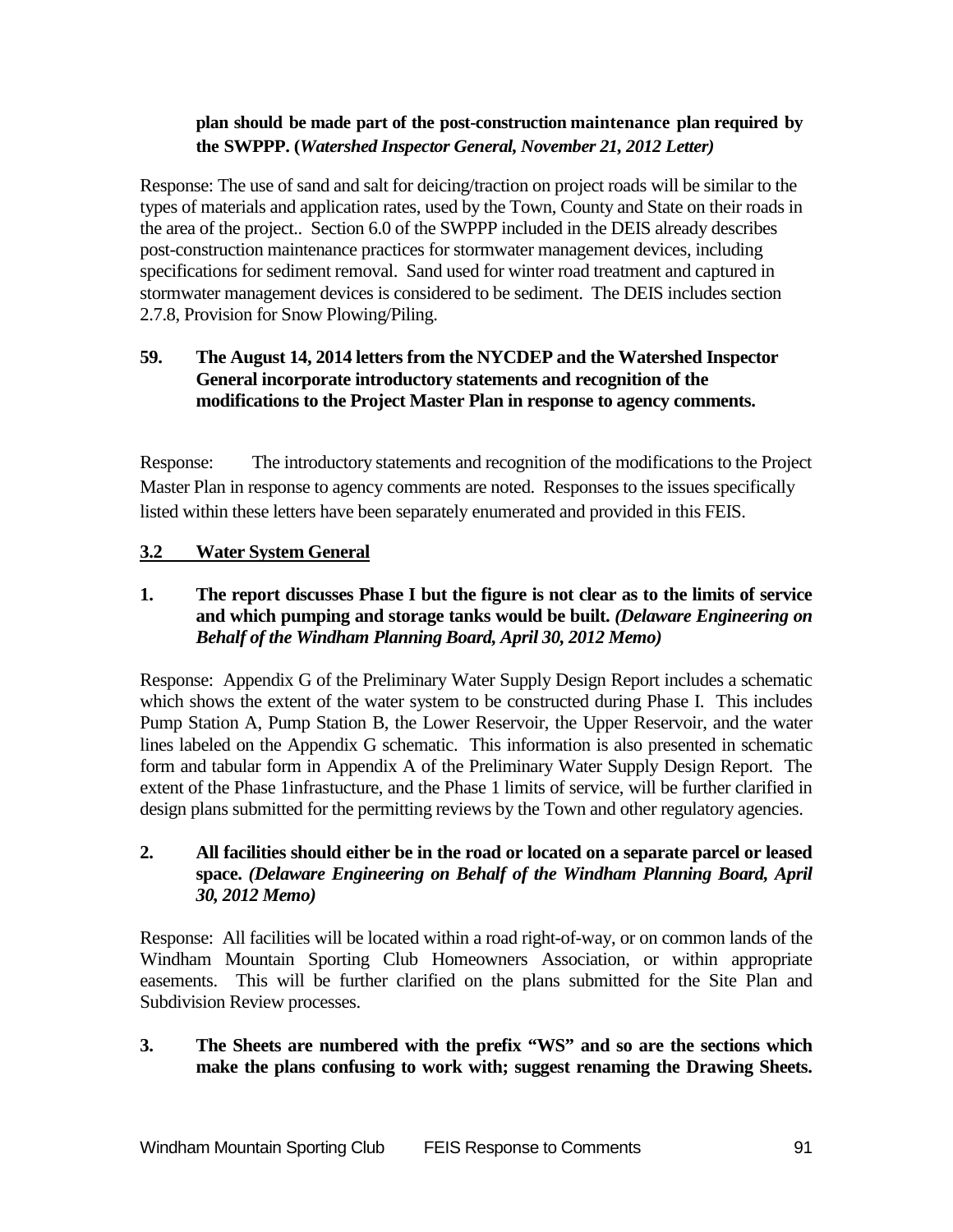**plan should be made part of the post-construction maintenance plan required by the SWPPP. (*Watershed Inspector General, November 21, 2012 Letter)***

Response: The use of sand and salt for deicing/traction on project roads will be similar to the types of materials and application rates, used by the Town, County and State on their roads in the area of the project.. Section 6.0 of the SWPPP included in the DEIS already describes post-construction maintenance practices for stormwater management devices, including specifications for sediment removal. Sand used for winter road treatment and captured in stormwater management devices is considered to be sediment. The DEIS includes section 2.7.8, Provision for Snow Plowing/Piling.

**59. The August 14, 2014 letters from the NYCDEP and the Watershed Inspector General incorporate introductory statements and recognition of the modifications to the Project Master Plan in response to agency comments.**

Response: The introductory statements and recognition of the modifications to the Project Master Plan in response to agency comments are noted. Responses to the issues specifically listed within these letters have been separately enumerated and provided in this FEIS.

## 3.2 Water System General

**1. The report discusses Phase I but the figure is not clear as to the limits of service and which pumping and storage tanks would be built. *(Delaware Engineering on Behalf of the Windham Planning Board, April 30, 2012 Memo)***

Response: Appendix G of the Preliminary Water Supply Design Report includes a schematic which shows the extent of the water system to be constructed during Phase I. This includes Pump Station A, Pump Station B, the Lower Reservoir, the Upper Reservoir, and the water lines labeled on the Appendix G schematic. This information is also presented in schematic form and tabular form in Appendix A of the Preliminary Water Supply Design Report. The extent of the Phase 1infrastucture, and the Phase 1 limits of service, will be further clarified in design plans submitted for the permitting reviews by the Town and other regulatory agencies.

**2. All facilities should either be in the road or located on a separate parcel or leased space. *(Delaware Engineering on Behalf of the Windham Planning Board, April 30, 2012 Memo)***

Response: All facilities will be located within a road right-of-way, or on common lands of the Windham Mountain Sporting Club Homeowners Association, or within appropriate easements. This will be further clarified on the plans submitted for the Site Plan and Subdivision Review processes.

**3. The Sheets are numbered with the prefix "WS" and so are the sections which make the plans confusing to work with; suggest renaming the Drawing Sheets.**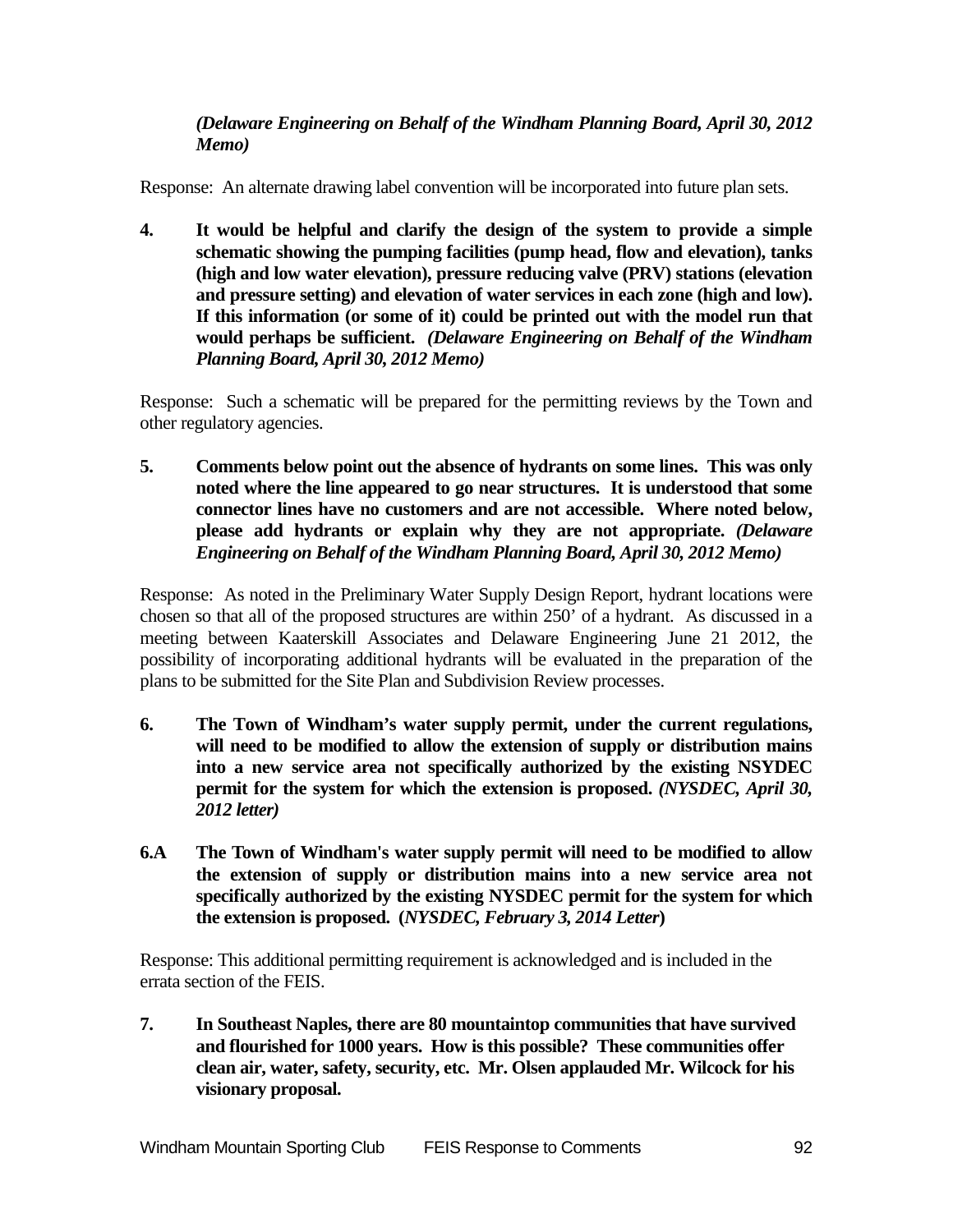***(Delaware Engineering on Behalf of the Windham Planning Board, April 30, 2012 Memo)***

Response: An alternate drawing label convention will be incorporated into future plan sets.

**4. It would be helpful and clarify the design of the system to provide a simple schematic showing the pumping facilities (pump head, flow and elevation), tanks (high and low water elevation), pressure reducing valve (PRV) stations (elevation and pressure setting) and elevation of water services in each zone (high and low). If this information (or some of it) could be printed out with the model run that would perhaps be sufficient.** ***(Delaware Engineering on Behalf of the Windham Planning Board, April 30, 2012 Memo)***

Response: Such a schematic will be prepared for the permitting reviews by the Town and other regulatory agencies.

**5. Comments below point out the absence of hydrants on some lines. This was only noted where the line appeared to go near structures. It is understood that some connector lines have no customers and are not accessible. Where noted below, please add hydrants or explain why they are not appropriate.** ***(Delaware Engineering on Behalf of the Windham Planning Board, April 30, 2012 Memo)***

Response: As noted in the Preliminary Water Supply Design Report, hydrant locations were chosen so that all of the proposed structures are within 250' of a hydrant. As discussed in a meeting between Kaaterskill Associates and Delaware Engineering June 21 2012, the possibility of incorporating additional hydrants will be evaluated in the preparation of the plans to be submitted for the Site Plan and Subdivision Review processes.

**6. The Town of Windham's water supply permit, under the current regulations, will need to be modified to allow the extension of supply or distribution mains into a new service area not specifically authorized by the existing NSYDEC permit for the system for which the extension is proposed.** ***(NYSDEC, April 30, 2012 letter)***

**6.A The Town of Windham's water supply permit will need to be modified to allow the extension of supply or distribution mains into a new service area not specifically authorized by the existing NYSDEC permit for the system for which the extension is proposed. (*NYSDEC, February 3, 2014 Letter*)**

Response: This additional permitting requirement is acknowledged and is included in the errata section of the FEIS.

**7. In Southeast Naples, there are 80 mountaintop communities that have survived and flourished for 1000 years. How is this possible? These communities offer clean air, water, safety, security, etc. Mr. Olsen applauded Mr. Wilcock for his visionary proposal.**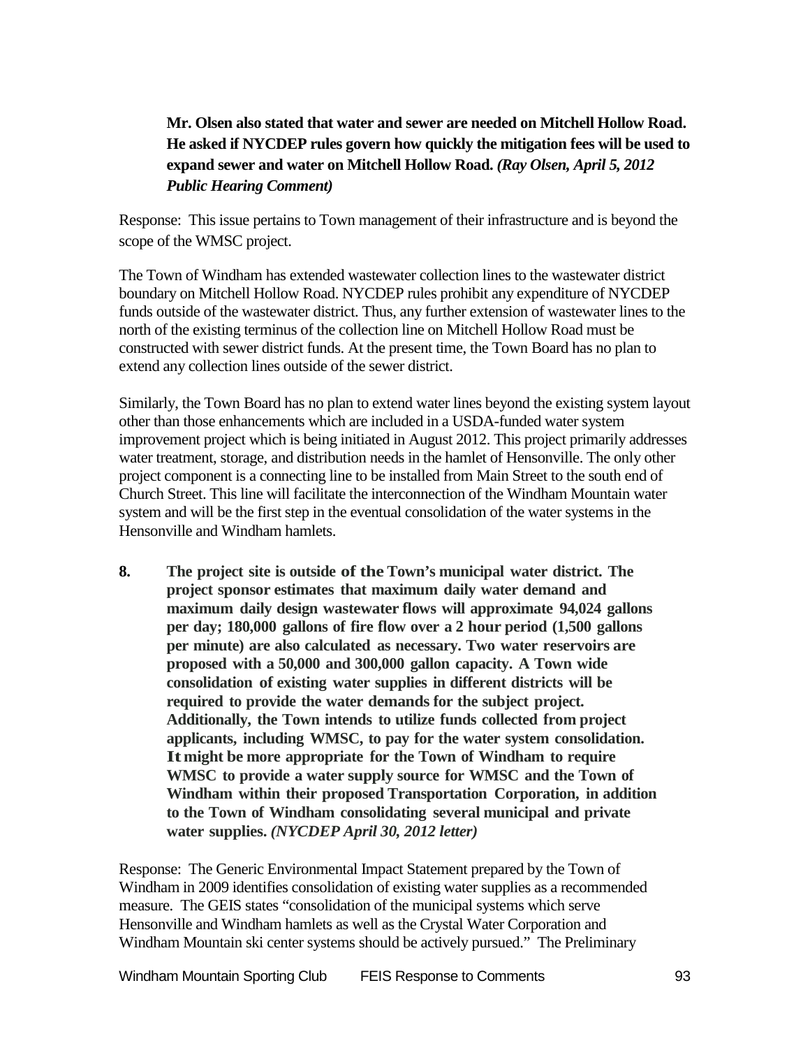**Mr. Olsen also stated that water and sewer are needed on Mitchell Hollow Road. He asked if NYCDEP rules govern how quickly the mitigation fees will be used to expand sewer and water on Mitchell Hollow Road.** ***(Ray Olsen, April 5, 2012 Public Hearing Comment)***

Response: This issue pertains to Town management of their infrastructure and is beyond the scope of the WMSC project.

The Town of Windham has extended wastewater collection lines to the wastewater district boundary on Mitchell Hollow Road. NYCDEP rules prohibit any expenditure of NYCDEP funds outside of the wastewater district. Thus, any further extension of wastewater lines to the north of the existing terminus of the collection line on Mitchell Hollow Road must be constructed with sewer district funds. At the present time, the Town Board has no plan to extend any collection lines outside of the sewer district.

Similarly, the Town Board has no plan to extend water lines beyond the existing system layout other than those enhancements which are included in a USDA-funded water system improvement project which is being initiated in August 2012. This project primarily addresses water treatment, storage, and distribution needs in the hamlet of Hensonville. The only other project component is a connecting line to be installed from Main Street to the south end of Church Street. This line will facilitate the interconnection of the Windham Mountain water system and will be the first step in the eventual consolidation of the water systems in the Hensonville and Windham hamlets.

8. **The project site is outside of the Town's municipal water district. The project sponsor estimates that maximum daily water demand and maximum daily design wastewater flows will approximate 94,024 gallons per day; 180,000 gallons of fire flow over a 2 hour period (1,500 gallons per minute) are also calculated as necessary. Two water reservoirs are proposed with a 50,000 and 300,000 gallon capacity. A Town wide consolidation of existing water supplies in different districts will be required to provide the water demands for the subject project. Additionally, the Town intends to utilize funds collected from project applicants, including WMSC, to pay for the water system consolidation. It might be more appropriate for the Town of Windham to require WMSC to provide a water supply source for WMSC and the Town of Windham within their proposed Transportation Corporation, in addition to the Town of Windham consolidating several municipal and private water supplies.** ***(NYCDEP April 30, 2012 letter)***

Response: The Generic Environmental Impact Statement prepared by the Town of Windham in 2009 identifies consolidation of existing water supplies as a recommended measure. The GEIS states "consolidation of the municipal systems which serve Hensonville and Windham hamlets as well as the Crystal Water Corporation and Windham Mountain ski center systems should be actively pursued." The Preliminary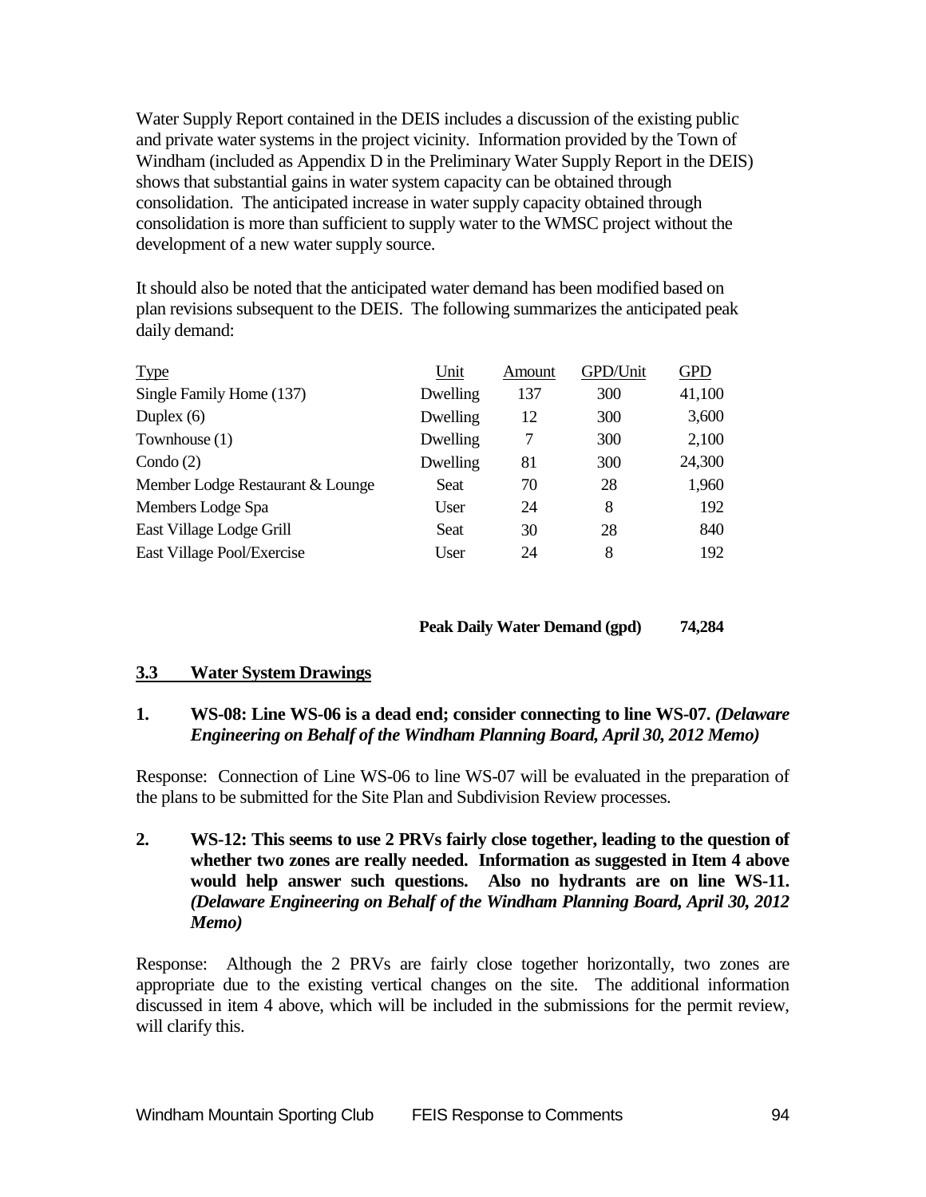Water Supply Report contained in the DEIS includes a discussion of the existing public and private water systems in the project vicinity. Information provided by the Town of Windham (included as Appendix D in the Preliminary Water Supply Report in the DEIS) shows that substantial gains in water system capacity can be obtained through consolidation. The anticipated increase in water supply capacity obtained through consolidation is more than sufficient to supply water to the WMSC project without the development of a new water supply source.

It should also be noted that the anticipated water demand has been modified based on plan revisions subsequent to the DEIS. The following summarizes the anticipated peak daily demand:

| Type | Unit | Amount | GPD/Unit | GPD |
|---|---|---|---|---|
| Single Family Home (137) | Dwelling | 137 | 300 | 41,100 |
| Duplex (6) | Dwelling | 12 | 300 | 3,600 |
| Townhouse (1) | Dwelling | 7 | 300 | 2,100 |
| Condo (2) | Dwelling | 81 | 300 | 24,300 |
| Member Lodge Restaurant & Lounge | Seat | 70 | 28 | 1,960 |
| Members Lodge Spa | User | 24 | 8 | 192 |
| East Village Lodge Grill | Seat | 30 | 28 | 840 |
| East Village Pool/Exercise | User | 24 | 8 | 192 |
| | | | **Peak Daily Water Demand (gpd)** | **74,284** |

### 3.3 Water System Drawings

**1. WS-08: Line WS-06 is a dead end; consider connecting to line WS-07.** ***(Delaware Engineering on Behalf of the Windham Planning Board, April 30, 2012 Memo)***

Response: Connection of Line WS-06 to line WS-07 will be evaluated in the preparation of the plans to be submitted for the Site Plan and Subdivision Review processes.

**2. WS-12: This seems to use 2 PRVs fairly close together, leading to the question of whether two zones are really needed. Information as suggested in Item 4 above would help answer such questions. Also no hydrants are on line WS-11.** ***(Delaware Engineering on Behalf of the Windham Planning Board, April 30, 2012 Memo)***

Response: Although the 2 PRVs are fairly close together horizontally, two zones are appropriate due to the existing vertical changes on the site. The additional information discussed in item 4 above, which will be included in the submissions for the permit review, will clarify this.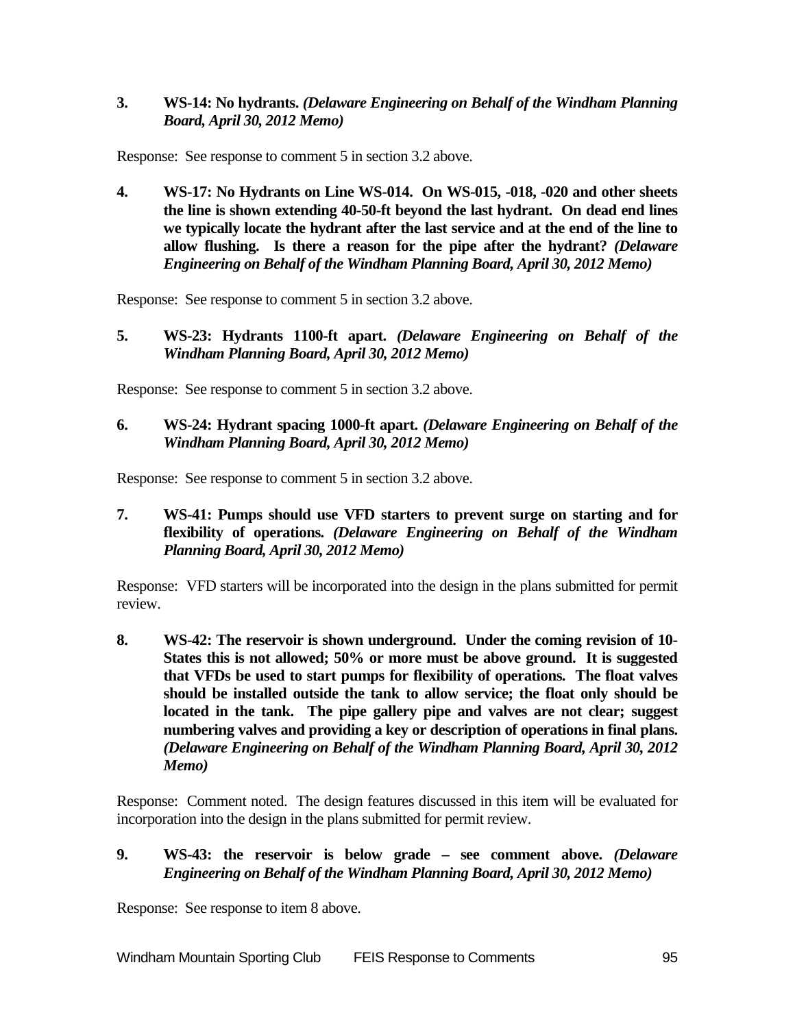3. **WS-14: No hydrants.** ***(Delaware Engineering on Behalf of the Windham Planning Board, April 30, 2012 Memo)***

Response: See response to comment 5 in section 3.2 above.

4. **WS-17: No Hydrants on Line WS-014. On WS-015, -018, -020 and other sheets the line is shown extending 40-50-ft beyond the last hydrant. On dead end lines we typically locate the hydrant after the last service and at the end of the line to allow flushing. Is there a reason for the pipe after the hydrant?** ***(Delaware Engineering on Behalf of the Windham Planning Board, April 30, 2012 Memo)***

Response: See response to comment 5 in section 3.2 above.

5. **WS-23: Hydrants 1100-ft apart.** ***(Delaware Engineering on Behalf of the Windham Planning Board, April 30, 2012 Memo)***

Response: See response to comment 5 in section 3.2 above.

6. **WS-24: Hydrant spacing 1000-ft apart.** ***(Delaware Engineering on Behalf of the Windham Planning Board, April 30, 2012 Memo)***

Response: See response to comment 5 in section 3.2 above.

7. **WS-41: Pumps should use VFD starters to prevent surge on starting and for flexibility of operations.** ***(Delaware Engineering on Behalf of the Windham Planning Board, April 30, 2012 Memo)***

Response: VFD starters will be incorporated into the design in the plans submitted for permit review.

8. **WS-42: The reservoir is shown underground. Under the coming revision of 10-States this is not allowed; 50% or more must be above ground. It is suggested that VFDs be used to start pumps for flexibility of operations. The float valves should be installed outside the tank to allow service; the float only should be located in the tank. The pipe gallery pipe and valves are not clear; suggest numbering valves and providing a key or description of operations in final plans.** ***(Delaware Engineering on Behalf of the Windham Planning Board, April 30, 2012 Memo)***

Response: Comment noted. The design features discussed in this item will be evaluated for incorporation into the design in the plans submitted for permit review.

9. **WS-43: the reservoir is below grade – see comment above.** ***(Delaware Engineering on Behalf of the Windham Planning Board, April 30, 2012 Memo)***

Response: See response to item 8 above.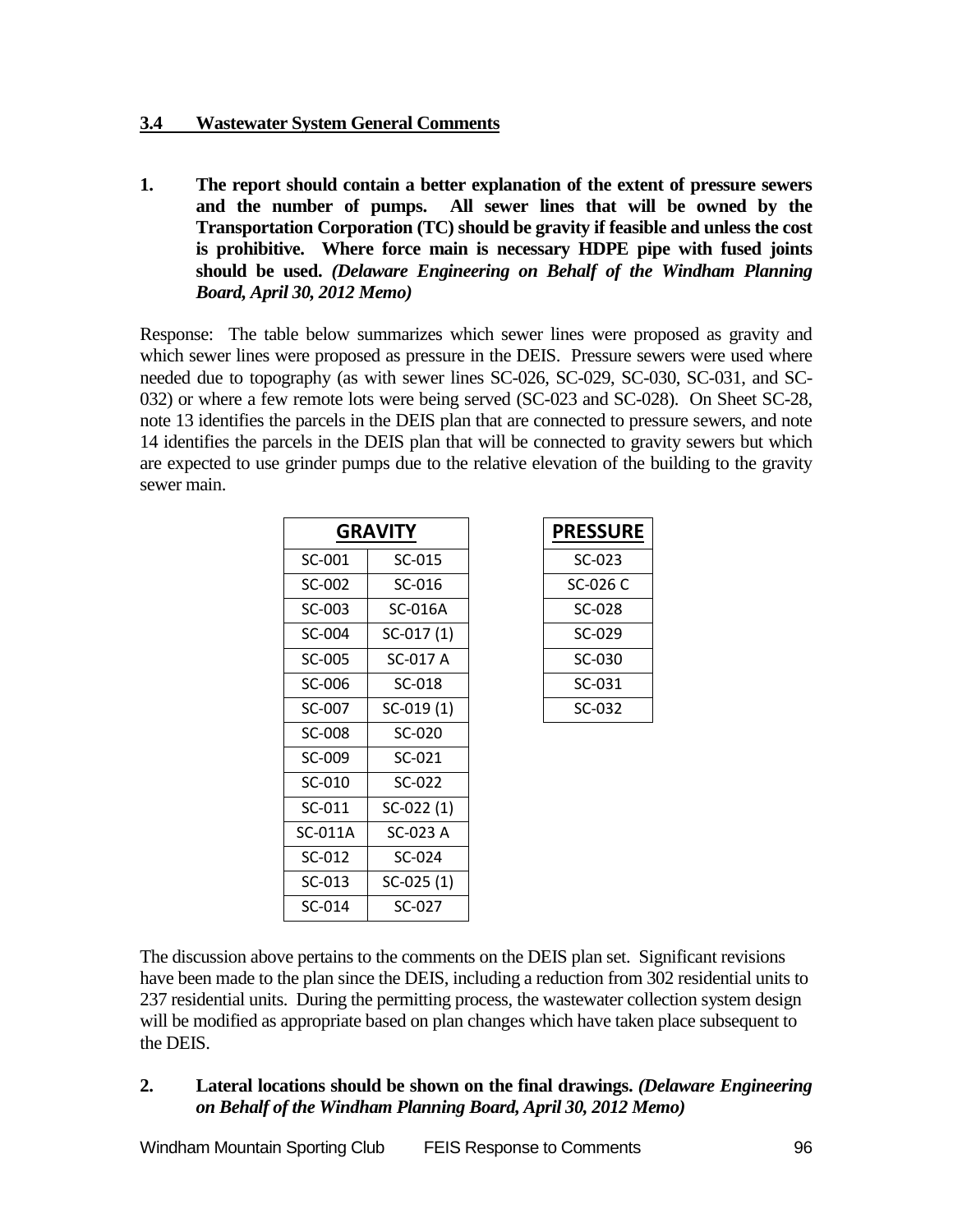### 3.4 Wastewater System General Comments

**1. The report should contain a better explanation of the extent of pressure sewers and the number of pumps. All sewer lines that will be owned by the Transportation Corporation (TC) should be gravity if feasible and unless the cost is prohibitive. Where force main is necessary HDPE pipe with fused joints should be used. *(Delaware Engineering on Behalf of the Windham Planning Board, April 30, 2012 Memo)***

Response: The table below summarizes which sewer lines were proposed as gravity and which sewer lines were proposed as pressure in the DEIS. Pressure sewers were used where needed due to topography (as with sewer lines SC-026, SC-029, SC-030, SC-031, and SC-032) or where a few remote lots were being served (SC-023 and SC-028). On Sheet SC-28, note 13 identifies the parcels in the DEIS plan that are connected to pressure sewers, and note 14 identifies the parcels in the DEIS plan that will be connected to gravity sewers but which are expected to use grinder pumps due to the relative elevation of the building to the gravity sewer main.

| GRAVITY | |
|---|---|
| SC-001 | SC-015 |
| SC-002 | SC-016 |
| SC-003 | SC-016A |
| SC-004 | SC-017 (1) |
| SC-005 | SC-017 A |
| SC-006 | SC-018 |
| SC-007 | SC-019 (1) |
| SC-008 | SC-020 |
| SC-009 | SC-021 |
| SC-010 | SC-022 |
| SC-011 | SC-022 (1) |
| SC-011A | SC-023 A |
| SC-012 | SC-024 |
| SC-013 | SC-025 (1) |
| SC-014 | SC-027 |

| PRESSURE |
|---|
| SC-023 |
| SC-026 C |
| SC-028 |
| SC-029 |
| SC-030 |
| SC-031 |
| SC-032 |

The discussion above pertains to the comments on the DEIS plan set. Significant revisions have been made to the plan since the DEIS, including a reduction from 302 residential units to 237 residential units. During the permitting process, the wastewater collection system design will be modified as appropriate based on plan changes which have taken place subsequent to the DEIS.

**2. Lateral locations should be shown on the final drawings. *(Delaware Engineering on Behalf of the Windham Planning Board, April 30, 2012 Memo)***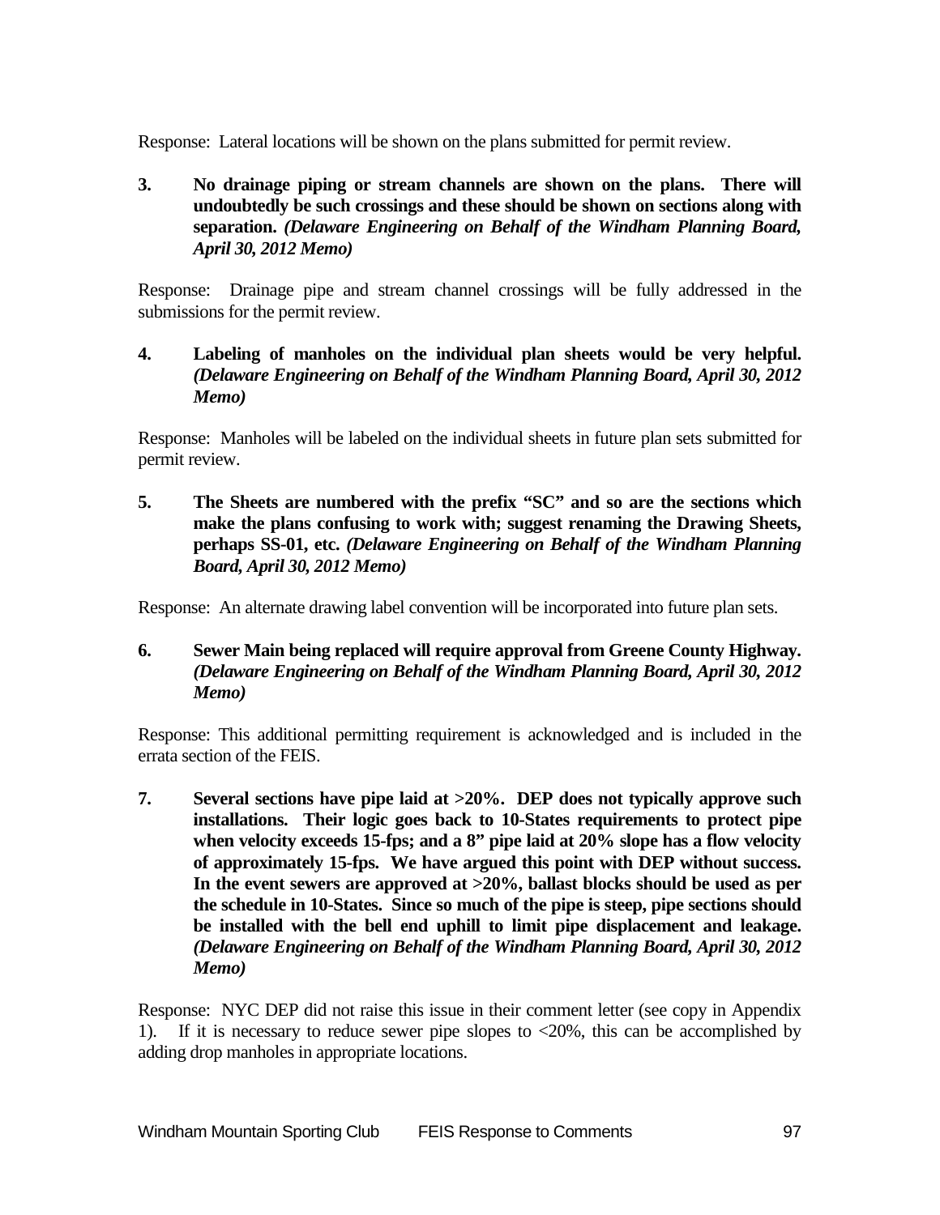Response: Lateral locations will be shown on the plans submitted for permit review.

**3. No drainage piping or stream channels are shown on the plans. There will undoubtedly be such crossings and these should be shown on sections along with separation.** ***(Delaware Engineering on Behalf of the Windham Planning Board, April 30, 2012 Memo)***

Response: Drainage pipe and stream channel crossings will be fully addressed in the submissions for the permit review.

**4. Labeling of manholes on the individual plan sheets would be very helpful.** ***(Delaware Engineering on Behalf of the Windham Planning Board, April 30, 2012 Memo)***

Response: Manholes will be labeled on the individual sheets in future plan sets submitted for permit review.

**5. The Sheets are numbered with the prefix "SC" and so are the sections which make the plans confusing to work with; suggest renaming the Drawing Sheets, perhaps SS-01, etc.** ***(Delaware Engineering on Behalf of the Windham Planning Board, April 30, 2012 Memo)***

Response: An alternate drawing label convention will be incorporated into future plan sets.

**6. Sewer Main being replaced will require approval from Greene County Highway.** ***(Delaware Engineering on Behalf of the Windham Planning Board, April 30, 2012 Memo)***

Response: This additional permitting requirement is acknowledged and is included in the errata section of the FEIS.

**7. Several sections have pipe laid at >20%. DEP does not typically approve such installations. Their logic goes back to 10-States requirements to protect pipe when velocity exceeds 15-fps; and a 8" pipe laid at 20% slope has a flow velocity of approximately 15-fps. We have argued this point with DEP without success. In the event sewers are approved at >20%, ballast blocks should be used as per the schedule in 10-States. Since so much of the pipe is steep, pipe sections should be installed with the bell end uphill to limit pipe displacement and leakage.** ***(Delaware Engineering on Behalf of the Windham Planning Board, April 30, 2012 Memo)***

Response: NYC DEP did not raise this issue in their comment letter (see copy in Appendix 1). If it is necessary to reduce sewer pipe slopes to <20%, this can be accomplished by adding drop manholes in appropriate locations.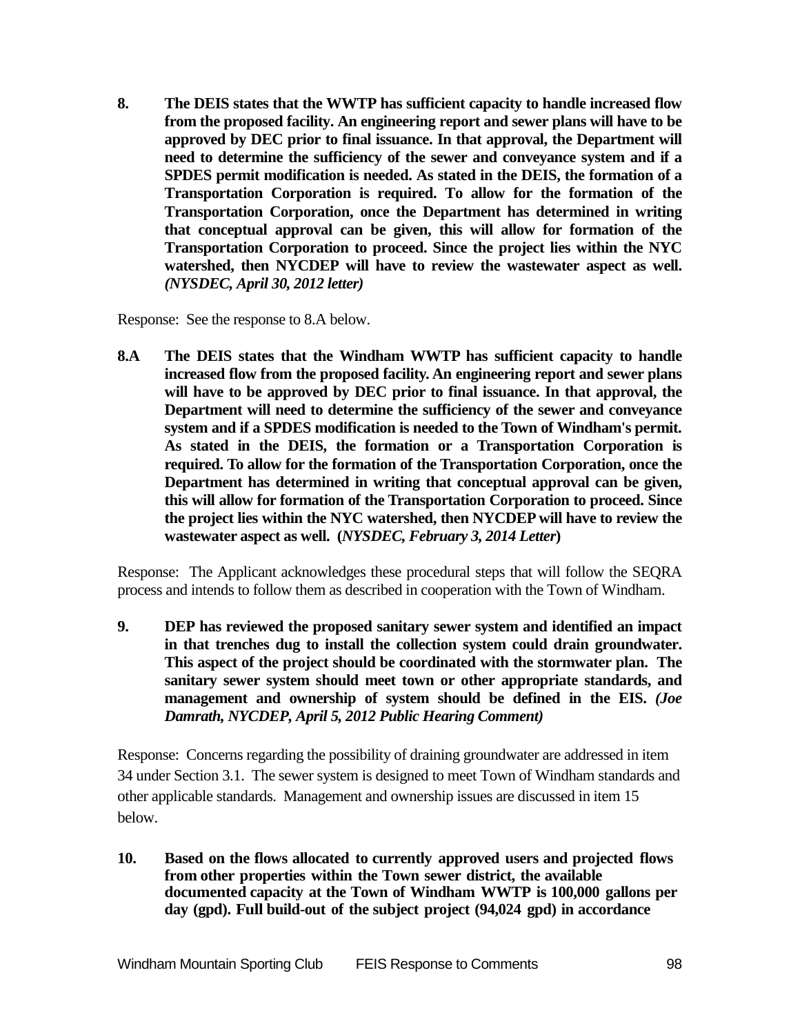**8. The DEIS states that the WWTP has sufficient capacity to handle increased flow from the proposed facility. An engineering report and sewer plans will have to be approved by DEC prior to final issuance. In that approval, the Department will need to determine the sufficiency of the sewer and conveyance system and if a SPDES permit modification is needed. As stated in the DEIS, the formation of a Transportation Corporation is required. To allow for the formation of the Transportation Corporation, once the Department has determined in writing that conceptual approval can be given, this will allow for formation of the Transportation Corporation to proceed. Since the project lies within the NYC watershed, then NYCDEP will have to review the wastewater aspect as well. *(NYSDEC, April 30, 2012 letter)***

Response: See the response to 8.A below.

**8.A The DEIS states that the Windham WWTP has sufficient capacity to handle increased flow from the proposed facility. An engineering report and sewer plans will have to be approved by DEC prior to final issuance. In that approval, the Department will need to determine the sufficiency of the sewer and conveyance system and if a SPDES modification is needed to the Town of Windham's permit. As stated in the DEIS, the formation or a Transportation Corporation is required. To allow for the formation of the Transportation Corporation, once the Department has determined in writing that conceptual approval can be given, this will allow for formation of the Transportation Corporation to proceed. Since the project lies within the NYC watershed, then NYCDEP will have to review the wastewater aspect as well. (*NYSDEC, February 3, 2014 Letter*)**

Response: The Applicant acknowledges these procedural steps that will follow the SEQRA process and intends to follow them as described in cooperation with the Town of Windham.

**9. DEP has reviewed the proposed sanitary sewer system and identified an impact in that trenches dug to install the collection system could drain groundwater. This aspect of the project should be coordinated with the stormwater plan. The sanitary sewer system should meet town or other appropriate standards, and management and ownership of system should be defined in the EIS. *(Joe Damrath, NYCDEP, April 5, 2012 Public Hearing Comment)***

Response: Concerns regarding the possibility of draining groundwater are addressed in item 34 under Section 3.1. The sewer system is designed to meet Town of Windham standards and other applicable standards. Management and ownership issues are discussed in item 15 below.

**10. Based on the flows allocated to currently approved users and projected flows from other properties within the Town sewer district, the available documented capacity at the Town of Windham WWTP is 100,000 gallons per day (gpd). Full build-out of the subject project (94,024 gpd) in accordance**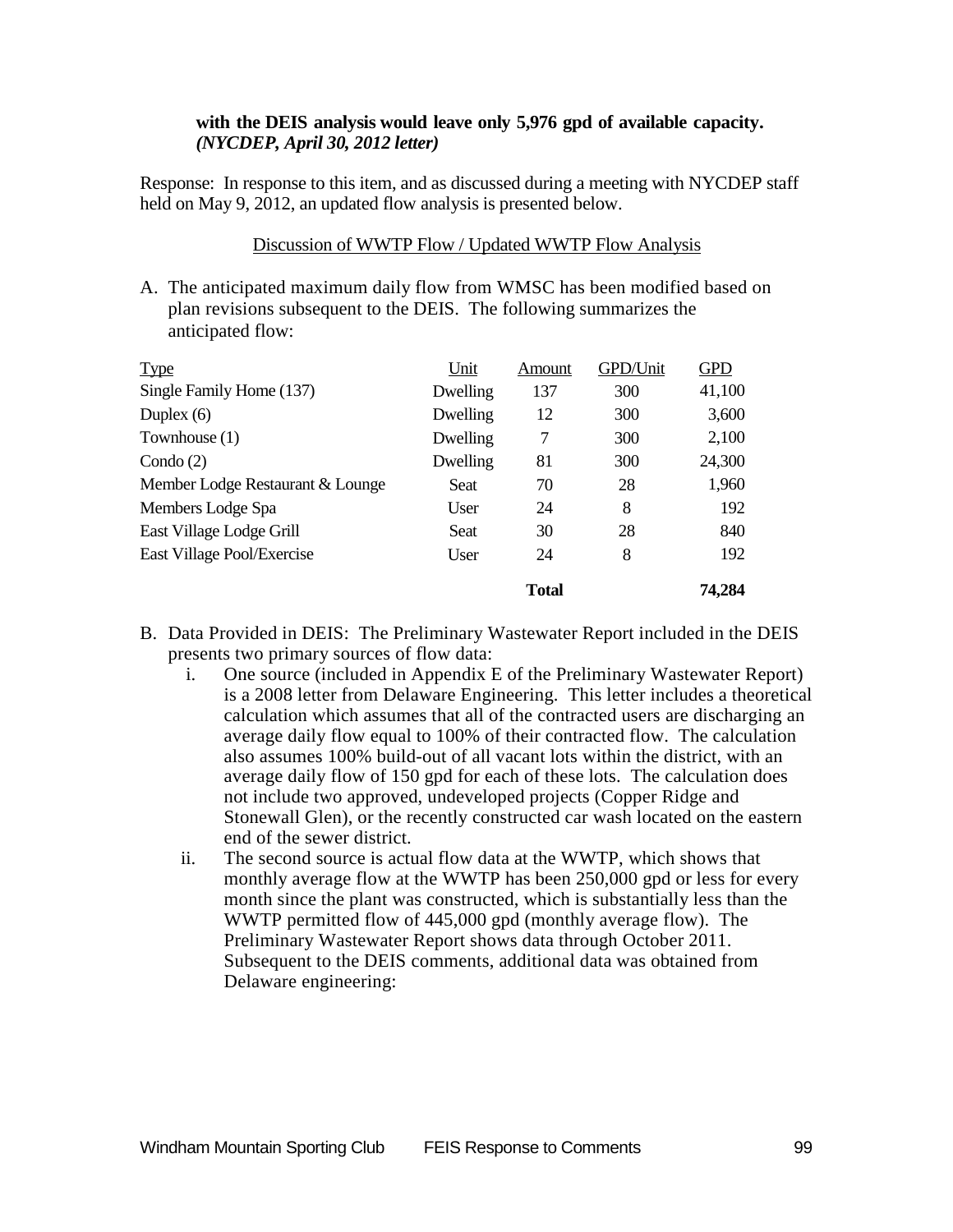**with the DEIS analysis would leave only 5,976 gpd of available capacity.** ***(NYCDEP, April 30, 2012 letter)***

Response: In response to this item, and as discussed during a meeting with NYCDEP staff held on May 9, 2012, an updated flow analysis is presented below.

Discussion of WWTP Flow / Updated WWTP Flow Analysis

A. The anticipated maximum daily flow from WMSC has been modified based on plan revisions subsequent to the DEIS. The following summarizes the anticipated flow:

| Type | Unit | Amount | GPD/Unit | GPD |
|---|---|---|---|---|
| Single Family Home (137) | Dwelling | 137 | 300 | 41,100 |
| Duplex (6) | Dwelling | 12 | 300 | 3,600 |
| Townhouse (1) | Dwelling | 7 | 300 | 2,100 |
| Condo (2) | Dwelling | 81 | 300 | 24,300 |
| Member Lodge Restaurant & Lounge | Seat | 70 | 28 | 1,960 |
| Members Lodge Spa | User | 24 | 8 | 192 |
| East Village Lodge Grill | Seat | 30 | 28 | 840 |
| East Village Pool/Exercise | User | 24 | 8 | 192 |
| | | **Total** | | **74,284** |

B. Data Provided in DEIS: The Preliminary Wastewater Report included in the DEIS presents two primary sources of flow data:
   i. One source (included in Appendix E of the Preliminary Wastewater Report) is a 2008 letter from Delaware Engineering. This letter includes a theoretical calculation which assumes that all of the contracted users are discharging an average daily flow equal to 100% of their contracted flow. The calculation also assumes 100% build-out of all vacant lots within the district, with an average daily flow of 150 gpd for each of these lots. The calculation does not include two approved, undeveloped projects (Copper Ridge and Stonewall Glen), or the recently constructed car wash located on the eastern end of the sewer district.
   ii. The second source is actual flow data at the WWTP, which shows that monthly average flow at the WWTP has been 250,000 gpd or less for every month since the plant was constructed, which is substantially less than the WWTP permitted flow of 445,000 gpd (monthly average flow). The Preliminary Wastewater Report shows data through October 2011. Subsequent to the DEIS comments, additional data was obtained from Delaware engineering: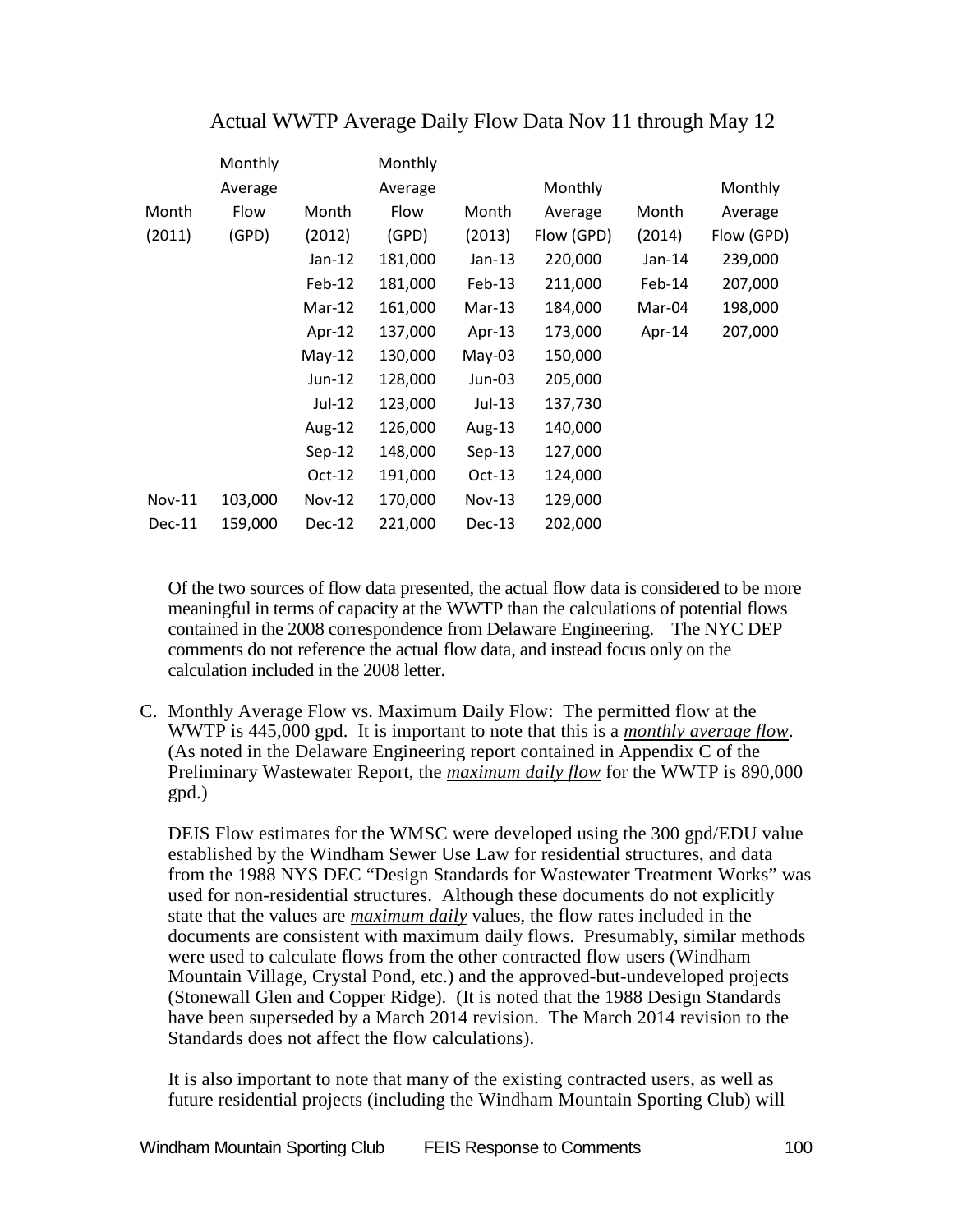Actual WWTP Average Daily Flow Data Nov 11 through May 12

| Month (2011) | Monthly Average Flow (GPD) | Month (2012) | Monthly Average Flow (GPD) | Month (2013) | Monthly Average Flow (GPD) | Month (2014) | Monthly Average Flow (GPD) |
|---|---|---|---|---|---|---|---|
| | | Jan-12 | 181,000 | Jan-13 | 220,000 | Jan-14 | 239,000 |
| | | Feb-12 | 181,000 | Feb-13 | 211,000 | Feb-14 | 207,000 |
| | | Mar-12 | 161,000 | Mar-13 | 184,000 | Mar-04 | 198,000 |
| | | Apr-12 | 137,000 | Apr-13 | 173,000 | Apr-14 | 207,000 |
| | | May-12 | 130,000 | May-03 | 150,000 | | |
| | | Jun-12 | 128,000 | Jun-03 | 205,000 | | |
| | | Jul-12 | 123,000 | Jul-13 | 137,730 | | |
| | | Aug-12 | 126,000 | Aug-13 | 140,000 | | |
| | | Sep-12 | 148,000 | Sep-13 | 127,000 | | |
| | | Oct-12 | 191,000 | Oct-13 | 124,000 | | |
| Nov-11 | 103,000 | Nov-12 | 170,000 | Nov-13 | 129,000 | | |
| Dec-11 | 159,000 | Dec-12 | 221,000 | Dec-13 | 202,000 | | |

Of the two sources of flow data presented, the actual flow data is considered to be more meaningful in terms of capacity at the WWTP than the calculations of potential flows contained in the 2008 correspondence from Delaware Engineering. The NYC DEP comments do not reference the actual flow data, and instead focus only on the calculation included in the 2008 letter.

C. Monthly Average Flow vs. Maximum Daily Flow: The permitted flow at the WWTP is 445,000 gpd. It is important to note that this is a ***monthly average flow***. (As noted in the Delaware Engineering report contained in Appendix C of the Preliminary Wastewater Report, the ***maximum daily flow*** for the WWTP is 890,000 gpd.)

   DEIS Flow estimates for the WMSC were developed using the 300 gpd/EDU value established by the Windham Sewer Use Law for residential structures, and data from the 1988 NYS DEC "Design Standards for Wastewater Treatment Works" was used for non-residential structures. Although these documents do not explicitly state that the values are ***maximum daily*** values, the flow rates included in the documents are consistent with maximum daily flows. Presumably, similar methods were used to calculate flows from the other contracted flow users (Windham Mountain Village, Crystal Pond, etc.) and the approved-but-undeveloped projects (Stonewall Glen and Copper Ridge). (It is noted that the 1988 Design Standards have been superseded by a March 2014 revision. The March 2014 revision to the Standards does not affect the flow calculations).

   It is also important to note that many of the existing contracted users, as well as future residential projects (including the Windham Mountain Sporting Club) will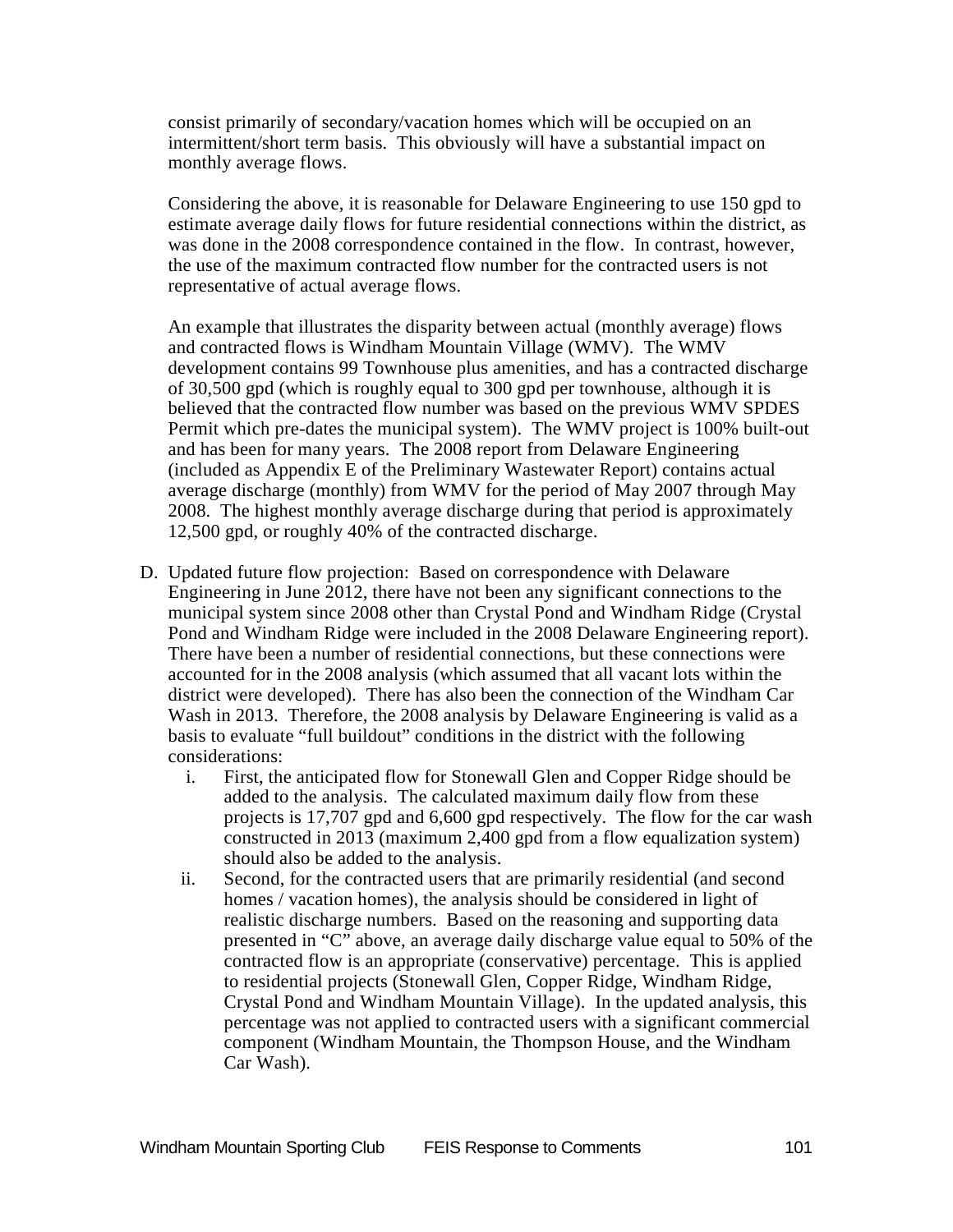consist primarily of secondary/vacation homes which will be occupied on an intermittent/short term basis. This obviously will have a substantial impact on monthly average flows.

Considering the above, it is reasonable for Delaware Engineering to use 150 gpd to estimate average daily flows for future residential connections within the district, as was done in the 2008 correspondence contained in the flow. In contrast, however, the use of the maximum contracted flow number for the contracted users is not representative of actual average flows.

An example that illustrates the disparity between actual (monthly average) flows and contracted flows is Windham Mountain Village (WMV). The WMV development contains 99 Townhouse plus amenities, and has a contracted discharge of 30,500 gpd (which is roughly equal to 300 gpd per townhouse, although it is believed that the contracted flow number was based on the previous WMV SPDES Permit which pre-dates the municipal system). The WMV project is 100% built-out and has been for many years. The 2008 report from Delaware Engineering (included as Appendix E of the Preliminary Wastewater Report) contains actual average discharge (monthly) from WMV for the period of May 2007 through May 2008. The highest monthly average discharge during that period is approximately 12,500 gpd, or roughly 40% of the contracted discharge.

D. Updated future flow projection: Based on correspondence with Delaware Engineering in June 2012, there have not been any significant connections to the municipal system since 2008 other than Crystal Pond and Windham Ridge (Crystal Pond and Windham Ridge were included in the 2008 Delaware Engineering report). There have been a number of residential connections, but these connections were accounted for in the 2008 analysis (which assumed that all vacant lots within the district were developed). There has also been the connection of the Windham Car Wash in 2013. Therefore, the 2008 analysis by Delaware Engineering is valid as a basis to evaluate "full buildout" conditions in the district with the following considerations:
   i. First, the anticipated flow for Stonewall Glen and Copper Ridge should be added to the analysis. The calculated maximum daily flow from these projects is 17,707 gpd and 6,600 gpd respectively. The flow for the car wash constructed in 2013 (maximum 2,400 gpd from a flow equalization system) should also be added to the analysis.
   ii. Second, for the contracted users that are primarily residential (and second homes / vacation homes), the analysis should be considered in light of realistic discharge numbers. Based on the reasoning and supporting data presented in "C" above, an average daily discharge value equal to 50% of the contracted flow is an appropriate (conservative) percentage. This is applied to residential projects (Stonewall Glen, Copper Ridge, Windham Ridge, Crystal Pond and Windham Mountain Village). In the updated analysis, this percentage was not applied to contracted users with a significant commercial component (Windham Mountain, the Thompson House, and the Windham Car Wash).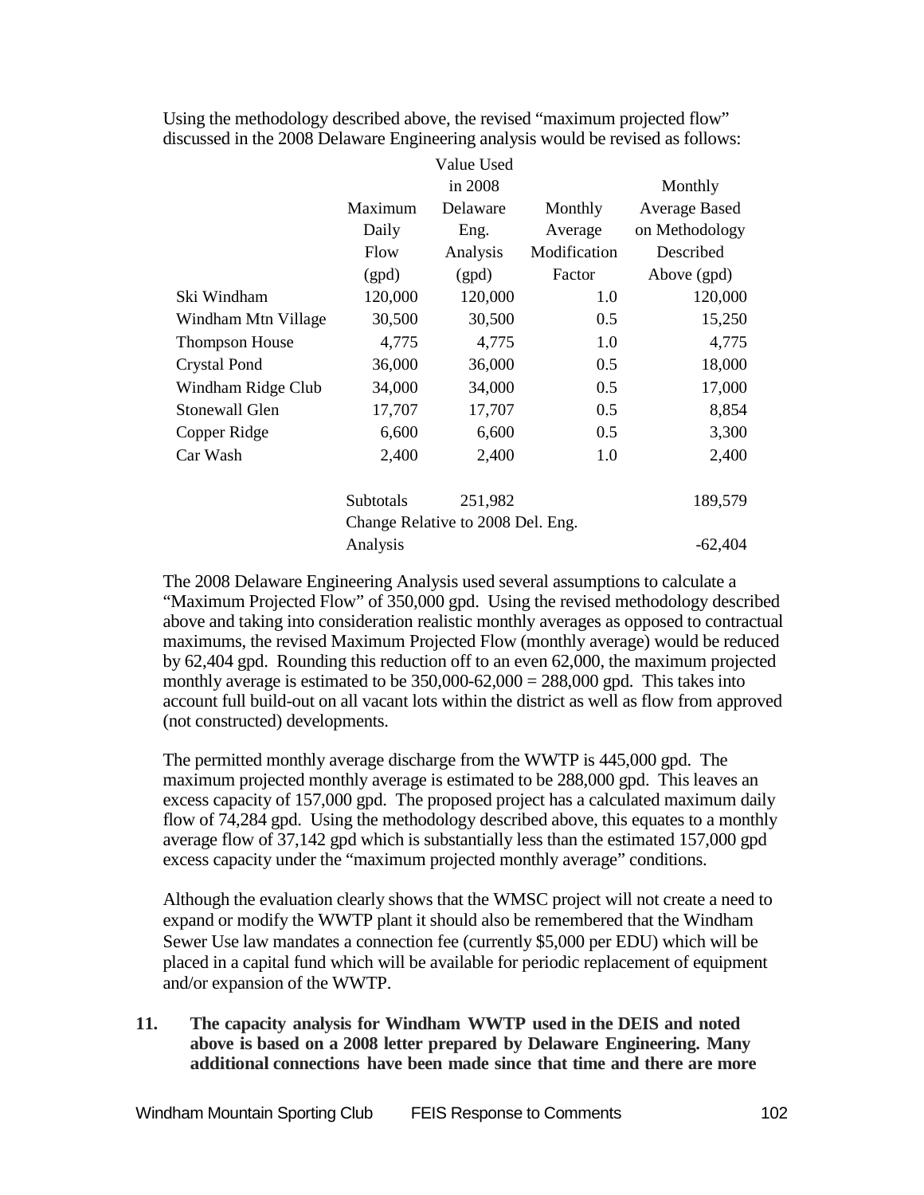Using the methodology described above, the revised "maximum projected flow" discussed in the 2008 Delaware Engineering analysis would be revised as follows:

| | Maximum Daily Flow (gpd) | Value Used in 2008 Delaware Eng. Analysis (gpd) | Monthly Average Modification Factor | Monthly Average Based on Methodology Described Above (gpd) |
|---|---|---|---|---|
| Ski Windham | 120,000 | 120,000 | 1.0 | 120,000 |
| Windham Mtn Village | 30,500 | 30,500 | 0.5 | 15,250 |
| Thompson House | 4,775 | 4,775 | 1.0 | 4,775 |
| Crystal Pond | 36,000 | 36,000 | 0.5 | 18,000 |
| Windham Ridge Club | 34,000 | 34,000 | 0.5 | 17,000 |
| Stonewall Glen | 17,707 | 17,707 | 0.5 | 8,854 |
| Copper Ridge | 6,600 | 6,600 | 0.5 | 3,300 |
| Car Wash | 2,400 | 2,400 | 1.0 | 2,400 |
| | Subtotals | 251,982 | | 189,579 |
| | Change Relative to 2008 Del. Eng. Analysis | | | -62,404 |

The 2008 Delaware Engineering Analysis used several assumptions to calculate a "Maximum Projected Flow" of 350,000 gpd. Using the revised methodology described above and taking into consideration realistic monthly averages as opposed to contractual maximums, the revised Maximum Projected Flow (monthly average) would be reduced by 62,404 gpd. Rounding this reduction off to an even 62,000, the maximum projected monthly average is estimated to be 350,000-62,000 = 288,000 gpd. This takes into account full build-out on all vacant lots within the district as well as flow from approved (not constructed) developments.

The permitted monthly average discharge from the WWTP is 445,000 gpd. The maximum projected monthly average is estimated to be 288,000 gpd. This leaves an excess capacity of 157,000 gpd. The proposed project has a calculated maximum daily flow of 74,284 gpd. Using the methodology described above, this equates to a monthly average flow of 37,142 gpd which is substantially less than the estimated 157,000 gpd excess capacity under the "maximum projected monthly average" conditions.

Although the evaluation clearly shows that the WMSC project will not create a need to expand or modify the WWTP plant it should also be remembered that the Windham Sewer Use law mandates a connection fee (currently $5,000 per EDU) which will be placed in a capital fund which will be available for periodic replacement of equipment and/or expansion of the WWTP.

**11. The capacity analysis for Windham WWTP used in the DEIS and noted above is based on a 2008 letter prepared by Delaware Engineering. Many additional connections have been made since that time and there are more**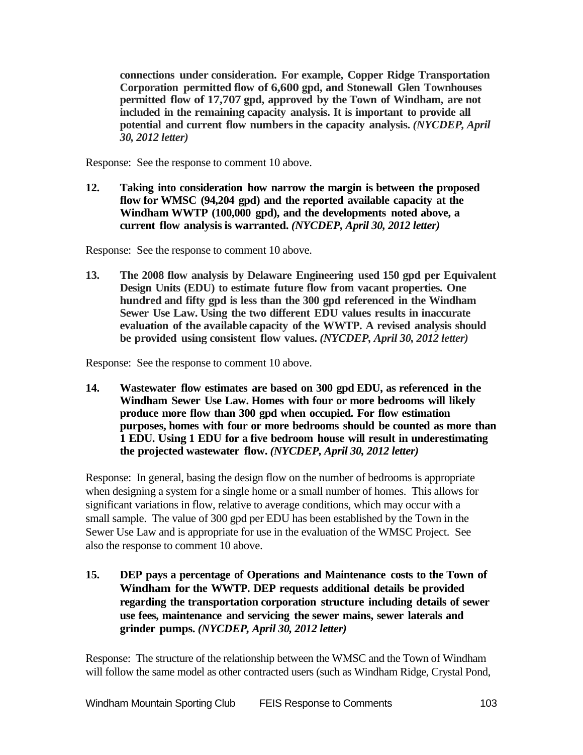**connections under consideration. For example, Copper Ridge Transportation Corporation permitted flow of 6,600 gpd, and Stonewall Glen Townhouses permitted flow of 17,707 gpd, approved by the Town of Windham, are not included in the remaining capacity analysis. It is important to provide all potential and current flow numbers in the capacity analysis.** ***(NYCDEP, April 30, 2012 letter)***

Response: See the response to comment 10 above.

**12. Taking into consideration how narrow the margin is between the proposed flow for WMSC (94,204 gpd) and the reported available capacity at the Windham WWTP (100,000 gpd), and the developments noted above, a current flow analysis is warranted.** ***(NYCDEP, April 30, 2012 letter)***

Response: See the response to comment 10 above.

**13. The 2008 flow analysis by Delaware Engineering used 150 gpd per Equivalent Design Units (EDU) to estimate future flow from vacant properties. One hundred and fifty gpd is less than the 300 gpd referenced in the Windham Sewer Use Law. Using the two different EDU values results in inaccurate evaluation of the available capacity of the WWTP. A revised analysis should be provided using consistent flow values.** ***(NYCDEP, April 30, 2012 letter)***

Response: See the response to comment 10 above.

**14. Wastewater flow estimates are based on 300 gpd EDU, as referenced in the Windham Sewer Use Law. Homes with four or more bedrooms will likely produce more flow than 300 gpd when occupied. For flow estimation purposes, homes with four or more bedrooms should be counted as more than 1 EDU. Using 1 EDU for a five bedroom house will result in underestimating the projected wastewater flow.** ***(NYCDEP, April 30, 2012 letter)***

Response: In general, basing the design flow on the number of bedrooms is appropriate when designing a system for a single home or a small number of homes. This allows for significant variations in flow, relative to average conditions, which may occur with a small sample. The value of 300 gpd per EDU has been established by the Town in the Sewer Use Law and is appropriate for use in the evaluation of the WMSC Project. See also the response to comment 10 above.

**15. DEP pays a percentage of Operations and Maintenance costs to the Town of Windham for the WWTP. DEP requests additional details be provided regarding the transportation corporation structure including details of sewer use fees, maintenance and servicing the sewer mains, sewer laterals and grinder pumps.** ***(NYCDEP, April 30, 2012 letter)***

Response: The structure of the relationship between the WMSC and the Town of Windham will follow the same model as other contracted users (such as Windham Ridge, Crystal Pond,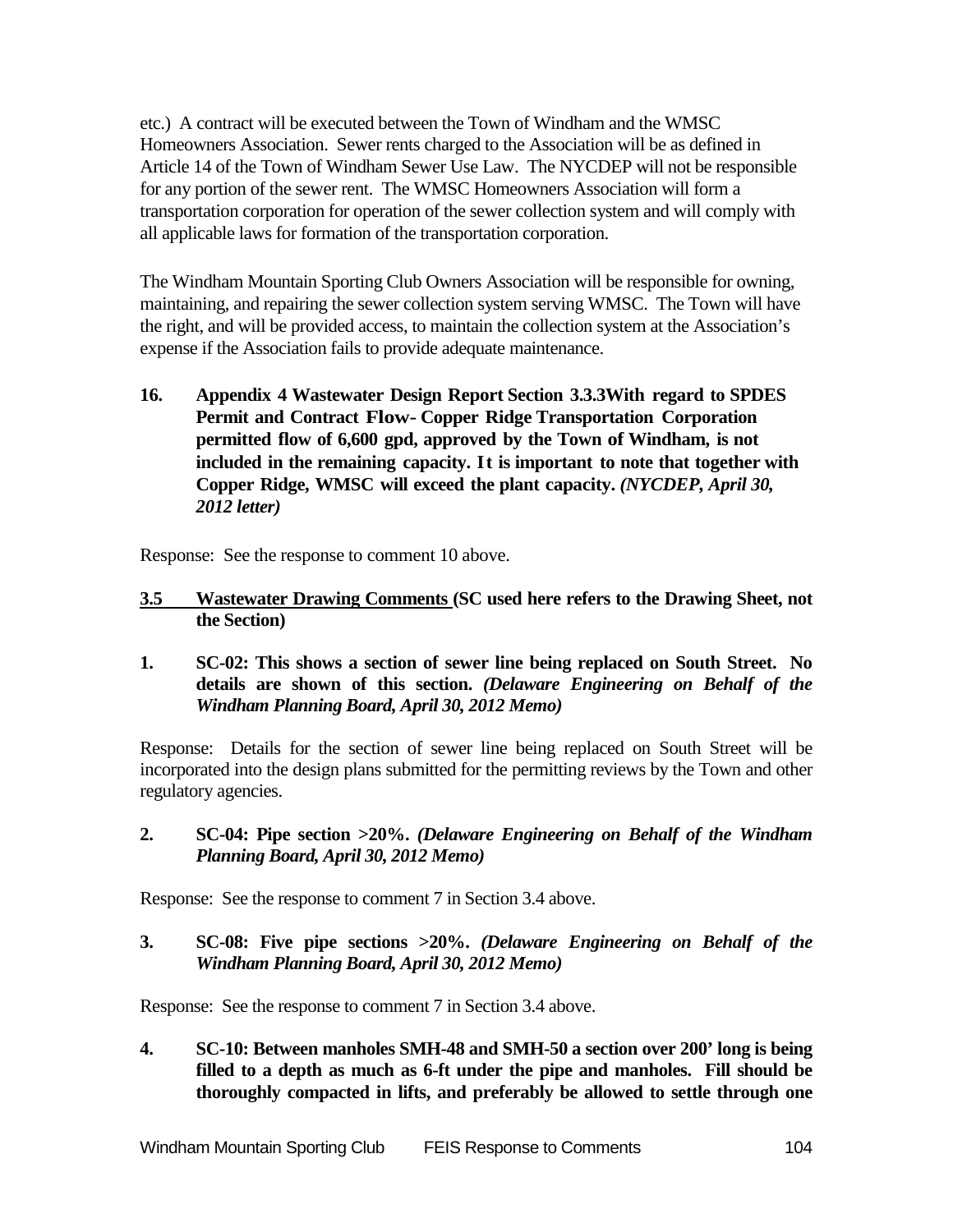etc.) A contract will be executed between the Town of Windham and the WMSC Homeowners Association. Sewer rents charged to the Association will be as defined in Article 14 of the Town of Windham Sewer Use Law. The NYCDEP will not be responsible for any portion of the sewer rent. The WMSC Homeowners Association will form a transportation corporation for operation of the sewer collection system and will comply with all applicable laws for formation of the transportation corporation.

The Windham Mountain Sporting Club Owners Association will be responsible for owning, maintaining, and repairing the sewer collection system serving WMSC. The Town will have the right, and will be provided access, to maintain the collection system at the Association's expense if the Association fails to provide adequate maintenance.

**16. Appendix 4 Wastewater Design Report Section 3.3.3With regard to SPDES Permit and Contract Flow- Copper Ridge Transportation Corporation permitted flow of 6,600 gpd, approved by the Town of Windham, is not included in the remaining capacity. It is important to note that together with Copper Ridge, WMSC will exceed the plant capacity. *(NYCDEP, April 30, 2012 letter)***

Response: See the response to comment 10 above.

## <u>3.5 Wastewater Drawing Comments</u> (SC used here refers to the Drawing Sheet, not the Section)

**1. SC-02: This shows a section of sewer line being replaced on South Street. No details are shown of this section. *(Delaware Engineering on Behalf of the Windham Planning Board, April 30, 2012 Memo)***

Response: Details for the section of sewer line being replaced on South Street will be incorporated into the design plans submitted for the permitting reviews by the Town and other regulatory agencies.

**2. SC-04: Pipe section >20%. *(Delaware Engineering on Behalf of the Windham Planning Board, April 30, 2012 Memo)***

Response: See the response to comment 7 in Section 3.4 above.

**3. SC-08: Five pipe sections >20%. *(Delaware Engineering on Behalf of the Windham Planning Board, April 30, 2012 Memo)***

Response: See the response to comment 7 in Section 3.4 above.

**4. SC-10: Between manholes SMH-48 and SMH-50 a section over 200' long is being filled to a depth as much as 6-ft under the pipe and manholes. Fill should be thoroughly compacted in lifts, and preferably be allowed to settle through one**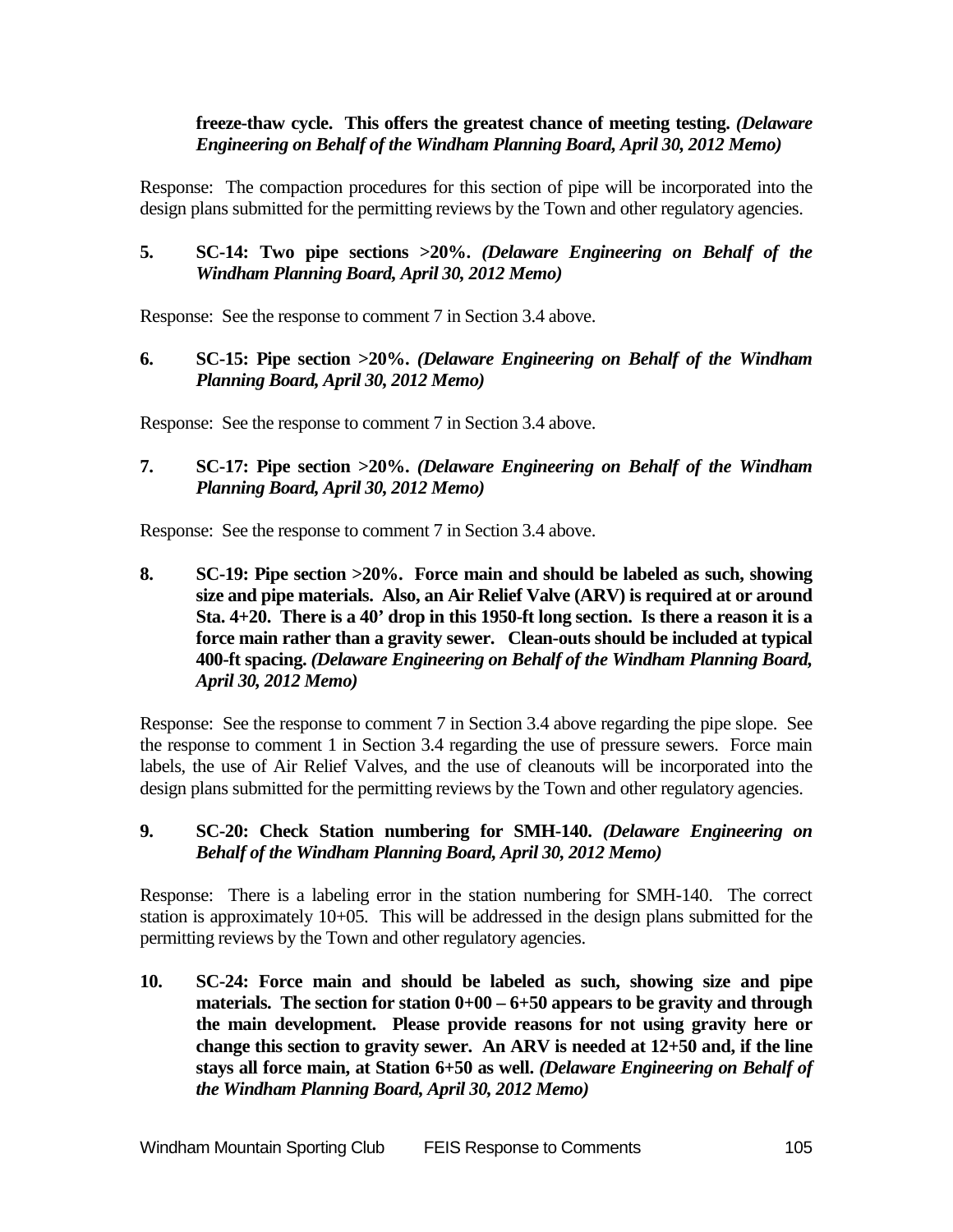**freeze-thaw cycle. This offers the greatest chance of meeting testing.** ***(Delaware Engineering on Behalf of the Windham Planning Board, April 30, 2012 Memo)***

Response: The compaction procedures for this section of pipe will be incorporated into the design plans submitted for the permitting reviews by the Town and other regulatory agencies.

**5. SC-14: Two pipe sections >20%.** ***(Delaware Engineering on Behalf of the Windham Planning Board, April 30, 2012 Memo)***

Response: See the response to comment 7 in Section 3.4 above.

**6. SC-15: Pipe section >20%.** ***(Delaware Engineering on Behalf of the Windham Planning Board, April 30, 2012 Memo)***

Response: See the response to comment 7 in Section 3.4 above.

**7. SC-17: Pipe section >20%.** ***(Delaware Engineering on Behalf of the Windham Planning Board, April 30, 2012 Memo)***

Response: See the response to comment 7 in Section 3.4 above.

**8. SC-19: Pipe section >20%. Force main and should be labeled as such, showing size and pipe materials. Also, an Air Relief Valve (ARV) is required at or around Sta. 4+20. There is a 40' drop in this 1950-ft long section. Is there a reason it is a force main rather than a gravity sewer. Clean-outs should be included at typical 400-ft spacing.** ***(Delaware Engineering on Behalf of the Windham Planning Board, April 30, 2012 Memo)***

Response: See the response to comment 7 in Section 3.4 above regarding the pipe slope. See the response to comment 1 in Section 3.4 regarding the use of pressure sewers. Force main labels, the use of Air Relief Valves, and the use of cleanouts will be incorporated into the design plans submitted for the permitting reviews by the Town and other regulatory agencies.

**9. SC-20: Check Station numbering for SMH-140.** ***(Delaware Engineering on Behalf of the Windham Planning Board, April 30, 2012 Memo)***

Response: There is a labeling error in the station numbering for SMH-140. The correct station is approximately 10+05. This will be addressed in the design plans submitted for the permitting reviews by the Town and other regulatory agencies.

**10. SC-24: Force main and should be labeled as such, showing size and pipe materials. The section for station 0+00 – 6+50 appears to be gravity and through the main development. Please provide reasons for not using gravity here or change this section to gravity sewer. An ARV is needed at 12+50 and, if the line stays all force main, at Station 6+50 as well.** ***(Delaware Engineering on Behalf of the Windham Planning Board, April 30, 2012 Memo)***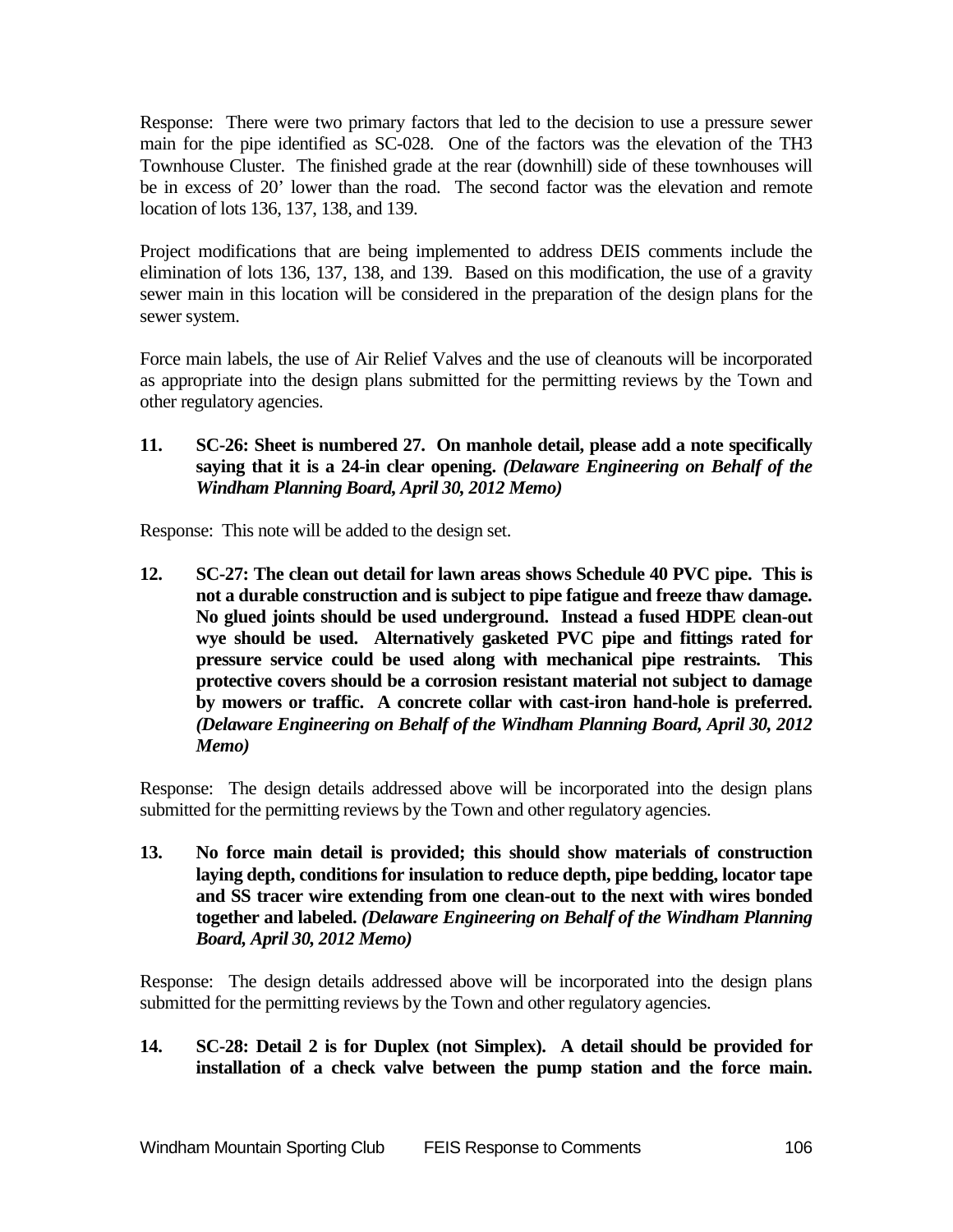Response: There were two primary factors that led to the decision to use a pressure sewer main for the pipe identified as SC-028. One of the factors was the elevation of the TH3 Townhouse Cluster. The finished grade at the rear (downhill) side of these townhouses will be in excess of 20' lower than the road. The second factor was the elevation and remote location of lots 136, 137, 138, and 139.

Project modifications that are being implemented to address DEIS comments include the elimination of lots 136, 137, 138, and 139. Based on this modification, the use of a gravity sewer main in this location will be considered in the preparation of the design plans for the sewer system.

Force main labels, the use of Air Relief Valves and the use of cleanouts will be incorporated as appropriate into the design plans submitted for the permitting reviews by the Town and other regulatory agencies.

**11. SC-26: Sheet is numbered 27. On manhole detail, please add a note specifically saying that it is a 24-in clear opening.** ***(Delaware Engineering on Behalf of the Windham Planning Board, April 30, 2012 Memo)***

Response: This note will be added to the design set.

**12. SC-27: The clean out detail for lawn areas shows Schedule 40 PVC pipe. This is not a durable construction and is subject to pipe fatigue and freeze thaw damage. No glued joints should be used underground. Instead a fused HDPE clean-out wye should be used. Alternatively gasketed PVC pipe and fittings rated for pressure service could be used along with mechanical pipe restraints. This protective covers should be a corrosion resistant material not subject to damage by mowers or traffic. A concrete collar with cast-iron hand-hole is preferred.** ***(Delaware Engineering on Behalf of the Windham Planning Board, April 30, 2012 Memo)***

Response: The design details addressed above will be incorporated into the design plans submitted for the permitting reviews by the Town and other regulatory agencies.

**13. No force main detail is provided; this should show materials of construction laying depth, conditions for insulation to reduce depth, pipe bedding, locator tape and SS tracer wire extending from one clean-out to the next with wires bonded together and labeled.** ***(Delaware Engineering on Behalf of the Windham Planning Board, April 30, 2012 Memo)***

Response: The design details addressed above will be incorporated into the design plans submitted for the permitting reviews by the Town and other regulatory agencies.

**14. SC-28: Detail 2 is for Duplex (not Simplex). A detail should be provided for installation of a check valve between the pump station and the force main.**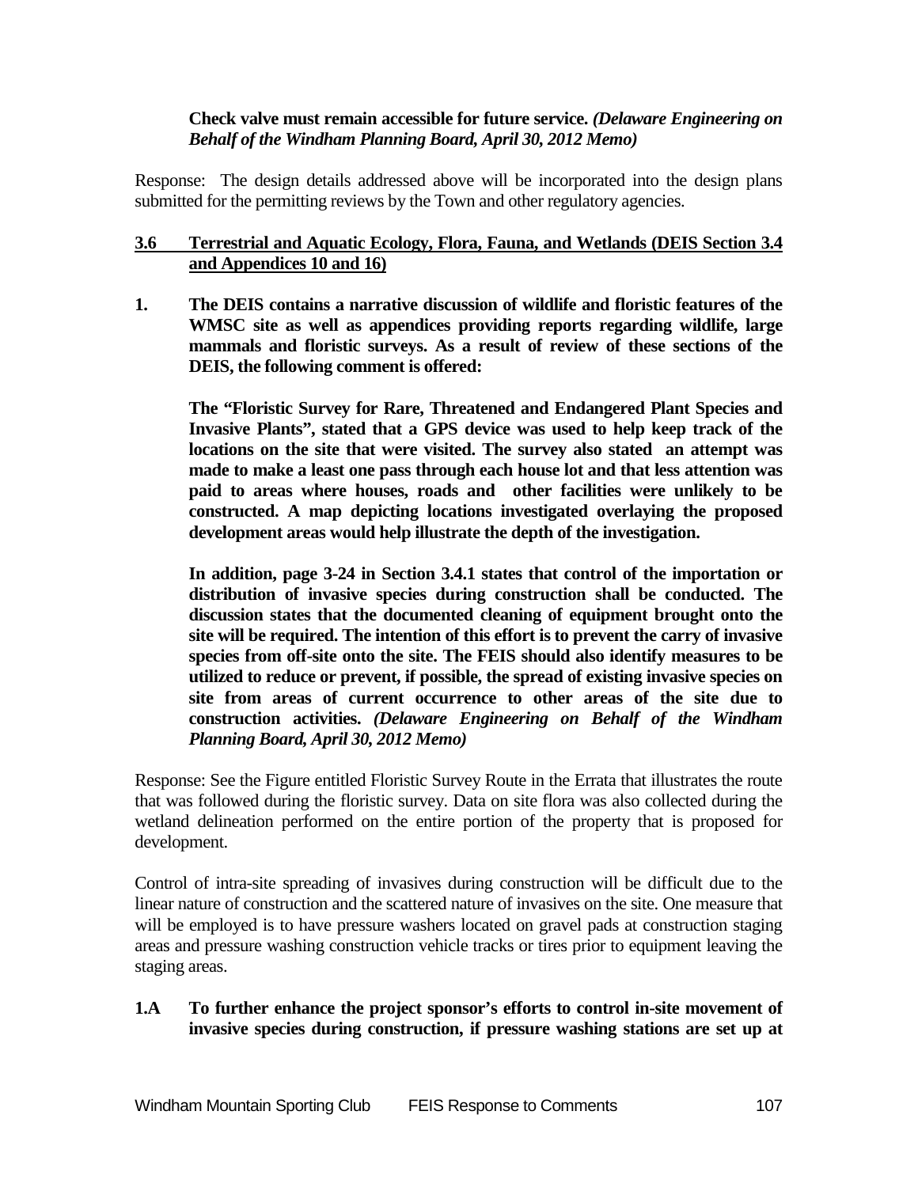**Check valve must remain accessible for future service.** ***(Delaware Engineering on Behalf of the Windham Planning Board, April 30, 2012 Memo)***

Response: The design details addressed above will be incorporated into the design plans submitted for the permitting reviews by the Town and other regulatory agencies.

## 3.6 Terrestrial and Aquatic Ecology, Flora, Fauna, and Wetlands (DEIS Section 3.4 and Appendices 10 and 16)

**1. The DEIS contains a narrative discussion of wildlife and floristic features of the WMSC site as well as appendices providing reports regarding wildlife, large mammals and floristic surveys. As a result of review of these sections of the DEIS, the following comment is offered:**

**The "Floristic Survey for Rare, Threatened and Endangered Plant Species and Invasive Plants", stated that a GPS device was used to help keep track of the locations on the site that were visited. The survey also stated an attempt was made to make a least one pass through each house lot and that less attention was paid to areas where houses, roads and other facilities were unlikely to be constructed. A map depicting locations investigated overlaying the proposed development areas would help illustrate the depth of the investigation.**

**In addition, page 3-24 in Section 3.4.1 states that control of the importation or distribution of invasive species during construction shall be conducted. The discussion states that the documented cleaning of equipment brought onto the site will be required. The intention of this effort is to prevent the carry of invasive species from off-site onto the site. The FEIS should also identify measures to be utilized to reduce or prevent, if possible, the spread of existing invasive species on site from areas of current occurrence to other areas of the site due to construction activities.** ***(Delaware Engineering on Behalf of the Windham Planning Board, April 30, 2012 Memo)***

Response: See the Figure entitled Floristic Survey Route in the Errata that illustrates the route that was followed during the floristic survey. Data on site flora was also collected during the wetland delineation performed on the entire portion of the property that is proposed for development.

Control of intra-site spreading of invasives during construction will be difficult due to the linear nature of construction and the scattered nature of invasives on the site. One measure that will be employed is to have pressure washers located on gravel pads at construction staging areas and pressure washing construction vehicle tracks or tires prior to equipment leaving the staging areas.

**1.A To further enhance the project sponsor's efforts to control in-site movement of invasive species during construction, if pressure washing stations are set up at**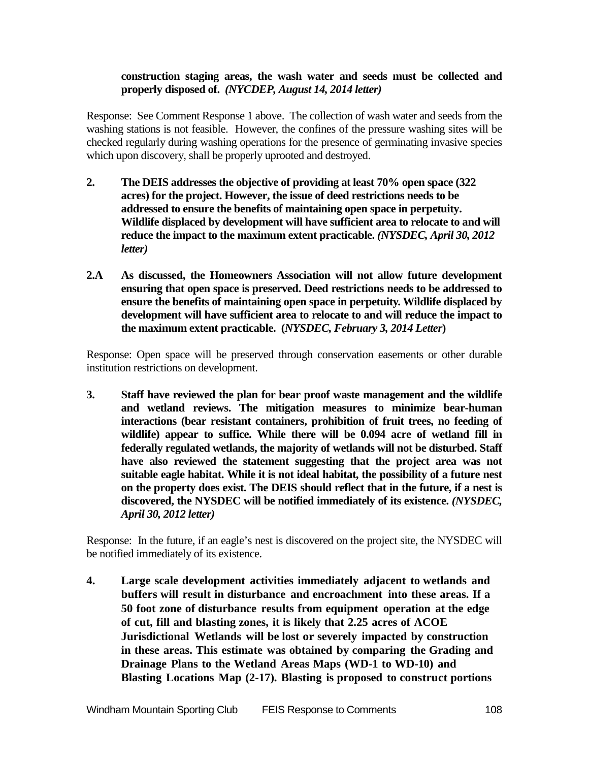**construction staging areas, the wash water and seeds must be collected and properly disposed of.** ***(NYCDEP, August 14, 2014 letter)***

Response: See Comment Response 1 above. The collection of wash water and seeds from the washing stations is not feasible. However, the confines of the pressure washing sites will be checked regularly during washing operations for the presence of germinating invasive species which upon discovery, shall be properly uprooted and destroyed.

**2. The DEIS addresses the objective of providing at least 70% open space (322 acres) for the project. However, the issue of deed restrictions needs to be addressed to ensure the benefits of maintaining open space in perpetuity. Wildlife displaced by development will have sufficient area to relocate to and will reduce the impact to the maximum extent practicable.** ***(NYSDEC, April 30, 2012 letter)***

**2.A As discussed, the Homeowners Association will not allow future development ensuring that open space is preserved. Deed restrictions needs to be addressed to ensure the benefits of maintaining open space in perpetuity. Wildlife displaced by development will have sufficient area to relocate to and will reduce the impact to the maximum extent practicable. (*NYSDEC, February 3, 2014 Letter*)**

Response: Open space will be preserved through conservation easements or other durable institution restrictions on development.

**3. Staff have reviewed the plan for bear proof waste management and the wildlife and wetland reviews. The mitigation measures to minimize bear-human interactions (bear resistant containers, prohibition of fruit trees, no feeding of wildlife) appear to suffice. While there will be 0.094 acre of wetland fill in federally regulated wetlands, the majority of wetlands will not be disturbed. Staff have also reviewed the statement suggesting that the project area was not suitable eagle habitat. While it is not ideal habitat, the possibility of a future nest on the property does exist. The DEIS should reflect that in the future, if a nest is discovered, the NYSDEC will be notified immediately of its existence.** ***(NYSDEC, April 30, 2012 letter)***

Response: In the future, if an eagle's nest is discovered on the project site, the NYSDEC will be notified immediately of its existence.

**4. Large scale development activities immediately adjacent to wetlands and buffers will result in disturbance and encroachment into these areas. If a 50 foot zone of disturbance results from equipment operation at the edge of cut, fill and blasting zones, it is likely that 2.25 acres of ACOE Jurisdictional Wetlands will be lost or severely impacted by construction in these areas. This estimate was obtained by comparing the Grading and Drainage Plans to the Wetland Areas Maps (WD-1 to WD-10) and Blasting Locations Map (2-17). Blasting is proposed to construct portions**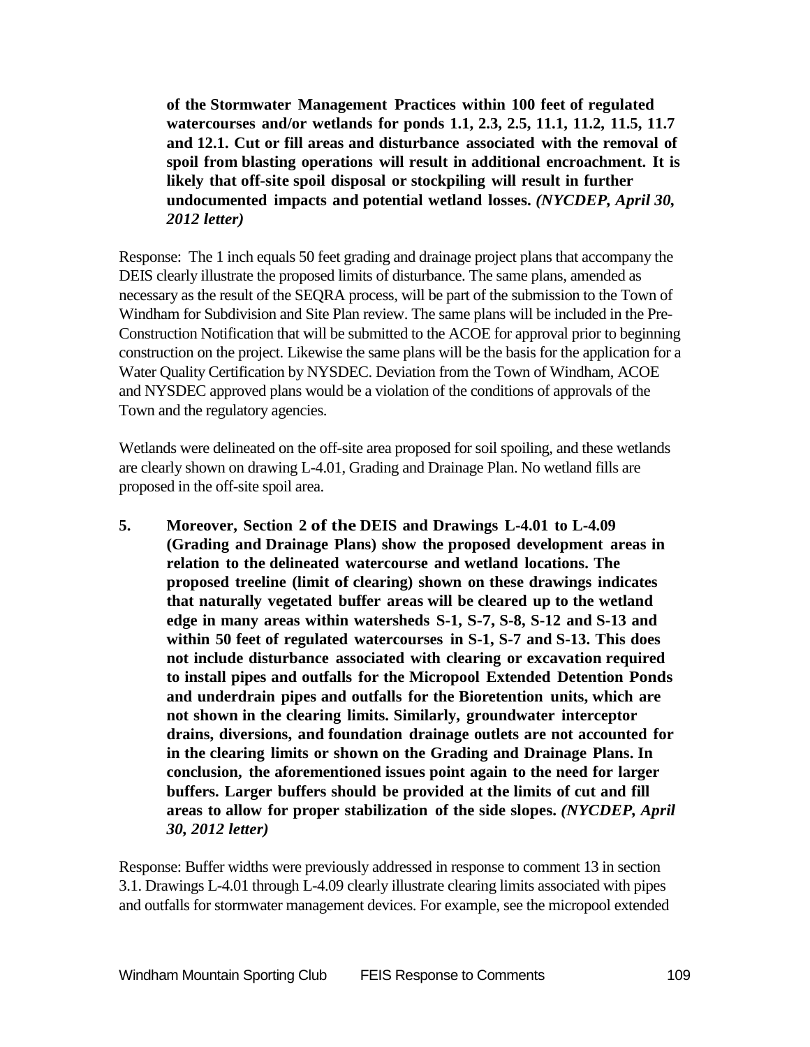**of the Stormwater Management Practices within 100 feet of regulated watercourses and/or wetlands for ponds 1.1, 2.3, 2.5, 11.1, 11.2, 11.5, 11.7 and 12.1. Cut or fill areas and disturbance associated with the removal of spoil from blasting operations will result in additional encroachment. It is likely that off-site spoil disposal or stockpiling will result in further undocumented impacts and potential wetland losses.** ***(NYCDEP, April 30, 2012 letter)***

Response: The 1 inch equals 50 feet grading and drainage project plans that accompany the DEIS clearly illustrate the proposed limits of disturbance. The same plans, amended as necessary as the result of the SEQRA process, will be part of the submission to the Town of Windham for Subdivision and Site Plan review. The same plans will be included in the Pre-Construction Notification that will be submitted to the ACOE for approval prior to beginning construction on the project. Likewise the same plans will be the basis for the application for a Water Quality Certification by NYSDEC. Deviation from the Town of Windham, ACOE and NYSDEC approved plans would be a violation of the conditions of approvals of the Town and the regulatory agencies.

Wetlands were delineated on the off-site area proposed for soil spoiling, and these wetlands are clearly shown on drawing L-4.01, Grading and Drainage Plan. No wetland fills are proposed in the off-site spoil area.

**5. Moreover, Section 2 of the DEIS and Drawings L-4.01 to L-4.09 (Grading and Drainage Plans) show the proposed development areas in relation to the delineated watercourse and wetland locations. The proposed treeline (limit of clearing) shown on these drawings indicates that naturally vegetated buffer areas will be cleared up to the wetland edge in many areas within watersheds S-1, S-7, S-8, S-12 and S-13 and within 50 feet of regulated watercourses in S-1, S-7 and S-13. This does not include disturbance associated with clearing or excavation required to install pipes and outfalls for the Micropool Extended Detention Ponds and underdrain pipes and outfalls for the Bioretention units, which are not shown in the clearing limits. Similarly, groundwater interceptor drains, diversions, and foundation drainage outlets are not accounted for in the clearing limits or shown on the Grading and Drainage Plans. In conclusion, the aforementioned issues point again to the need for larger buffers. Larger buffers should be provided at the limits of cut and fill areas to allow for proper stabilization of the side slopes.** ***(NYCDEP, April 30, 2012 letter)***

Response: Buffer widths were previously addressed in response to comment 13 in section 3.1. Drawings L-4.01 through L-4.09 clearly illustrate clearing limits associated with pipes and outfalls for stormwater management devices. For example, see the micropool extended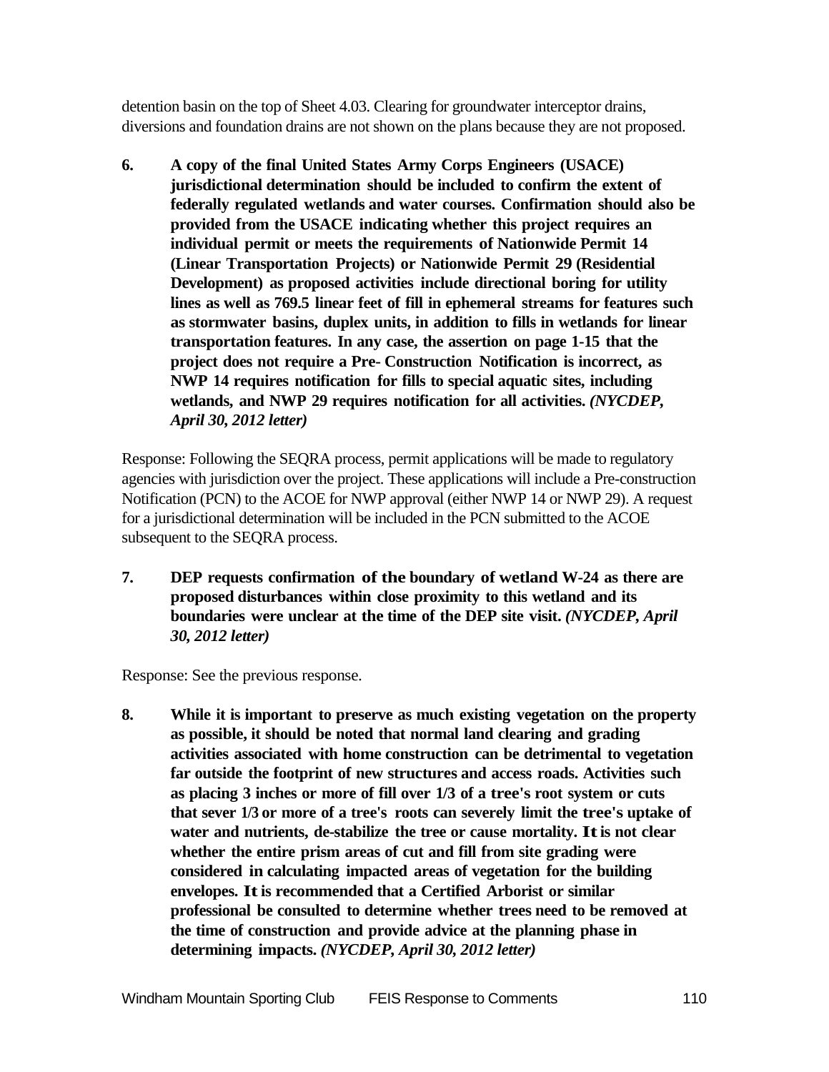detention basin on the top of Sheet 4.03. Clearing for groundwater interceptor drains, diversions and foundation drains are not shown on the plans because they are not proposed.

6. **A copy of the final United States Army Corps Engineers (USACE) jurisdictional determination should be included to confirm the extent of federally regulated wetlands and water courses. Confirmation should also be provided from the USACE indicating whether this project requires an individual permit or meets the requirements of Nationwide Permit 14 (Linear Transportation Projects) or Nationwide Permit 29 (Residential Development) as proposed activities include directional boring for utility lines as well as 769.5 linear feet of fill in ephemeral streams for features such as stormwater basins, duplex units, in addition to fills in wetlands for linear transportation features. In any case, the assertion on page 1-15 that the project does not require a Pre- Construction Notification is incorrect, as NWP 14 requires notification for fills to special aquatic sites, including wetlands, and NWP 29 requires notification for all activities.** ***(NYCDEP, April 30, 2012 letter)***

Response: Following the SEQRA process, permit applications will be made to regulatory agencies with jurisdiction over the project. These applications will include a Pre-construction Notification (PCN) to the ACOE for NWP approval (either NWP 14 or NWP 29). A request for a jurisdictional determination will be included in the PCN submitted to the ACOE subsequent to the SEQRA process.

7. **DEP requests confirmation of the boundary of wetland W-24 as there are proposed disturbances within close proximity to this wetland and its boundaries were unclear at the time of the DEP site visit.** ***(NYCDEP, April 30, 2012 letter)***

Response: See the previous response.

8. **While it is important to preserve as much existing vegetation on the property as possible, it should be noted that normal land clearing and grading activities associated with home construction can be detrimental to vegetation far outside the footprint of new structures and access roads. Activities such as placing 3 inches or more of fill over 1/3 of a tree's root system or cuts that sever 1/3 or more of a tree's roots can severely limit the tree's uptake of water and nutrients, de-stabilize the tree or cause mortality. It is not clear whether the entire prism areas of cut and fill from site grading were considered in calculating impacted areas of vegetation for the building envelopes. It is recommended that a Certified Arborist or similar professional be consulted to determine whether trees need to be removed at the time of construction and provide advice at the planning phase in determining impacts.** ***(NYCDEP, April 30, 2012 letter)***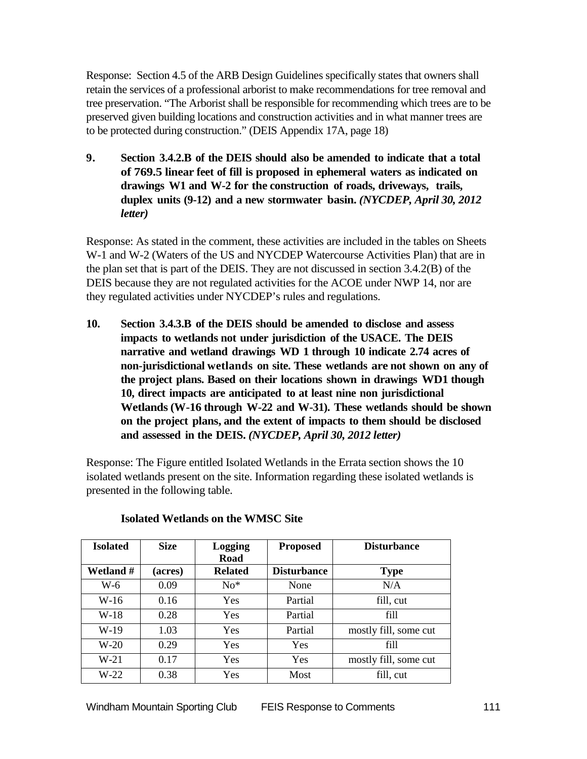Response: Section 4.5 of the ARB Design Guidelines specifically states that owners shall retain the services of a professional arborist to make recommendations for tree removal and tree preservation. "The Arborist shall be responsible for recommending which trees are to be preserved given building locations and construction activities and in what manner trees are to be protected during construction." (DEIS Appendix 17A, page 18)

**9. Section 3.4.2.B of the DEIS should also be amended to indicate that a total of 769.5 linear feet of fill is proposed in ephemeral waters as indicated on drawings W1 and W-2 for the construction of roads, driveways, trails, duplex units (9-12) and a new stormwater basin.** ***(NYCDEP, April 30, 2012 letter)***

Response: As stated in the comment, these activities are included in the tables on Sheets W-1 and W-2 (Waters of the US and NYCDEP Watercourse Activities Plan) that are in the plan set that is part of the DEIS. They are not discussed in section 3.4.2(B) of the DEIS because they are not regulated activities for the ACOE under NWP 14, nor are they regulated activities under NYCDEP's rules and regulations.

**10. Section 3.4.3.B of the DEIS should be amended to disclose and assess impacts to wetlands not under jurisdiction of the USACE. The DEIS narrative and wetland drawings WD 1 through 10 indicate 2.74 acres of non-jurisdictional wetlands on site. These wetlands are not shown on any of the project plans. Based on their locations shown in drawings WD1 though 10, direct impacts are anticipated to at least nine non jurisdictional Wetlands (W-16 through W-22 and W-31). These wetlands should be shown on the project plans, and the extent of impacts to them should be disclosed and assessed in the DEIS.** ***(NYCDEP, April 30, 2012 letter)***

Response: The Figure entitled Isolated Wetlands in the Errata section shows the 10 isolated wetlands present on the site. Information regarding these isolated wetlands is presented in the following table.

**Isolated Wetlands on the WMSC Site**

| Isolated | Size | Logging Road | Proposed | Disturbance |
|---|---|---|---|---|
| **Wetland #** | **(acres)** | **Related** | **Disturbance** | **Type** |
| W-6 | 0.09 | No* | None | N/A |
| W-16 | 0.16 | Yes | Partial | fill, cut |
| W-18 | 0.28 | Yes | Partial | fill |
| W-19 | 1.03 | Yes | Partial | mostly fill, some cut |
| W-20 | 0.29 | Yes | Yes | fill |
| W-21 | 0.17 | Yes | Yes | mostly fill, some cut |
| W-22 | 0.38 | Yes | Most | fill, cut |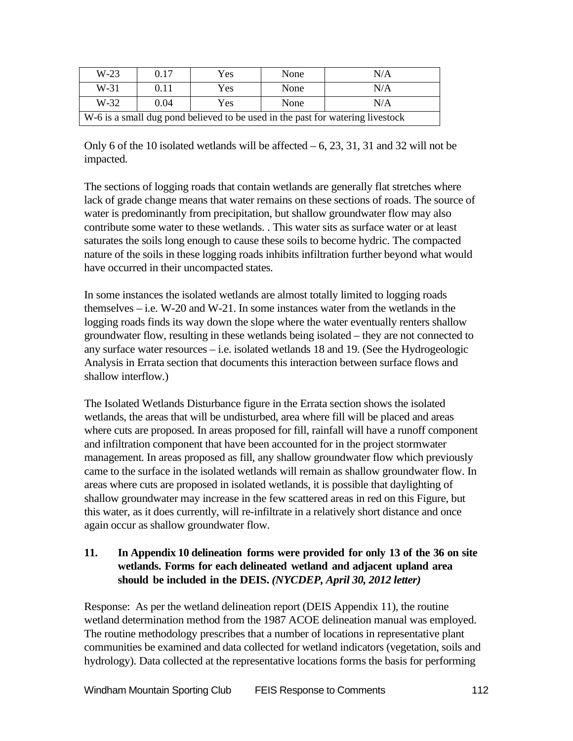| W-23 | 0.17 | Yes | None | N/A |
|---|---|---|---|---|
| W-31 | 0.11 | Yes | None | N/A |
| W-32 | 0.04 | Yes | None | N/A |
| W-6 is a small dug pond believed to be used in the past for watering livestock | | | | |

Only 6 of the 10 isolated wetlands will be affected – 6, 23, 31, 31 and 32 will not be impacted.

The sections of logging roads that contain wetlands are generally flat stretches where lack of grade change means that water remains on these sections of roads. The source of water is predominantly from precipitation, but shallow groundwater flow may also contribute some water to these wetlands. . This water sits as surface water or at least saturates the soils long enough to cause these soils to become hydric. The compacted nature of the soils in these logging roads inhibits infiltration further beyond what would have occurred in their uncompacted states.

In some instances the isolated wetlands are almost totally limited to logging roads themselves – i.e. W-20 and W-21. In some instances water from the wetlands in the logging roads finds its way down the slope where the water eventually renters shallow groundwater flow, resulting in these wetlands being isolated – they are not connected to any surface water resources – i.e. isolated wetlands 18 and 19. (See the Hydrogeologic Analysis in Errata section that documents this interaction between surface flows and shallow interflow.)

The Isolated Wetlands Disturbance figure in the Errata section shows the isolated wetlands, the areas that will be undisturbed, area where fill will be placed and areas where cuts are proposed. In areas proposed for fill, rainfall will have a runoff component and infiltration component that have been accounted for in the project stormwater management. In areas proposed as fill, any shallow groundwater flow which previously came to the surface in the isolated wetlands will remain as shallow groundwater flow. In areas where cuts are proposed in isolated wetlands, it is possible that daylighting of shallow groundwater may increase in the few scattered areas in red on this Figure, but this water, as it does currently, will re-infiltrate in a relatively short distance and once again occur as shallow groundwater flow.

**11. In Appendix 10 delineation forms were provided for only 13 of the 36 on site wetlands. Forms for each delineated wetland and adjacent upland area should be included in the DEIS.** ***(NYCDEP, April 30, 2012 letter)***

Response: As per the wetland delineation report (DEIS Appendix 11), the routine wetland determination method from the 1987 ACOE delineation manual was employed. The routine methodology prescribes that a number of locations in representative plant communities be examined and data collected for wetland indicators (vegetation, soils and hydrology). Data collected at the representative locations forms the basis for performing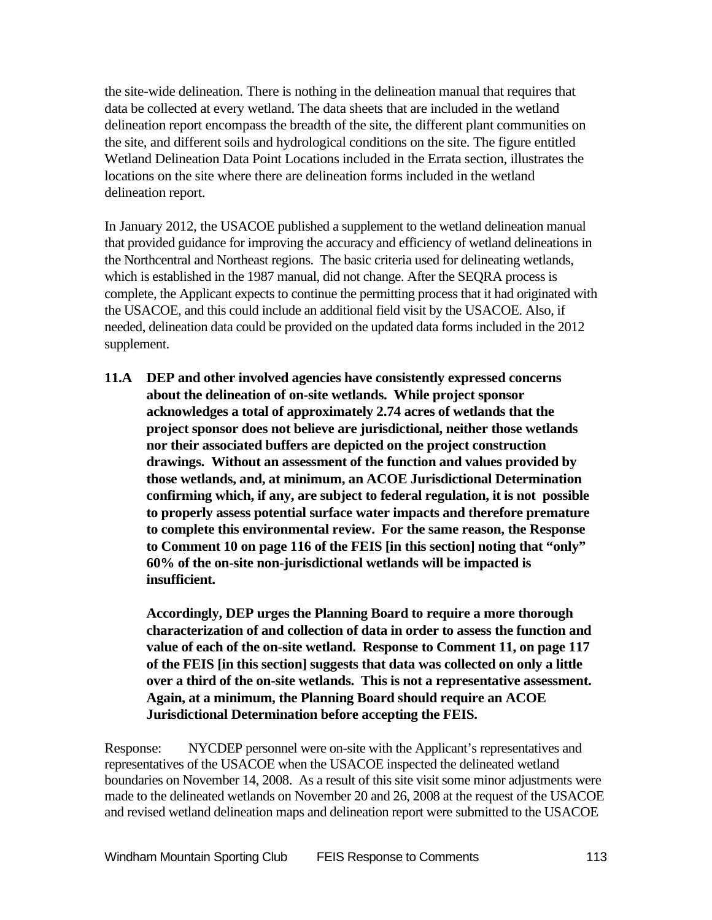the site-wide delineation. There is nothing in the delineation manual that requires that data be collected at every wetland. The data sheets that are included in the wetland delineation report encompass the breadth of the site, the different plant communities on the site, and different soils and hydrological conditions on the site. The figure entitled Wetland Delineation Data Point Locations included in the Errata section, illustrates the locations on the site where there are delineation forms included in the wetland delineation report.

In January 2012, the USACOE published a supplement to the wetland delineation manual that provided guidance for improving the accuracy and efficiency of wetland delineations in the Northcentral and Northeast regions. The basic criteria used for delineating wetlands, which is established in the 1987 manual, did not change. After the SEQRA process is complete, the Applicant expects to continue the permitting process that it had originated with the USACOE, and this could include an additional field visit by the USACOE. Also, if needed, delineation data could be provided on the updated data forms included in the 2012 supplement.

**11.A DEP and other involved agencies have consistently expressed concerns about the delineation of on-site wetlands. While project sponsor acknowledges a total of approximately 2.74 acres of wetlands that the project sponsor does not believe are jurisdictional, neither those wetlands nor their associated buffers are depicted on the project construction drawings. Without an assessment of the function and values provided by those wetlands, and, at minimum, an ACOE Jurisdictional Determination confirming which, if any, are subject to federal regulation, it is not possible to properly assess potential surface water impacts and therefore premature to complete this environmental review. For the same reason, the Response to Comment 10 on page 116 of the FEIS [in this section] noting that "only" 60% of the on-site non-jurisdictional wetlands will be impacted is insufficient.**

**Accordingly, DEP urges the Planning Board to require a more thorough characterization of and collection of data in order to assess the function and value of each of the on-site wetland. Response to Comment 11, on page 117 of the FEIS [in this section] suggests that data was collected on only a little over a third of the on-site wetlands. This is not a representative assessment. Again, at a minimum, the Planning Board should require an ACOE Jurisdictional Determination before accepting the FEIS.**

Response: NYCDEP personnel were on-site with the Applicant's representatives and representatives of the USACOE when the USACOE inspected the delineated wetland boundaries on November 14, 2008. As a result of this site visit some minor adjustments were made to the delineated wetlands on November 20 and 26, 2008 at the request of the USACOE and revised wetland delineation maps and delineation report were submitted to the USACOE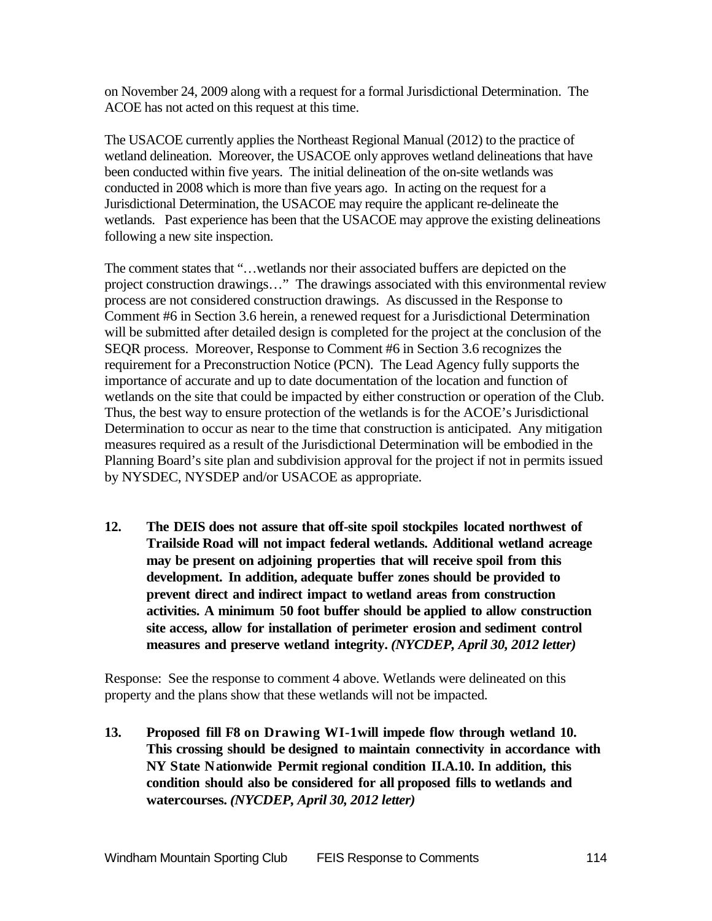on November 24, 2009 along with a request for a formal Jurisdictional Determination. The ACOE has not acted on this request at this time.

The USACOE currently applies the Northeast Regional Manual (2012) to the practice of wetland delineation. Moreover, the USACOE only approves wetland delineations that have been conducted within five years. The initial delineation of the on-site wetlands was conducted in 2008 which is more than five years ago. In acting on the request for a Jurisdictional Determination, the USACOE may require the applicant re-delineate the wetlands. Past experience has been that the USACOE may approve the existing delineations following a new site inspection.

The comment states that "…wetlands nor their associated buffers are depicted on the project construction drawings…" The drawings associated with this environmental review process are not considered construction drawings. As discussed in the Response to Comment #6 in Section 3.6 herein, a renewed request for a Jurisdictional Determination will be submitted after detailed design is completed for the project at the conclusion of the SEQR process. Moreover, Response to Comment #6 in Section 3.6 recognizes the requirement for a Preconstruction Notice (PCN). The Lead Agency fully supports the importance of accurate and up to date documentation of the location and function of wetlands on the site that could be impacted by either construction or operation of the Club. Thus, the best way to ensure protection of the wetlands is for the ACOE's Jurisdictional Determination to occur as near to the time that construction is anticipated. Any mitigation measures required as a result of the Jurisdictional Determination will be embodied in the Planning Board's site plan and subdivision approval for the project if not in permits issued by NYSDEC, NYSDEP and/or USACOE as appropriate.

**12. The DEIS does not assure that off-site spoil stockpiles located northwest of Trailside Road will not impact federal wetlands. Additional wetland acreage may be present on adjoining properties that will receive spoil from this development. In addition, adequate buffer zones should be provided to prevent direct and indirect impact to wetland areas from construction activities. A minimum 50 foot buffer should be applied to allow construction site access, allow for installation of perimeter erosion and sediment control measures and preserve wetland integrity.** ***(NYCDEP, April 30, 2012 letter)***

Response: See the response to comment 4 above. Wetlands were delineated on this property and the plans show that these wetlands will not be impacted.

**13. Proposed fill F8 on Drawing WI-1will impede flow through wetland 10. This crossing should be designed to maintain connectivity in accordance with NY State Nationwide Permit regional condition II.A.10. In addition, this condition should also be considered for all proposed fills to wetlands and watercourses.** ***(NYCDEP, April 30, 2012 letter)***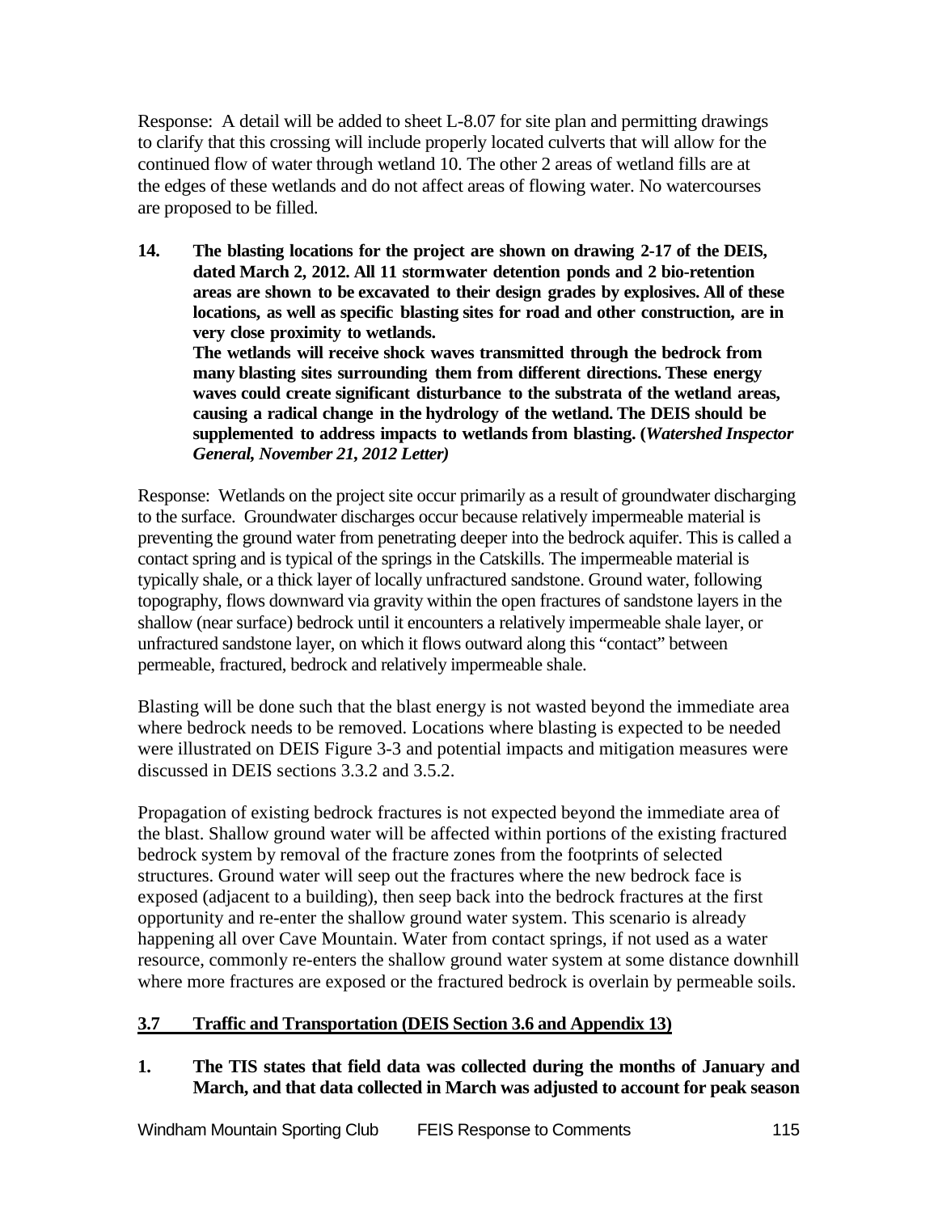Response: A detail will be added to sheet L-8.07 for site plan and permitting drawings to clarify that this crossing will include properly located culverts that will allow for the continued flow of water through wetland 10. The other 2 areas of wetland fills are at the edges of these wetlands and do not affect areas of flowing water. No watercourses are proposed to be filled.

**14. The blasting locations for the project are shown on drawing 2-17 of the DEIS, dated March 2, 2012. All 11 stormwater detention ponds and 2 bio-retention areas are shown to be excavated to their design grades by explosives. All of these locations, as well as specific blasting sites for road and other construction, are in very close proximity to wetlands.**
**The wetlands will receive shock waves transmitted through the bedrock from many blasting sites surrounding them from different directions. These energy waves could create significant disturbance to the substrata of the wetland areas, causing a radical change in the hydrology of the wetland. The DEIS should be supplemented to address impacts to wetlands from blasting. (*Watershed Inspector General, November 21, 2012 Letter*)**

Response: Wetlands on the project site occur primarily as a result of groundwater discharging to the surface. Groundwater discharges occur because relatively impermeable material is preventing the ground water from penetrating deeper into the bedrock aquifer. This is called a contact spring and is typical of the springs in the Catskills. The impermeable material is typically shale, or a thick layer of locally unfractured sandstone. Ground water, following topography, flows downward via gravity within the open fractures of sandstone layers in the shallow (near surface) bedrock until it encounters a relatively impermeable shale layer, or unfractured sandstone layer, on which it flows outward along this "contact" between permeable, fractured, bedrock and relatively impermeable shale.

Blasting will be done such that the blast energy is not wasted beyond the immediate area where bedrock needs to be removed. Locations where blasting is expected to be needed were illustrated on DEIS Figure 3-3 and potential impacts and mitigation measures were discussed in DEIS sections 3.3.2 and 3.5.2.

Propagation of existing bedrock fractures is not expected beyond the immediate area of the blast. Shallow ground water will be affected within portions of the existing fractured bedrock system by removal of the fracture zones from the footprints of selected structures. Ground water will seep out the fractures where the new bedrock face is exposed (adjacent to a building), then seep back into the bedrock fractures at the first opportunity and re-enter the shallow ground water system. This scenario is already happening all over Cave Mountain. Water from contact springs, if not used as a water resource, commonly re-enters the shallow ground water system at some distance downhill where more fractures are exposed or the fractured bedrock is overlain by permeable soils.

## 3.7 Traffic and Transportation (DEIS Section 3.6 and Appendix 13)

**1. The TIS states that field data was collected during the months of January and March, and that data collected in March was adjusted to account for peak season**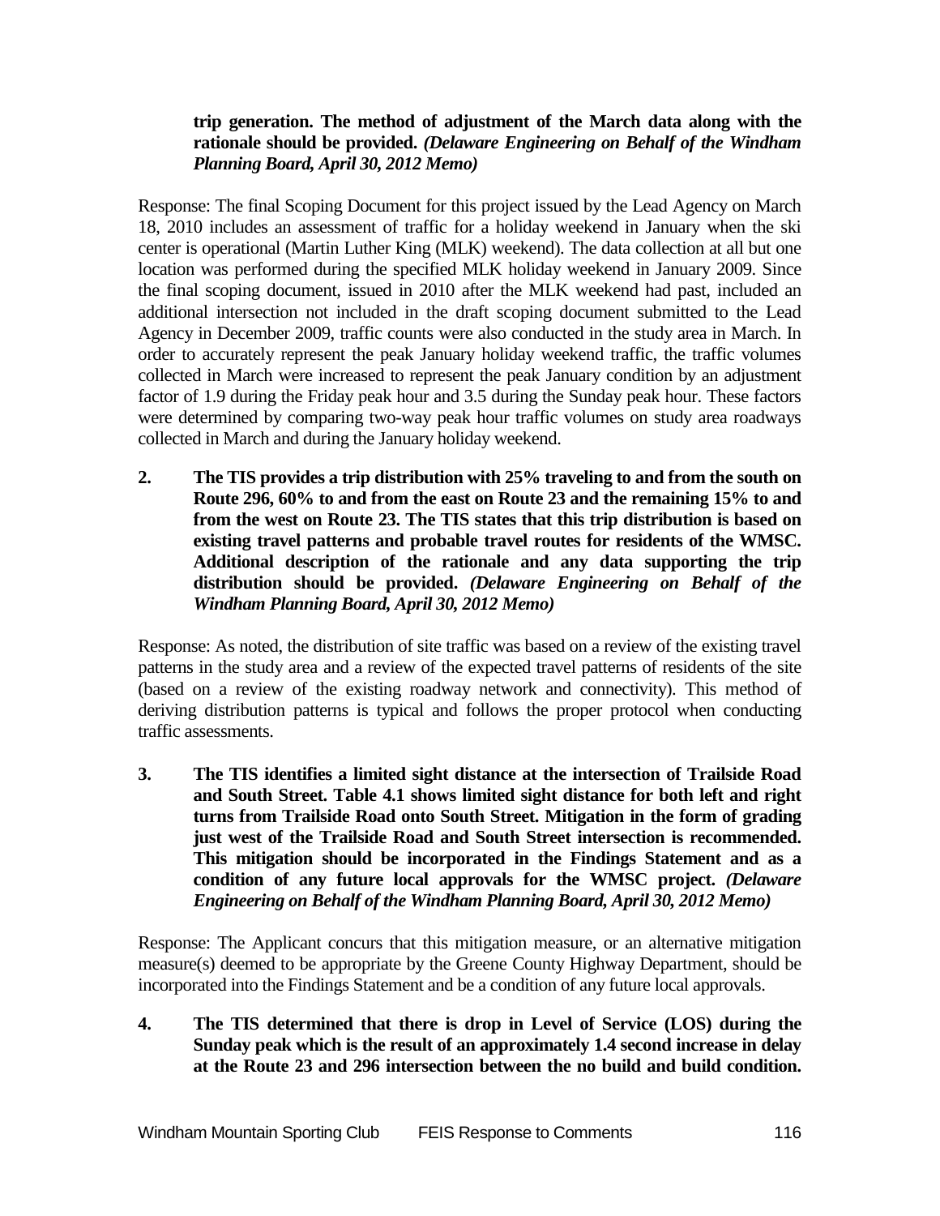**trip generation. The method of adjustment of the March data along with the rationale should be provided.** ***(Delaware Engineering on Behalf of the Windham Planning Board, April 30, 2012 Memo)***

Response: The final Scoping Document for this project issued by the Lead Agency on March 18, 2010 includes an assessment of traffic for a holiday weekend in January when the ski center is operational (Martin Luther King (MLK) weekend). The data collection at all but one location was performed during the specified MLK holiday weekend in January 2009. Since the final scoping document, issued in 2010 after the MLK weekend had past, included an additional intersection not included in the draft scoping document submitted to the Lead Agency in December 2009, traffic counts were also conducted in the study area in March. In order to accurately represent the peak January holiday weekend traffic, the traffic volumes collected in March were increased to represent the peak January condition by an adjustment factor of 1.9 during the Friday peak hour and 3.5 during the Sunday peak hour. These factors were determined by comparing two-way peak hour traffic volumes on study area roadways collected in March and during the January holiday weekend.

2. **The TIS provides a trip distribution with 25% traveling to and from the south on Route 296, 60% to and from the east on Route 23 and the remaining 15% to and from the west on Route 23. The TIS states that this trip distribution is based on existing travel patterns and probable travel routes for residents of the WMSC. Additional description of the rationale and any data supporting the trip distribution should be provided.** ***(Delaware Engineering on Behalf of the Windham Planning Board, April 30, 2012 Memo)***

Response: As noted, the distribution of site traffic was based on a review of the existing travel patterns in the study area and a review of the expected travel patterns of residents of the site (based on a review of the existing roadway network and connectivity). This method of deriving distribution patterns is typical and follows the proper protocol when conducting traffic assessments.

3. **The TIS identifies a limited sight distance at the intersection of Trailside Road and South Street. Table 4.1 shows limited sight distance for both left and right turns from Trailside Road onto South Street. Mitigation in the form of grading just west of the Trailside Road and South Street intersection is recommended. This mitigation should be incorporated in the Findings Statement and as a condition of any future local approvals for the WMSC project.** ***(Delaware Engineering on Behalf of the Windham Planning Board, April 30, 2012 Memo)***

Response: The Applicant concurs that this mitigation measure, or an alternative mitigation measure(s) deemed to be appropriate by the Greene County Highway Department, should be incorporated into the Findings Statement and be a condition of any future local approvals.

4. **The TIS determined that there is drop in Level of Service (LOS) during the Sunday peak which is the result of an approximately 1.4 second increase in delay at the Route 23 and 296 intersection between the no build and build condition.**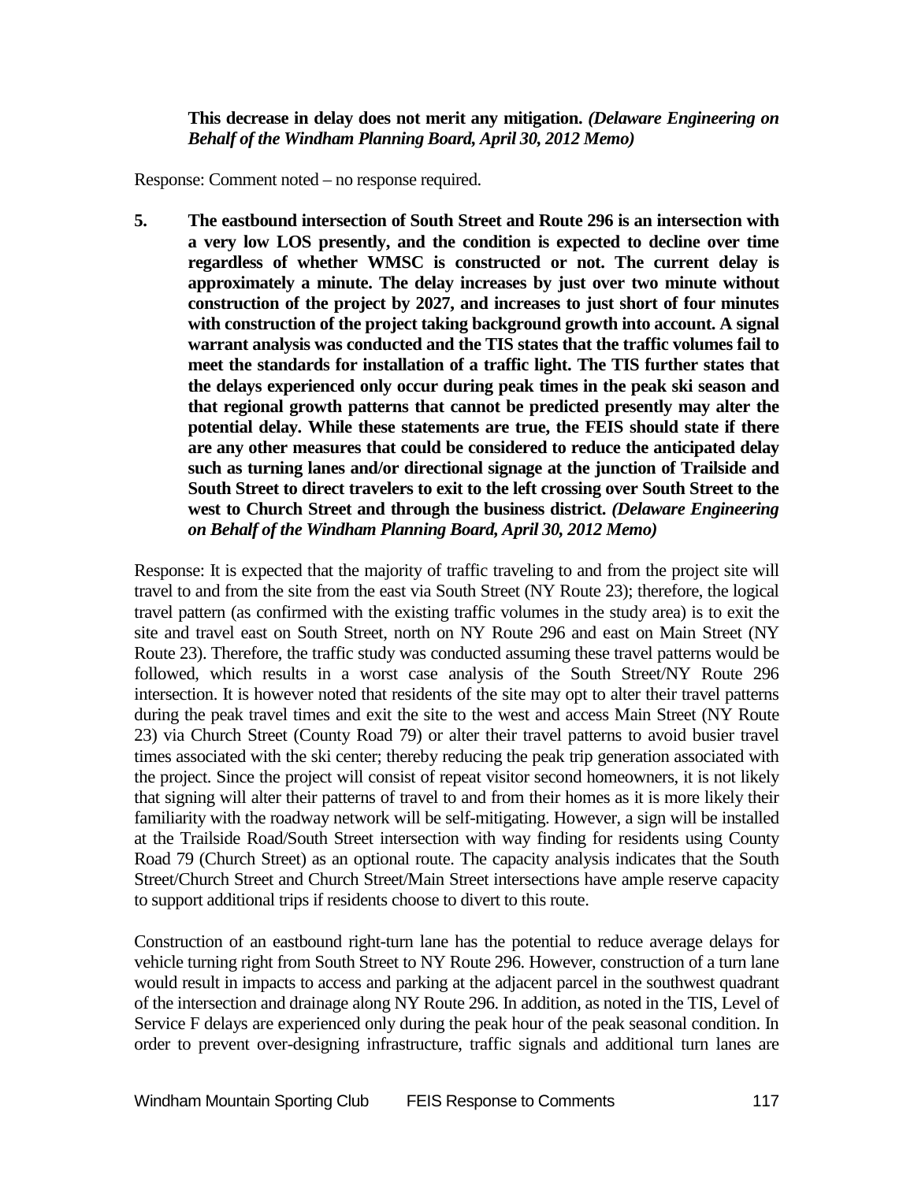**This decrease in delay does not merit any mitigation.** ***(Delaware Engineering on Behalf of the Windham Planning Board, April 30, 2012 Memo)***

Response: Comment noted – no response required.

5. **The eastbound intersection of South Street and Route 296 is an intersection with a very low LOS presently, and the condition is expected to decline over time regardless of whether WMSC is constructed or not. The current delay is approximately a minute. The delay increases by just over two minute without construction of the project by 2027, and increases to just short of four minutes with construction of the project taking background growth into account. A signal warrant analysis was conducted and the TIS states that the traffic volumes fail to meet the standards for installation of a traffic light. The TIS further states that the delays experienced only occur during peak times in the peak ski season and that regional growth patterns that cannot be predicted presently may alter the potential delay. While these statements are true, the FEIS should state if there are any other measures that could be considered to reduce the anticipated delay such as turning lanes and/or directional signage at the junction of Trailside and South Street to direct travelers to exit to the left crossing over South Street to the west to Church Street and through the business district.** ***(Delaware Engineering on Behalf of the Windham Planning Board, April 30, 2012 Memo)***

Response: It is expected that the majority of traffic traveling to and from the project site will travel to and from the site from the east via South Street (NY Route 23); therefore, the logical travel pattern (as confirmed with the existing traffic volumes in the study area) is to exit the site and travel east on South Street, north on NY Route 296 and east on Main Street (NY Route 23). Therefore, the traffic study was conducted assuming these travel patterns would be followed, which results in a worst case analysis of the South Street/NY Route 296 intersection. It is however noted that residents of the site may opt to alter their travel patterns during the peak travel times and exit the site to the west and access Main Street (NY Route 23) via Church Street (County Road 79) or alter their travel patterns to avoid busier travel times associated with the ski center; thereby reducing the peak trip generation associated with the project. Since the project will consist of repeat visitor second homeowners, it is not likely that signing will alter their patterns of travel to and from their homes as it is more likely their familiarity with the roadway network will be self-mitigating. However, a sign will be installed at the Trailside Road/South Street intersection with way finding for residents using County Road 79 (Church Street) as an optional route. The capacity analysis indicates that the South Street/Church Street and Church Street/Main Street intersections have ample reserve capacity to support additional trips if residents choose to divert to this route.

Construction of an eastbound right-turn lane has the potential to reduce average delays for vehicle turning right from South Street to NY Route 296. However, construction of a turn lane would result in impacts to access and parking at the adjacent parcel in the southwest quadrant of the intersection and drainage along NY Route 296. In addition, as noted in the TIS, Level of Service F delays are experienced only during the peak hour of the peak seasonal condition. In order to prevent over-designing infrastructure, traffic signals and additional turn lanes are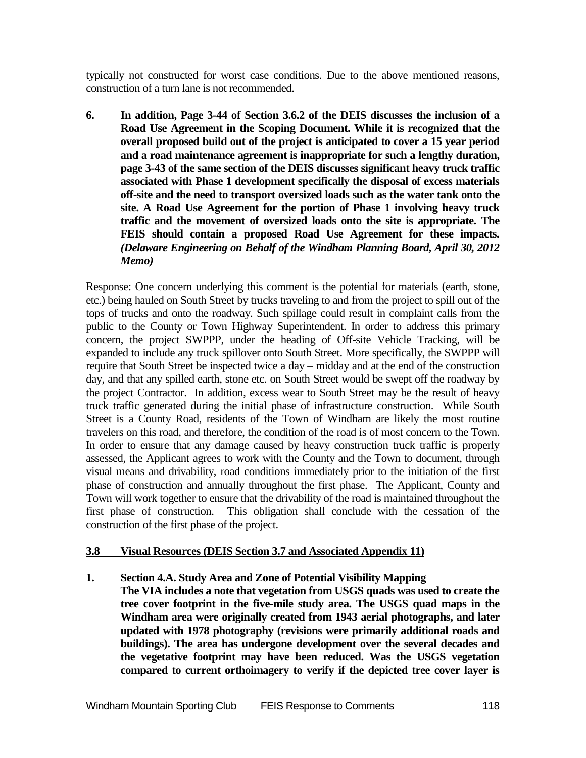typically not constructed for worst case conditions. Due to the above mentioned reasons, construction of a turn lane is not recommended.

6. **In addition, Page 3-44 of Section 3.6.2 of the DEIS discusses the inclusion of a Road Use Agreement in the Scoping Document. While it is recognized that the overall proposed build out of the project is anticipated to cover a 15 year period and a road maintenance agreement is inappropriate for such a lengthy duration, page 3-43 of the same section of the DEIS discusses significant heavy truck traffic associated with Phase 1 development specifically the disposal of excess materials off-site and the need to transport oversized loads such as the water tank onto the site. A Road Use Agreement for the portion of Phase 1 involving heavy truck traffic and the movement of oversized loads onto the site is appropriate. The FEIS should contain a proposed Road Use Agreement for these impacts.** ***(Delaware Engineering on Behalf of the Windham Planning Board, April 30, 2012 Memo)***

Response: One concern underlying this comment is the potential for materials (earth, stone, etc.) being hauled on South Street by trucks traveling to and from the project to spill out of the tops of trucks and onto the roadway. Such spillage could result in complaint calls from the public to the County or Town Highway Superintendent. In order to address this primary concern, the project SWPPP, under the heading of Off-site Vehicle Tracking, will be expanded to include any truck spillover onto South Street. More specifically, the SWPPP will require that South Street be inspected twice a day – midday and at the end of the construction day, and that any spilled earth, stone etc. on South Street would be swept off the roadway by the project Contractor. In addition, excess wear to South Street may be the result of heavy truck traffic generated during the initial phase of infrastructure construction. While South Street is a County Road, residents of the Town of Windham are likely the most routine travelers on this road, and therefore, the condition of the road is of most concern to the Town. In order to ensure that any damage caused by heavy construction truck traffic is properly assessed, the Applicant agrees to work with the County and the Town to document, through visual means and drivability, road conditions immediately prior to the initiation of the first phase of construction and annually throughout the first phase. The Applicant, County and Town will work together to ensure that the drivability of the road is maintained throughout the first phase of construction. This obligation shall conclude with the cessation of the construction of the first phase of the project.

## 3.8 Visual Resources (DEIS Section 3.7 and Associated Appendix 11)

1. **Section 4.A. Study Area and Zone of Potential Visibility Mapping**
   **The VIA includes a note that vegetation from USGS quads was used to create the tree cover footprint in the five-mile study area. The USGS quad maps in the Windham area were originally created from 1943 aerial photographs, and later updated with 1978 photography (revisions were primarily additional roads and buildings). The area has undergone development over the several decades and the vegetative footprint may have been reduced. Was the USGS vegetation compared to current orthoimagery to verify if the depicted tree cover layer is**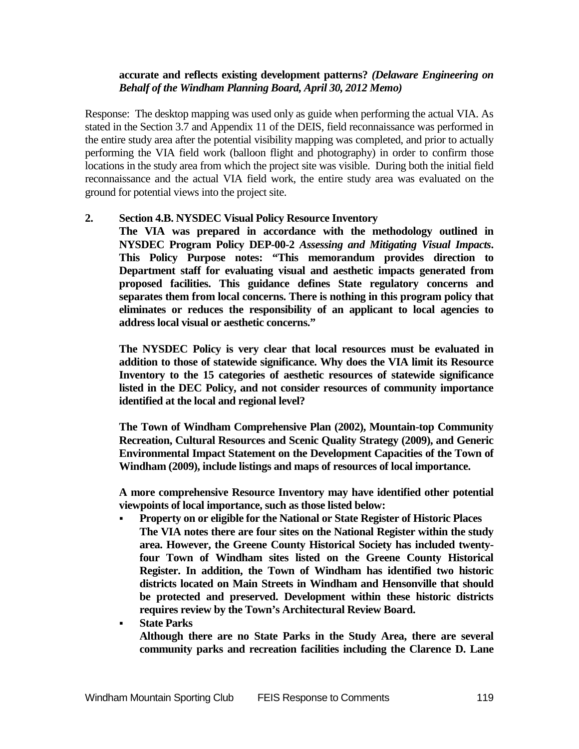**accurate and reflects existing development patterns?** ***(Delaware Engineering on Behalf of the Windham Planning Board, April 30, 2012 Memo)***

Response: The desktop mapping was used only as guide when performing the actual VIA. As stated in the Section 3.7 and Appendix 11 of the DEIS, field reconnaissance was performed in the entire study area after the potential visibility mapping was completed, and prior to actually performing the VIA field work (balloon flight and photography) in order to confirm those locations in the study area from which the project site was visible. During both the initial field reconnaissance and the actual VIA field work, the entire study area was evaluated on the ground for potential views into the project site.

**2. Section 4.B. NYSDEC Visual Policy Resource Inventory**

**The VIA was prepared in accordance with the methodology outlined in NYSDEC Program Policy DEP-00-2** ***Assessing and Mitigating Visual Impacts*****. This Policy Purpose notes: "This memorandum provides direction to Department staff for evaluating visual and aesthetic impacts generated from proposed facilities. This guidance defines State regulatory concerns and separates them from local concerns. There is nothing in this program policy that eliminates or reduces the responsibility of an applicant to local agencies to address local visual or aesthetic concerns."**

**The NYSDEC Policy is very clear that local resources must be evaluated in addition to those of statewide significance. Why does the VIA limit its Resource Inventory to the 15 categories of aesthetic resources of statewide significance listed in the DEC Policy, and not consider resources of community importance identified at the local and regional level?**

**The Town of Windham Comprehensive Plan (2002), Mountain-top Community Recreation, Cultural Resources and Scenic Quality Strategy (2009), and Generic Environmental Impact Statement on the Development Capacities of the Town of Windham (2009), include listings and maps of resources of local importance.**

**A more comprehensive Resource Inventory may have identified other potential viewpoints of local importance, such as those listed below:**

- **Property on or eligible for the National or State Register of Historic Places**
  **The VIA notes there are four sites on the National Register within the study area. However, the Greene County Historical Society has included twenty-four Town of Windham sites listed on the Greene County Historical Register. In addition, the Town of Windham has identified two historic districts located on Main Streets in Windham and Hensonville that should be protected and preserved. Development within these historic districts requires review by the Town's Architectural Review Board.**
- **State Parks**
  **Although there are no State Parks in the Study Area, there are several community parks and recreation facilities including the Clarence D. Lane**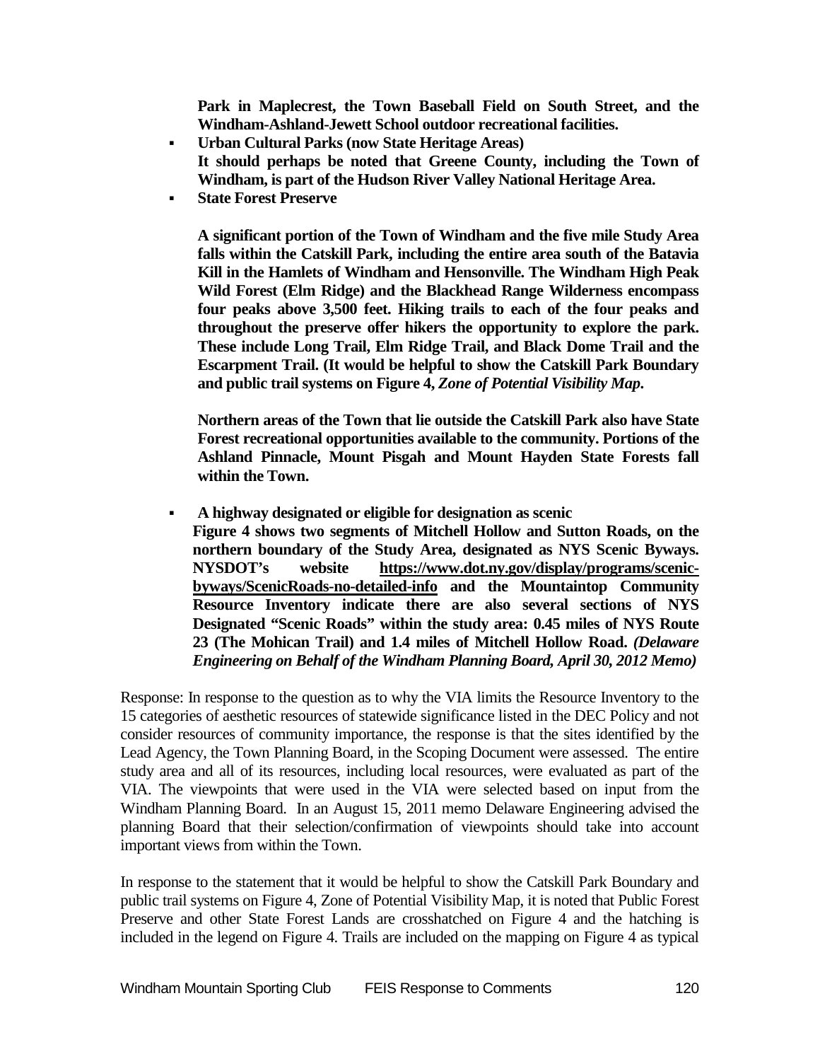**Park in Maplecrest, the Town Baseball Field on South Street, and the Windham-Ashland-Jewett School outdoor recreational facilities.**

- **Urban Cultural Parks (now State Heritage Areas)**
  **It should perhaps be noted that Greene County, including the Town of Windham, is part of the Hudson River Valley National Heritage Area.**
- **State Forest Preserve**

  **A significant portion of the Town of Windham and the five mile Study Area falls within the Catskill Park, including the entire area south of the Batavia Kill in the Hamlets of Windham and Hensonville. The Windham High Peak Wild Forest (Elm Ridge) and the Blackhead Range Wilderness encompass four peaks above 3,500 feet. Hiking trails to each of the four peaks and throughout the preserve offer hikers the opportunity to explore the park. These include Long Trail, Elm Ridge Trail, and Black Dome Trail and the Escarpment Trail. (It would be helpful to show the Catskill Park Boundary and public trail systems on Figure 4, *Zone of Potential Visibility Map*.**

  **Northern areas of the Town that lie outside the Catskill Park also have State Forest recreational opportunities available to the community. Portions of the Ashland Pinnacle, Mount Pisgah and Mount Hayden State Forests fall within the Town.**

- **A highway designated or eligible for designation as scenic**
  **Figure 4 shows two segments of Mitchell Hollow and Sutton Roads, on the northern boundary of the Study Area, designated as NYS Scenic Byways. NYSDOT's website https://www.dot.ny.gov/display/programs/scenic-byways/ScenicRoads-no-detailed-info and the Mountaintop Community Resource Inventory indicate there are also several sections of NYS Designated "Scenic Roads" within the study area: 0.45 miles of NYS Route 23 (The Mohican Trail) and 1.4 miles of Mitchell Hollow Road.** ***(Delaware Engineering on Behalf of the Windham Planning Board, April 30, 2012 Memo)***

Response: In response to the question as to why the VIA limits the Resource Inventory to the 15 categories of aesthetic resources of statewide significance listed in the DEC Policy and not consider resources of community importance, the response is that the sites identified by the Lead Agency, the Town Planning Board, in the Scoping Document were assessed. The entire study area and all of its resources, including local resources, were evaluated as part of the VIA. The viewpoints that were used in the VIA were selected based on input from the Windham Planning Board. In an August 15, 2011 memo Delaware Engineering advised the planning Board that their selection/confirmation of viewpoints should take into account important views from within the Town.

In response to the statement that it would be helpful to show the Catskill Park Boundary and public trail systems on Figure 4, Zone of Potential Visibility Map, it is noted that Public Forest Preserve and other State Forest Lands are crosshatched on Figure 4 and the hatching is included in the legend on Figure 4. Trails are included on the mapping on Figure 4 as typical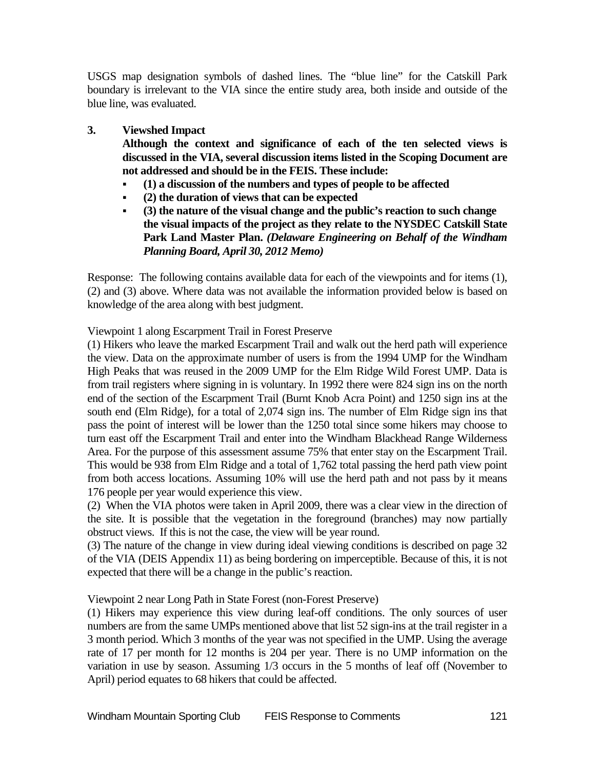USGS map designation symbols of dashed lines. The "blue line" for the Catskill Park boundary is irrelevant to the VIA since the entire study area, both inside and outside of the blue line, was evaluated.

**3. Viewshed Impact**

**Although the context and significance of each of the ten selected views is discussed in the VIA, several discussion items listed in the Scoping Document are not addressed and should be in the FEIS. These include:**

- **(1) a discussion of the numbers and types of people to be affected**
- **(2) the duration of views that can be expected**
- **(3) the nature of the visual change and the public's reaction to such change the visual impacts of the project as they relate to the NYSDEC Catskill State Park Land Master Plan.** ***(Delaware Engineering on Behalf of the Windham Planning Board, April 30, 2012 Memo)***

Response: The following contains available data for each of the viewpoints and for items (1), (2) and (3) above. Where data was not available the information provided below is based on knowledge of the area along with best judgment.

Viewpoint 1 along Escarpment Trail in Forest Preserve

(1) Hikers who leave the marked Escarpment Trail and walk out the herd path will experience the view. Data on the approximate number of users is from the 1994 UMP for the Windham High Peaks that was reused in the 2009 UMP for the Elm Ridge Wild Forest UMP. Data is from trail registers where signing in is voluntary. In 1992 there were 824 sign ins on the north end of the section of the Escarpment Trail (Burnt Knob Acra Point) and 1250 sign ins at the south end (Elm Ridge), for a total of 2,074 sign ins. The number of Elm Ridge sign ins that pass the point of interest will be lower than the 1250 total since some hikers may choose to turn east off the Escarpment Trail and enter into the Windham Blackhead Range Wilderness Area. For the purpose of this assessment assume 75% that enter stay on the Escarpment Trail. This would be 938 from Elm Ridge and a total of 1,762 total passing the herd path view point from both access locations. Assuming 10% will use the herd path and not pass by it means 176 people per year would experience this view.

(2) When the VIA photos were taken in April 2009, there was a clear view in the direction of the site. It is possible that the vegetation in the foreground (branches) may now partially obstruct views. If this is not the case, the view will be year round.

(3) The nature of the change in view during ideal viewing conditions is described on page 32 of the VIA (DEIS Appendix 11) as being bordering on imperceptible. Because of this, it is not expected that there will be a change in the public's reaction.

Viewpoint 2 near Long Path in State Forest (non-Forest Preserve)

(1) Hikers may experience this view during leaf-off conditions. The only sources of user numbers are from the same UMPs mentioned above that list 52 sign-ins at the trail register in a 3 month period. Which 3 months of the year was not specified in the UMP. Using the average rate of 17 per month for 12 months is 204 per year. There is no UMP information on the variation in use by season. Assuming 1/3 occurs in the 5 months of leaf off (November to April) period equates to 68 hikers that could be affected.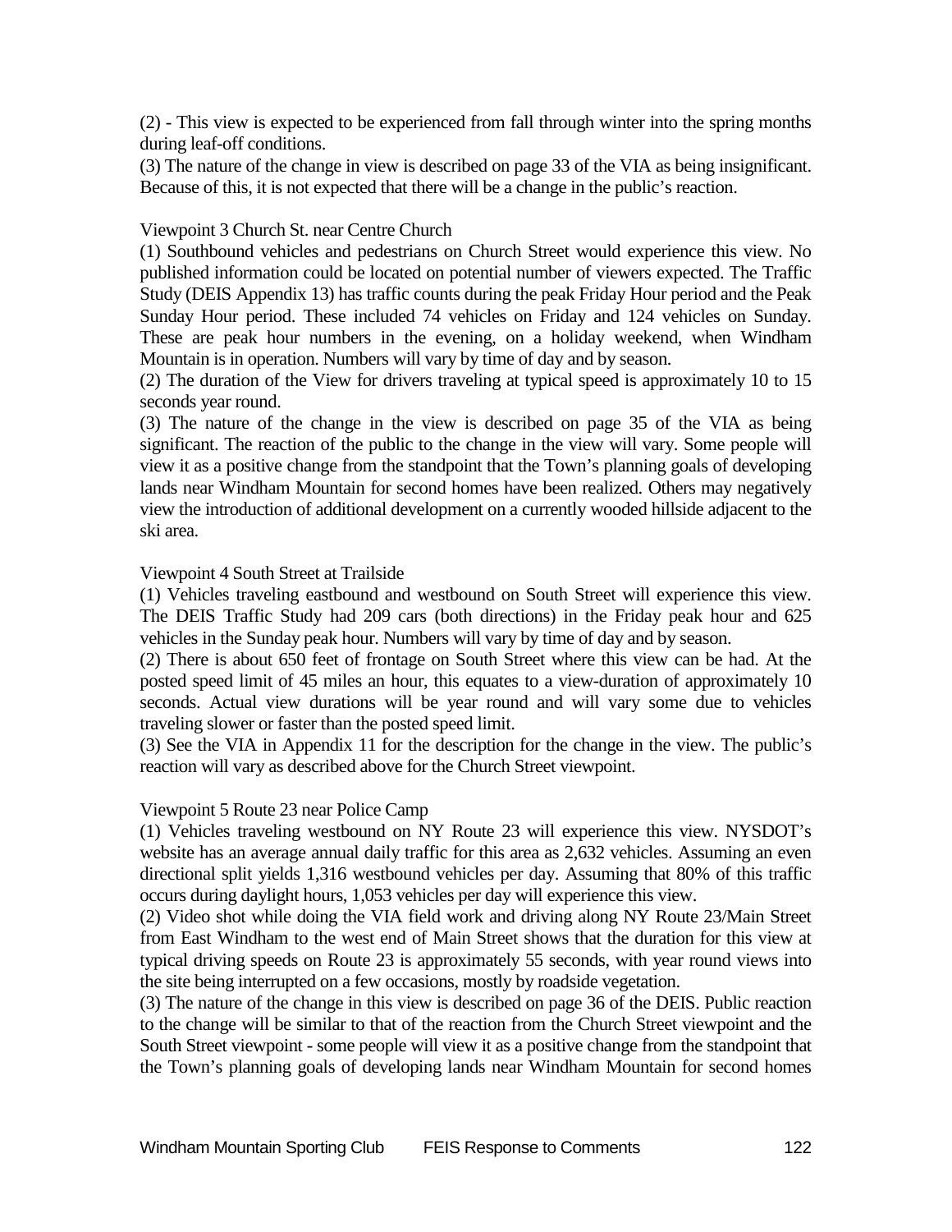(2) - This view is expected to be experienced from fall through winter into the spring months during leaf-off conditions.

(3) The nature of the change in view is described on page 33 of the VIA as being insignificant. Because of this, it is not expected that there will be a change in the public's reaction.

Viewpoint 3 Church St. near Centre Church

(1) Southbound vehicles and pedestrians on Church Street would experience this view. No published information could be located on potential number of viewers expected. The Traffic Study (DEIS Appendix 13) has traffic counts during the peak Friday Hour period and the Peak Sunday Hour period. These included 74 vehicles on Friday and 124 vehicles on Sunday. These are peak hour numbers in the evening, on a holiday weekend, when Windham Mountain is in operation. Numbers will vary by time of day and by season.

(2) The duration of the View for drivers traveling at typical speed is approximately 10 to 15 seconds year round.

(3) The nature of the change in the view is described on page 35 of the VIA as being significant. The reaction of the public to the change in the view will vary. Some people will view it as a positive change from the standpoint that the Town's planning goals of developing lands near Windham Mountain for second homes have been realized. Others may negatively view the introduction of additional development on a currently wooded hillside adjacent to the ski area.

Viewpoint 4 South Street at Trailside

(1) Vehicles traveling eastbound and westbound on South Street will experience this view. The DEIS Traffic Study had 209 cars (both directions) in the Friday peak hour and 625 vehicles in the Sunday peak hour. Numbers will vary by time of day and by season.

(2) There is about 650 feet of frontage on South Street where this view can be had. At the posted speed limit of 45 miles an hour, this equates to a view-duration of approximately 10 seconds. Actual view durations will be year round and will vary some due to vehicles traveling slower or faster than the posted speed limit.

(3) See the VIA in Appendix 11 for the description for the change in the view. The public's reaction will vary as described above for the Church Street viewpoint.

Viewpoint 5 Route 23 near Police Camp

(1) Vehicles traveling westbound on NY Route 23 will experience this view. NYSDOT's website has an average annual daily traffic for this area as 2,632 vehicles. Assuming an even directional split yields 1,316 westbound vehicles per day. Assuming that 80% of this traffic occurs during daylight hours, 1,053 vehicles per day will experience this view.

(2) Video shot while doing the VIA field work and driving along NY Route 23/Main Street from East Windham to the west end of Main Street shows that the duration for this view at typical driving speeds on Route 23 is approximately 55 seconds, with year round views into the site being interrupted on a few occasions, mostly by roadside vegetation.

(3) The nature of the change in this view is described on page 36 of the DEIS. Public reaction to the change will be similar to that of the reaction from the Church Street viewpoint and the South Street viewpoint - some people will view it as a positive change from the standpoint that the Town's planning goals of developing lands near Windham Mountain for second homes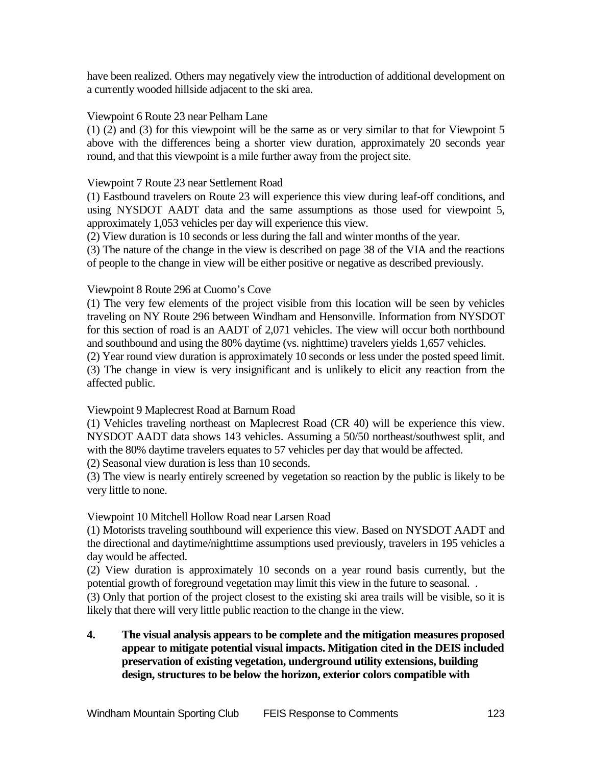have been realized. Others may negatively view the introduction of additional development on a currently wooded hillside adjacent to the ski area.

Viewpoint 6 Route 23 near Pelham Lane

(1) (2) and (3) for this viewpoint will be the same as or very similar to that for Viewpoint 5 above with the differences being a shorter view duration, approximately 20 seconds year round, and that this viewpoint is a mile further away from the project site.

Viewpoint 7 Route 23 near Settlement Road

(1) Eastbound travelers on Route 23 will experience this view during leaf-off conditions, and using NYSDOT AADT data and the same assumptions as those used for viewpoint 5, approximately 1,053 vehicles per day will experience this view.

(2) View duration is 10 seconds or less during the fall and winter months of the year.

(3) The nature of the change in the view is described on page 38 of the VIA and the reactions of people to the change in view will be either positive or negative as described previously.

Viewpoint 8 Route 296 at Cuomo's Cove

(1) The very few elements of the project visible from this location will be seen by vehicles traveling on NY Route 296 between Windham and Hensonville. Information from NYSDOT for this section of road is an AADT of 2,071 vehicles. The view will occur both northbound and southbound and using the 80% daytime (vs. nighttime) travelers yields 1,657 vehicles.

(2) Year round view duration is approximately 10 seconds or less under the posted speed limit.

(3) The change in view is very insignificant and is unlikely to elicit any reaction from the affected public.

Viewpoint 9 Maplecrest Road at Barnum Road

(1) Vehicles traveling northeast on Maplecrest Road (CR 40) will be experience this view. NYSDOT AADT data shows 143 vehicles. Assuming a 50/50 northeast/southwest split, and with the 80% daytime travelers equates to 57 vehicles per day that would be affected.

(2) Seasonal view duration is less than 10 seconds.

(3) The view is nearly entirely screened by vegetation so reaction by the public is likely to be very little to none.

Viewpoint 10 Mitchell Hollow Road near Larsen Road

(1) Motorists traveling southbound will experience this view. Based on NYSDOT AADT and the directional and daytime/nighttime assumptions used previously, travelers in 195 vehicles a day would be affected.

(2) View duration is approximately 10 seconds on a year round basis currently, but the potential growth of foreground vegetation may limit this view in the future to seasonal. .

(3) Only that portion of the project closest to the existing ski area trails will be visible, so it is likely that there will very little public reaction to the change in the view.

**4. The visual analysis appears to be complete and the mitigation measures proposed appear to mitigate potential visual impacts. Mitigation cited in the DEIS included preservation of existing vegetation, underground utility extensions, building design, structures to be below the horizon, exterior colors compatible with**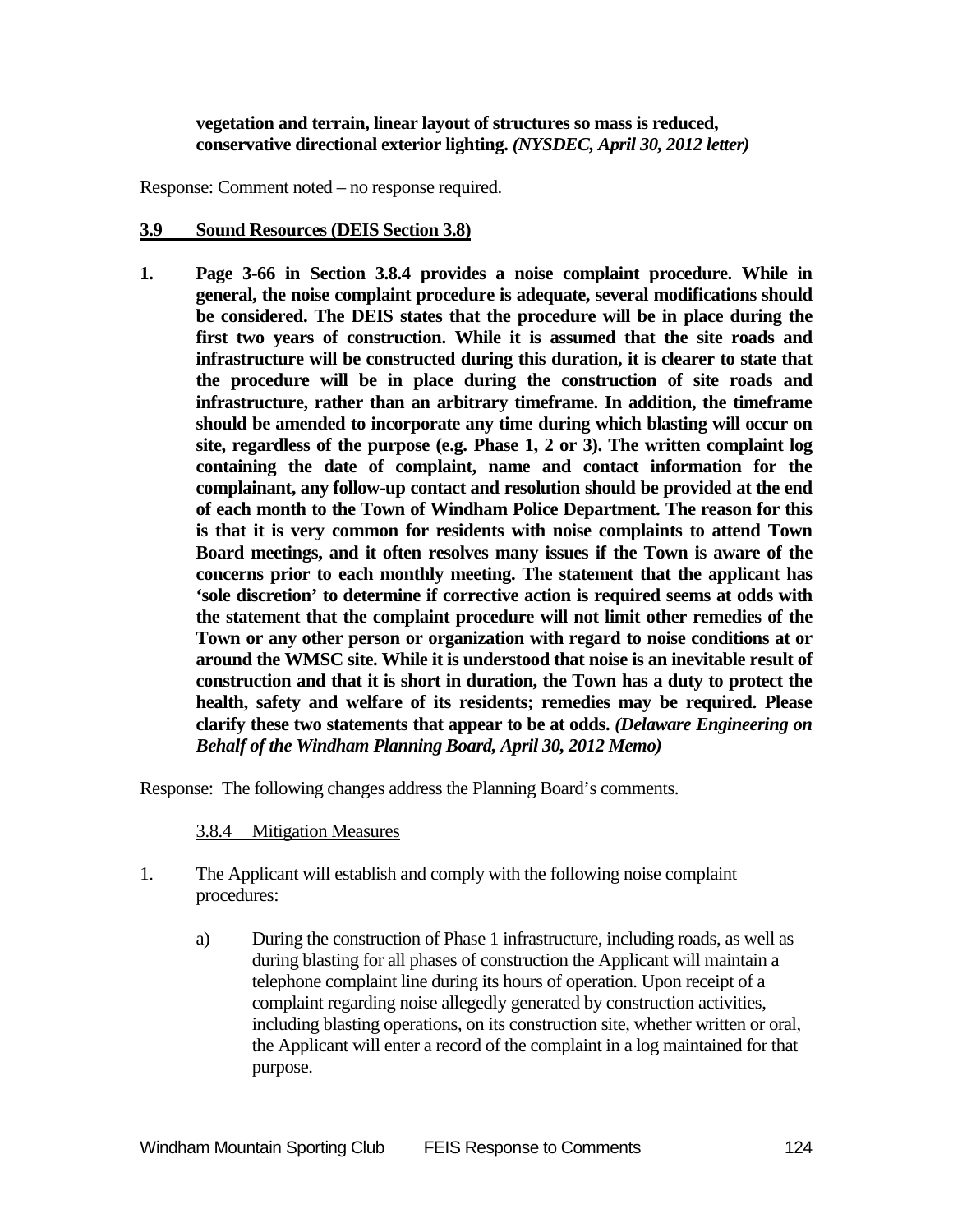**vegetation and terrain, linear layout of structures so mass is reduced, conservative directional exterior lighting.** ***(NYSDEC, April 30, 2012 letter)***

Response: Comment noted – no response required.

## 3.9 Sound Resources (DEIS Section 3.8)

1. **Page 3-66 in Section 3.8.4 provides a noise complaint procedure. While in general, the noise complaint procedure is adequate, several modifications should be considered. The DEIS states that the procedure will be in place during the first two years of construction. While it is assumed that the site roads and infrastructure will be constructed during this duration, it is clearer to state that the procedure will be in place during the construction of site roads and infrastructure, rather than an arbitrary timeframe. In addition, the timeframe should be amended to incorporate any time during which blasting will occur on site, regardless of the purpose (e.g. Phase 1, 2 or 3). The written complaint log containing the date of complaint, name and contact information for the complainant, any follow-up contact and resolution should be provided at the end of each month to the Town of Windham Police Department. The reason for this is that it is very common for residents with noise complaints to attend Town Board meetings, and it often resolves many issues if the Town is aware of the concerns prior to each monthly meeting. The statement that the applicant has 'sole discretion' to determine if corrective action is required seems at odds with the statement that the complaint procedure will not limit other remedies of the Town or any other person or organization with regard to noise conditions at or around the WMSC site. While it is understood that noise is an inevitable result of construction and that it is short in duration, the Town has a duty to protect the health, safety and welfare of its residents; remedies may be required. Please clarify these two statements that appear to be at odds.** ***(Delaware Engineering on Behalf of the Windham Planning Board, April 30, 2012 Memo)***

Response: The following changes address the Planning Board's comments.

3.8.4 Mitigation Measures

1. The Applicant will establish and comply with the following noise complaint procedures:

   a) During the construction of Phase 1 infrastructure, including roads, as well as during blasting for all phases of construction the Applicant will maintain a telephone complaint line during its hours of operation. Upon receipt of a complaint regarding noise allegedly generated by construction activities, including blasting operations, on its construction site, whether written or oral, the Applicant will enter a record of the complaint in a log maintained for that purpose.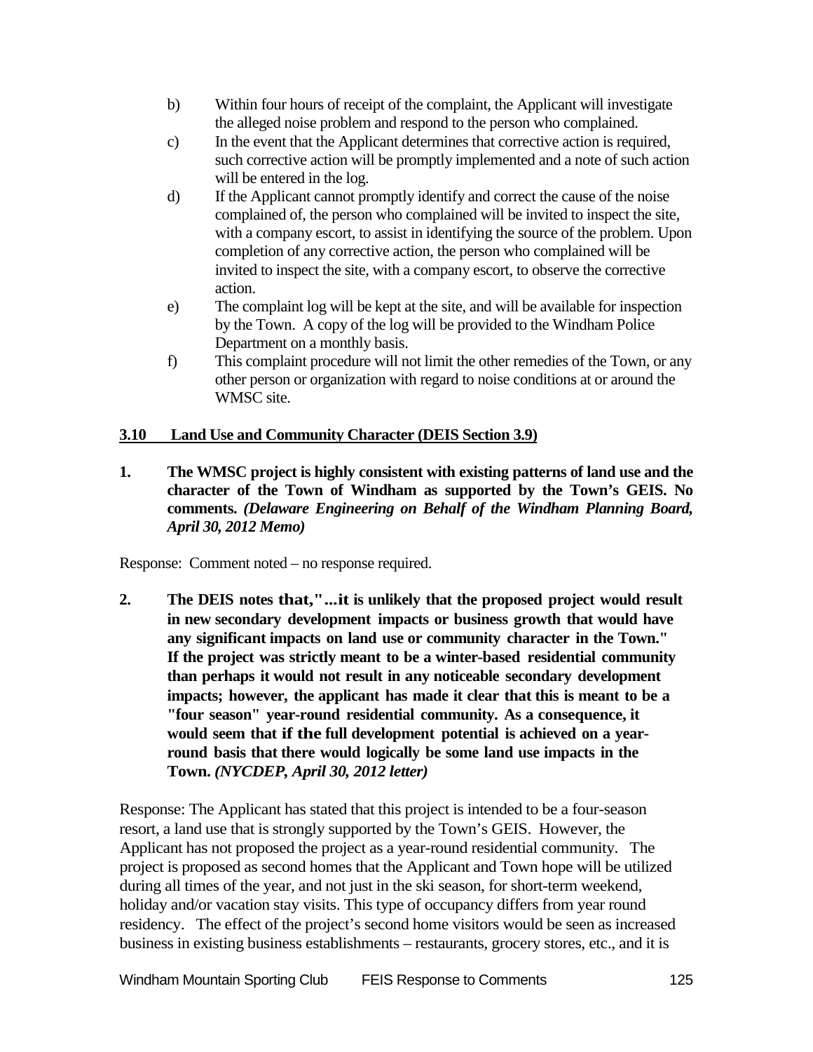b) Within four hours of receipt of the complaint, the Applicant will investigate the alleged noise problem and respond to the person who complained.

c) In the event that the Applicant determines that corrective action is required, such corrective action will be promptly implemented and a note of such action will be entered in the log.

d) If the Applicant cannot promptly identify and correct the cause of the noise complained of, the person who complained will be invited to inspect the site, with a company escort, to assist in identifying the source of the problem. Upon completion of any corrective action, the person who complained will be invited to inspect the site, with a company escort, to observe the corrective action.

e) The complaint log will be kept at the site, and will be available for inspection by the Town. A copy of the log will be provided to the Windham Police Department on a monthly basis.

f) This complaint procedure will not limit the other remedies of the Town, or any other person or organization with regard to noise conditions at or around the WMSC site.

## 3.10 Land Use and Community Character (DEIS Section 3.9)

**1. The WMSC project is highly consistent with existing patterns of land use and the character of the Town of Windham as supported by the Town's GEIS. No comments. *(Delaware Engineering on Behalf of the Windham Planning Board, April 30, 2012 Memo)***

Response: Comment noted – no response required.

**2. The DEIS notes that,"...it is unlikely that the proposed project would result in new secondary development impacts or business growth that would have any significant impacts on land use or community character in the Town." If the project was strictly meant to be a winter-based residential community than perhaps it would not result in any noticeable secondary development impacts; however, the applicant has made it clear that this is meant to be a "four season" year-round residential community. As a consequence, it would seem that if the full development potential is achieved on a year-round basis that there would logically be some land use impacts in the Town. *(NYCDEP, April 30, 2012 letter)***

Response: The Applicant has stated that this project is intended to be a four-season resort, a land use that is strongly supported by the Town's GEIS. However, the Applicant has not proposed the project as a year-round residential community. The project is proposed as second homes that the Applicant and Town hope will be utilized during all times of the year, and not just in the ski season, for short-term weekend, holiday and/or vacation stay visits. This type of occupancy differs from year round residency. The effect of the project's second home visitors would be seen as increased business in existing business establishments – restaurants, grocery stores, etc., and it is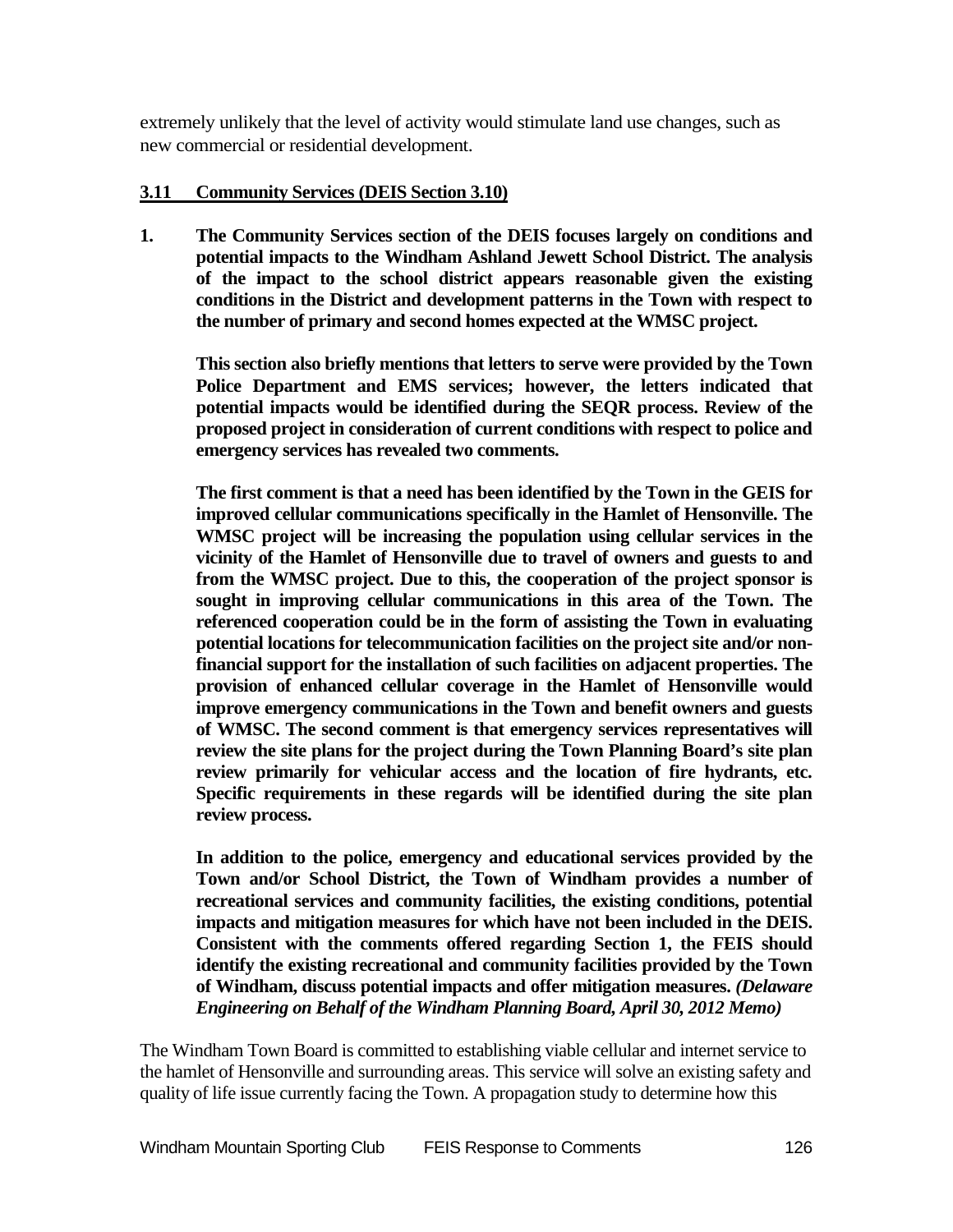extremely unlikely that the level of activity would stimulate land use changes, such as new commercial or residential development.

### **3.11 Community Services (DEIS Section 3.10)**

**1. The Community Services section of the DEIS focuses largely on conditions and potential impacts to the Windham Ashland Jewett School District. The analysis of the impact to the school district appears reasonable given the existing conditions in the District and development patterns in the Town with respect to the number of primary and second homes expected at the WMSC project.**

**This section also briefly mentions that letters to serve were provided by the Town Police Department and EMS services; however, the letters indicated that potential impacts would be identified during the SEQR process. Review of the proposed project in consideration of current conditions with respect to police and emergency services has revealed two comments.**

**The first comment is that a need has been identified by the Town in the GEIS for improved cellular communications specifically in the Hamlet of Hensonville. The WMSC project will be increasing the population using cellular services in the vicinity of the Hamlet of Hensonville due to travel of owners and guests to and from the WMSC project. Due to this, the cooperation of the project sponsor is sought in improving cellular communications in this area of the Town. The referenced cooperation could be in the form of assisting the Town in evaluating potential locations for telecommunication facilities on the project site and/or non-financial support for the installation of such facilities on adjacent properties. The provision of enhanced cellular coverage in the Hamlet of Hensonville would improve emergency communications in the Town and benefit owners and guests of WMSC. The second comment is that emergency services representatives will review the site plans for the project during the Town Planning Board's site plan review primarily for vehicular access and the location of fire hydrants, etc. Specific requirements in these regards will be identified during the site plan review process.**

**In addition to the police, emergency and educational services provided by the Town and/or School District, the Town of Windham provides a number of recreational services and community facilities, the existing conditions, potential impacts and mitigation measures for which have not been included in the DEIS. Consistent with the comments offered regarding Section 1, the FEIS should identify the existing recreational and community facilities provided by the Town of Windham, discuss potential impacts and offer mitigation measures.** ***(Delaware Engineering on Behalf of the Windham Planning Board, April 30, 2012 Memo)***

The Windham Town Board is committed to establishing viable cellular and internet service to the hamlet of Hensonville and surrounding areas. This service will solve an existing safety and quality of life issue currently facing the Town. A propagation study to determine how this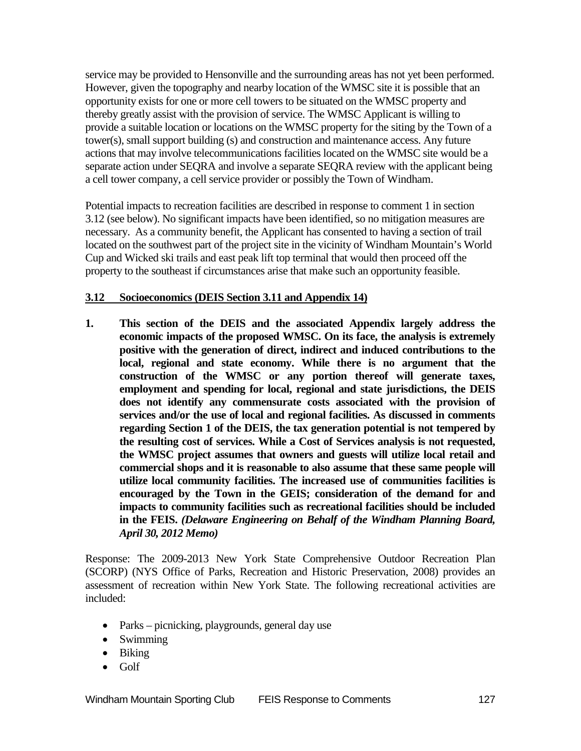service may be provided to Hensonville and the surrounding areas has not yet been performed. However, given the topography and nearby location of the WMSC site it is possible that an opportunity exists for one or more cell towers to be situated on the WMSC property and thereby greatly assist with the provision of service. The WMSC Applicant is willing to provide a suitable location or locations on the WMSC property for the siting by the Town of a tower(s), small support building (s) and construction and maintenance access. Any future actions that may involve telecommunications facilities located on the WMSC site would be a separate action under SEQRA and involve a separate SEQRA review with the applicant being a cell tower company, a cell service provider or possibly the Town of Windham.

Potential impacts to recreation facilities are described in response to comment 1 in section 3.12 (see below). No significant impacts have been identified, so no mitigation measures are necessary. As a community benefit, the Applicant has consented to having a section of trail located on the southwest part of the project site in the vicinity of Windham Mountain's World Cup and Wicked ski trails and east peak lift top terminal that would then proceed off the property to the southeast if circumstances arise that make such an opportunity feasible.

## 3.12 Socioeconomics (DEIS Section 3.11 and Appendix 14)

**1. This section of the DEIS and the associated Appendix largely address the economic impacts of the proposed WMSC. On its face, the analysis is extremely positive with the generation of direct, indirect and induced contributions to the local, regional and state economy. While there is no argument that the construction of the WMSC or any portion thereof will generate taxes, employment and spending for local, regional and state jurisdictions, the DEIS does not identify any commensurate costs associated with the provision of services and/or the use of local and regional facilities. As discussed in comments regarding Section 1 of the DEIS, the tax generation potential is not tempered by the resulting cost of services. While a Cost of Services analysis is not requested, the WMSC project assumes that owners and guests will utilize local retail and commercial shops and it is reasonable to also assume that these same people will utilize local community facilities. The increased use of communities facilities is encouraged by the Town in the GEIS; consideration of the demand for and impacts to community facilities such as recreational facilities should be included in the FEIS.** ***(Delaware Engineering on Behalf of the Windham Planning Board, April 30, 2012 Memo)***

Response: The 2009-2013 New York State Comprehensive Outdoor Recreation Plan (SCORP) (NYS Office of Parks, Recreation and Historic Preservation, 2008) provides an assessment of recreation within New York State. The following recreational activities are included:

- Parks – picnicking, playgrounds, general day use
- Swimming
- Biking
- Golf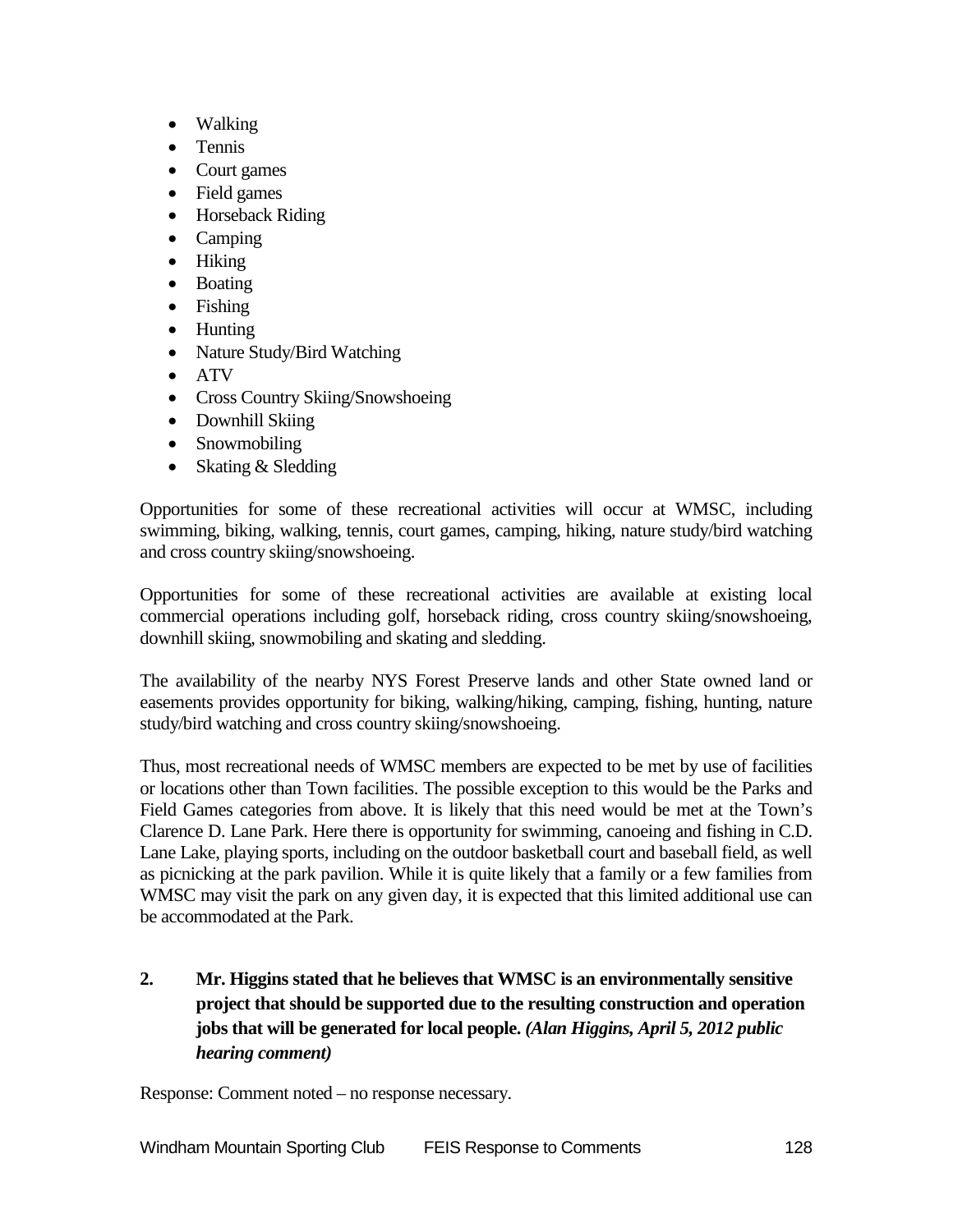- Walking
- Tennis
- Court games
- Field games
- Horseback Riding
- Camping
- Hiking
- Boating
- Fishing
- Hunting
- Nature Study/Bird Watching
- ATV
- Cross Country Skiing/Snowshoeing
- Downhill Skiing
- Snowmobiling
- Skating & Sledding

Opportunities for some of these recreational activities will occur at WMSC, including swimming, biking, walking, tennis, court games, camping, hiking, nature study/bird watching and cross country skiing/snowshoeing.

Opportunities for some of these recreational activities are available at existing local commercial operations including golf, horseback riding, cross country skiing/snowshoeing, downhill skiing, snowmobiling and skating and sledding.

The availability of the nearby NYS Forest Preserve lands and other State owned land or easements provides opportunity for biking, walking/hiking, camping, fishing, hunting, nature study/bird watching and cross country skiing/snowshoeing.

Thus, most recreational needs of WMSC members are expected to be met by use of facilities or locations other than Town facilities. The possible exception to this would be the Parks and Field Games categories from above. It is likely that this need would be met at the Town's Clarence D. Lane Park. Here there is opportunity for swimming, canoeing and fishing in C.D. Lane Lake, playing sports, including on the outdoor basketball court and baseball field, as well as picnicking at the park pavilion. While it is quite likely that a family or a few families from WMSC may visit the park on any given day, it is expected that this limited additional use can be accommodated at the Park.

**2. Mr. Higgins stated that he believes that WMSC is an environmentally sensitive project that should be supported due to the resulting construction and operation jobs that will be generated for local people.** ***(Alan Higgins, April 5, 2012 public hearing comment)***

Response: Comment noted – no response necessary.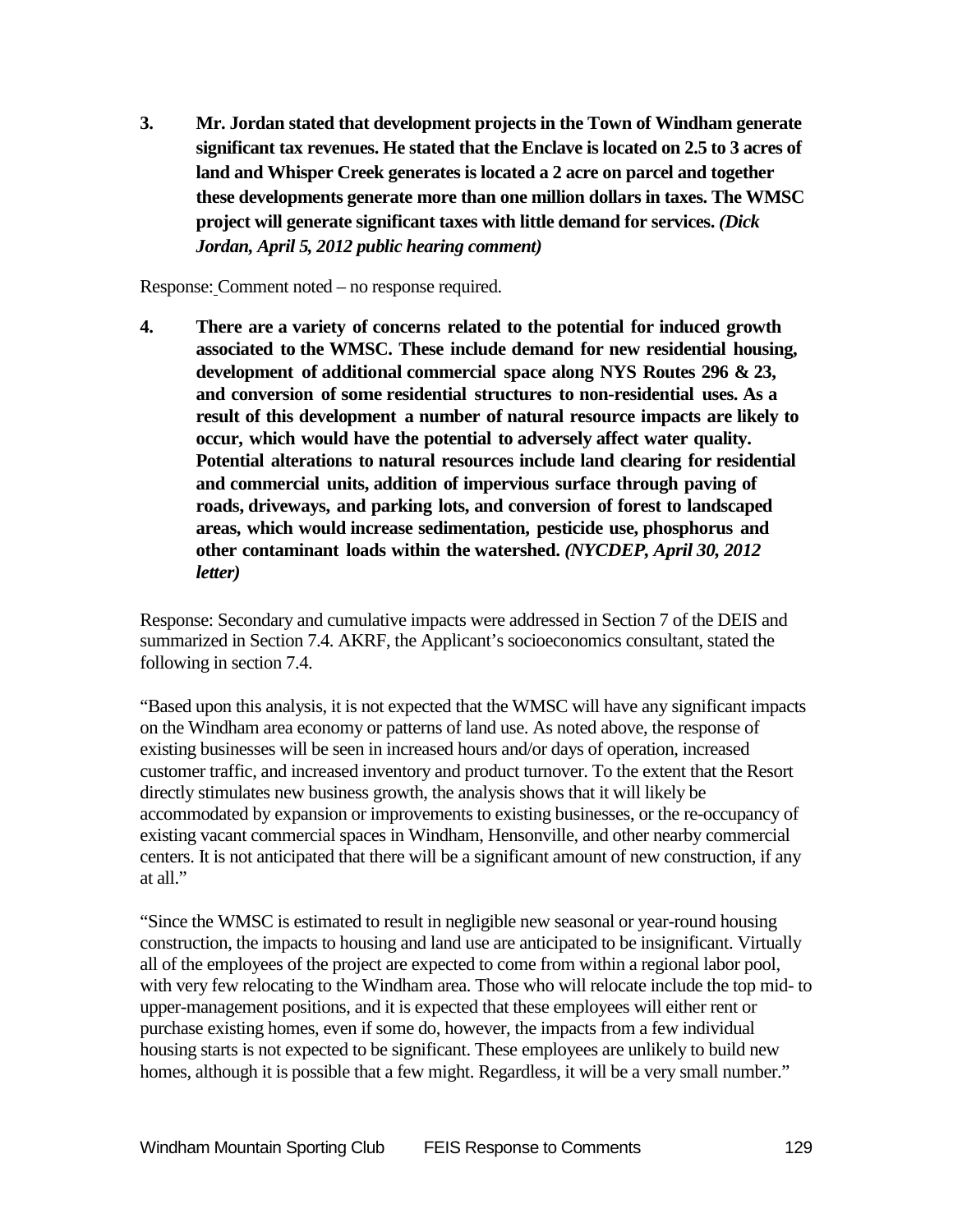**3. Mr. Jordan stated that development projects in the Town of Windham generate significant tax revenues. He stated that the Enclave is located on 2.5 to 3 acres of land and Whisper Creek generates is located a 2 acre on parcel and together these developments generate more than one million dollars in taxes. The WMSC project will generate significant taxes with little demand for services.** ***(Dick Jordan, April 5, 2012 public hearing comment)***

Response: Comment noted – no response required.

**4. There are a variety of concerns related to the potential for induced growth associated to the WMSC. These include demand for new residential housing, development of additional commercial space along NYS Routes 296 & 23, and conversion of some residential structures to non-residential uses. As a result of this development a number of natural resource impacts are likely to occur, which would have the potential to adversely affect water quality. Potential alterations to natural resources include land clearing for residential and commercial units, addition of impervious surface through paving of roads, driveways, and parking lots, and conversion of forest to landscaped areas, which would increase sedimentation, pesticide use, phosphorus and other contaminant loads within the watershed.** ***(NYCDEP, April 30, 2012 letter)***

Response: Secondary and cumulative impacts were addressed in Section 7 of the DEIS and summarized in Section 7.4. AKRF, the Applicant's socioeconomics consultant, stated the following in section 7.4.

"Based upon this analysis, it is not expected that the WMSC will have any significant impacts on the Windham area economy or patterns of land use. As noted above, the response of existing businesses will be seen in increased hours and/or days of operation, increased customer traffic, and increased inventory and product turnover. To the extent that the Resort directly stimulates new business growth, the analysis shows that it will likely be accommodated by expansion or improvements to existing businesses, or the re-occupancy of existing vacant commercial spaces in Windham, Hensonville, and other nearby commercial centers. It is not anticipated that there will be a significant amount of new construction, if any at all."

"Since the WMSC is estimated to result in negligible new seasonal or year-round housing construction, the impacts to housing and land use are anticipated to be insignificant. Virtually all of the employees of the project are expected to come from within a regional labor pool, with very few relocating to the Windham area. Those who will relocate include the top mid- to upper-management positions, and it is expected that these employees will either rent or purchase existing homes, even if some do, however, the impacts from a few individual housing starts is not expected to be significant. These employees are unlikely to build new homes, although it is possible that a few might. Regardless, it will be a very small number."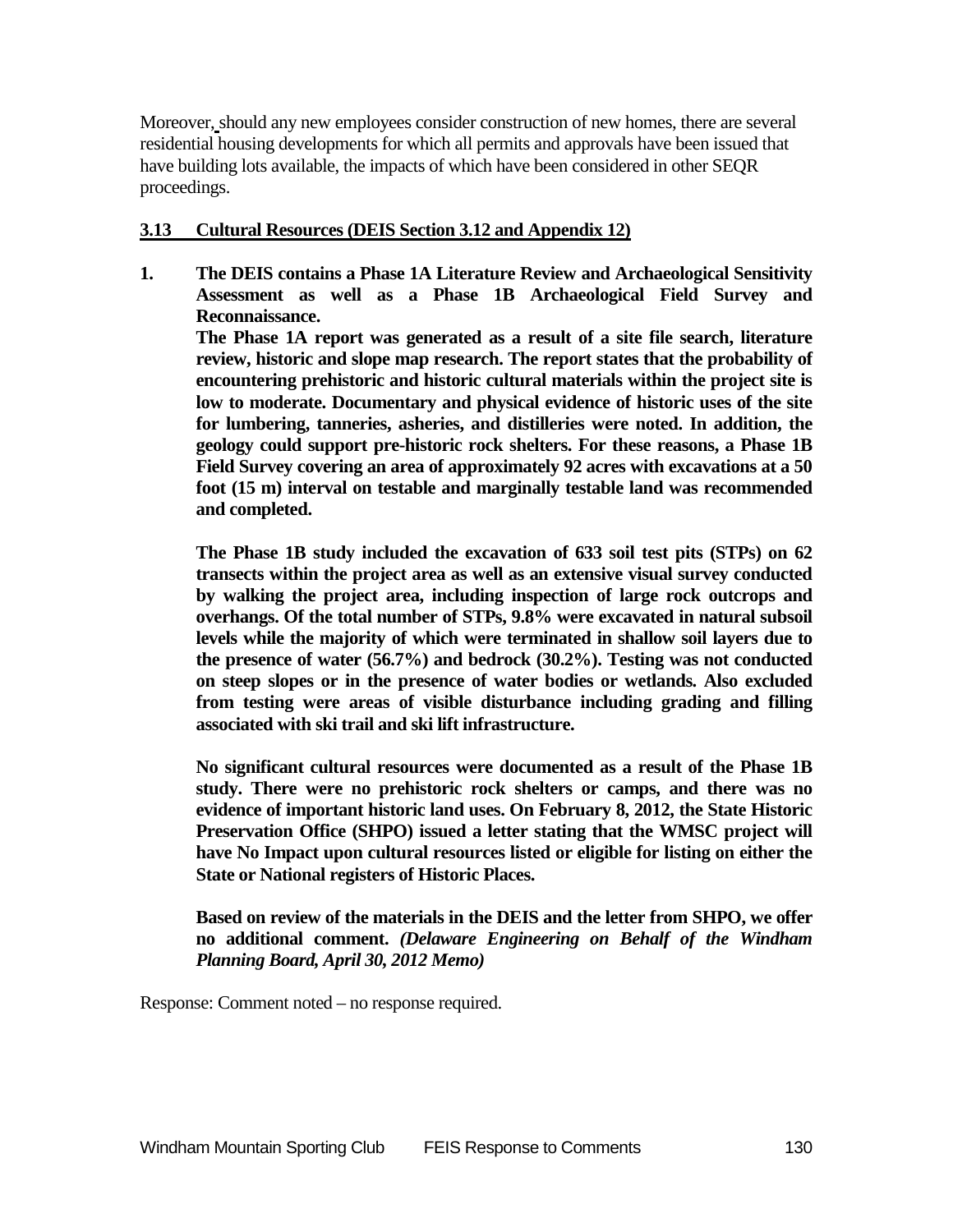Moreover, should any new employees consider construction of new homes, there are several residential housing developments for which all permits and approvals have been issued that have building lots available, the impacts of which have been considered in other SEQR proceedings.

## 3.13 Cultural Resources (DEIS Section 3.12 and Appendix 12)

**1. The DEIS contains a Phase 1A Literature Review and Archaeological Sensitivity Assessment as well as a Phase 1B Archaeological Field Survey and Reconnaissance.**

**The Phase 1A report was generated as a result of a site file search, literature review, historic and slope map research. The report states that the probability of encountering prehistoric and historic cultural materials within the project site is low to moderate. Documentary and physical evidence of historic uses of the site for lumbering, tanneries, asheries, and distilleries were noted. In addition, the geology could support pre-historic rock shelters. For these reasons, a Phase 1B Field Survey covering an area of approximately 92 acres with excavations at a 50 foot (15 m) interval on testable and marginally testable land was recommended and completed.**

**The Phase 1B study included the excavation of 633 soil test pits (STPs) on 62 transects within the project area as well as an extensive visual survey conducted by walking the project area, including inspection of large rock outcrops and overhangs. Of the total number of STPs, 9.8% were excavated in natural subsoil levels while the majority of which were terminated in shallow soil layers due to the presence of water (56.7%) and bedrock (30.2%). Testing was not conducted on steep slopes or in the presence of water bodies or wetlands. Also excluded from testing were areas of visible disturbance including grading and filling associated with ski trail and ski lift infrastructure.**

**No significant cultural resources were documented as a result of the Phase 1B study. There were no prehistoric rock shelters or camps, and there was no evidence of important historic land uses. On February 8, 2012, the State Historic Preservation Office (SHPO) issued a letter stating that the WMSC project will have No Impact upon cultural resources listed or eligible for listing on either the State or National registers of Historic Places.**

**Based on review of the materials in the DEIS and the letter from SHPO, we offer no additional comment.** ***(Delaware Engineering on Behalf of the Windham Planning Board, April 30, 2012 Memo)***

Response: Comment noted – no response required.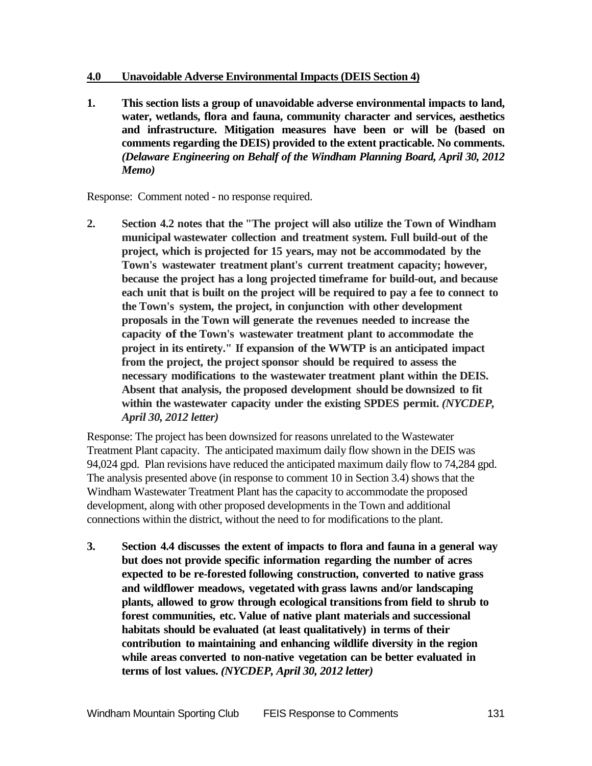## 4.0 Unavoidable Adverse Environmental Impacts (DEIS Section 4)

**1. This section lists a group of unavoidable adverse environmental impacts to land, water, wetlands, flora and fauna, community character and services, aesthetics and infrastructure. Mitigation measures have been or will be (based on comments regarding the DEIS) provided to the extent practicable. No comments.** ***(Delaware Engineering on Behalf of the Windham Planning Board, April 30, 2012 Memo)***

Response: Comment noted - no response required.

**2. Section 4.2 notes that the "The project will also utilize the Town of Windham municipal wastewater collection and treatment system. Full build-out of the project, which is projected for 15 years, may not be accommodated by the Town's wastewater treatment plant's current treatment capacity; however, because the project has a long projected timeframe for build-out, and because each unit that is built on the project will be required to pay a fee to connect to the Town's system, the project, in conjunction with other development proposals in the Town will generate the revenues needed to increase the capacity of the Town's wastewater treatment plant to accommodate the project in its entirety." If expansion of the WWTP is an anticipated impact from the project, the project sponsor should be required to assess the necessary modifications to the wastewater treatment plant within the DEIS. Absent that analysis, the proposed development should be downsized to fit within the wastewater capacity under the existing SPDES permit.** ***(NYCDEP, April 30, 2012 letter)***

Response: The project has been downsized for reasons unrelated to the Wastewater Treatment Plant capacity. The anticipated maximum daily flow shown in the DEIS was 94,024 gpd. Plan revisions have reduced the anticipated maximum daily flow to 74,284 gpd. The analysis presented above (in response to comment 10 in Section 3.4) shows that the Windham Wastewater Treatment Plant has the capacity to accommodate the proposed development, along with other proposed developments in the Town and additional connections within the district, without the need to for modifications to the plant.

**3. Section 4.4 discusses the extent of impacts to flora and fauna in a general way but does not provide specific information regarding the number of acres expected to be re-forested following construction, converted to native grass and wildflower meadows, vegetated with grass lawns and/or landscaping plants, allowed to grow through ecological transitions from field to shrub to forest communities, etc. Value of native plant materials and successional habitats should be evaluated (at least qualitatively) in terms of their contribution to maintaining and enhancing wildlife diversity in the region while areas converted to non-native vegetation can be better evaluated in terms of lost values.** ***(NYCDEP, April 30, 2012 letter)***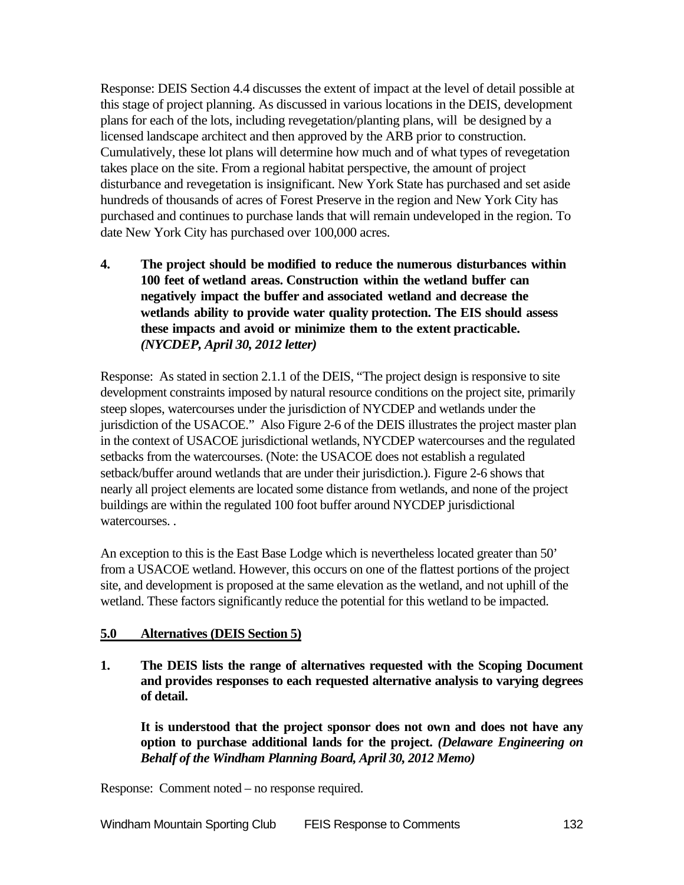Response: DEIS Section 4.4 discusses the extent of impact at the level of detail possible at this stage of project planning. As discussed in various locations in the DEIS, development plans for each of the lots, including revegetation/planting plans, will be designed by a licensed landscape architect and then approved by the ARB prior to construction. Cumulatively, these lot plans will determine how much and of what types of revegetation takes place on the site. From a regional habitat perspective, the amount of project disturbance and revegetation is insignificant. New York State has purchased and set aside hundreds of thousands of acres of Forest Preserve in the region and New York City has purchased and continues to purchase lands that will remain undeveloped in the region. To date New York City has purchased over 100,000 acres.

**4. The project should be modified to reduce the numerous disturbances within 100 feet of wetland areas. Construction within the wetland buffer can negatively impact the buffer and associated wetland and decrease the wetlands ability to provide water quality protection. The EIS should assess these impacts and avoid or minimize them to the extent practicable.** ***(NYCDEP, April 30, 2012 letter)***

Response: As stated in section 2.1.1 of the DEIS, "The project design is responsive to site development constraints imposed by natural resource conditions on the project site, primarily steep slopes, watercourses under the jurisdiction of NYCDEP and wetlands under the jurisdiction of the USACOE." Also Figure 2-6 of the DEIS illustrates the project master plan in the context of USACOE jurisdictional wetlands, NYCDEP watercourses and the regulated setbacks from the watercourses. (Note: the USACOE does not establish a regulated setback/buffer around wetlands that are under their jurisdiction.). Figure 2-6 shows that nearly all project elements are located some distance from wetlands, and none of the project buildings are within the regulated 100 foot buffer around NYCDEP jurisdictional watercourses. .

An exception to this is the East Base Lodge which is nevertheless located greater than 50' from a USACOE wetland. However, this occurs on one of the flattest portions of the project site, and development is proposed at the same elevation as the wetland, and not uphill of the wetland. These factors significantly reduce the potential for this wetland to be impacted.

## 5.0 Alternatives (DEIS Section 5)

**1. The DEIS lists the range of alternatives requested with the Scoping Document and provides responses to each requested alternative analysis to varying degrees of detail.**

**It is understood that the project sponsor does not own and does not have any option to purchase additional lands for the project.** ***(Delaware Engineering on Behalf of the Windham Planning Board, April 30, 2012 Memo)***

Response: Comment noted – no response required.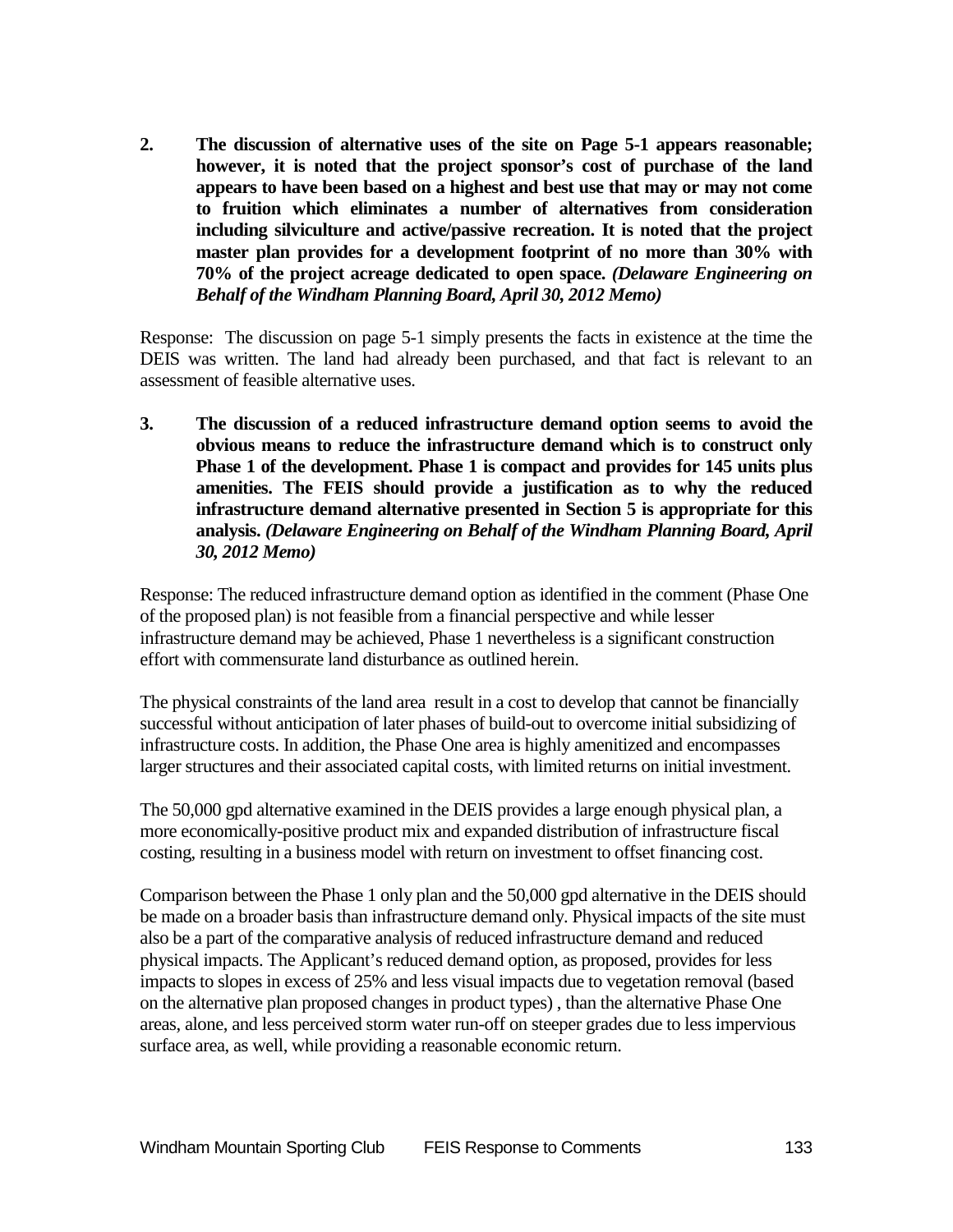2. **The discussion of alternative uses of the site on Page 5-1 appears reasonable; however, it is noted that the project sponsor's cost of purchase of the land appears to have been based on a highest and best use that may or may not come to fruition which eliminates a number of alternatives from consideration including silviculture and active/passive recreation. It is noted that the project master plan provides for a development footprint of no more than 30% with 70% of the project acreage dedicated to open space.** ***(Delaware Engineering on Behalf of the Windham Planning Board, April 30, 2012 Memo)***

Response: The discussion on page 5-1 simply presents the facts in existence at the time the DEIS was written. The land had already been purchased, and that fact is relevant to an assessment of feasible alternative uses.

3. **The discussion of a reduced infrastructure demand option seems to avoid the obvious means to reduce the infrastructure demand which is to construct only Phase 1 of the development. Phase 1 is compact and provides for 145 units plus amenities. The FEIS should provide a justification as to why the reduced infrastructure demand alternative presented in Section 5 is appropriate for this analysis.** ***(Delaware Engineering on Behalf of the Windham Planning Board, April 30, 2012 Memo)***

Response: The reduced infrastructure demand option as identified in the comment (Phase One of the proposed plan) is not feasible from a financial perspective and while lesser infrastructure demand may be achieved, Phase 1 nevertheless is a significant construction effort with commensurate land disturbance as outlined herein.

The physical constraints of the land area result in a cost to develop that cannot be financially successful without anticipation of later phases of build-out to overcome initial subsidizing of infrastructure costs. In addition, the Phase One area is highly amenitized and encompasses larger structures and their associated capital costs, with limited returns on initial investment.

The 50,000 gpd alternative examined in the DEIS provides a large enough physical plan, a more economically-positive product mix and expanded distribution of infrastructure fiscal costing, resulting in a business model with return on investment to offset financing cost.

Comparison between the Phase 1 only plan and the 50,000 gpd alternative in the DEIS should be made on a broader basis than infrastructure demand only. Physical impacts of the site must also be a part of the comparative analysis of reduced infrastructure demand and reduced physical impacts. The Applicant's reduced demand option, as proposed, provides for less impacts to slopes in excess of 25% and less visual impacts due to vegetation removal (based on the alternative plan proposed changes in product types) , than the alternative Phase One areas, alone, and less perceived storm water run-off on steeper grades due to less impervious surface area, as well, while providing a reasonable economic return.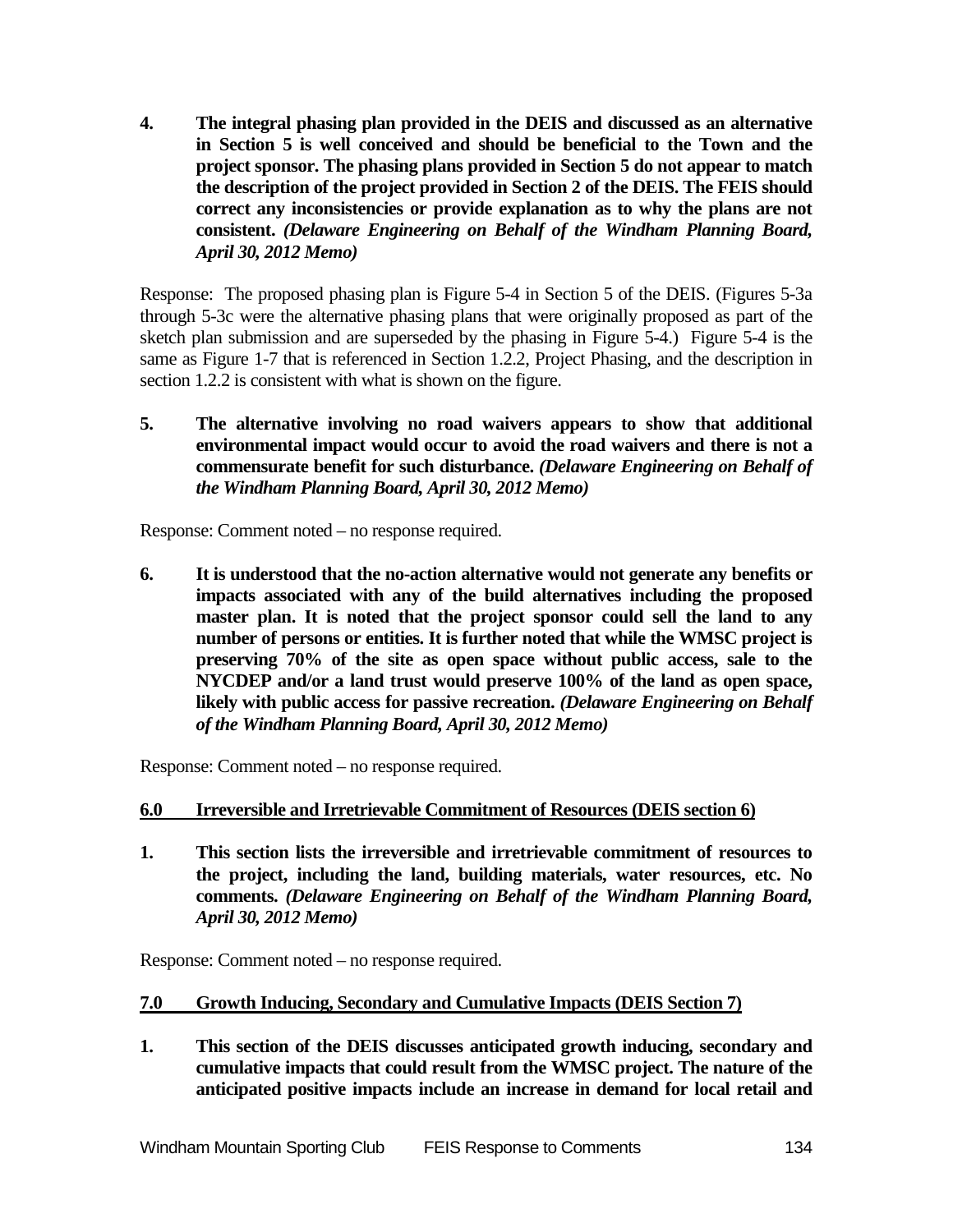**4. The integral phasing plan provided in the DEIS and discussed as an alternative in Section 5 is well conceived and should be beneficial to the Town and the project sponsor. The phasing plans provided in Section 5 do not appear to match the description of the project provided in Section 2 of the DEIS. The FEIS should correct any inconsistencies or provide explanation as to why the plans are not consistent.** ***(Delaware Engineering on Behalf of the Windham Planning Board, April 30, 2012 Memo)***

Response: The proposed phasing plan is Figure 5-4 in Section 5 of the DEIS. (Figures 5-3a through 5-3c were the alternative phasing plans that were originally proposed as part of the sketch plan submission and are superseded by the phasing in Figure 5-4.) Figure 5-4 is the same as Figure 1-7 that is referenced in Section 1.2.2, Project Phasing, and the description in section 1.2.2 is consistent with what is shown on the figure.

**5. The alternative involving no road waivers appears to show that additional environmental impact would occur to avoid the road waivers and there is not a commensurate benefit for such disturbance.** ***(Delaware Engineering on Behalf of the Windham Planning Board, April 30, 2012 Memo)***

Response: Comment noted – no response required.

**6. It is understood that the no-action alternative would not generate any benefits or impacts associated with any of the build alternatives including the proposed master plan. It is noted that the project sponsor could sell the land to any number of persons or entities. It is further noted that while the WMSC project is preserving 70% of the site as open space without public access, sale to the NYCDEP and/or a land trust would preserve 100% of the land as open space, likely with public access for passive recreation.** ***(Delaware Engineering on Behalf of the Windham Planning Board, April 30, 2012 Memo)***

Response: Comment noted – no response required.

## 6.0 Irreversible and Irretrievable Commitment of Resources (DEIS section 6)

**1. This section lists the irreversible and irretrievable commitment of resources to the project, including the land, building materials, water resources, etc. No comments.** ***(Delaware Engineering on Behalf of the Windham Planning Board, April 30, 2012 Memo)***

Response: Comment noted – no response required.

## 7.0 Growth Inducing, Secondary and Cumulative Impacts (DEIS Section 7)

**1. This section of the DEIS discusses anticipated growth inducing, secondary and cumulative impacts that could result from the WMSC project. The nature of the anticipated positive impacts include an increase in demand for local retail and**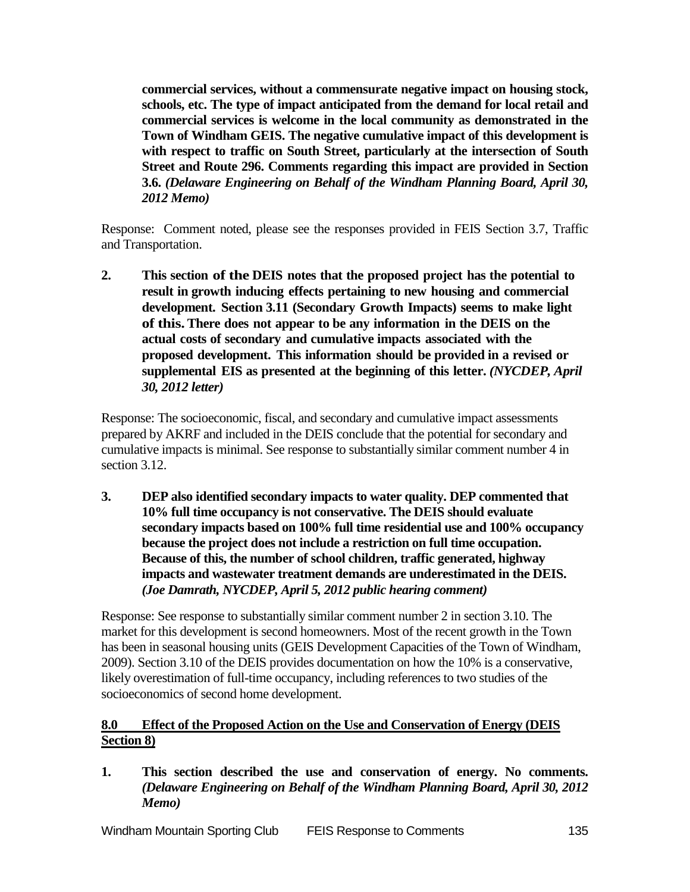**commercial services, without a commensurate negative impact on housing stock, schools, etc. The type of impact anticipated from the demand for local retail and commercial services is welcome in the local community as demonstrated in the Town of Windham GEIS. The negative cumulative impact of this development is with respect to traffic on South Street, particularly at the intersection of South Street and Route 296. Comments regarding this impact are provided in Section 3.6. *(Delaware Engineering on Behalf of the Windham Planning Board, April 30, 2012 Memo)***

Response: Comment noted, please see the responses provided in FEIS Section 3.7, Traffic and Transportation.

2. **This section of the DEIS notes that the proposed project has the potential to result in growth inducing effects pertaining to new housing and commercial development. Section 3.11 (Secondary Growth Impacts) seems to make light of this. There does not appear to be any information in the DEIS on the actual costs of secondary and cumulative impacts associated with the proposed development. This information should be provided in a revised or supplemental EIS as presented at the beginning of this letter. *(NYCDEP, April 30, 2012 letter)***

Response: The socioeconomic, fiscal, and secondary and cumulative impact assessments prepared by AKRF and included in the DEIS conclude that the potential for secondary and cumulative impacts is minimal. See response to substantially similar comment number 4 in section 3.12.

3. **DEP also identified secondary impacts to water quality. DEP commented that 10% full time occupancy is not conservative. The DEIS should evaluate secondary impacts based on 100% full time residential use and 100% occupancy because the project does not include a restriction on full time occupation. Because of this, the number of school children, traffic generated, highway impacts and wastewater treatment demands are underestimated in the DEIS. *(Joe Damrath, NYCDEP, April 5, 2012 public hearing comment)***

Response: See response to substantially similar comment number 2 in section 3.10. The market for this development is second homeowners. Most of the recent growth in the Town has been in seasonal housing units (GEIS Development Capacities of the Town of Windham, 2009). Section 3.10 of the DEIS provides documentation on how the 10% is a conservative, likely overestimation of full-time occupancy, including references to two studies of the socioeconomics of second home development.

## 8.0 Effect of the Proposed Action on the Use and Conservation of Energy (DEIS Section 8)

1. **This section described the use and conservation of energy. No comments. *(Delaware Engineering on Behalf of the Windham Planning Board, April 30, 2012 Memo)***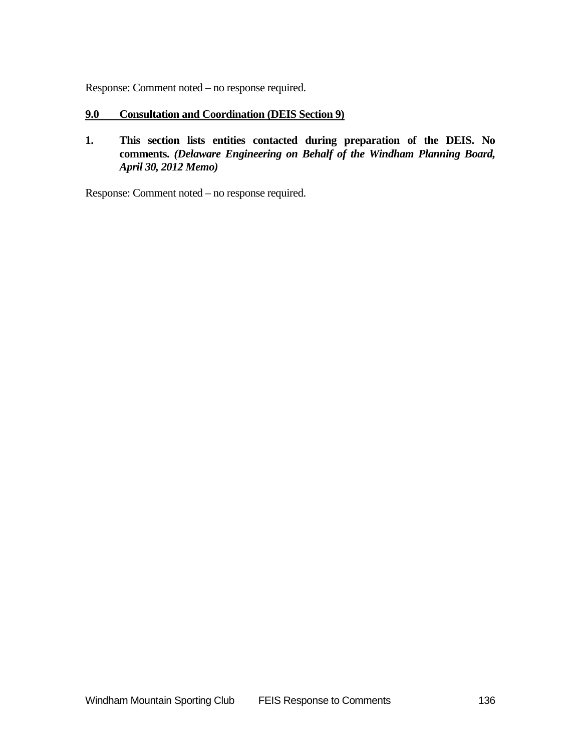Response: Comment noted – no response required.

## 9.0 Consultation and Coordination (DEIS Section 9)

**1. This section lists entities contacted during preparation of the DEIS. No comments.** ***(Delaware Engineering on Behalf of the Windham Planning Board, April 30, 2012 Memo)***

Response: Comment noted – no response required.